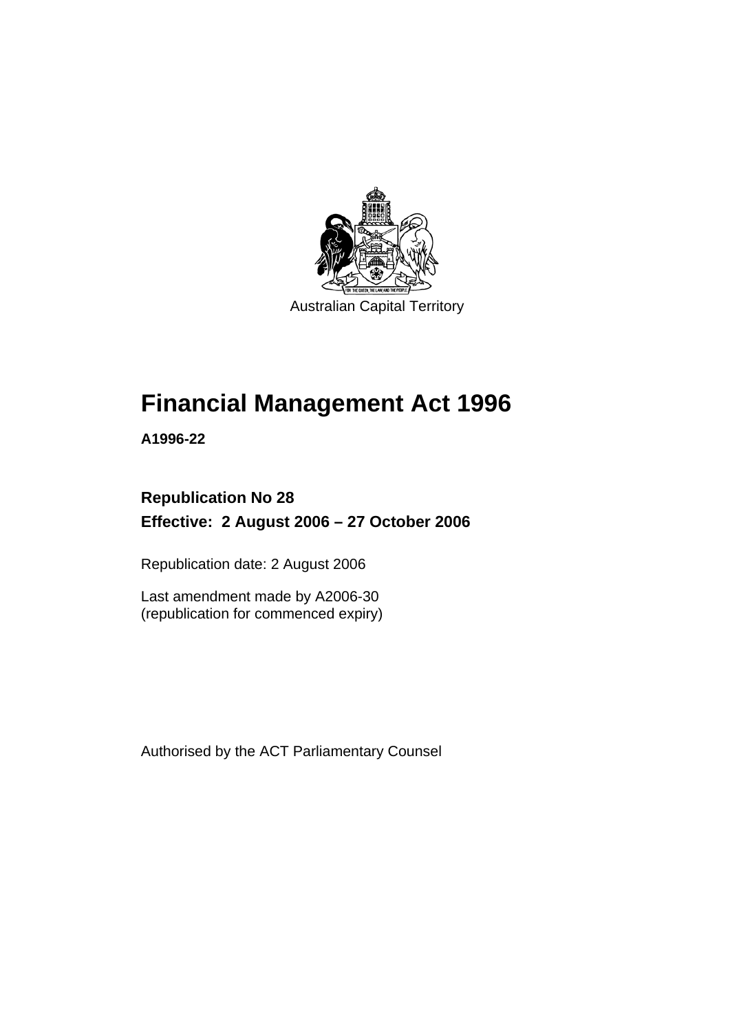Australian Capital Territory

# Financial Management Act 1996

**A1996-22**

**Republication No 28**

**Effective: 2 August 2006 – 27 October 2006**

Republication date: 2 August 2006

Last amendment made by A2006-30
(republication for commenced expiry)

Authorised by the ACT Parliamentary Counsel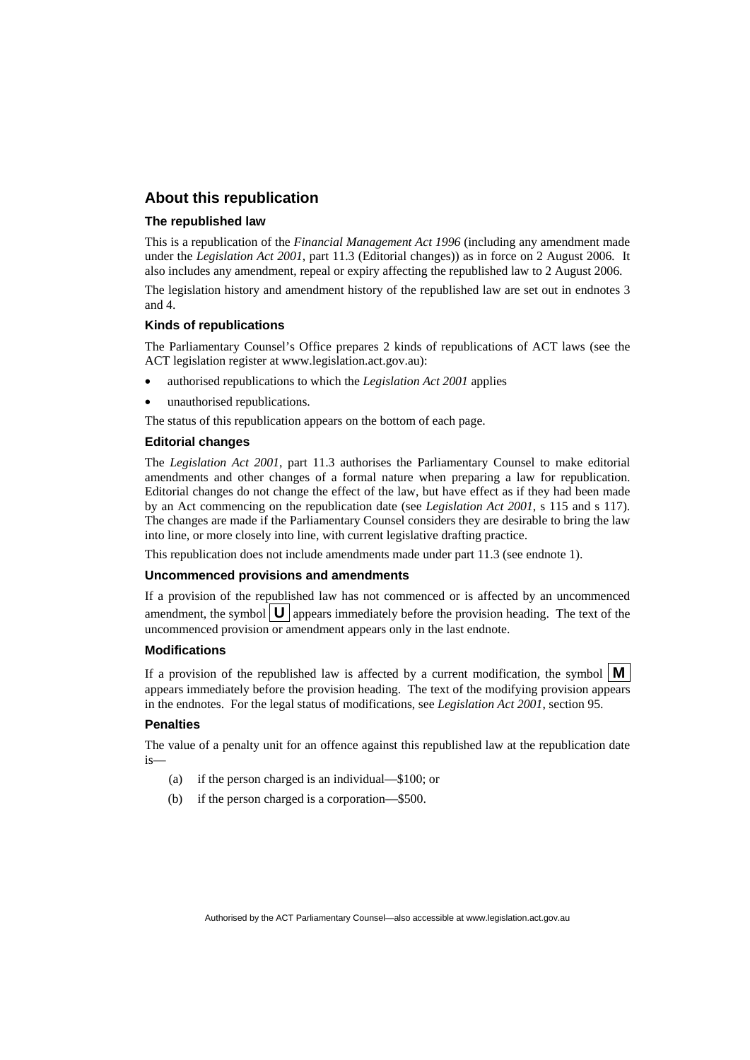## About this republication

### The republished law

This is a republication of the *Financial Management Act 1996* (including any amendment made under the *Legislation Act 2001*, part 11.3 (Editorial changes)) as in force on 2 August 2006. It also includes any amendment, repeal or expiry affecting the republished law to 2 August 2006.

The legislation history and amendment history of the republished law are set out in endnotes 3 and 4.

### Kinds of republications

The Parliamentary Counsel's Office prepares 2 kinds of republications of ACT laws (see the ACT legislation register at www.legislation.act.gov.au):

- authorised republications to which the *Legislation Act 2001* applies
- unauthorised republications.

The status of this republication appears on the bottom of each page.

### Editorial changes

The *Legislation Act 2001*, part 11.3 authorises the Parliamentary Counsel to make editorial amendments and other changes of a formal nature when preparing a law for republication. Editorial changes do not change the effect of the law, but have effect as if they had been made by an Act commencing on the republication date (see *Legislation Act 2001*, s 115 and s 117). The changes are made if the Parliamentary Counsel considers they are desirable to bring the law into line, or more closely into line, with current legislative drafting practice.

This republication does not include amendments made under part 11.3 (see endnote 1).

### Uncommenced provisions and amendments

If a provision of the republished law has not commenced or is affected by an uncommenced amendment, the symbol **U** appears immediately before the provision heading. The text of the uncommenced provision or amendment appears only in the last endnote.

### Modifications

If a provision of the republished law is affected by a current modification, the symbol **M** appears immediately before the provision heading. The text of the modifying provision appears in the endnotes. For the legal status of modifications, see *Legislation Act 2001*, section 95.

### Penalties

The value of a penalty unit for an offence against this republished law at the republication date is—

(a) if the person charged is an individual—$100; or

(b) if the person charged is a corporation—$500.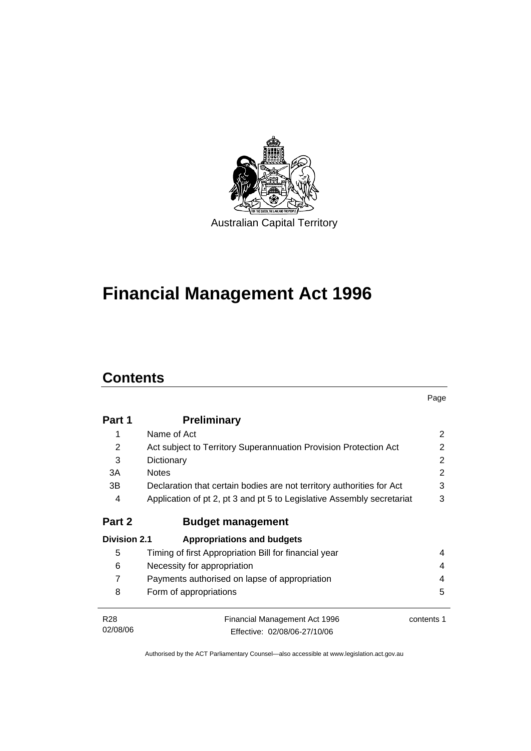Australian Capital Territory

# Financial Management Act 1996

## Contents

| | | Page |
|---|---|---|
| **Part 1** | **Preliminary** | |
| 1 | Name of Act | 2 |
| 2 | Act subject to Territory Superannuation Provision Protection Act | 2 |
| 3 | Dictionary | 2 |
| 3A | Notes | 2 |
| 3B | Declaration that certain bodies are not territory authorities for Act | 3 |
| 4 | Application of pt 2, pt 3 and pt 5 to Legislative Assembly secretariat | 3 |
| **Part 2** | **Budget management** | |
| **Division 2.1** | **Appropriations and budgets** | |
| 5 | Timing of first Appropriation Bill for financial year | 4 |
| 6 | Necessity for appropriation | 4 |
| 7 | Payments authorised on lapse of appropriation | 4 |
| 8 | Form of appropriations | 5 |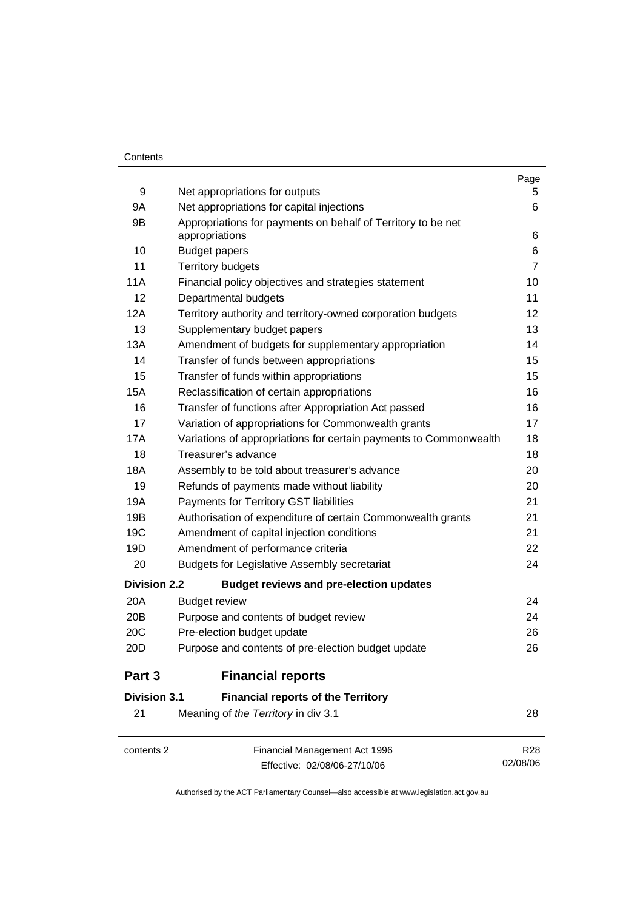| | | Page |
|---|---|---|
| 9 | Net appropriations for outputs | 5 |
| 9A | Net appropriations for capital injections | 6 |
| 9B | Appropriations for payments on behalf of Territory to be net appropriations | 6 |
| 10 | Budget papers | 6 |
| 11 | Territory budgets | 7 |
| 11A | Financial policy objectives and strategies statement | 10 |
| 12 | Departmental budgets | 11 |
| 12A | Territory authority and territory-owned corporation budgets | 12 |
| 13 | Supplementary budget papers | 13 |
| 13A | Amendment of budgets for supplementary appropriation | 14 |
| 14 | Transfer of funds between appropriations | 15 |
| 15 | Transfer of funds within appropriations | 15 |
| 15A | Reclassification of certain appropriations | 16 |
| 16 | Transfer of functions after Appropriation Act passed | 16 |
| 17 | Variation of appropriations for Commonwealth grants | 17 |
| 17A | Variations of appropriations for certain payments to Commonwealth | 18 |
| 18 | Treasurer's advance | 18 |
| 18A | Assembly to be told about treasurer's advance | 20 |
| 19 | Refunds of payments made without liability | 20 |
| 19A | Payments for Territory GST liabilities | 21 |
| 19B | Authorisation of expenditure of certain Commonwealth grants | 21 |
| 19C | Amendment of capital injection conditions | 21 |
| 19D | Amendment of performance criteria | 22 |
| 20 | Budgets for Legislative Assembly secretariat | 24 |
| **Division 2.2** | **Budget reviews and pre-election updates** | |
| 20A | Budget review | 24 |
| 20B | Purpose and contents of budget review | 24 |
| 20C | Pre-election budget update | 26 |
| 20D | Purpose and contents of pre-election budget update | 26 |
| **Part 3** | **Financial reports** | |
| **Division 3.1** | **Financial reports of the Territory** | |
| 21 | Meaning of *the Territory* in div 3.1 | 28 |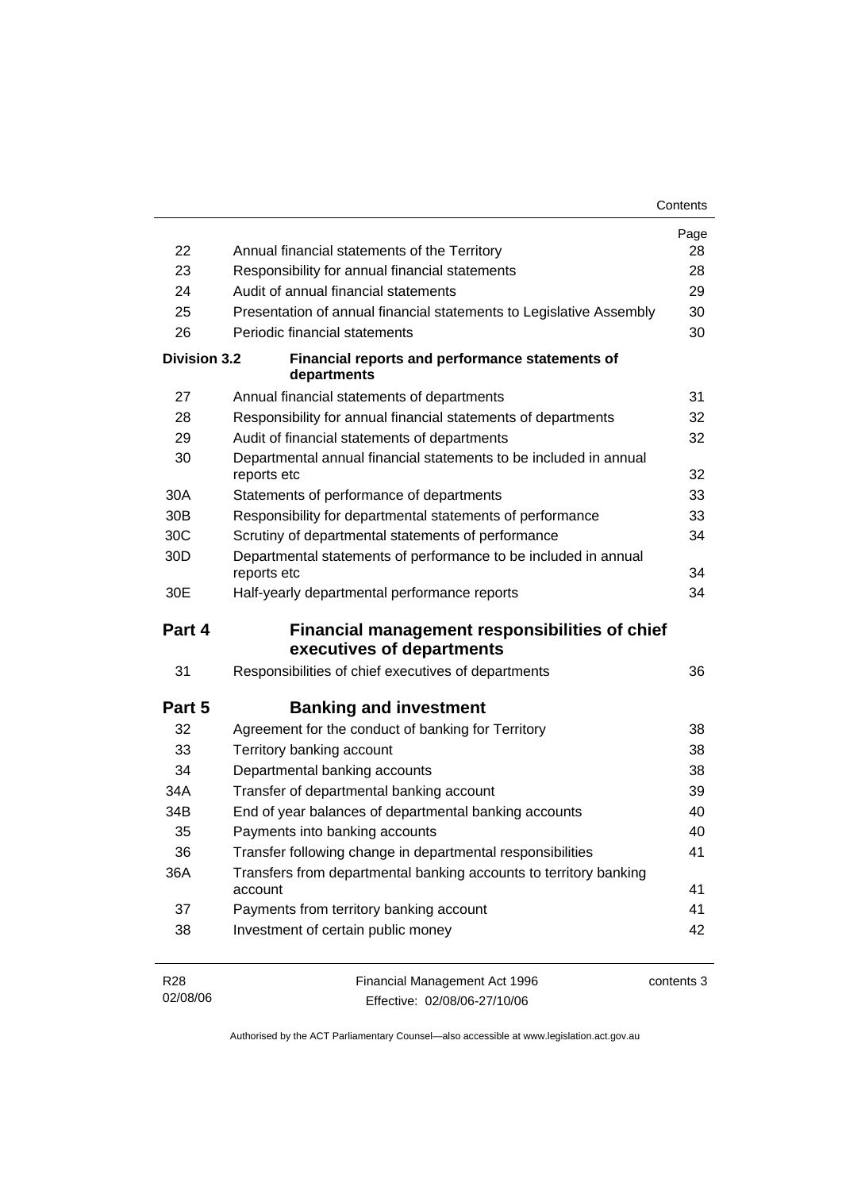| | | Page |
|---|---|---|
| 22 | Annual financial statements of the Territory | 28 |
| 23 | Responsibility for annual financial statements | 28 |
| 24 | Audit of annual financial statements | 29 |
| 25 | Presentation of annual financial statements to Legislative Assembly | 30 |
| 26 | Periodic financial statements | 30 |
| **Division 3.2** | **Financial reports and performance statements of departments** | |
| 27 | Annual financial statements of departments | 31 |
| 28 | Responsibility for annual financial statements of departments | 32 |
| 29 | Audit of financial statements of departments | 32 |
| 30 | Departmental annual financial statements to be included in annual reports etc | 32 |
| 30A | Statements of performance of departments | 33 |
| 30B | Responsibility for departmental statements of performance | 33 |
| 30C | Scrutiny of departmental statements of performance | 34 |
| 30D | Departmental statements of performance to be included in annual reports etc | 34 |
| 30E | Half-yearly departmental performance reports | 34 |

## Part 4 Financial management responsibilities of chief executives of departments

| | | |
|---|---|---|
| 31 | Responsibilities of chief executives of departments | 36 |

## Part 5 Banking and investment

| | | |
|---|---|---|
| 32 | Agreement for the conduct of banking for Territory | 38 |
| 33 | Territory banking account | 38 |
| 34 | Departmental banking accounts | 38 |
| 34A | Transfer of departmental banking account | 39 |
| 34B | End of year balances of departmental banking accounts | 40 |
| 35 | Payments into banking accounts | 40 |
| 36 | Transfer following change in departmental responsibilities | 41 |
| 36A | Transfers from departmental banking accounts to territory banking account | 41 |
| 37 | Payments from territory banking account | 41 |
| 38 | Investment of certain public money | 42 |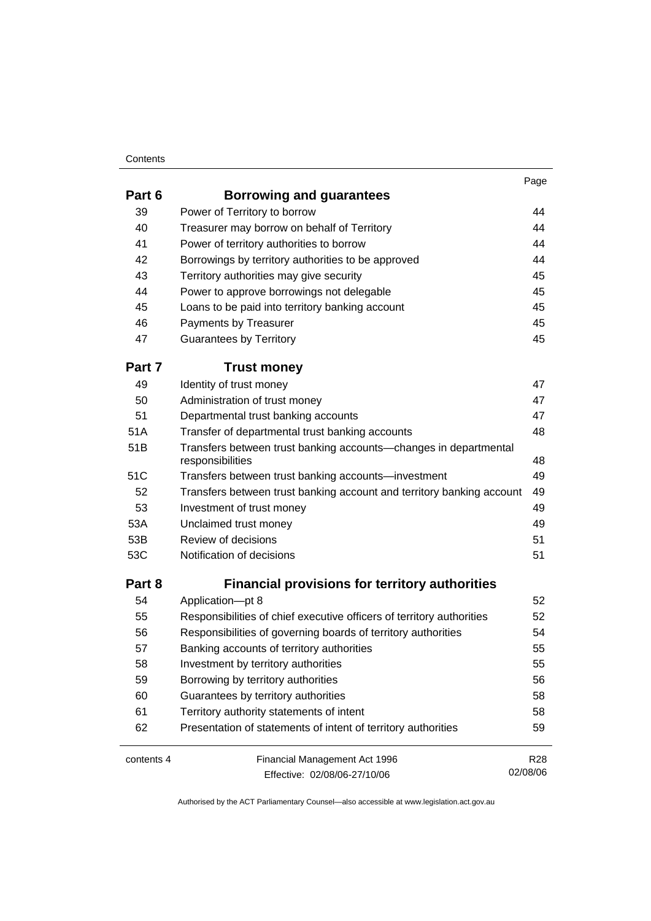| | | Page |
|---|---|---|
| **Part 6** | **Borrowing and guarantees** | |
| 39 | Power of Territory to borrow | 44 |
| 40 | Treasurer may borrow on behalf of Territory | 44 |
| 41 | Power of territory authorities to borrow | 44 |
| 42 | Borrowings by territory authorities to be approved | 44 |
| 43 | Territory authorities may give security | 45 |
| 44 | Power to approve borrowings not delegable | 45 |
| 45 | Loans to be paid into territory banking account | 45 |
| 46 | Payments by Treasurer | 45 |
| 47 | Guarantees by Territory | 45 |
| **Part 7** | **Trust money** | |
| 49 | Identity of trust money | 47 |
| 50 | Administration of trust money | 47 |
| 51 | Departmental trust banking accounts | 47 |
| 51A | Transfer of departmental trust banking accounts | 48 |
| 51B | Transfers between trust banking accounts—changes in departmental responsibilities | 48 |
| 51C | Transfers between trust banking accounts—investment | 49 |
| 52 | Transfers between trust banking account and territory banking account | 49 |
| 53 | Investment of trust money | 49 |
| 53A | Unclaimed trust money | 49 |
| 53B | Review of decisions | 51 |
| 53C | Notification of decisions | 51 |
| **Part 8** | **Financial provisions for territory authorities** | |
| 54 | Application—pt 8 | 52 |
| 55 | Responsibilities of chief executive officers of territory authorities | 52 |
| 56 | Responsibilities of governing boards of territory authorities | 54 |
| 57 | Banking accounts of territory authorities | 55 |
| 58 | Investment by territory authorities | 55 |
| 59 | Borrowing by territory authorities | 56 |
| 60 | Guarantees by territory authorities | 58 |
| 61 | Territory authority statements of intent | 58 |
| 62 | Presentation of statements of intent of territory authorities | 59 |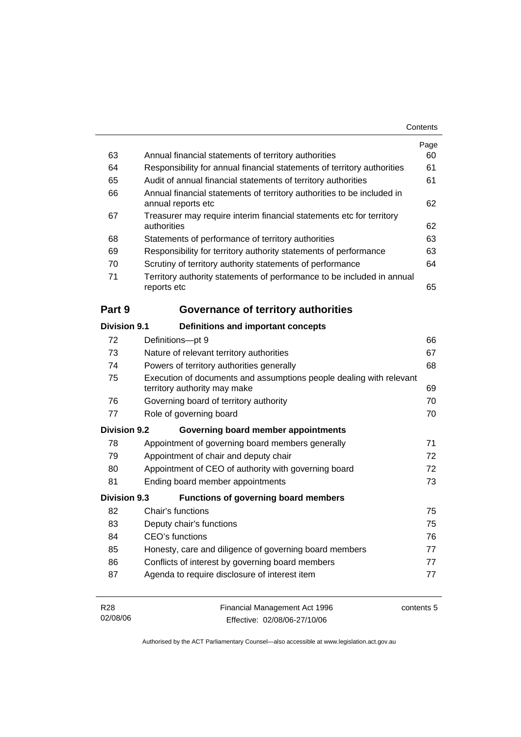| | | Page |
|---|---|---|
| 63 | Annual financial statements of territory authorities | 60 |
| 64 | Responsibility for annual financial statements of territory authorities | 61 |
| 65 | Audit of annual financial statements of territory authorities | 61 |
| 66 | Annual financial statements of territory authorities to be included in annual reports etc | 62 |
| 67 | Treasurer may require interim financial statements etc for territory authorities | 62 |
| 68 | Statements of performance of territory authorities | 63 |
| 69 | Responsibility for territory authority statements of performance | 63 |
| 70 | Scrutiny of territory authority statements of performance | 64 |
| 71 | Territory authority statements of performance to be included in annual reports etc | 65 |

## Part 9 Governance of territory authorities

### Division 9.1 Definitions and important concepts

| | | |
|---|---|---|
| 72 | Definitions—pt 9 | 66 |
| 73 | Nature of relevant territory authorities | 67 |
| 74 | Powers of territory authorities generally | 68 |
| 75 | Execution of documents and assumptions people dealing with relevant territory authority may make | 69 |
| 76 | Governing board of territory authority | 70 |
| 77 | Role of governing board | 70 |

### Division 9.2 Governing board member appointments

| | | |
|---|---|---|
| 78 | Appointment of governing board members generally | 71 |
| 79 | Appointment of chair and deputy chair | 72 |
| 80 | Appointment of CEO of authority with governing board | 72 |
| 81 | Ending board member appointments | 73 |

### Division 9.3 Functions of governing board members

| | | |
|---|---|---|
| 82 | Chair's functions | 75 |
| 83 | Deputy chair's functions | 75 |
| 84 | CEO's functions | 76 |
| 85 | Honesty, care and diligence of governing board members | 77 |
| 86 | Conflicts of interest by governing board members | 77 |
| 87 | Agenda to require disclosure of interest item | 77 |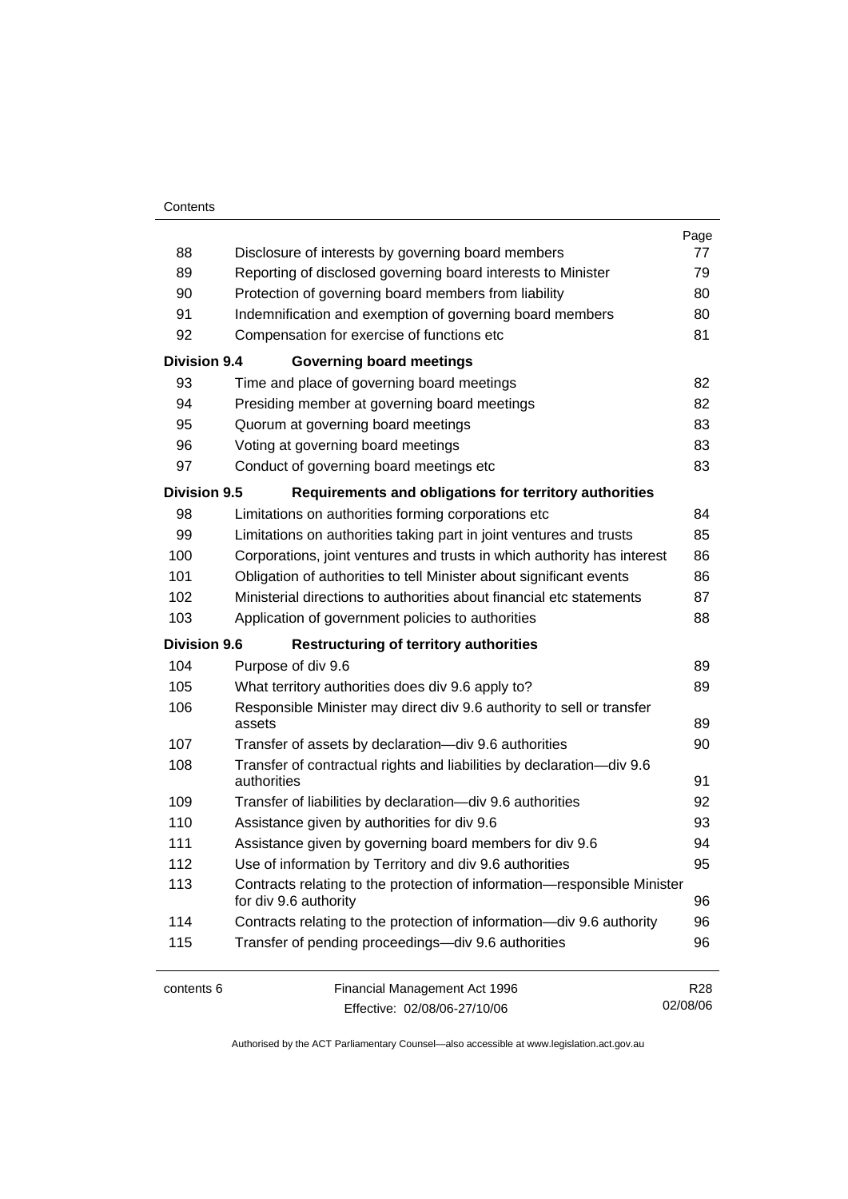| | | Page |
|---|---|---|
| 88 | Disclosure of interests by governing board members | 77 |
| 89 | Reporting of disclosed governing board interests to Minister | 79 |
| 90 | Protection of governing board members from liability | 80 |
| 91 | Indemnification and exemption of governing board members | 80 |
| 92 | Compensation for exercise of functions etc | 81 |
| **Division 9.4** | **Governing board meetings** | |
| 93 | Time and place of governing board meetings | 82 |
| 94 | Presiding member at governing board meetings | 82 |
| 95 | Quorum at governing board meetings | 83 |
| 96 | Voting at governing board meetings | 83 |
| 97 | Conduct of governing board meetings etc | 83 |
| **Division 9.5** | **Requirements and obligations for territory authorities** | |
| 98 | Limitations on authorities forming corporations etc | 84 |
| 99 | Limitations on authorities taking part in joint ventures and trusts | 85 |
| 100 | Corporations, joint ventures and trusts in which authority has interest | 86 |
| 101 | Obligation of authorities to tell Minister about significant events | 86 |
| 102 | Ministerial directions to authorities about financial etc statements | 87 |
| 103 | Application of government policies to authorities | 88 |
| **Division 9.6** | **Restructuring of territory authorities** | |
| 104 | Purpose of div 9.6 | 89 |
| 105 | What territory authorities does div 9.6 apply to? | 89 |
| 106 | Responsible Minister may direct div 9.6 authority to sell or transfer assets | 89 |
| 107 | Transfer of assets by declaration—div 9.6 authorities | 90 |
| 108 | Transfer of contractual rights and liabilities by declaration—div 9.6 authorities | 91 |
| 109 | Transfer of liabilities by declaration—div 9.6 authorities | 92 |
| 110 | Assistance given by authorities for div 9.6 | 93 |
| 111 | Assistance given by governing board members for div 9.6 | 94 |
| 112 | Use of information by Territory and div 9.6 authorities | 95 |
| 113 | Contracts relating to the protection of information—responsible Minister for div 9.6 authority | 96 |
| 114 | Contracts relating to the protection of information—div 9.6 authority | 96 |
| 115 | Transfer of pending proceedings—div 9.6 authorities | 96 |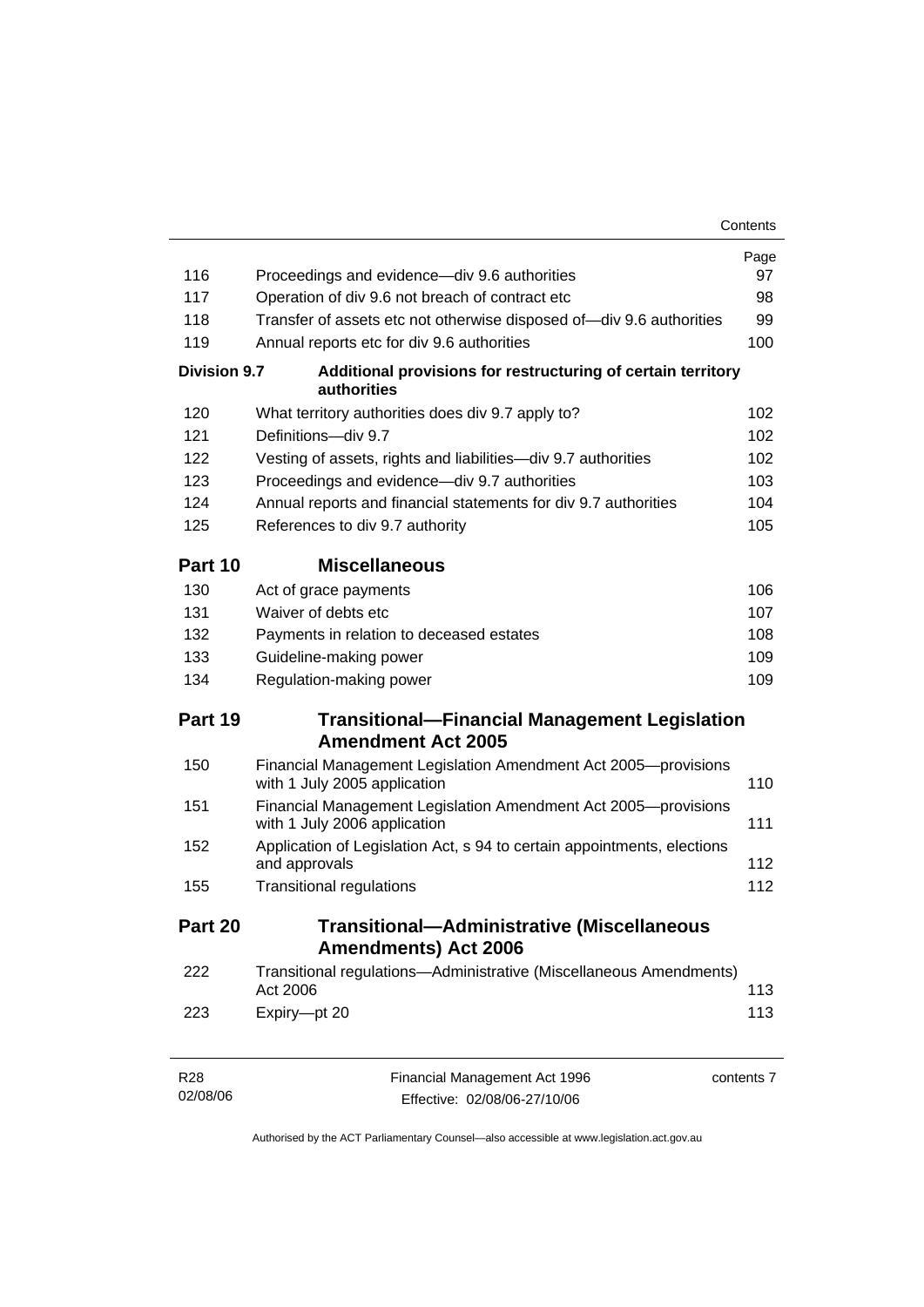| | | Page |
|---|---|---|
| 116 | Proceedings and evidence—div 9.6 authorities | 97 |
| 117 | Operation of div 9.6 not breach of contract etc | 98 |
| 118 | Transfer of assets etc not otherwise disposed of—div 9.6 authorities | 99 |
| 119 | Annual reports etc for div 9.6 authorities | 100 |
| **Division 9.7** | **Additional provisions for restructuring of certain territory authorities** | |
| 120 | What territory authorities does div 9.7 apply to? | 102 |
| 121 | Definitions—div 9.7 | 102 |
| 122 | Vesting of assets, rights and liabilities—div 9.7 authorities | 102 |
| 123 | Proceedings and evidence—div 9.7 authorities | 103 |
| 124 | Annual reports and financial statements for div 9.7 authorities | 104 |
| 125 | References to div 9.7 authority | 105 |
| **Part 10** | **Miscellaneous** | |
| 130 | Act of grace payments | 106 |
| 131 | Waiver of debts etc | 107 |
| 132 | Payments in relation to deceased estates | 108 |
| 133 | Guideline-making power | 109 |
| 134 | Regulation-making power | 109 |
| **Part 19** | **Transitional—Financial Management Legislation Amendment Act 2005** | |
| 150 | Financial Management Legislation Amendment Act 2005—provisions with 1 July 2005 application | 110 |
| 151 | Financial Management Legislation Amendment Act 2005—provisions with 1 July 2006 application | 111 |
| 152 | Application of Legislation Act, s 94 to certain appointments, elections and approvals | 112 |
| 155 | Transitional regulations | 112 |
| **Part 20** | **Transitional—Administrative (Miscellaneous Amendments) Act 2006** | |
| 222 | Transitional regulations—Administrative (Miscellaneous Amendments) Act 2006 | 113 |
| 223 | Expiry—pt 20 | 113 |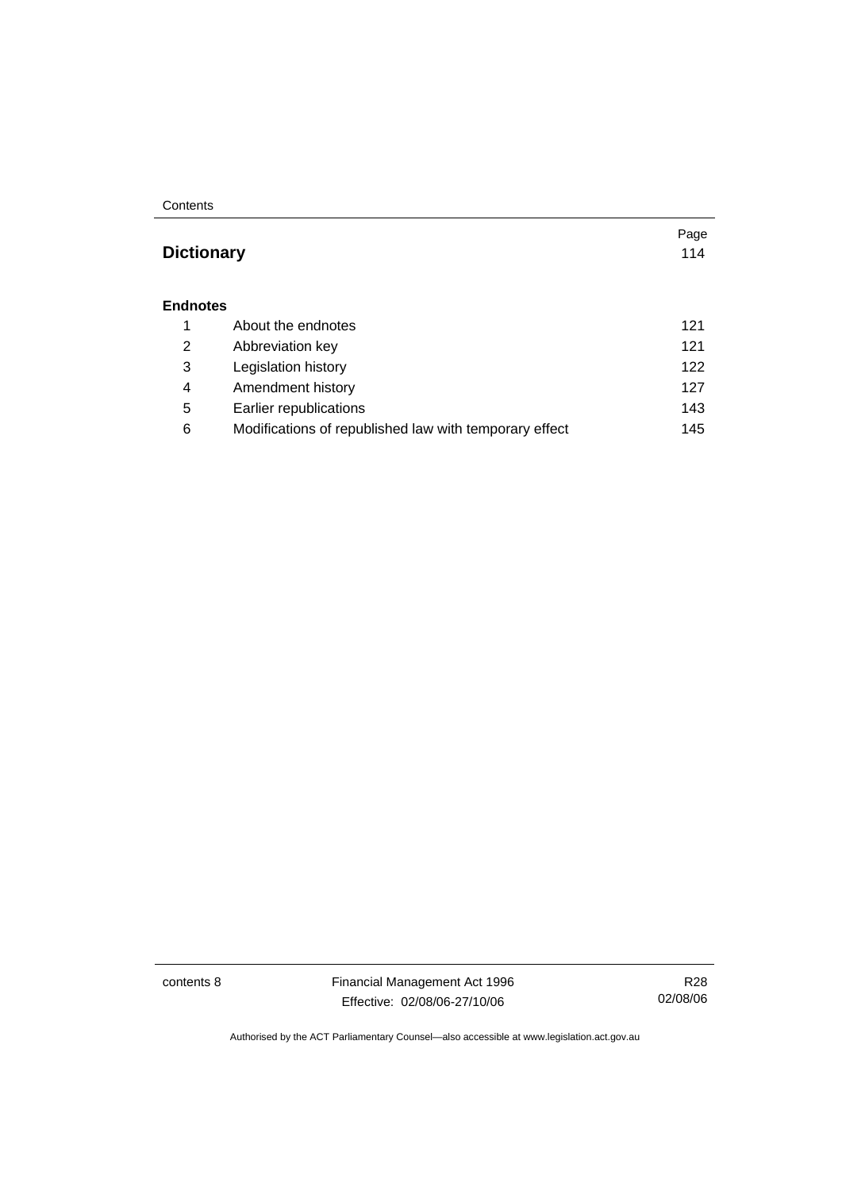|  | Page |
| --- | --- |
| **Dictionary** | 114 |

**Endnotes**

| | | |
| --- | --- | --- |
| 1 | About the endnotes | 121 |
| 2 | Abbreviation key | 121 |
| 3 | Legislation history | 122 |
| 4 | Amendment history | 127 |
| 5 | Earlier republications | 143 |
| 6 | Modifications of republished law with temporary effect | 145 |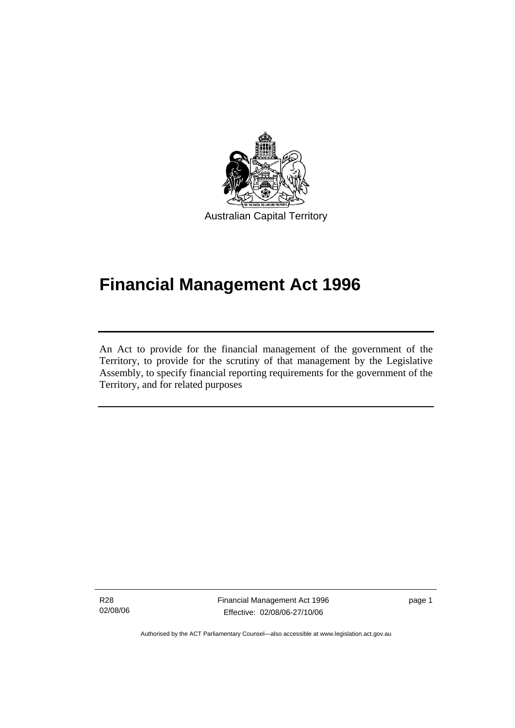Australian Capital Territory

# Financial Management Act 1996

An Act to provide for the financial management of the government of the Territory, to provide for the scrutiny of that management by the Legislative Assembly, to specify financial reporting requirements for the government of the Territory, and for related purposes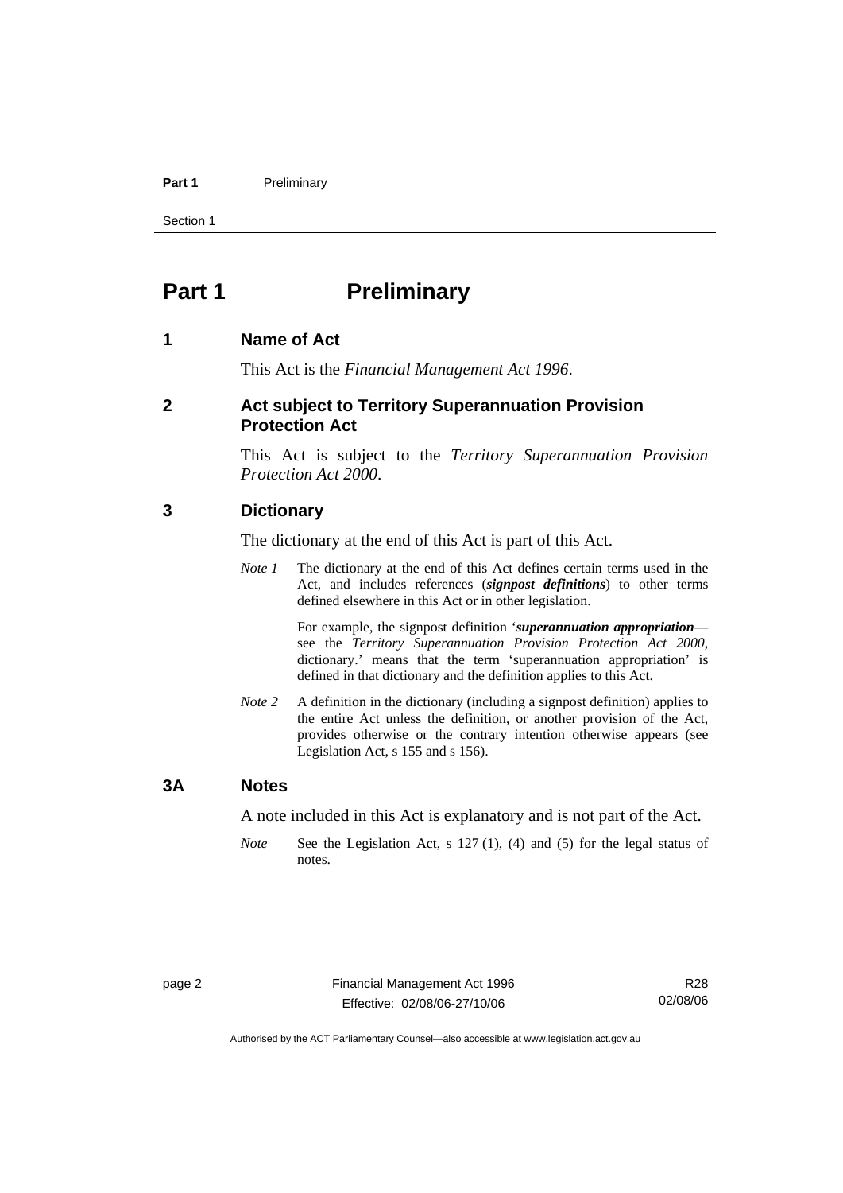# Part 1 Preliminary

## 1 Name of Act

This Act is the *Financial Management Act 1996*.

## 2 Act subject to Territory Superannuation Provision Protection Act

This Act is subject to the *Territory Superannuation Provision Protection Act 2000*.

## 3 Dictionary

The dictionary at the end of this Act is part of this Act.

*Note 1* The dictionary at the end of this Act defines certain terms used in the Act, and includes references (***signpost definitions***) to other terms defined elsewhere in this Act or in other legislation.

For example, the signpost definition '***superannuation appropriation***—see the *Territory Superannuation Provision Protection Act 2000*, dictionary.' means that the term 'superannuation appropriation' is defined in that dictionary and the definition applies to this Act.

*Note 2* A definition in the dictionary (including a signpost definition) applies to the entire Act unless the definition, or another provision of the Act, provides otherwise or the contrary intention otherwise appears (see Legislation Act, s 155 and s 156).

## 3A Notes

A note included in this Act is explanatory and is not part of the Act.

*Note* See the Legislation Act, s 127 (1), (4) and (5) for the legal status of notes.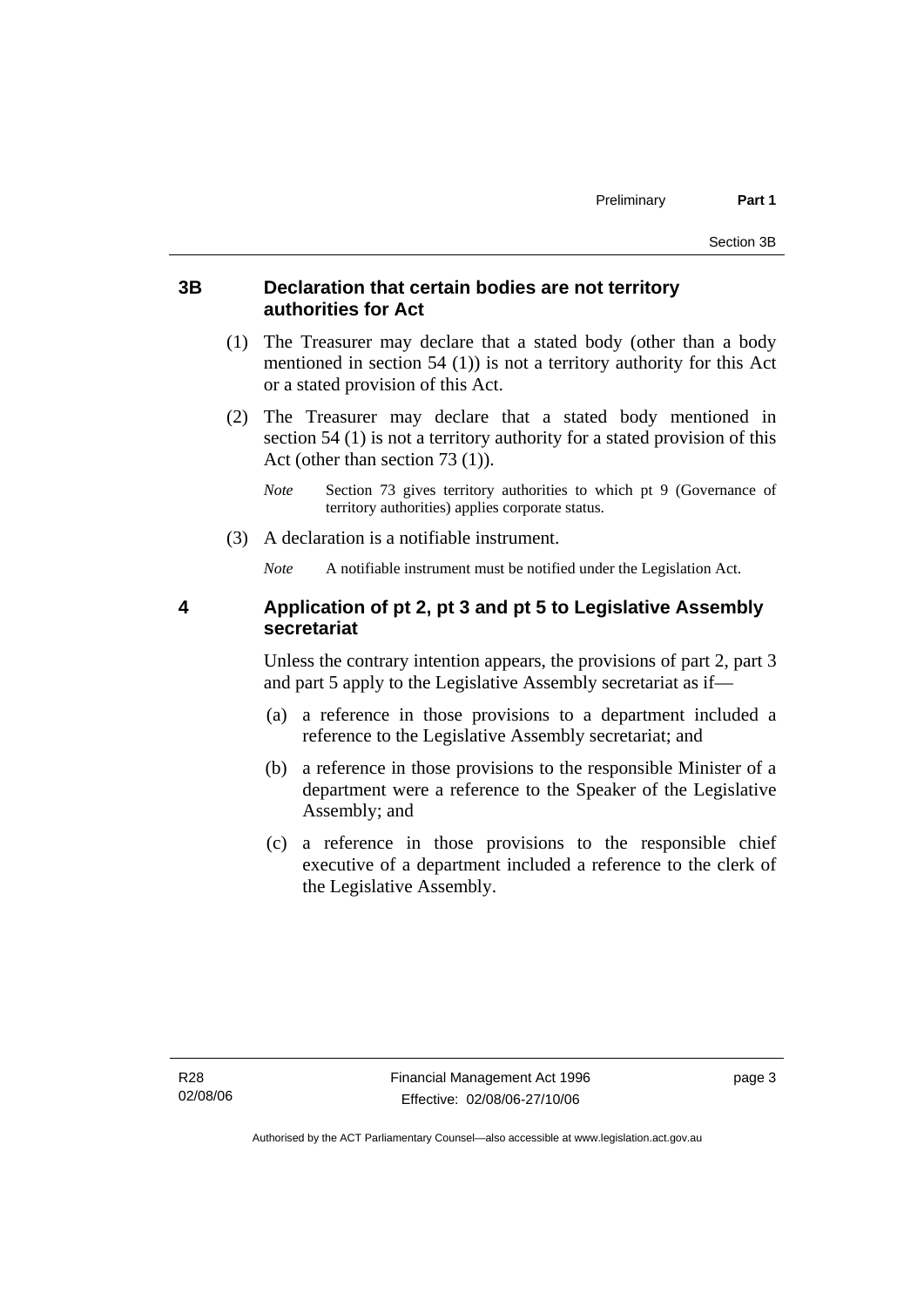### 3B Declaration that certain bodies are not territory authorities for Act

(1) The Treasurer may declare that a stated body (other than a body mentioned in section 54 (1)) is not a territory authority for this Act or a stated provision of this Act.

(2) The Treasurer may declare that a stated body mentioned in section 54 (1) is not a territory authority for a stated provision of this Act (other than section 73 (1)).

*Note* Section 73 gives territory authorities to which pt 9 (Governance of territory authorities) applies corporate status.

(3) A declaration is a notifiable instrument.

*Note* A notifiable instrument must be notified under the Legislation Act.

### 4 Application of pt 2, pt 3 and pt 5 to Legislative Assembly secretariat

Unless the contrary intention appears, the provisions of part 2, part 3 and part 5 apply to the Legislative Assembly secretariat as if—

(a) a reference in those provisions to a department included a reference to the Legislative Assembly secretariat; and

(b) a reference in those provisions to the responsible Minister of a department were a reference to the Speaker of the Legislative Assembly; and

(c) a reference in those provisions to the responsible chief executive of a department included a reference to the clerk of the Legislative Assembly.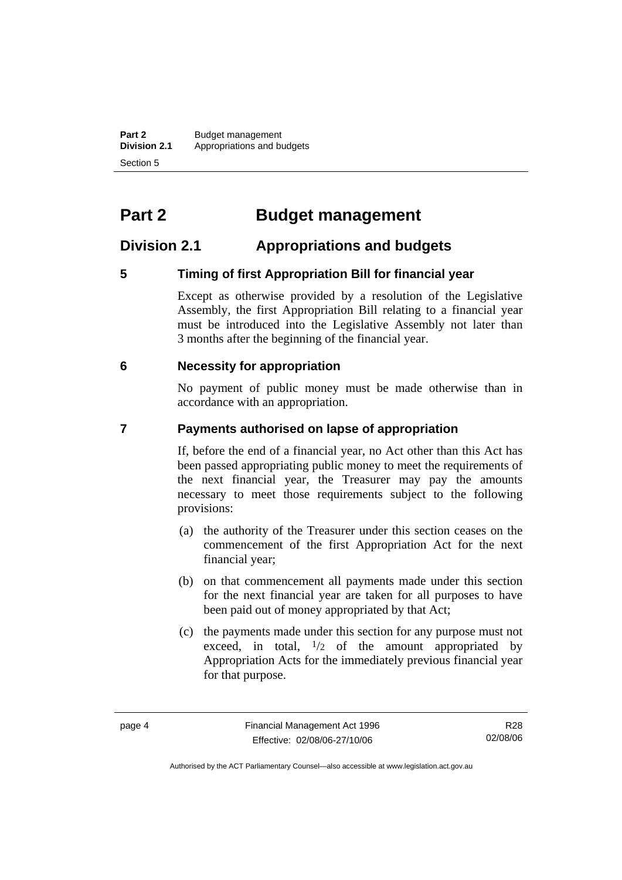# Part 2 Budget management

## Division 2.1 Appropriations and budgets

### 5 Timing of first Appropriation Bill for financial year

Except as otherwise provided by a resolution of the Legislative Assembly, the first Appropriation Bill relating to a financial year must be introduced into the Legislative Assembly not later than 3 months after the beginning of the financial year.

### 6 Necessity for appropriation

No payment of public money must be made otherwise than in accordance with an appropriation.

### 7 Payments authorised on lapse of appropriation

If, before the end of a financial year, no Act other than this Act has been passed appropriating public money to meet the requirements of the next financial year, the Treasurer may pay the amounts necessary to meet those requirements subject to the following provisions:

(a) the authority of the Treasurer under this section ceases on the commencement of the first Appropriation Act for the next financial year;

(b) on that commencement all payments made under this section for the next financial year are taken for all purposes to have been paid out of money appropriated by that Act;

(c) the payments made under this section for any purpose must not exceed, in total, $^1/_2$ of the amount appropriated by Appropriation Acts for the immediately previous financial year for that purpose.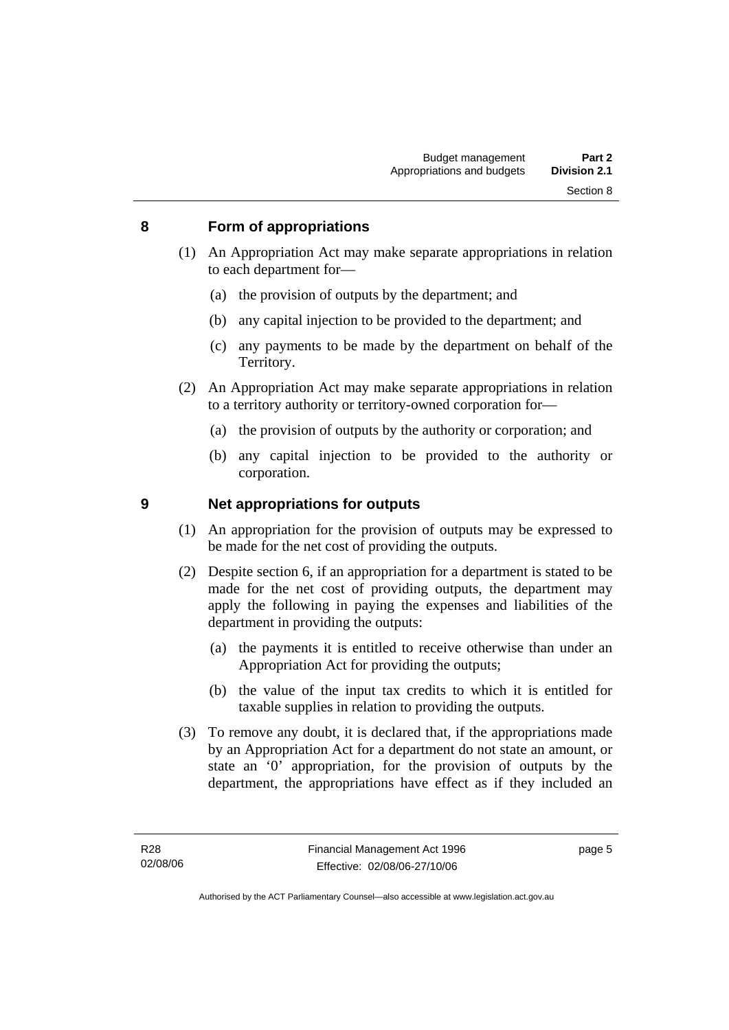## 8 Form of appropriations

(1) An Appropriation Act may make separate appropriations in relation to each department for—

(a) the provision of outputs by the department; and

(b) any capital injection to be provided to the department; and

(c) any payments to be made by the department on behalf of the Territory.

(2) An Appropriation Act may make separate appropriations in relation to a territory authority or territory-owned corporation for—

(a) the provision of outputs by the authority or corporation; and

(b) any capital injection to be provided to the authority or corporation.

## 9 Net appropriations for outputs

(1) An appropriation for the provision of outputs may be expressed to be made for the net cost of providing the outputs.

(2) Despite section 6, if an appropriation for a department is stated to be made for the net cost of providing outputs, the department may apply the following in paying the expenses and liabilities of the department in providing the outputs:

(a) the payments it is entitled to receive otherwise than under an Appropriation Act for providing the outputs;

(b) the value of the input tax credits to which it is entitled for taxable supplies in relation to providing the outputs.

(3) To remove any doubt, it is declared that, if the appropriations made by an Appropriation Act for a department do not state an amount, or state an '0' appropriation, for the provision of outputs by the department, the appropriations have effect as if they included an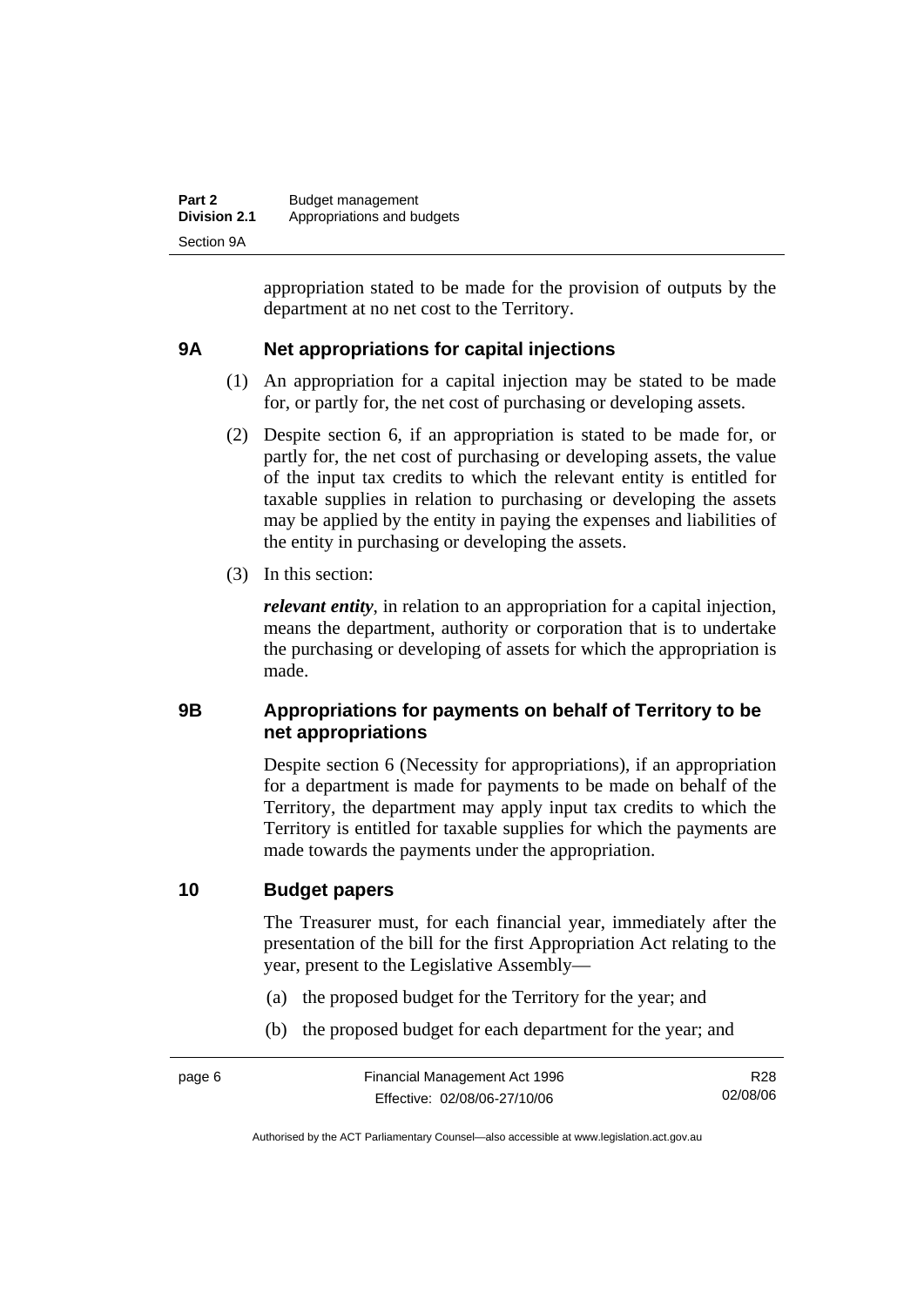appropriation stated to be made for the provision of outputs by the department at no net cost to the Territory.

## 9A Net appropriations for capital injections

(1) An appropriation for a capital injection may be stated to be made for, or partly for, the net cost of purchasing or developing assets.

(2) Despite section 6, if an appropriation is stated to be made for, or partly for, the net cost of purchasing or developing assets, the value of the input tax credits to which the relevant entity is entitled for taxable supplies in relation to purchasing or developing the assets may be applied by the entity in paying the expenses and liabilities of the entity in purchasing or developing the assets.

(3) In this section:

***relevant entity***, in relation to an appropriation for a capital injection, means the department, authority or corporation that is to undertake the purchasing or developing of assets for which the appropriation is made.

## 9B Appropriations for payments on behalf of Territory to be net appropriations

Despite section 6 (Necessity for appropriations), if an appropriation for a department is made for payments to be made on behalf of the Territory, the department may apply input tax credits to which the Territory is entitled for taxable supplies for which the payments are made towards the payments under the appropriation.

## 10 Budget papers

The Treasurer must, for each financial year, immediately after the presentation of the bill for the first Appropriation Act relating to the year, present to the Legislative Assembly—

(a) the proposed budget for the Territory for the year; and

(b) the proposed budget for each department for the year; and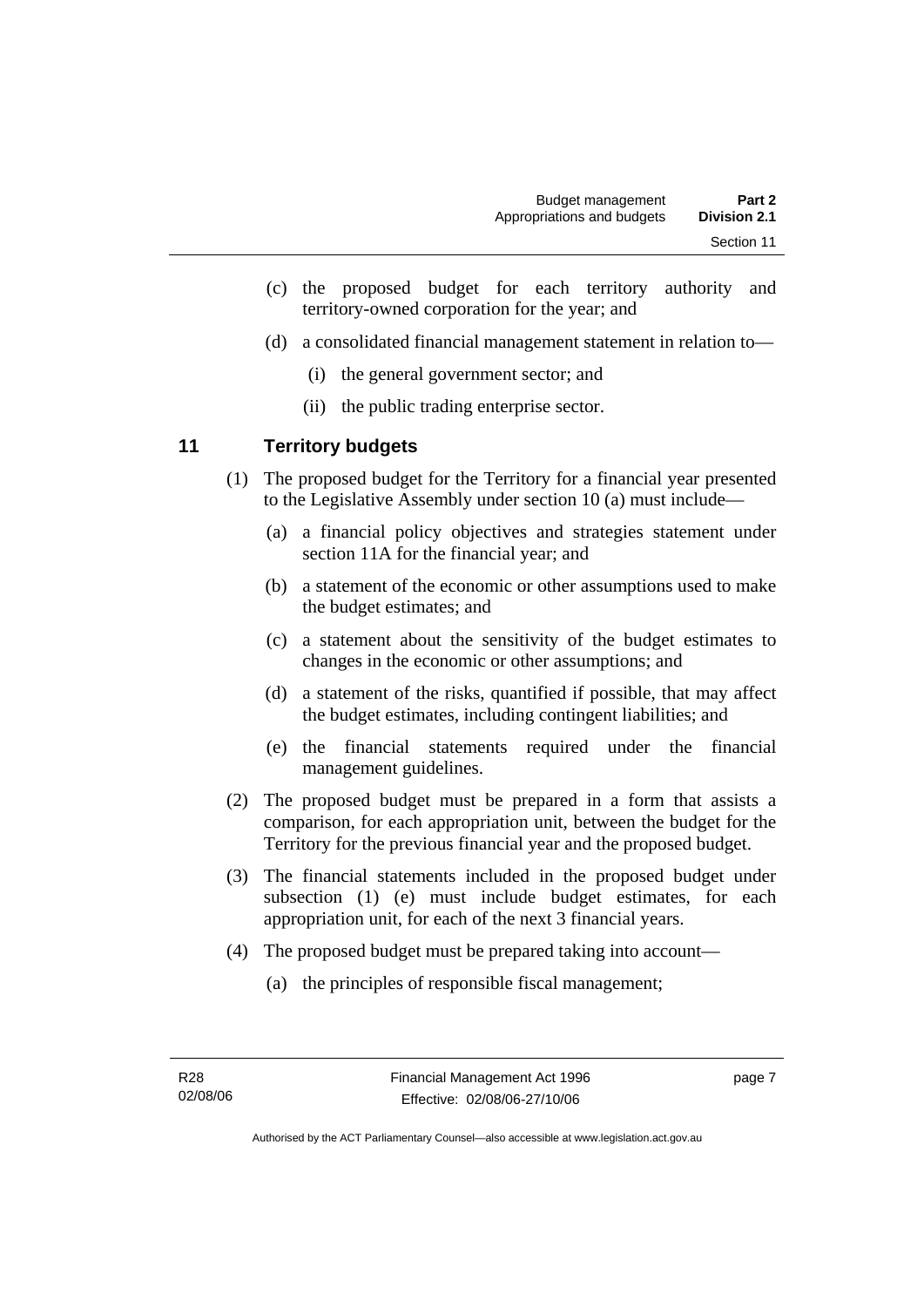(c) the proposed budget for each territory authority and territory-owned corporation for the year; and

(d) a consolidated financial management statement in relation to—

(i) the general government sector; and

(ii) the public trading enterprise sector.

## 11 Territory budgets

(1) The proposed budget for the Territory for a financial year presented to the Legislative Assembly under section 10 (a) must include—

(a) a financial policy objectives and strategies statement under section 11A for the financial year; and

(b) a statement of the economic or other assumptions used to make the budget estimates; and

(c) a statement about the sensitivity of the budget estimates to changes in the economic or other assumptions; and

(d) a statement of the risks, quantified if possible, that may affect the budget estimates, including contingent liabilities; and

(e) the financial statements required under the financial management guidelines.

(2) The proposed budget must be prepared in a form that assists a comparison, for each appropriation unit, between the budget for the Territory for the previous financial year and the proposed budget.

(3) The financial statements included in the proposed budget under subsection (1) (e) must include budget estimates, for each appropriation unit, for each of the next 3 financial years.

(4) The proposed budget must be prepared taking into account—

(a) the principles of responsible fiscal management;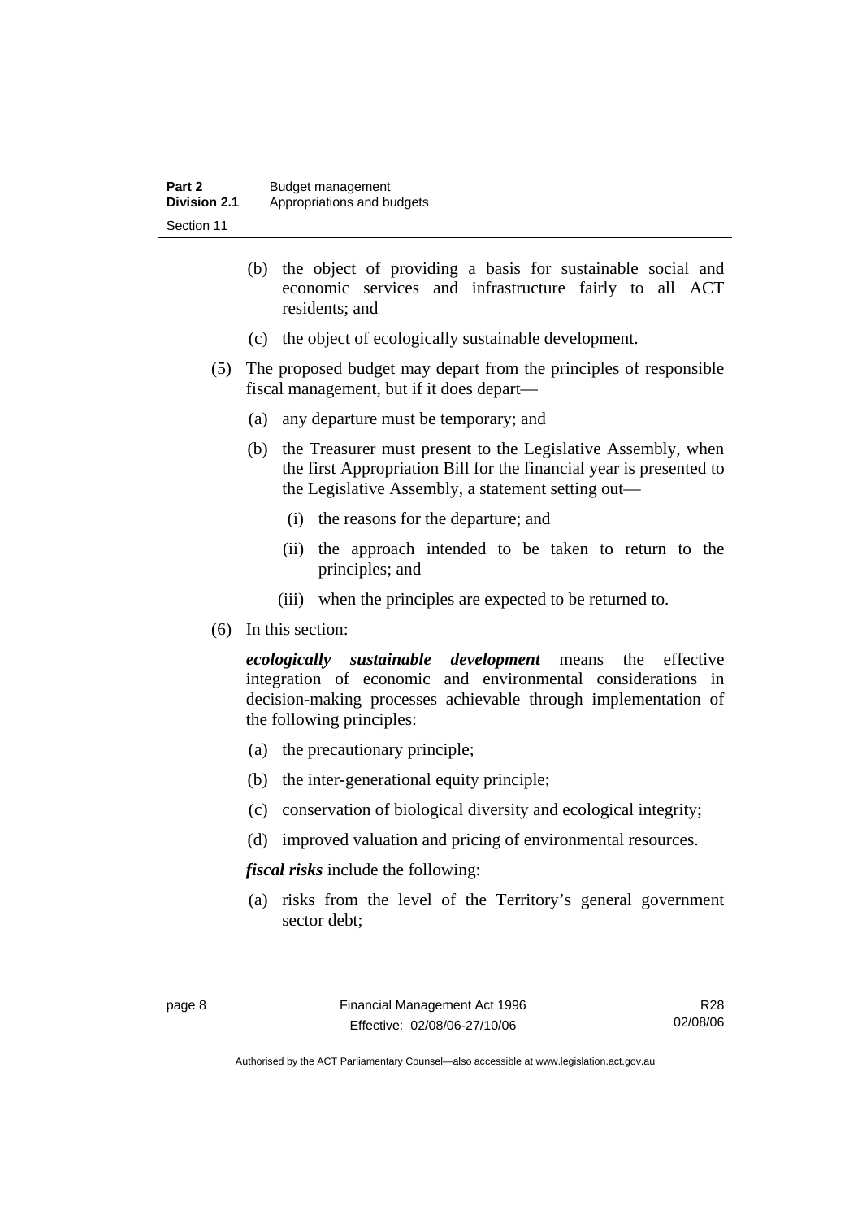(b) the object of providing a basis for sustainable social and economic services and infrastructure fairly to all ACT residents; and

(c) the object of ecologically sustainable development.

(5) The proposed budget may depart from the principles of responsible fiscal management, but if it does depart—

(a) any departure must be temporary; and

(b) the Treasurer must present to the Legislative Assembly, when the first Appropriation Bill for the financial year is presented to the Legislative Assembly, a statement setting out—

(i) the reasons for the departure; and

(ii) the approach intended to be taken to return to the principles; and

(iii) when the principles are expected to be returned to.

(6) In this section:

***ecologically sustainable development*** means the effective integration of economic and environmental considerations in decision-making processes achievable through implementation of the following principles:

(a) the precautionary principle;

(b) the inter-generational equity principle;

(c) conservation of biological diversity and ecological integrity;

(d) improved valuation and pricing of environmental resources.

***fiscal risks*** include the following:

(a) risks from the level of the Territory's general government sector debt;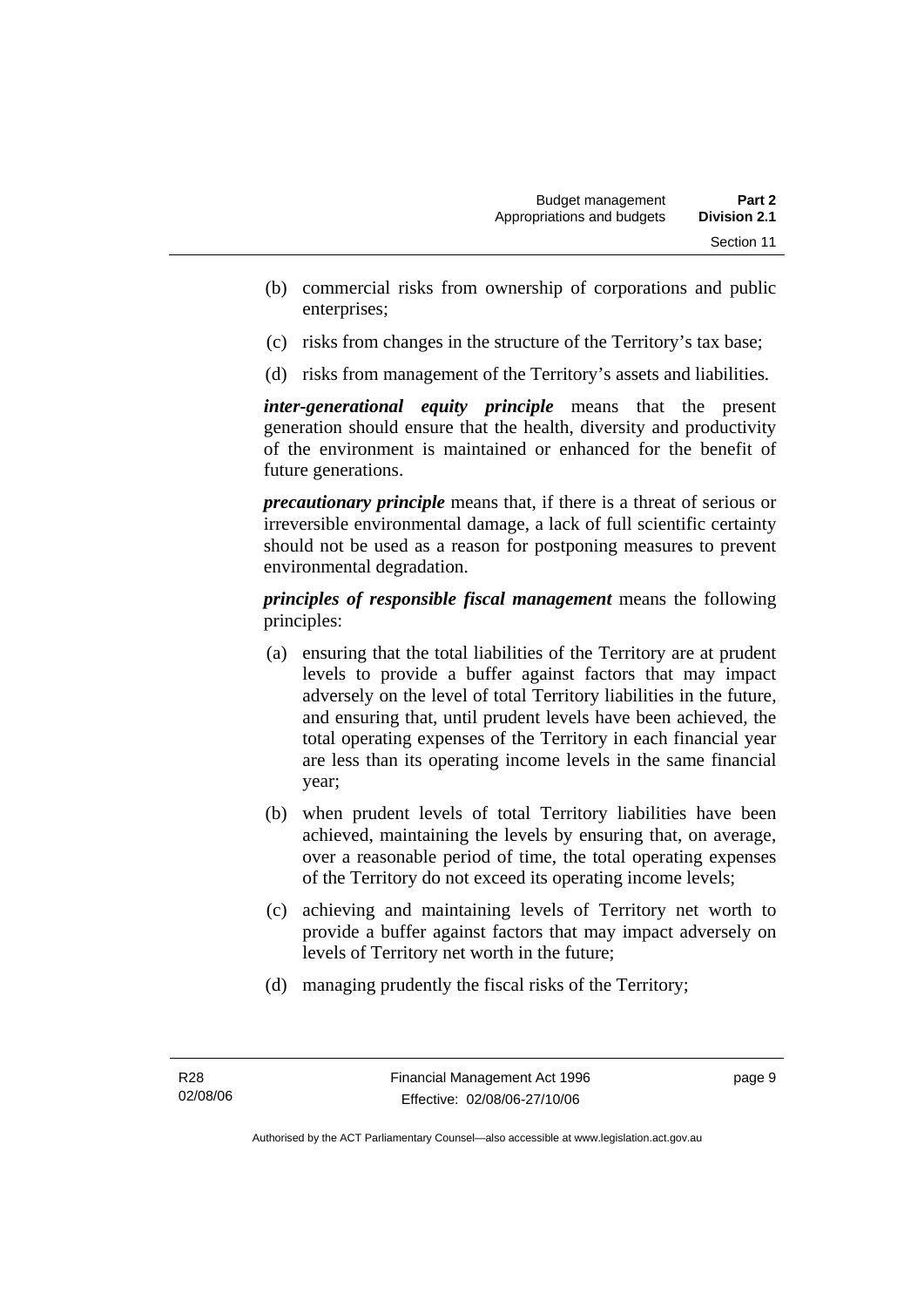(b) commercial risks from ownership of corporations and public enterprises;

(c) risks from changes in the structure of the Territory's tax base;

(d) risks from management of the Territory's assets and liabilities.

***inter-generational equity principle*** means that the present generation should ensure that the health, diversity and productivity of the environment is maintained or enhanced for the benefit of future generations.

***precautionary principle*** means that, if there is a threat of serious or irreversible environmental damage, a lack of full scientific certainty should not be used as a reason for postponing measures to prevent environmental degradation.

***principles of responsible fiscal management*** means the following principles:

(a) ensuring that the total liabilities of the Territory are at prudent levels to provide a buffer against factors that may impact adversely on the level of total Territory liabilities in the future, and ensuring that, until prudent levels have been achieved, the total operating expenses of the Territory in each financial year are less than its operating income levels in the same financial year;

(b) when prudent levels of total Territory liabilities have been achieved, maintaining the levels by ensuring that, on average, over a reasonable period of time, the total operating expenses of the Territory do not exceed its operating income levels;

(c) achieving and maintaining levels of Territory net worth to provide a buffer against factors that may impact adversely on levels of Territory net worth in the future;

(d) managing prudently the fiscal risks of the Territory;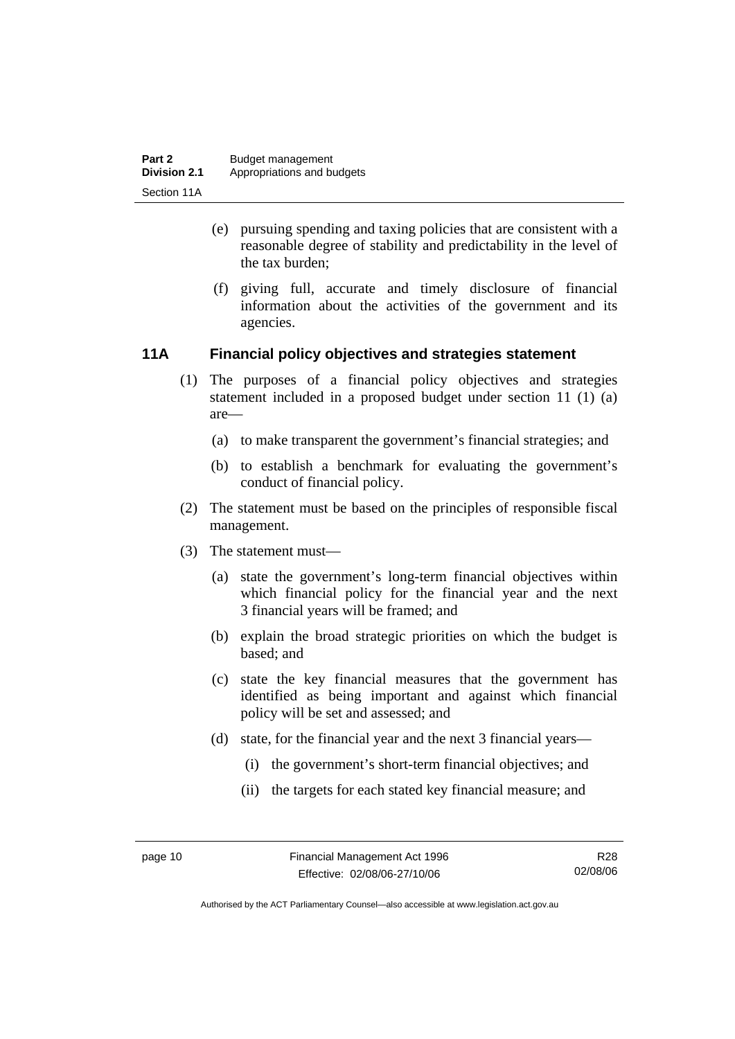(e) pursuing spending and taxing policies that are consistent with a reasonable degree of stability and predictability in the level of the tax burden;

(f) giving full, accurate and timely disclosure of financial information about the activities of the government and its agencies.

### 11A Financial policy objectives and strategies statement

(1) The purposes of a financial policy objectives and strategies statement included in a proposed budget under section 11 (1) (a) are—

(a) to make transparent the government's financial strategies; and

(b) to establish a benchmark for evaluating the government's conduct of financial policy.

(2) The statement must be based on the principles of responsible fiscal management.

(3) The statement must—

(a) state the government's long-term financial objectives within which financial policy for the financial year and the next 3 financial years will be framed; and

(b) explain the broad strategic priorities on which the budget is based; and

(c) state the key financial measures that the government has identified as being important and against which financial policy will be set and assessed; and

(d) state, for the financial year and the next 3 financial years—

(i) the government's short-term financial objectives; and

(ii) the targets for each stated key financial measure; and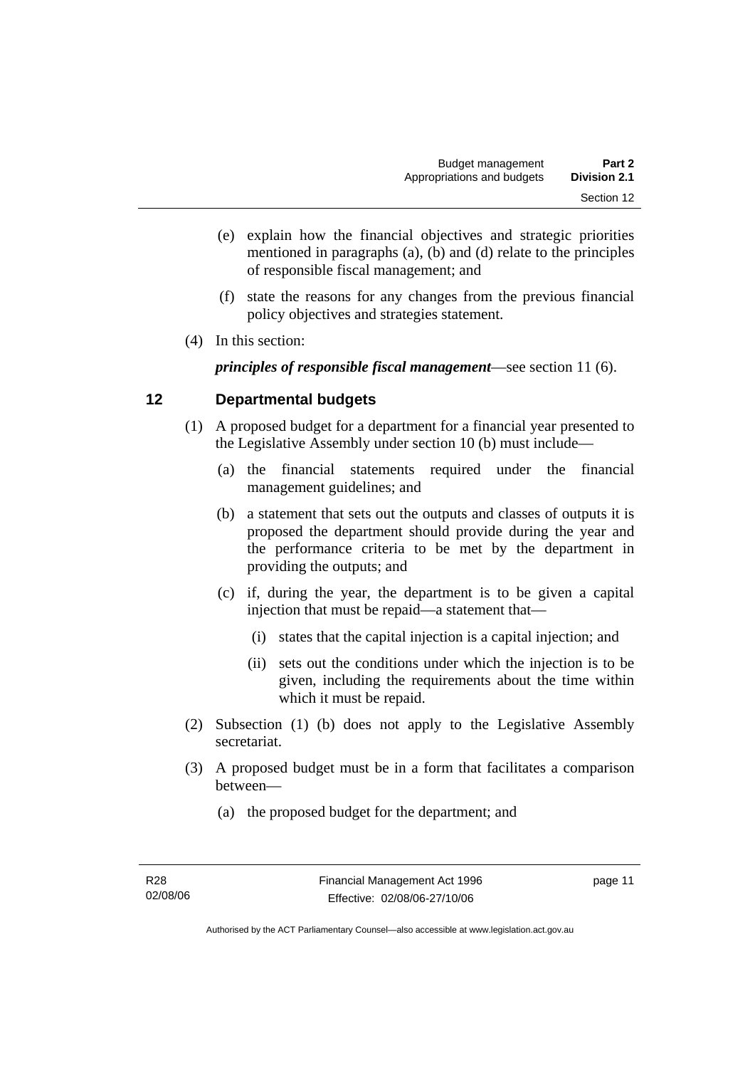(e) explain how the financial objectives and strategic priorities mentioned in paragraphs (a), (b) and (d) relate to the principles of responsible fiscal management; and

(f) state the reasons for any changes from the previous financial policy objectives and strategies statement.

(4) In this section:

***principles of responsible fiscal management***—see section 11 (6).

## 12 Departmental budgets

(1) A proposed budget for a department for a financial year presented to the Legislative Assembly under section 10 (b) must include—

(a) the financial statements required under the financial management guidelines; and

(b) a statement that sets out the outputs and classes of outputs it is proposed the department should provide during the year and the performance criteria to be met by the department in providing the outputs; and

(c) if, during the year, the department is to be given a capital injection that must be repaid—a statement that—

(i) states that the capital injection is a capital injection; and

(ii) sets out the conditions under which the injection is to be given, including the requirements about the time within which it must be repaid.

(2) Subsection (1) (b) does not apply to the Legislative Assembly secretariat.

(3) A proposed budget must be in a form that facilitates a comparison between—

(a) the proposed budget for the department; and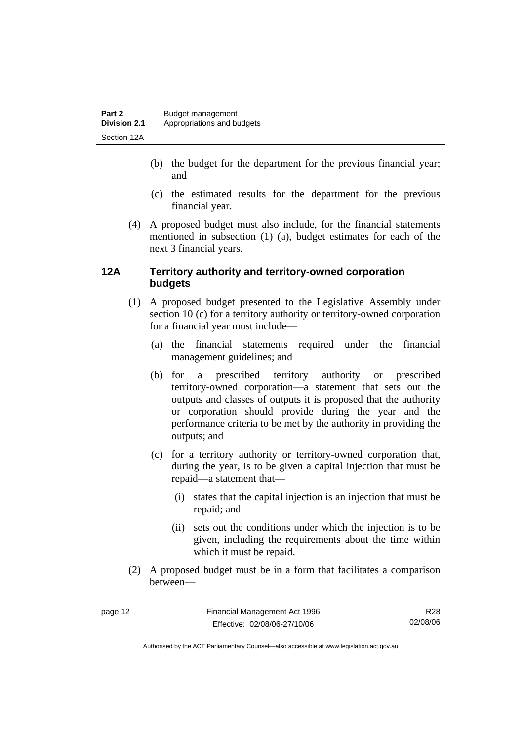(b) the budget for the department for the previous financial year; and

(c) the estimated results for the department for the previous financial year.

(4) A proposed budget must also include, for the financial statements mentioned in subsection (1) (a), budget estimates for each of the next 3 financial years.

### 12A Territory authority and territory-owned corporation budgets

(1) A proposed budget presented to the Legislative Assembly under section 10 (c) for a territory authority or territory-owned corporation for a financial year must include—

(a) the financial statements required under the financial management guidelines; and

(b) for a prescribed territory authority or prescribed territory-owned corporation—a statement that sets out the outputs and classes of outputs it is proposed that the authority or corporation should provide during the year and the performance criteria to be met by the authority in providing the outputs; and

(c) for a territory authority or territory-owned corporation that, during the year, is to be given a capital injection that must be repaid—a statement that—

(i) states that the capital injection is an injection that must be repaid; and

(ii) sets out the conditions under which the injection is to be given, including the requirements about the time within which it must be repaid.

(2) A proposed budget must be in a form that facilitates a comparison between—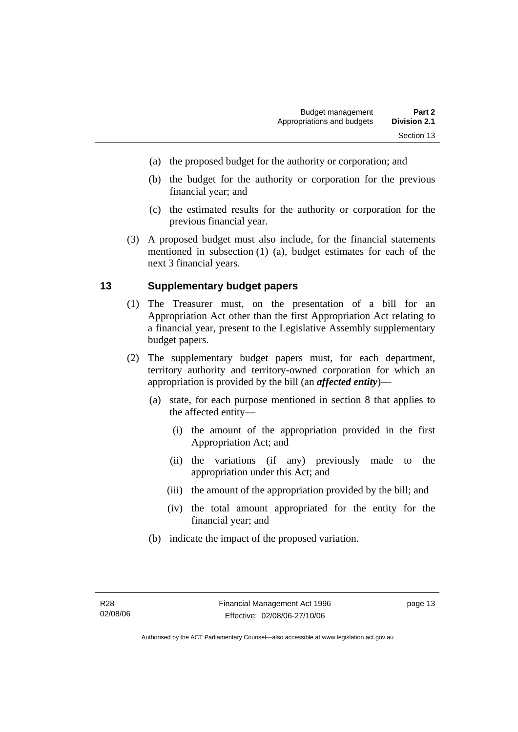(a) the proposed budget for the authority or corporation; and

(b) the budget for the authority or corporation for the previous financial year; and

(c) the estimated results for the authority or corporation for the previous financial year.

(3) A proposed budget must also include, for the financial statements mentioned in subsection (1) (a), budget estimates for each of the next 3 financial years.

## 13 Supplementary budget papers

(1) The Treasurer must, on the presentation of a bill for an Appropriation Act other than the first Appropriation Act relating to a financial year, present to the Legislative Assembly supplementary budget papers.

(2) The supplementary budget papers must, for each department, territory authority and territory-owned corporation for which an appropriation is provided by the bill (an ***affected entity***)—

(a) state, for each purpose mentioned in section 8 that applies to the affected entity—

(i) the amount of the appropriation provided in the first Appropriation Act; and

(ii) the variations (if any) previously made to the appropriation under this Act; and

(iii) the amount of the appropriation provided by the bill; and

(iv) the total amount appropriated for the entity for the financial year; and

(b) indicate the impact of the proposed variation.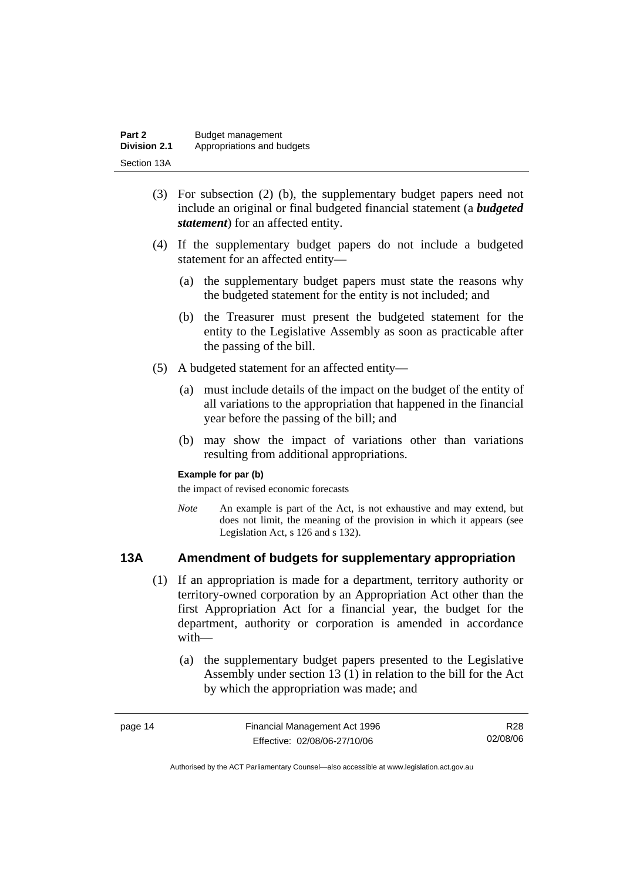(3) For subsection (2) (b), the supplementary budget papers need not include an original or final budgeted financial statement (a ***budgeted statement***) for an affected entity.

(4) If the supplementary budget papers do not include a budgeted statement for an affected entity—

(a) the supplementary budget papers must state the reasons why the budgeted statement for the entity is not included; and

(b) the Treasurer must present the budgeted statement for the entity to the Legislative Assembly as soon as practicable after the passing of the bill.

(5) A budgeted statement for an affected entity—

(a) must include details of the impact on the budget of the entity of all variations to the appropriation that happened in the financial year before the passing of the bill; and

(b) may show the impact of variations other than variations resulting from additional appropriations.

**Example for par (b)**

the impact of revised economic forecasts

*Note* An example is part of the Act, is not exhaustive and may extend, but does not limit, the meaning of the provision in which it appears (see Legislation Act, s 126 and s 132).

## 13A Amendment of budgets for supplementary appropriation

(1) If an appropriation is made for a department, territory authority or territory-owned corporation by an Appropriation Act other than the first Appropriation Act for a financial year, the budget for the department, authority or corporation is amended in accordance with—

(a) the supplementary budget papers presented to the Legislative Assembly under section 13 (1) in relation to the bill for the Act by which the appropriation was made; and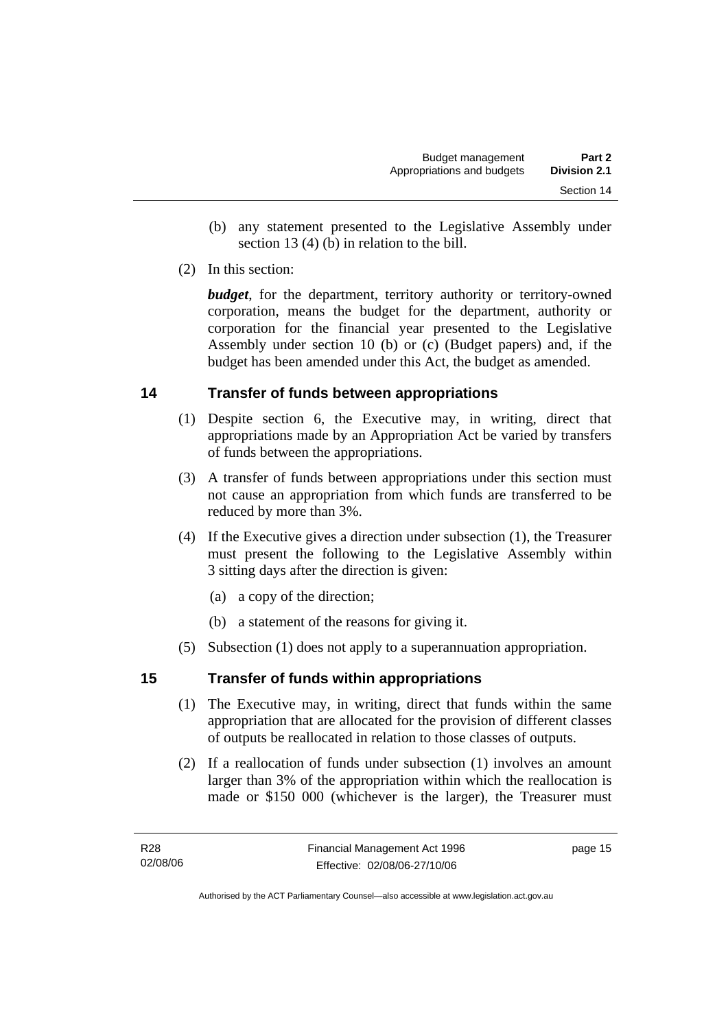(b) any statement presented to the Legislative Assembly under section 13 (4) (b) in relation to the bill.

(2) In this section:

***budget***, for the department, territory authority or territory-owned corporation, means the budget for the department, authority or corporation for the financial year presented to the Legislative Assembly under section 10 (b) or (c) (Budget papers) and, if the budget has been amended under this Act, the budget as amended.

## 14 Transfer of funds between appropriations

(1) Despite section 6, the Executive may, in writing, direct that appropriations made by an Appropriation Act be varied by transfers of funds between the appropriations.

(3) A transfer of funds between appropriations under this section must not cause an appropriation from which funds are transferred to be reduced by more than 3%.

(4) If the Executive gives a direction under subsection (1), the Treasurer must present the following to the Legislative Assembly within 3 sitting days after the direction is given:

(a) a copy of the direction;

(b) a statement of the reasons for giving it.

(5) Subsection (1) does not apply to a superannuation appropriation.

## 15 Transfer of funds within appropriations

(1) The Executive may, in writing, direct that funds within the same appropriation that are allocated for the provision of different classes of outputs be reallocated in relation to those classes of outputs.

(2) If a reallocation of funds under subsection (1) involves an amount larger than 3% of the appropriation within which the reallocation is made or $150 000 (whichever is the larger), the Treasurer must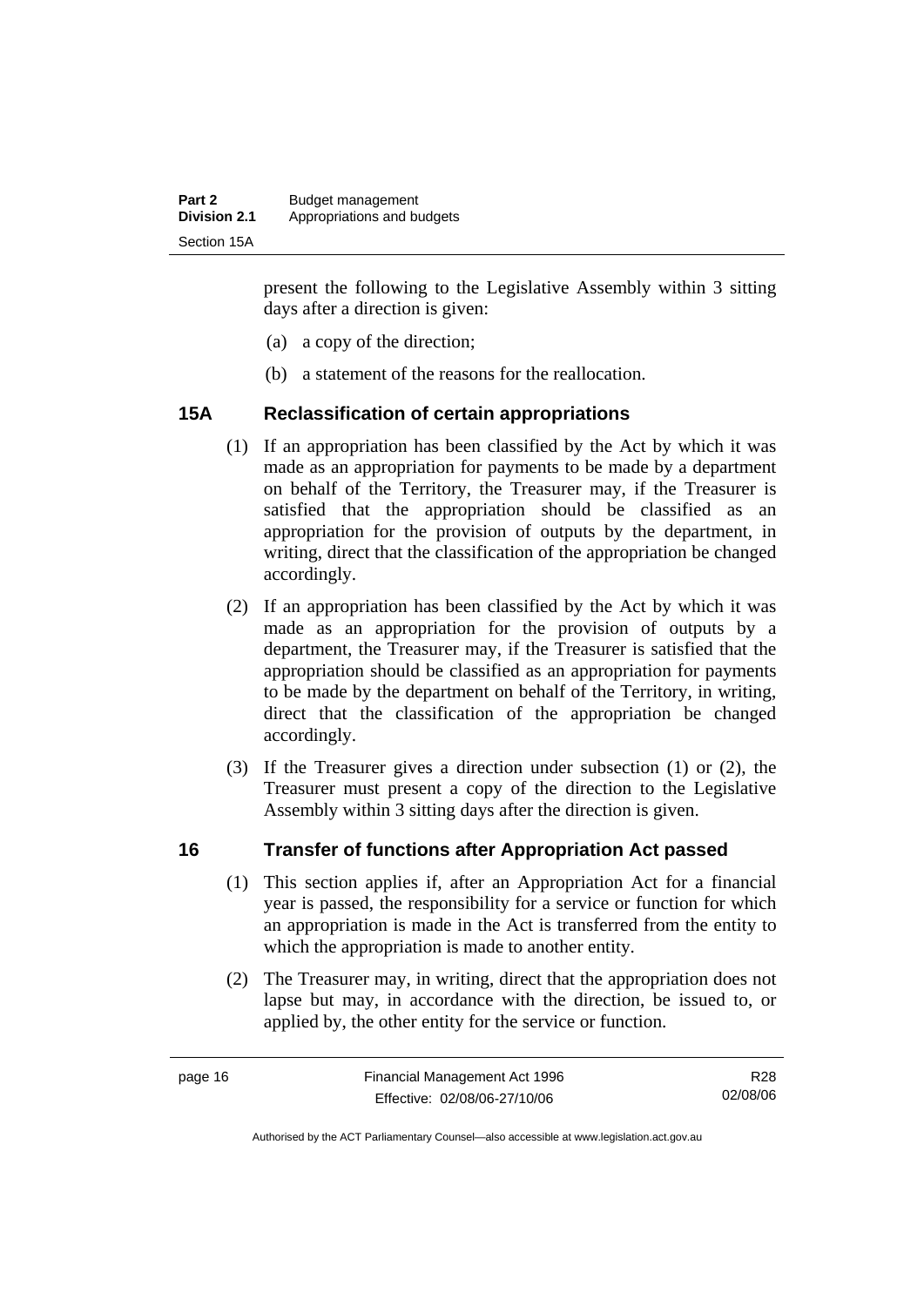present the following to the Legislative Assembly within 3 sitting days after a direction is given:

(a) a copy of the direction;

(b) a statement of the reasons for the reallocation.

## 15A Reclassification of certain appropriations

(1) If an appropriation has been classified by the Act by which it was made as an appropriation for payments to be made by a department on behalf of the Territory, the Treasurer may, if the Treasurer is satisfied that the appropriation should be classified as an appropriation for the provision of outputs by the department, in writing, direct that the classification of the appropriation be changed accordingly.

(2) If an appropriation has been classified by the Act by which it was made as an appropriation for the provision of outputs by a department, the Treasurer may, if the Treasurer is satisfied that the appropriation should be classified as an appropriation for payments to be made by the department on behalf of the Territory, in writing, direct that the classification of the appropriation be changed accordingly.

(3) If the Treasurer gives a direction under subsection (1) or (2), the Treasurer must present a copy of the direction to the Legislative Assembly within 3 sitting days after the direction is given.

## 16 Transfer of functions after Appropriation Act passed

(1) This section applies if, after an Appropriation Act for a financial year is passed, the responsibility for a service or function for which an appropriation is made in the Act is transferred from the entity to which the appropriation is made to another entity.

(2) The Treasurer may, in writing, direct that the appropriation does not lapse but may, in accordance with the direction, be issued to, or applied by, the other entity for the service or function.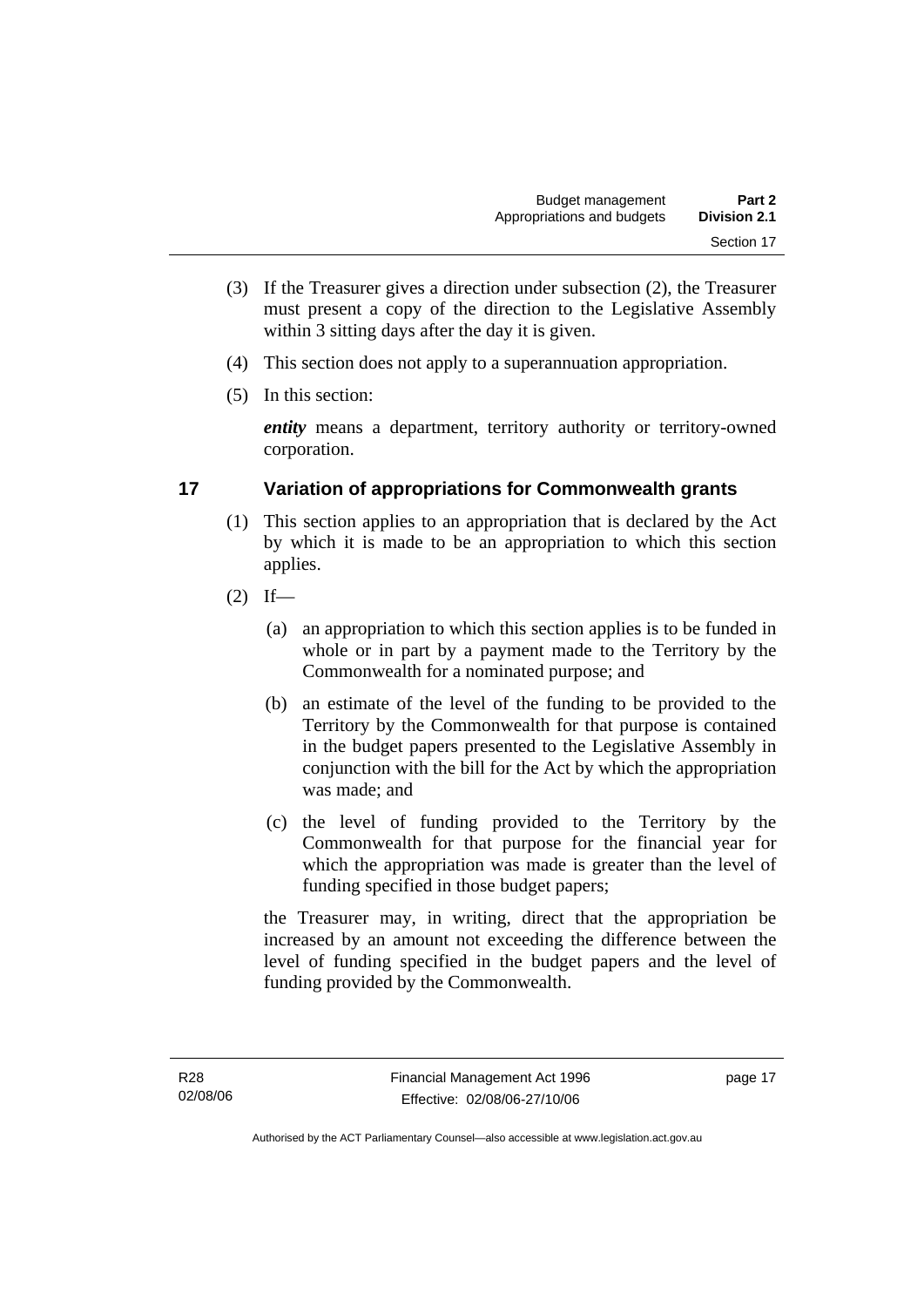(3) If the Treasurer gives a direction under subsection (2), the Treasurer must present a copy of the direction to the Legislative Assembly within 3 sitting days after the day it is given.

(4) This section does not apply to a superannuation appropriation.

(5) In this section:

***entity*** means a department, territory authority or territory-owned corporation.

## 17 Variation of appropriations for Commonwealth grants

(1) This section applies to an appropriation that is declared by the Act by which it is made to be an appropriation to which this section applies.

(2) If—

- (a) an appropriation to which this section applies is to be funded in whole or in part by a payment made to the Territory by the Commonwealth for a nominated purpose; and
- (b) an estimate of the level of the funding to be provided to the Territory by the Commonwealth for that purpose is contained in the budget papers presented to the Legislative Assembly in conjunction with the bill for the Act by which the appropriation was made; and
- (c) the level of funding provided to the Territory by the Commonwealth for that purpose for the financial year for which the appropriation was made is greater than the level of funding specified in those budget papers;

the Treasurer may, in writing, direct that the appropriation be increased by an amount not exceeding the difference between the level of funding specified in the budget papers and the level of funding provided by the Commonwealth.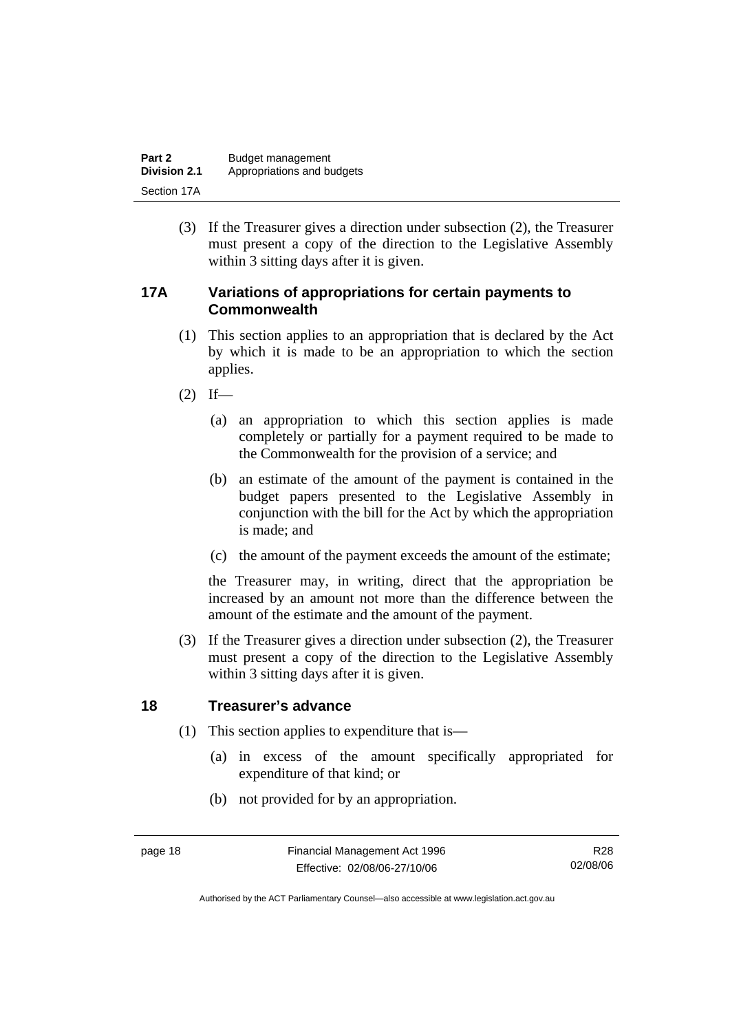(3) If the Treasurer gives a direction under subsection (2), the Treasurer must present a copy of the direction to the Legislative Assembly within 3 sitting days after it is given.

### 17A Variations of appropriations for certain payments to Commonwealth

(1) This section applies to an appropriation that is declared by the Act by which it is made to be an appropriation to which the section applies.

(2) If—

(a) an appropriation to which this section applies is made completely or partially for a payment required to be made to the Commonwealth for the provision of a service; and

(b) an estimate of the amount of the payment is contained in the budget papers presented to the Legislative Assembly in conjunction with the bill for the Act by which the appropriation is made; and

(c) the amount of the payment exceeds the amount of the estimate;

the Treasurer may, in writing, direct that the appropriation be increased by an amount not more than the difference between the amount of the estimate and the amount of the payment.

(3) If the Treasurer gives a direction under subsection (2), the Treasurer must present a copy of the direction to the Legislative Assembly within 3 sitting days after it is given.

### 18 Treasurer's advance

(1) This section applies to expenditure that is—

(a) in excess of the amount specifically appropriated for expenditure of that kind; or

(b) not provided for by an appropriation.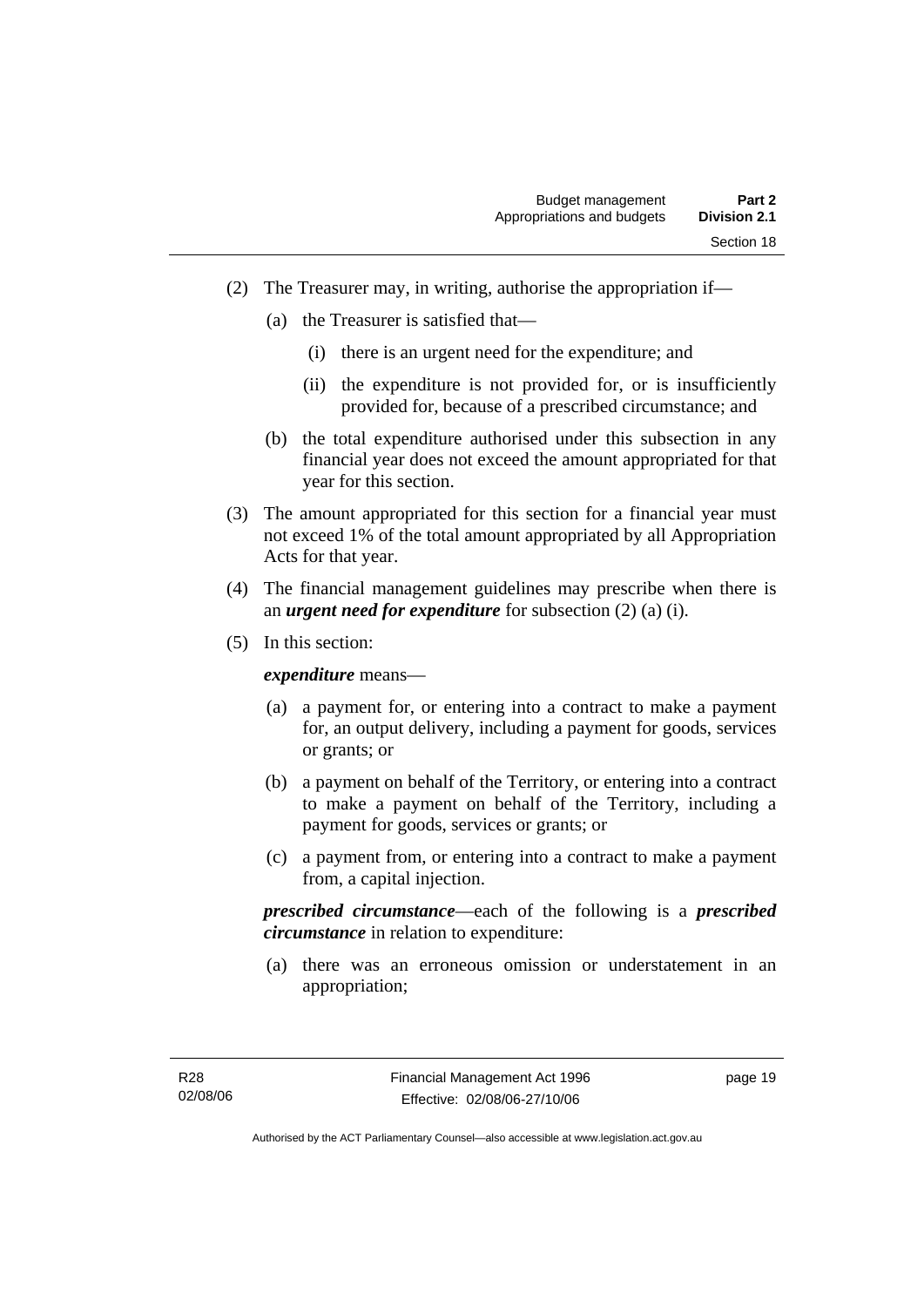(2) The Treasurer may, in writing, authorise the appropriation if—

(a) the Treasurer is satisfied that—

(i) there is an urgent need for the expenditure; and

(ii) the expenditure is not provided for, or is insufficiently provided for, because of a prescribed circumstance; and

(b) the total expenditure authorised under this subsection in any financial year does not exceed the amount appropriated for that year for this section.

(3) The amount appropriated for this section for a financial year must not exceed 1% of the total amount appropriated by all Appropriation Acts for that year.

(4) The financial management guidelines may prescribe when there is an ***urgent need for expenditure*** for subsection (2) (a) (i).

(5) In this section:

***expenditure*** means—

(a) a payment for, or entering into a contract to make a payment for, an output delivery, including a payment for goods, services or grants; or

(b) a payment on behalf of the Territory, or entering into a contract to make a payment on behalf of the Territory, including a payment for goods, services or grants; or

(c) a payment from, or entering into a contract to make a payment from, a capital injection.

***prescribed circumstance***—each of the following is a ***prescribed circumstance*** in relation to expenditure:

(a) there was an erroneous omission or understatement in an appropriation;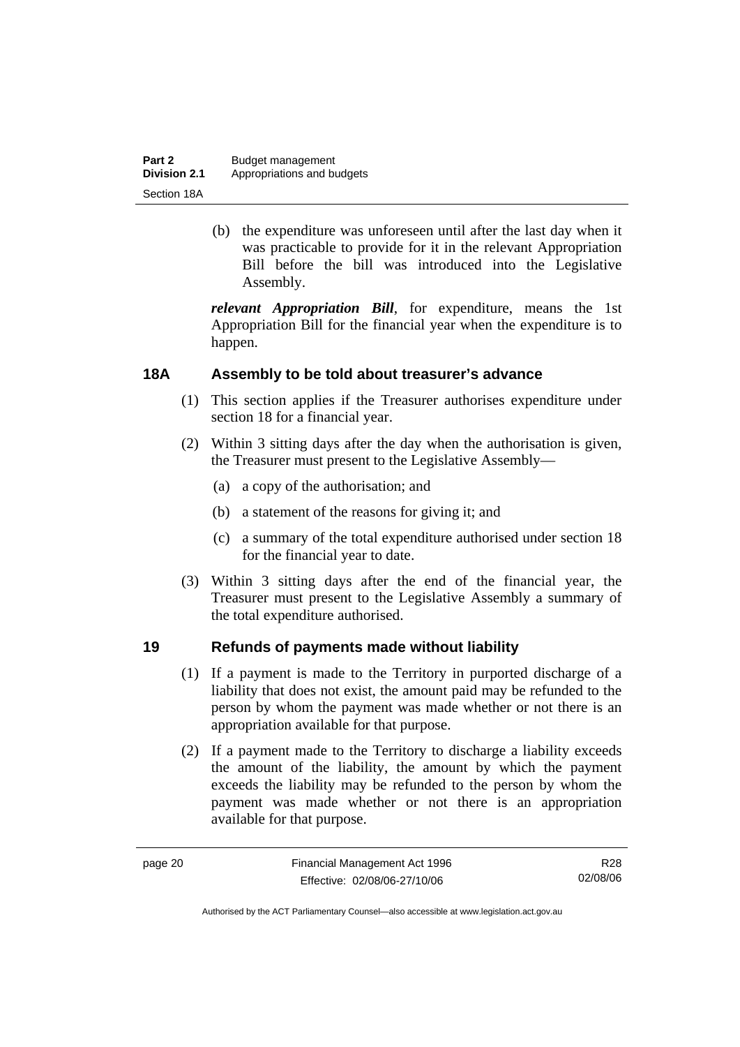(b) the expenditure was unforeseen until after the last day when it was practicable to provide for it in the relevant Appropriation Bill before the bill was introduced into the Legislative Assembly.

***relevant Appropriation Bill***, for expenditure, means the 1st Appropriation Bill for the financial year when the expenditure is to happen.

## 18A Assembly to be told about treasurer's advance

(1) This section applies if the Treasurer authorises expenditure under section 18 for a financial year.

(2) Within 3 sitting days after the day when the authorisation is given, the Treasurer must present to the Legislative Assembly—

- (a) a copy of the authorisation; and
- (b) a statement of the reasons for giving it; and
- (c) a summary of the total expenditure authorised under section 18 for the financial year to date.

(3) Within 3 sitting days after the end of the financial year, the Treasurer must present to the Legislative Assembly a summary of the total expenditure authorised.

## 19 Refunds of payments made without liability

(1) If a payment is made to the Territory in purported discharge of a liability that does not exist, the amount paid may be refunded to the person by whom the payment was made whether or not there is an appropriation available for that purpose.

(2) If a payment made to the Territory to discharge a liability exceeds the amount of the liability, the amount by which the payment exceeds the liability may be refunded to the person by whom the payment was made whether or not there is an appropriation available for that purpose.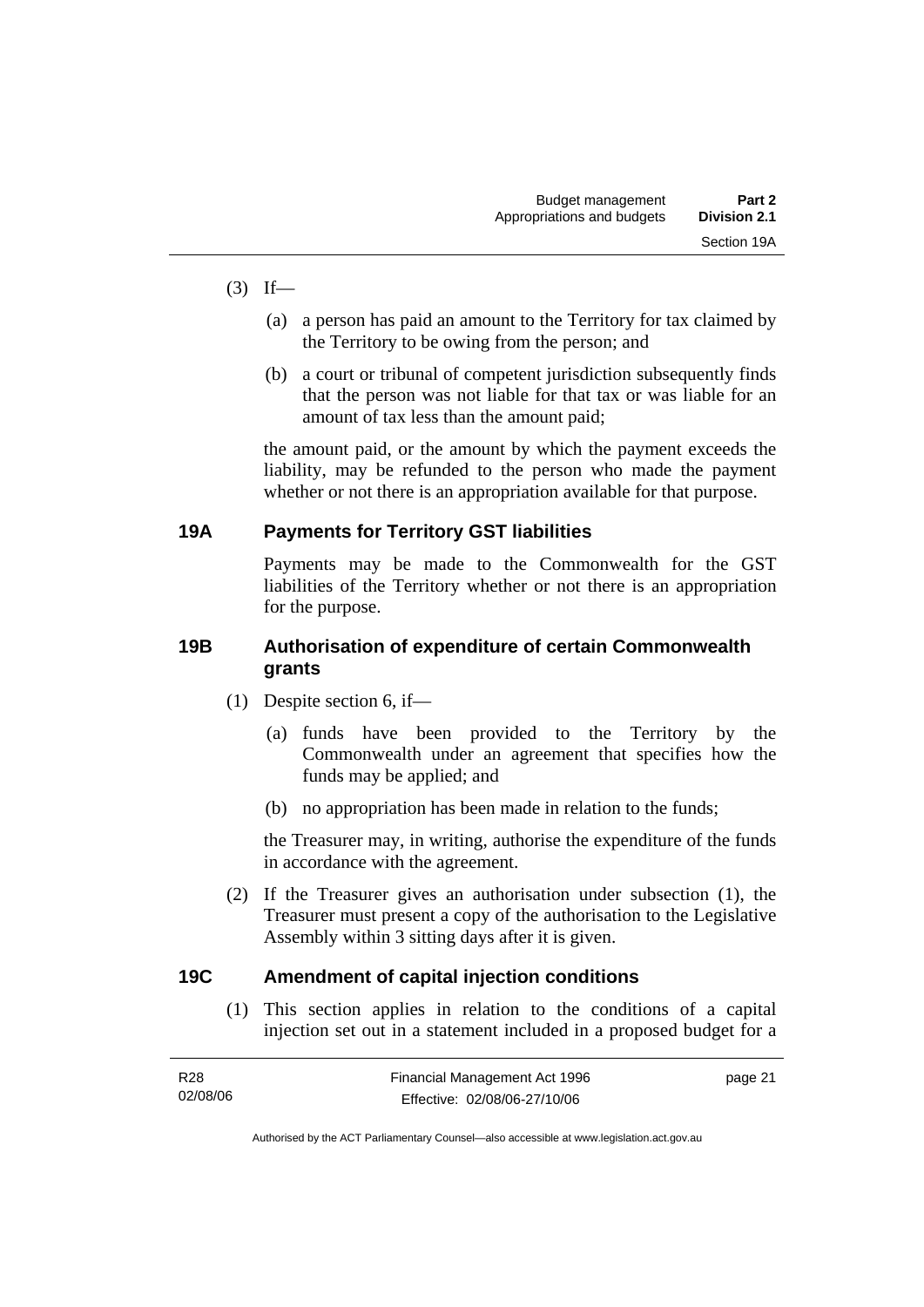(3) If—

(a) a person has paid an amount to the Territory for tax claimed by the Territory to be owing from the person; and

(b) a court or tribunal of competent jurisdiction subsequently finds that the person was not liable for that tax or was liable for an amount of tax less than the amount paid;

the amount paid, or the amount by which the payment exceeds the liability, may be refunded to the person who made the payment whether or not there is an appropriation available for that purpose.

## 19A Payments for Territory GST liabilities

Payments may be made to the Commonwealth for the GST liabilities of the Territory whether or not there is an appropriation for the purpose.

## 19B Authorisation of expenditure of certain Commonwealth grants

(1) Despite section 6, if—

(a) funds have been provided to the Territory by the Commonwealth under an agreement that specifies how the funds may be applied; and

(b) no appropriation has been made in relation to the funds;

the Treasurer may, in writing, authorise the expenditure of the funds in accordance with the agreement.

(2) If the Treasurer gives an authorisation under subsection (1), the Treasurer must present a copy of the authorisation to the Legislative Assembly within 3 sitting days after it is given.

## 19C Amendment of capital injection conditions

(1) This section applies in relation to the conditions of a capital injection set out in a statement included in a proposed budget for a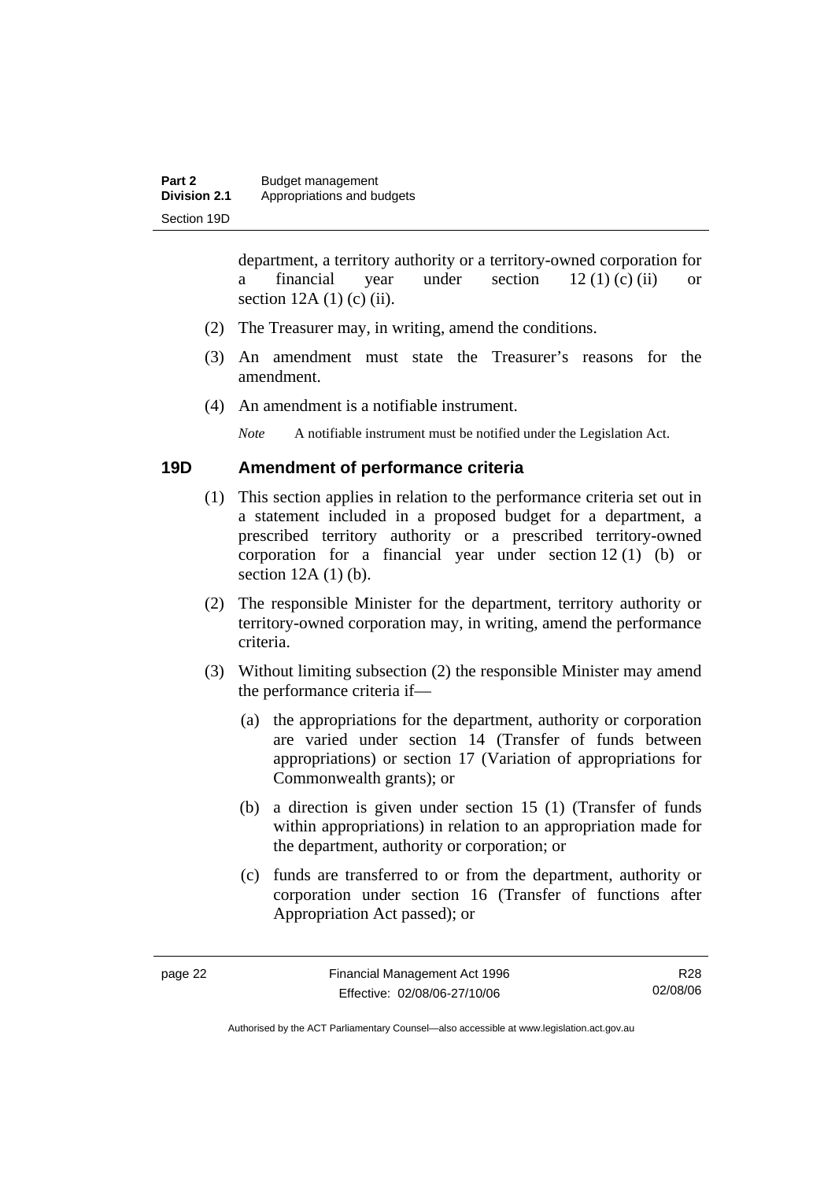department, a territory authority or a territory-owned corporation for a financial year under section 12 (1) (c) (ii) or section 12A (1) (c) (ii).

(2) The Treasurer may, in writing, amend the conditions.

(3) An amendment must state the Treasurer's reasons for the amendment.

(4) An amendment is a notifiable instrument.

*Note* A notifiable instrument must be notified under the Legislation Act.

## 19D Amendment of performance criteria

(1) This section applies in relation to the performance criteria set out in a statement included in a proposed budget for a department, a prescribed territory authority or a prescribed territory-owned corporation for a financial year under section 12 (1) (b) or section 12A (1) (b).

(2) The responsible Minister for the department, territory authority or territory-owned corporation may, in writing, amend the performance criteria.

(3) Without limiting subsection (2) the responsible Minister may amend the performance criteria if—

(a) the appropriations for the department, authority or corporation are varied under section 14 (Transfer of funds between appropriations) or section 17 (Variation of appropriations for Commonwealth grants); or

(b) a direction is given under section 15 (1) (Transfer of funds within appropriations) in relation to an appropriation made for the department, authority or corporation; or

(c) funds are transferred to or from the department, authority or corporation under section 16 (Transfer of functions after Appropriation Act passed); or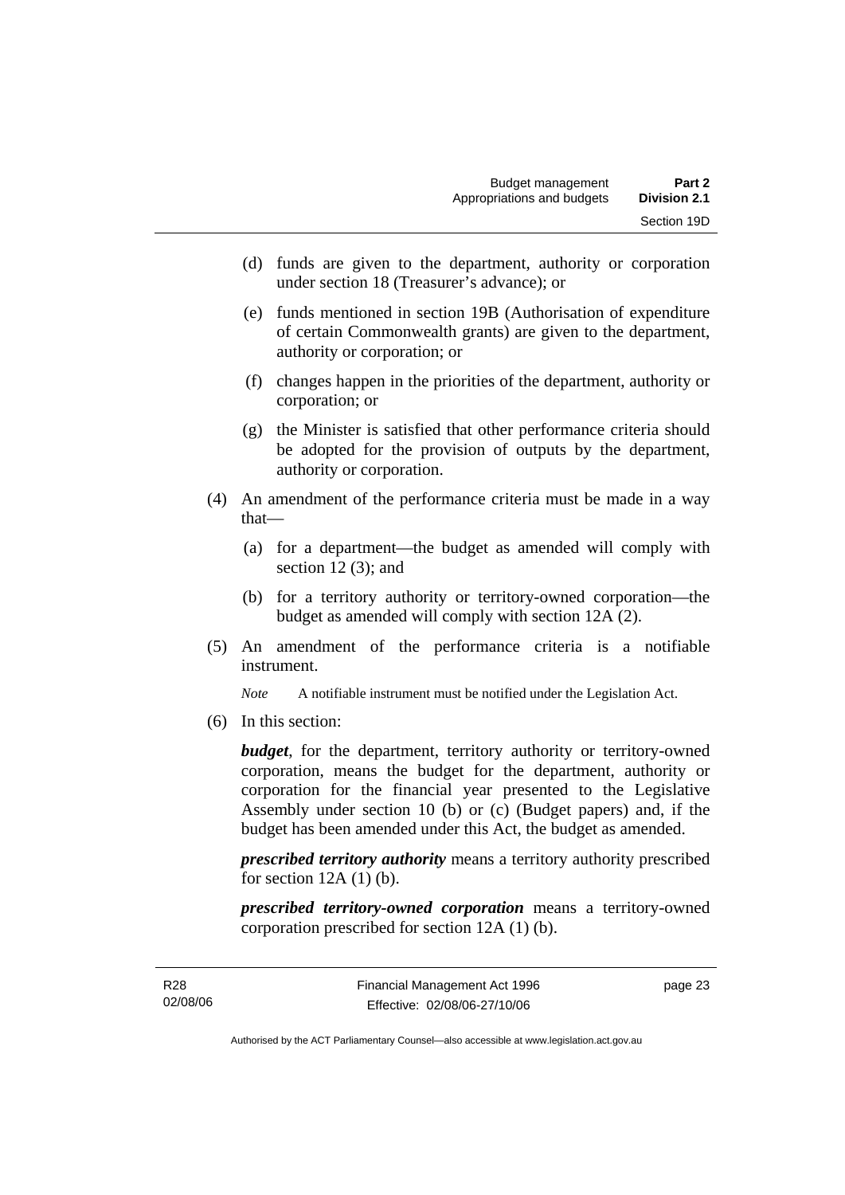(d) funds are given to the department, authority or corporation under section 18 (Treasurer's advance); or

(e) funds mentioned in section 19B (Authorisation of expenditure of certain Commonwealth grants) are given to the department, authority or corporation; or

(f) changes happen in the priorities of the department, authority or corporation; or

(g) the Minister is satisfied that other performance criteria should be adopted for the provision of outputs by the department, authority or corporation.

(4) An amendment of the performance criteria must be made in a way that—

(a) for a department—the budget as amended will comply with section 12 (3); and

(b) for a territory authority or territory-owned corporation—the budget as amended will comply with section 12A (2).

(5) An amendment of the performance criteria is a notifiable instrument.

*Note* A notifiable instrument must be notified under the Legislation Act.

(6) In this section:

***budget***, for the department, territory authority or territory-owned corporation, means the budget for the department, authority or corporation for the financial year presented to the Legislative Assembly under section 10 (b) or (c) (Budget papers) and, if the budget has been amended under this Act, the budget as amended.

***prescribed territory authority*** means a territory authority prescribed for section 12A (1) (b).

***prescribed territory-owned corporation*** means a territory-owned corporation prescribed for section 12A (1) (b).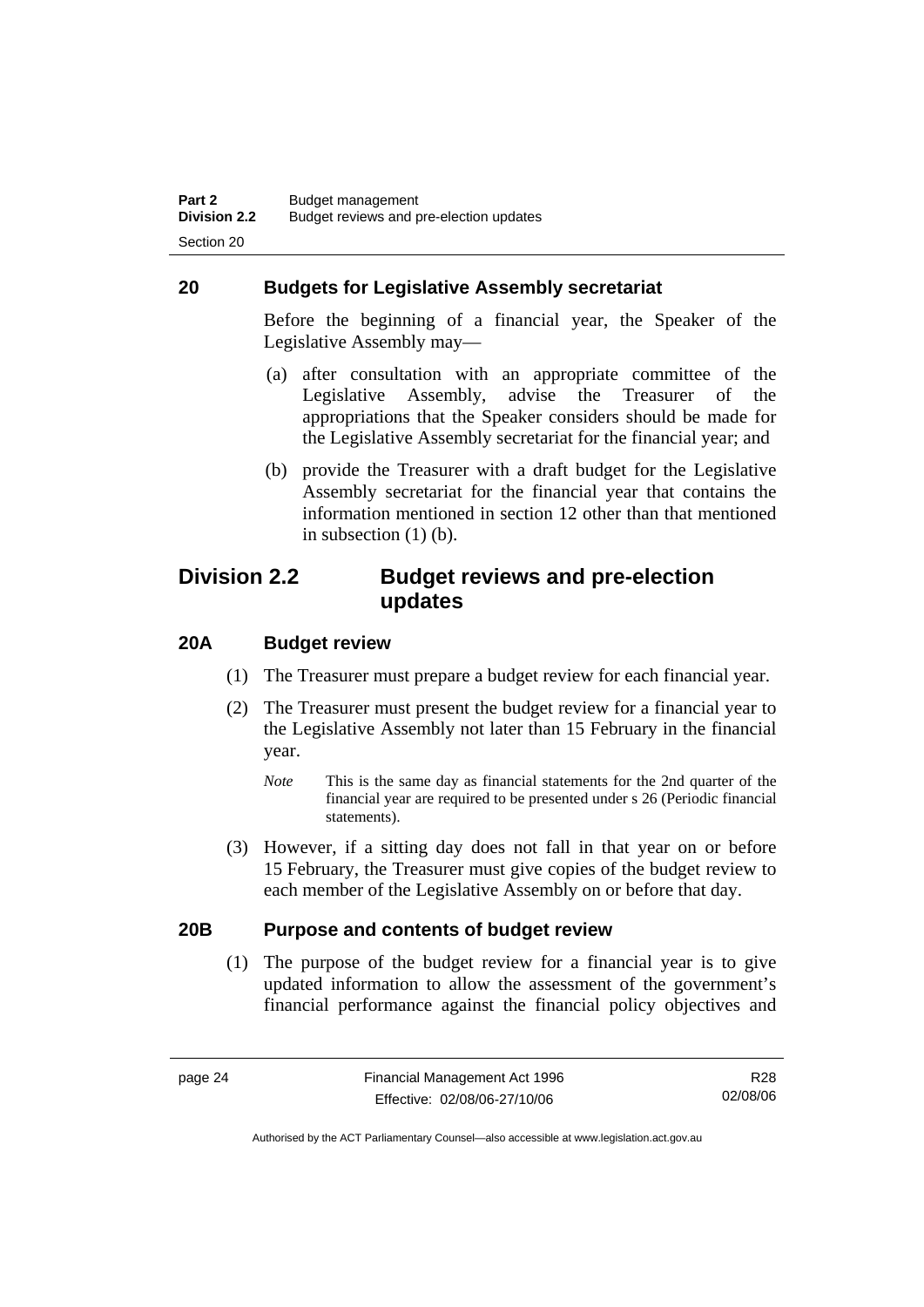### 20 Budgets for Legislative Assembly secretariat

Before the beginning of a financial year, the Speaker of the Legislative Assembly may—

(a) after consultation with an appropriate committee of the Legislative Assembly, advise the Treasurer of the appropriations that the Speaker considers should be made for the Legislative Assembly secretariat for the financial year; and

(b) provide the Treasurer with a draft budget for the Legislative Assembly secretariat for the financial year that contains the information mentioned in section 12 other than that mentioned in subsection (1) (b).

## Division 2.2 Budget reviews and pre-election updates

### 20A Budget review

(1) The Treasurer must prepare a budget review for each financial year.

(2) The Treasurer must present the budget review for a financial year to the Legislative Assembly not later than 15 February in the financial year.

*Note* This is the same day as financial statements for the 2nd quarter of the financial year are required to be presented under s 26 (Periodic financial statements).

(3) However, if a sitting day does not fall in that year on or before 15 February, the Treasurer must give copies of the budget review to each member of the Legislative Assembly on or before that day.

### 20B Purpose and contents of budget review

(1) The purpose of the budget review for a financial year is to give updated information to allow the assessment of the government's financial performance against the financial policy objectives and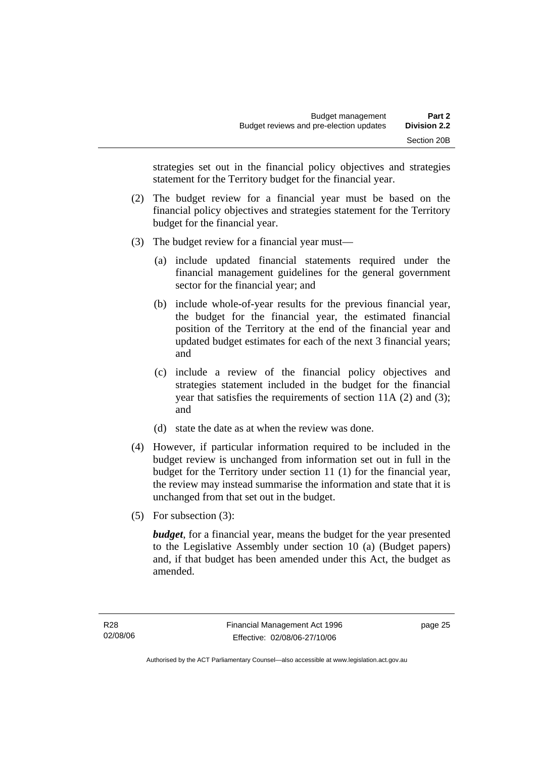strategies set out in the financial policy objectives and strategies statement for the Territory budget for the financial year.

(2) The budget review for a financial year must be based on the financial policy objectives and strategies statement for the Territory budget for the financial year.

(3) The budget review for a financial year must—

(a) include updated financial statements required under the financial management guidelines for the general government sector for the financial year; and

(b) include whole-of-year results for the previous financial year, the budget for the financial year, the estimated financial position of the Territory at the end of the financial year and updated budget estimates for each of the next 3 financial years; and

(c) include a review of the financial policy objectives and strategies statement included in the budget for the financial year that satisfies the requirements of section 11A (2) and (3); and

(d) state the date as at when the review was done.

(4) However, if particular information required to be included in the budget review is unchanged from information set out in full in the budget for the Territory under section 11 (1) for the financial year, the review may instead summarise the information and state that it is unchanged from that set out in the budget.

(5) For subsection (3):

***budget***, for a financial year, means the budget for the year presented to the Legislative Assembly under section 10 (a) (Budget papers) and, if that budget has been amended under this Act, the budget as amended.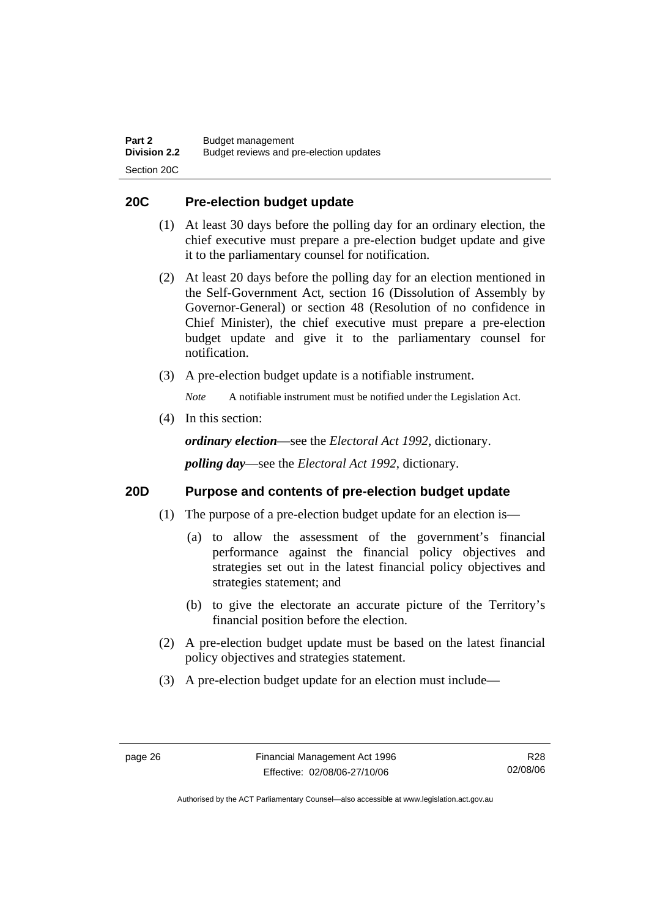## 20C Pre-election budget update

(1) At least 30 days before the polling day for an ordinary election, the chief executive must prepare a pre-election budget update and give it to the parliamentary counsel for notification.

(2) At least 20 days before the polling day for an election mentioned in the Self-Government Act, section 16 (Dissolution of Assembly by Governor-General) or section 48 (Resolution of no confidence in Chief Minister), the chief executive must prepare a pre-election budget update and give it to the parliamentary counsel for notification.

(3) A pre-election budget update is a notifiable instrument.

*Note* A notifiable instrument must be notified under the Legislation Act.

(4) In this section:

***ordinary election***—see the *Electoral Act 1992*, dictionary.

***polling day***—see the *Electoral Act 1992*, dictionary.

## 20D Purpose and contents of pre-election budget update

(1) The purpose of a pre-election budget update for an election is—

(a) to allow the assessment of the government's financial performance against the financial policy objectives and strategies set out in the latest financial policy objectives and strategies statement; and

(b) to give the electorate an accurate picture of the Territory's financial position before the election.

(2) A pre-election budget update must be based on the latest financial policy objectives and strategies statement.

(3) A pre-election budget update for an election must include—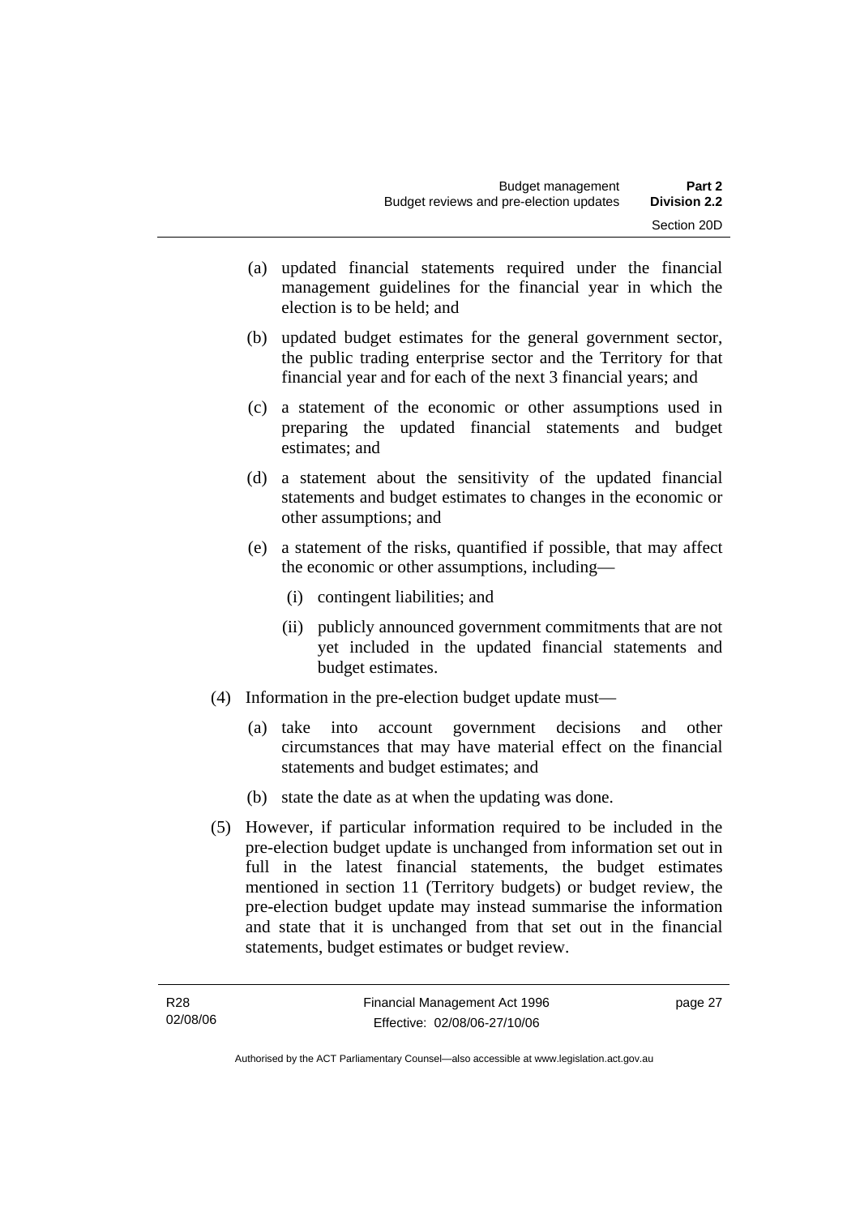(a) updated financial statements required under the financial management guidelines for the financial year in which the election is to be held; and

(b) updated budget estimates for the general government sector, the public trading enterprise sector and the Territory for that financial year and for each of the next 3 financial years; and

(c) a statement of the economic or other assumptions used in preparing the updated financial statements and budget estimates; and

(d) a statement about the sensitivity of the updated financial statements and budget estimates to changes in the economic or other assumptions; and

(e) a statement of the risks, quantified if possible, that may affect the economic or other assumptions, including—

(i) contingent liabilities; and

(ii) publicly announced government commitments that are not yet included in the updated financial statements and budget estimates.

(4) Information in the pre-election budget update must—

(a) take into account government decisions and other circumstances that may have material effect on the financial statements and budget estimates; and

(b) state the date as at when the updating was done.

(5) However, if particular information required to be included in the pre-election budget update is unchanged from information set out in full in the latest financial statements, the budget estimates mentioned in section 11 (Territory budgets) or budget review, the pre-election budget update may instead summarise the information and state that it is unchanged from that set out in the financial statements, budget estimates or budget review.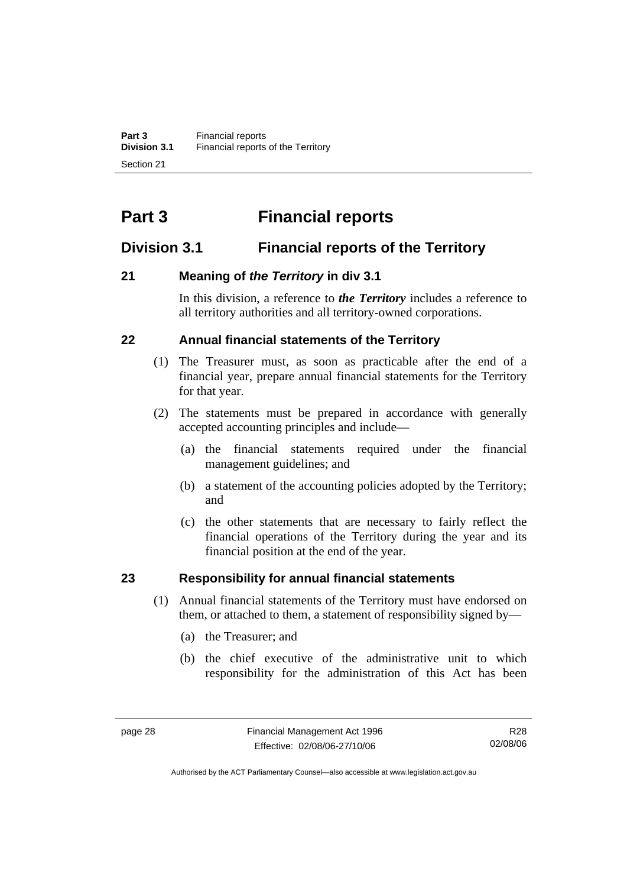# Part 3 Financial reports

## Division 3.1 Financial reports of the Territory

### 21 Meaning of *the Territory* in div 3.1

In this division, a reference to ***the Territory*** includes a reference to all territory authorities and all territory-owned corporations.

### 22 Annual financial statements of the Territory

(1) The Treasurer must, as soon as practicable after the end of a financial year, prepare annual financial statements for the Territory for that year.

(2) The statements must be prepared in accordance with generally accepted accounting principles and include—

(a) the financial statements required under the financial management guidelines; and

(b) a statement of the accounting policies adopted by the Territory; and

(c) the other statements that are necessary to fairly reflect the financial operations of the Territory during the year and its financial position at the end of the year.

### 23 Responsibility for annual financial statements

(1) Annual financial statements of the Territory must have endorsed on them, or attached to them, a statement of responsibility signed by—

(a) the Treasurer; and

(b) the chief executive of the administrative unit to which responsibility for the administration of this Act has been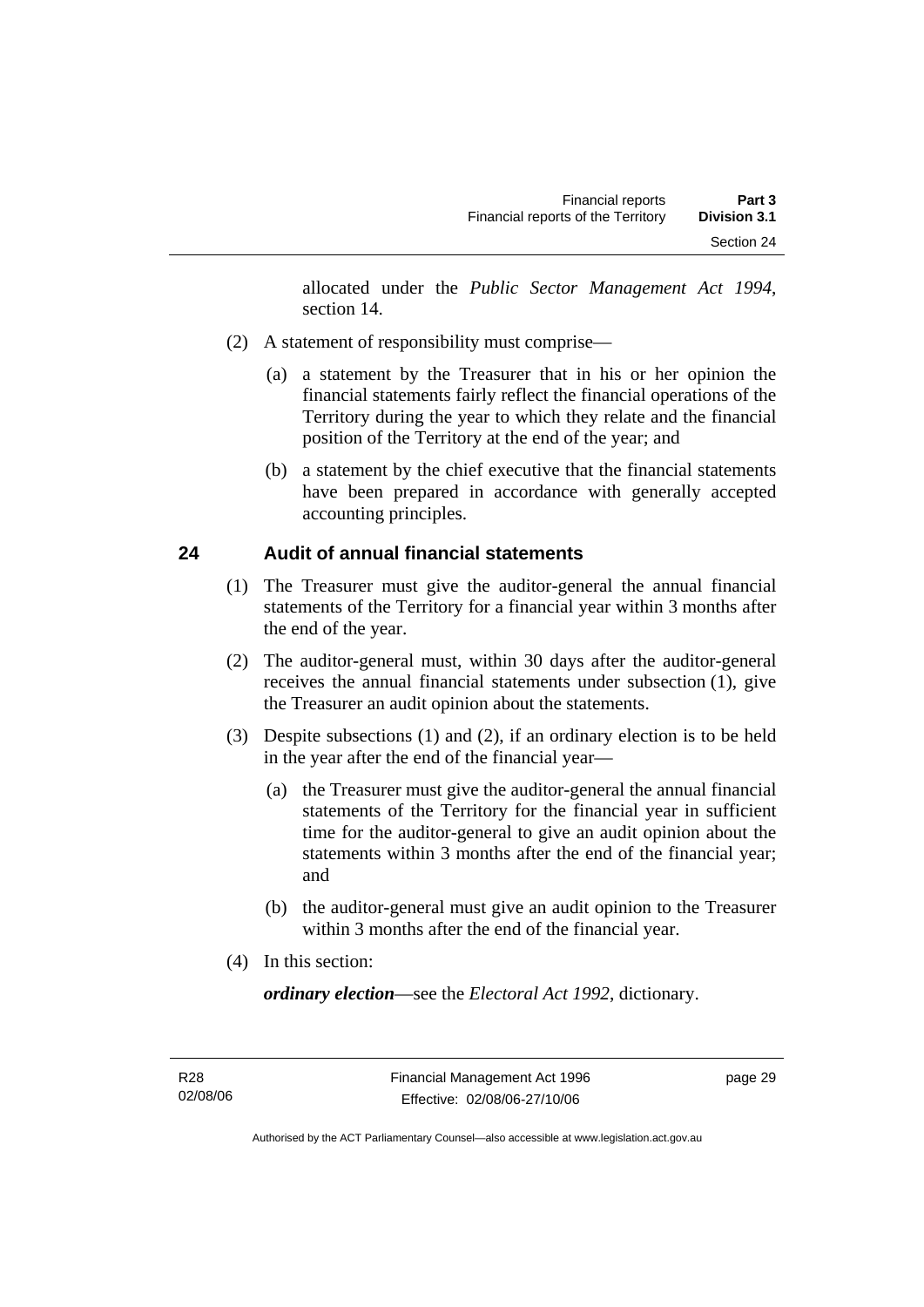allocated under the *Public Sector Management Act 1994*, section 14.

(2) A statement of responsibility must comprise—

(a) a statement by the Treasurer that in his or her opinion the financial statements fairly reflect the financial operations of the Territory during the year to which they relate and the financial position of the Territory at the end of the year; and

(b) a statement by the chief executive that the financial statements have been prepared in accordance with generally accepted accounting principles.

## 24 Audit of annual financial statements

(1) The Treasurer must give the auditor-general the annual financial statements of the Territory for a financial year within 3 months after the end of the year.

(2) The auditor-general must, within 30 days after the auditor-general receives the annual financial statements under subsection (1), give the Treasurer an audit opinion about the statements.

(3) Despite subsections (1) and (2), if an ordinary election is to be held in the year after the end of the financial year—

(a) the Treasurer must give the auditor-general the annual financial statements of the Territory for the financial year in sufficient time for the auditor-general to give an audit opinion about the statements within 3 months after the end of the financial year; and

(b) the auditor-general must give an audit opinion to the Treasurer within 3 months after the end of the financial year.

(4) In this section:

***ordinary election***—see the *Electoral Act 1992*, dictionary.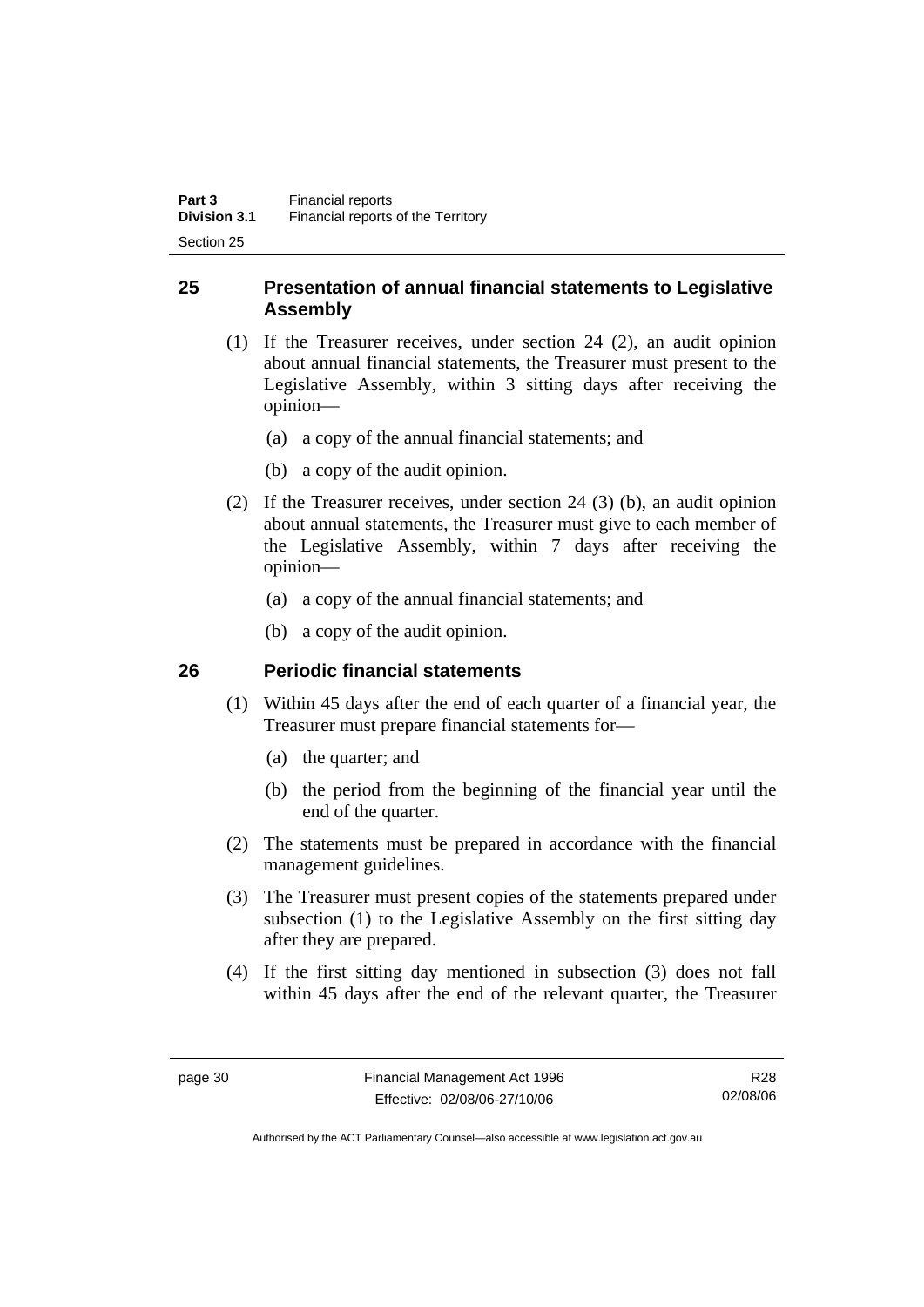## 25 Presentation of annual financial statements to Legislative Assembly

(1) If the Treasurer receives, under section 24 (2), an audit opinion about annual financial statements, the Treasurer must present to the Legislative Assembly, within 3 sitting days after receiving the opinion—

(a) a copy of the annual financial statements; and

(b) a copy of the audit opinion.

(2) If the Treasurer receives, under section 24 (3) (b), an audit opinion about annual statements, the Treasurer must give to each member of the Legislative Assembly, within 7 days after receiving the opinion—

(a) a copy of the annual financial statements; and

(b) a copy of the audit opinion.

## 26 Periodic financial statements

(1) Within 45 days after the end of each quarter of a financial year, the Treasurer must prepare financial statements for—

(a) the quarter; and

(b) the period from the beginning of the financial year until the end of the quarter.

(2) The statements must be prepared in accordance with the financial management guidelines.

(3) The Treasurer must present copies of the statements prepared under subsection (1) to the Legislative Assembly on the first sitting day after they are prepared.

(4) If the first sitting day mentioned in subsection (3) does not fall within 45 days after the end of the relevant quarter, the Treasurer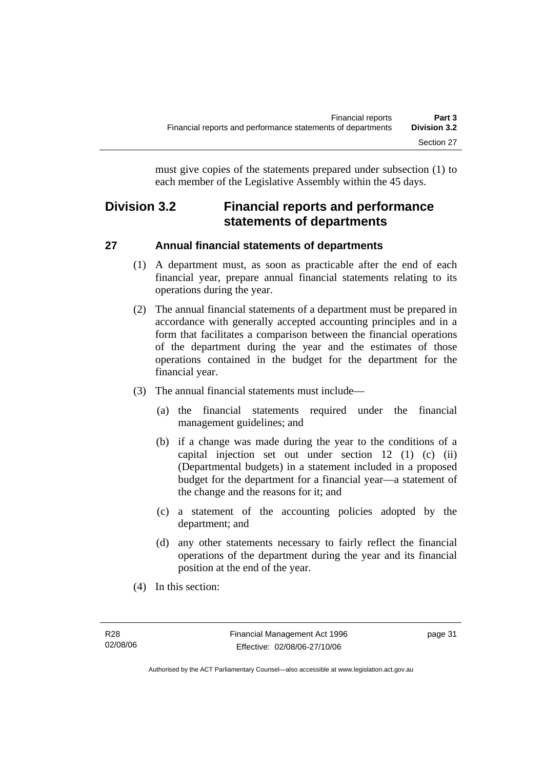must give copies of the statements prepared under subsection (1) to each member of the Legislative Assembly within the 45 days.

## Division 3.2 Financial reports and performance statements of departments

### 27 Annual financial statements of departments

(1) A department must, as soon as practicable after the end of each financial year, prepare annual financial statements relating to its operations during the year.

(2) The annual financial statements of a department must be prepared in accordance with generally accepted accounting principles and in a form that facilitates a comparison between the financial operations of the department during the year and the estimates of those operations contained in the budget for the department for the financial year.

(3) The annual financial statements must include—

(a) the financial statements required under the financial management guidelines; and

(b) if a change was made during the year to the conditions of a capital injection set out under section 12 (1) (c) (ii) (Departmental budgets) in a statement included in a proposed budget for the department for a financial year—a statement of the change and the reasons for it; and

(c) a statement of the accounting policies adopted by the department; and

(d) any other statements necessary to fairly reflect the financial operations of the department during the year and its financial position at the end of the year.

(4) In this section: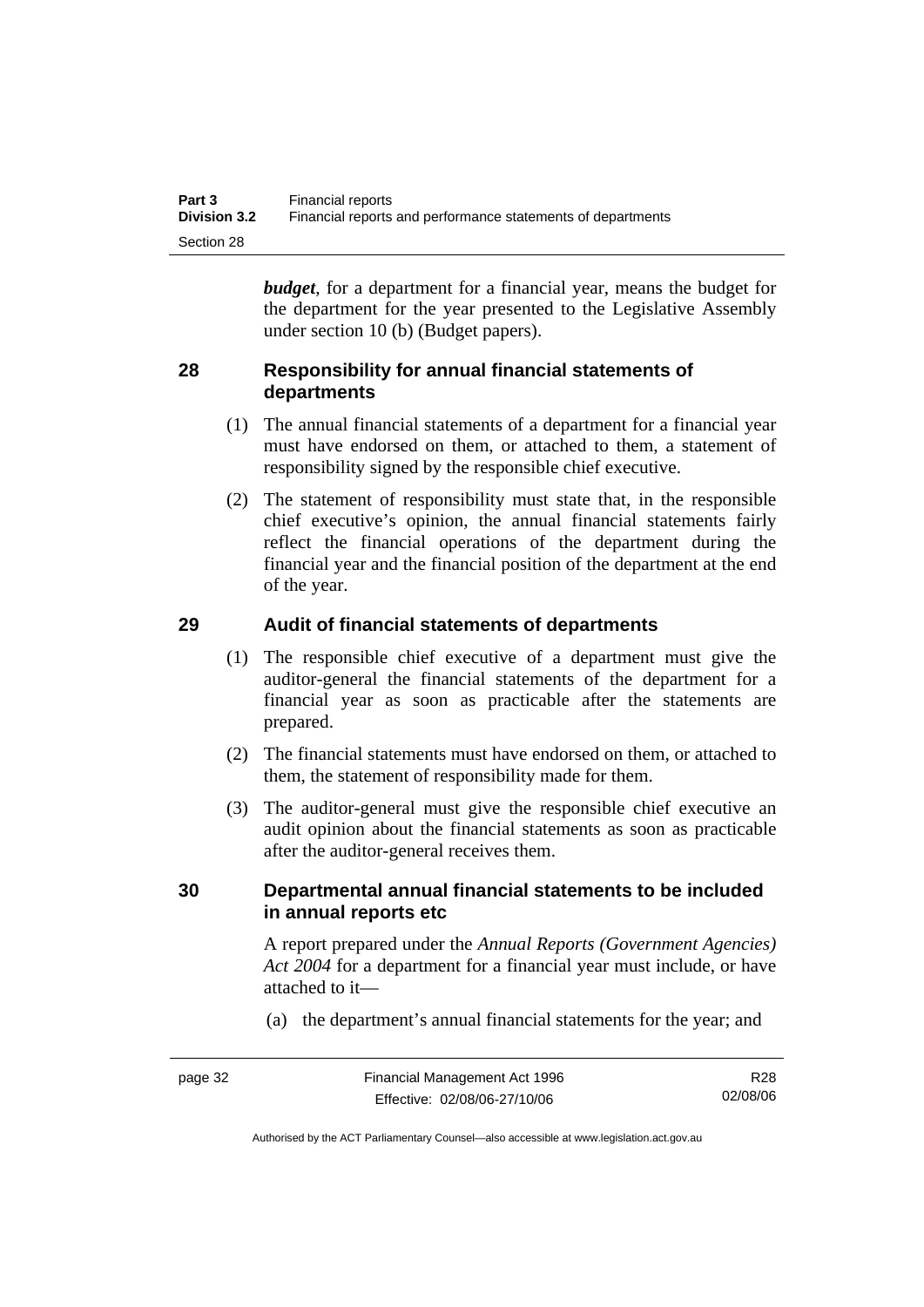***budget***, for a department for a financial year, means the budget for the department for the year presented to the Legislative Assembly under section 10 (b) (Budget papers).

## 28 Responsibility for annual financial statements of departments

(1) The annual financial statements of a department for a financial year must have endorsed on them, or attached to them, a statement of responsibility signed by the responsible chief executive.

(2) The statement of responsibility must state that, in the responsible chief executive's opinion, the annual financial statements fairly reflect the financial operations of the department during the financial year and the financial position of the department at the end of the year.

## 29 Audit of financial statements of departments

(1) The responsible chief executive of a department must give the auditor-general the financial statements of the department for a financial year as soon as practicable after the statements are prepared.

(2) The financial statements must have endorsed on them, or attached to them, the statement of responsibility made for them.

(3) The auditor-general must give the responsible chief executive an audit opinion about the financial statements as soon as practicable after the auditor-general receives them.

## 30 Departmental annual financial statements to be included in annual reports etc

A report prepared under the *Annual Reports (Government Agencies) Act 2004* for a department for a financial year must include, or have attached to it—

(a) the department's annual financial statements for the year; and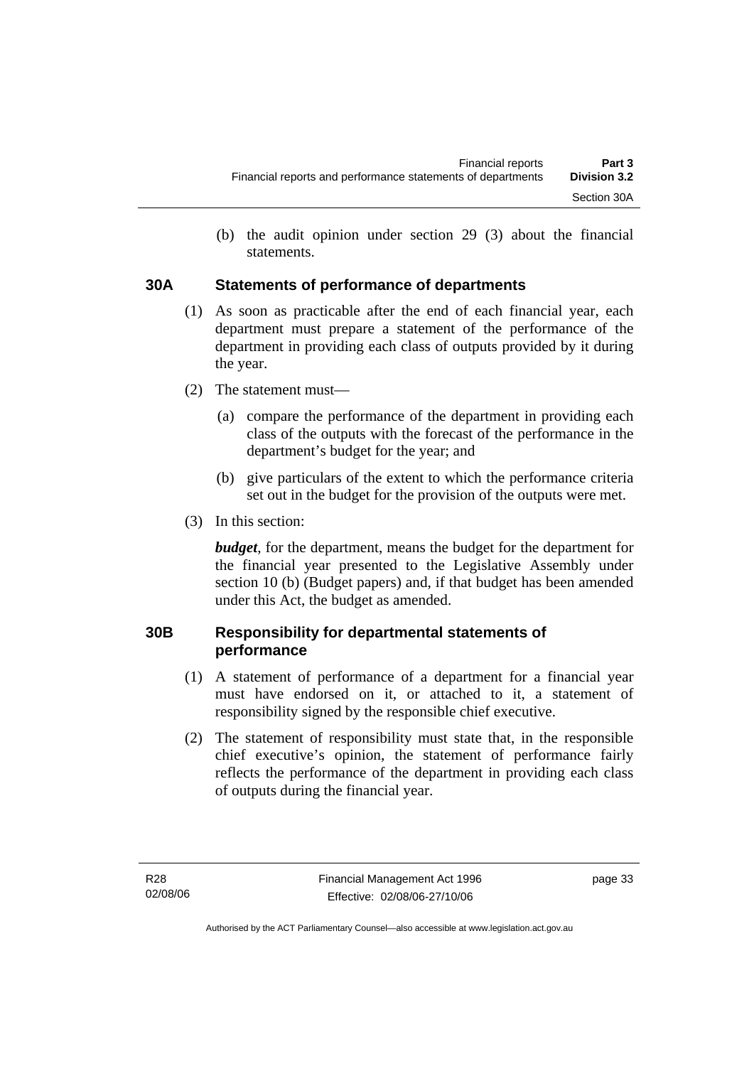(b) the audit opinion under section 29 (3) about the financial statements.

## 30A Statements of performance of departments

(1) As soon as practicable after the end of each financial year, each department must prepare a statement of the performance of the department in providing each class of outputs provided by it during the year.

(2) The statement must—

(a) compare the performance of the department in providing each class of the outputs with the forecast of the performance in the department's budget for the year; and

(b) give particulars of the extent to which the performance criteria set out in the budget for the provision of the outputs were met.

(3) In this section:

***budget***, for the department, means the budget for the department for the financial year presented to the Legislative Assembly under section 10 (b) (Budget papers) and, if that budget has been amended under this Act, the budget as amended.

## 30B Responsibility for departmental statements of performance

(1) A statement of performance of a department for a financial year must have endorsed on it, or attached to it, a statement of responsibility signed by the responsible chief executive.

(2) The statement of responsibility must state that, in the responsible chief executive's opinion, the statement of performance fairly reflects the performance of the department in providing each class of outputs during the financial year.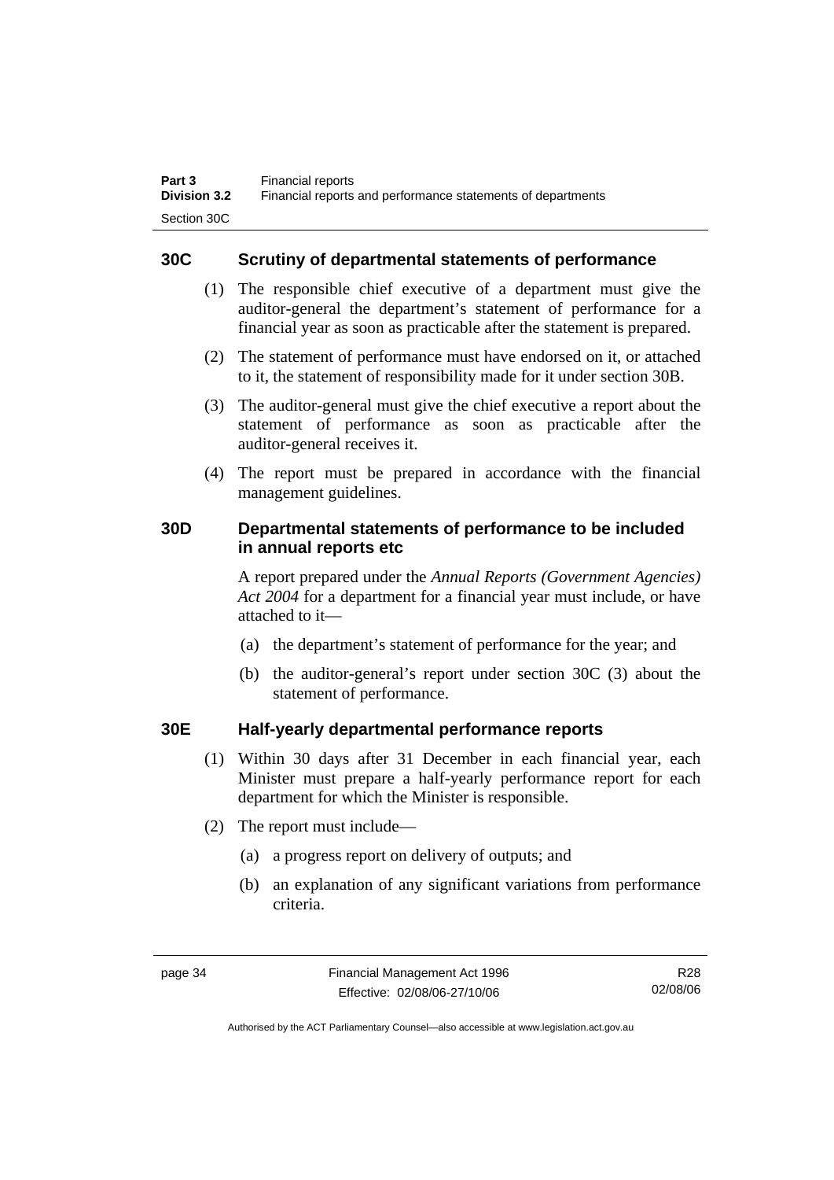## 30C Scrutiny of departmental statements of performance

(1) The responsible chief executive of a department must give the auditor-general the department's statement of performance for a financial year as soon as practicable after the statement is prepared.

(2) The statement of performance must have endorsed on it, or attached to it, the statement of responsibility made for it under section 30B.

(3) The auditor-general must give the chief executive a report about the statement of performance as soon as practicable after the auditor-general receives it.

(4) The report must be prepared in accordance with the financial management guidelines.

## 30D Departmental statements of performance to be included in annual reports etc

A report prepared under the *Annual Reports (Government Agencies) Act 2004* for a department for a financial year must include, or have attached to it—

(a) the department's statement of performance for the year; and

(b) the auditor-general's report under section 30C (3) about the statement of performance.

## 30E Half-yearly departmental performance reports

(1) Within 30 days after 31 December in each financial year, each Minister must prepare a half-yearly performance report for each department for which the Minister is responsible.

(2) The report must include—

(a) a progress report on delivery of outputs; and

(b) an explanation of any significant variations from performance criteria.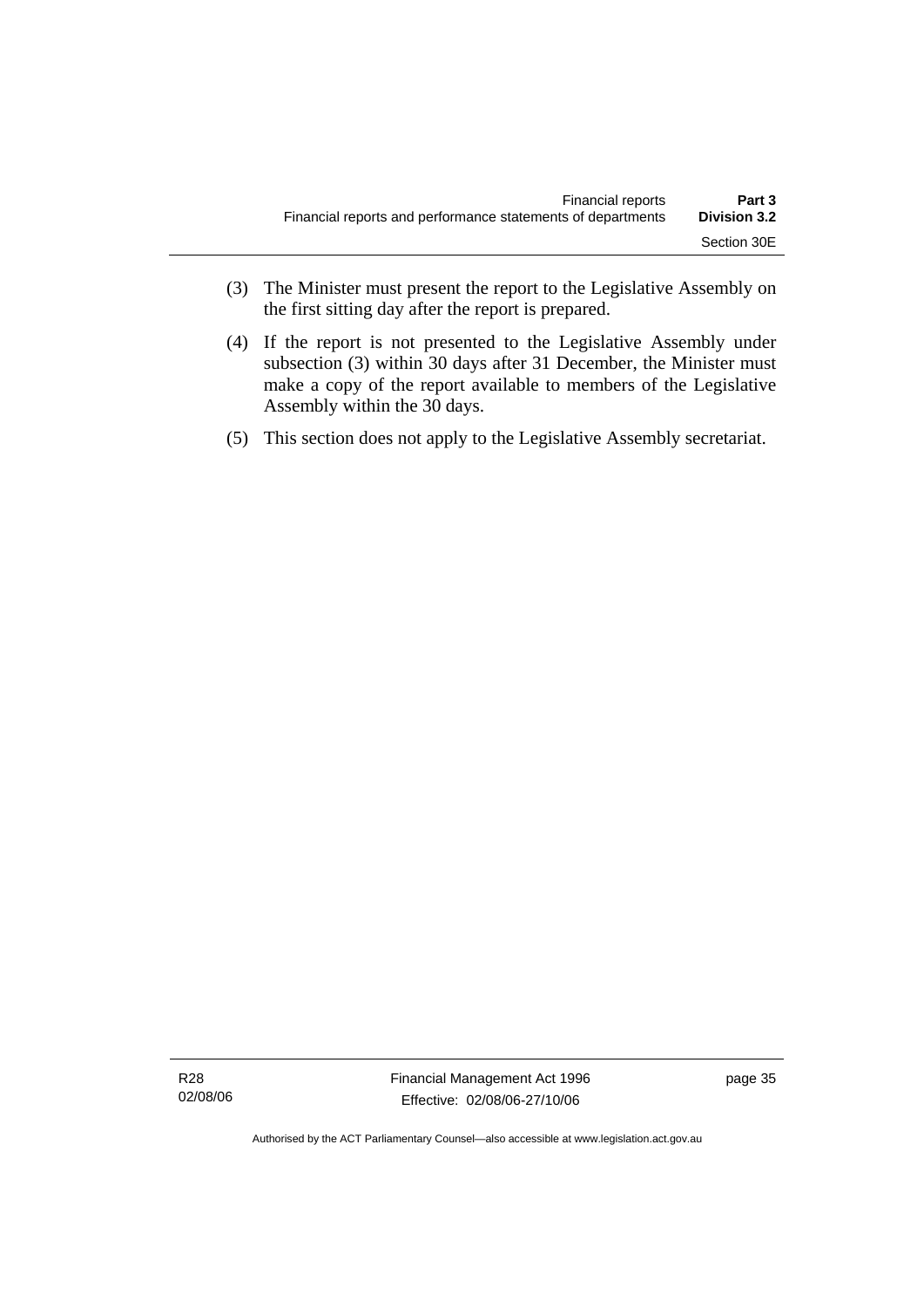(3) The Minister must present the report to the Legislative Assembly on the first sitting day after the report is prepared.

(4) If the report is not presented to the Legislative Assembly under subsection (3) within 30 days after 31 December, the Minister must make a copy of the report available to members of the Legislative Assembly within the 30 days.

(5) This section does not apply to the Legislative Assembly secretariat.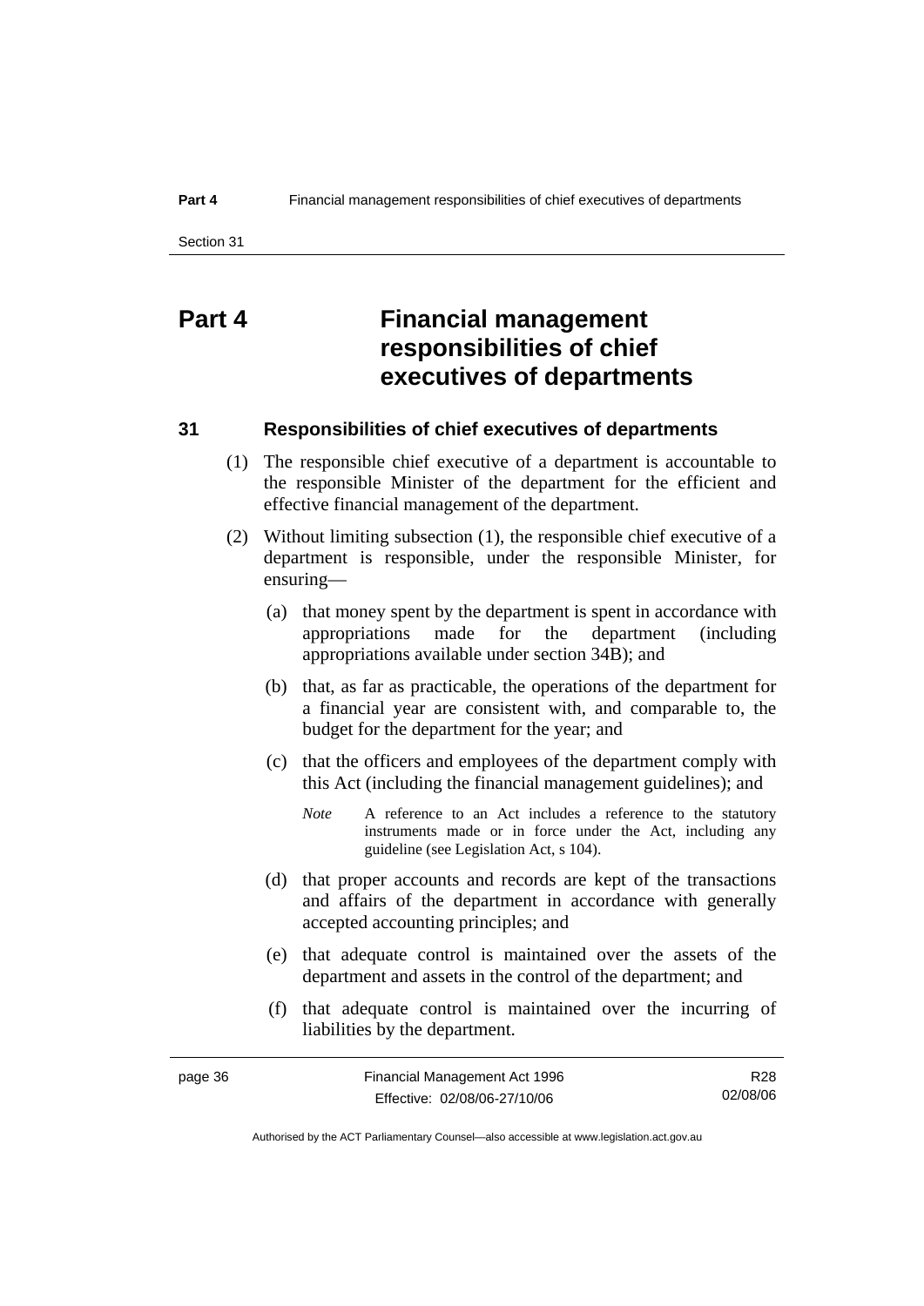# Part 4 Financial management responsibilities of chief executives of departments

## 31 Responsibilities of chief executives of departments

(1) The responsible chief executive of a department is accountable to the responsible Minister of the department for the efficient and effective financial management of the department.

(2) Without limiting subsection (1), the responsible chief executive of a department is responsible, under the responsible Minister, for ensuring—

(a) that money spent by the department is spent in accordance with appropriations made for the department (including appropriations available under section 34B); and

(b) that, as far as practicable, the operations of the department for a financial year are consistent with, and comparable to, the budget for the department for the year; and

(c) that the officers and employees of the department comply with this Act (including the financial management guidelines); and

*Note* A reference to an Act includes a reference to the statutory instruments made or in force under the Act, including any guideline (see Legislation Act, s 104).

(d) that proper accounts and records are kept of the transactions and affairs of the department in accordance with generally accepted accounting principles; and

(e) that adequate control is maintained over the assets of the department and assets in the control of the department; and

(f) that adequate control is maintained over the incurring of liabilities by the department.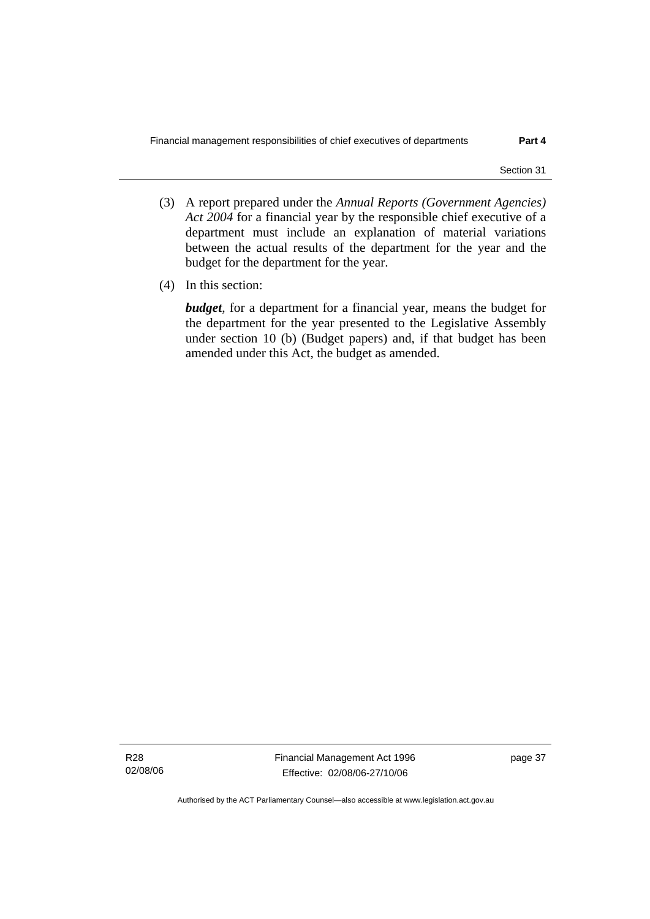(3) A report prepared under the *Annual Reports (Government Agencies) Act 2004* for a financial year by the responsible chief executive of a department must include an explanation of material variations between the actual results of the department for the year and the budget for the department for the year.

(4) In this section:

***budget***, for a department for a financial year, means the budget for the department for the year presented to the Legislative Assembly under section 10 (b) (Budget papers) and, if that budget has been amended under this Act, the budget as amended.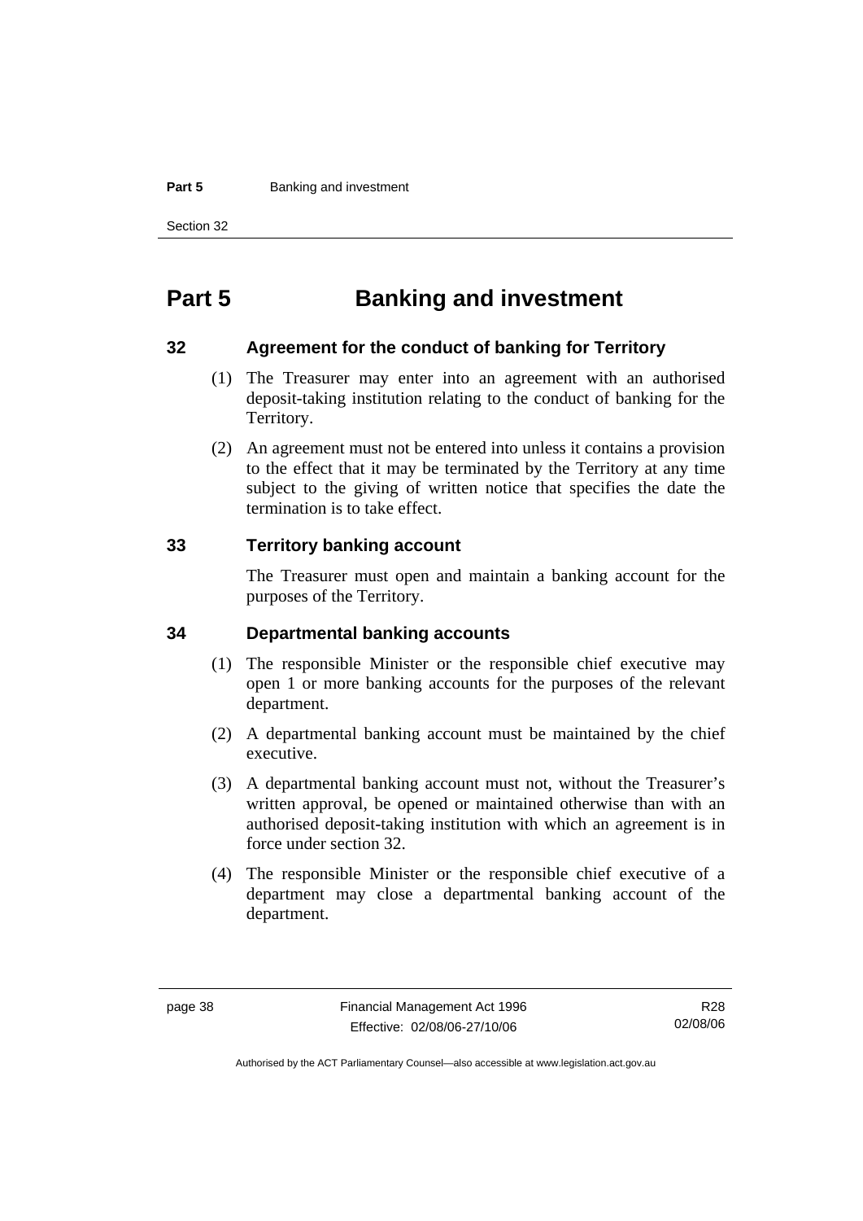# Part 5 Banking and investment

## 32 Agreement for the conduct of banking for Territory

(1) The Treasurer may enter into an agreement with an authorised deposit-taking institution relating to the conduct of banking for the Territory.

(2) An agreement must not be entered into unless it contains a provision to the effect that it may be terminated by the Territory at any time subject to the giving of written notice that specifies the date the termination is to take effect.

## 33 Territory banking account

The Treasurer must open and maintain a banking account for the purposes of the Territory.

## 34 Departmental banking accounts

(1) The responsible Minister or the responsible chief executive may open 1 or more banking accounts for the purposes of the relevant department.

(2) A departmental banking account must be maintained by the chief executive.

(3) A departmental banking account must not, without the Treasurer's written approval, be opened or maintained otherwise than with an authorised deposit-taking institution with which an agreement is in force under section 32.

(4) The responsible Minister or the responsible chief executive of a department may close a departmental banking account of the department.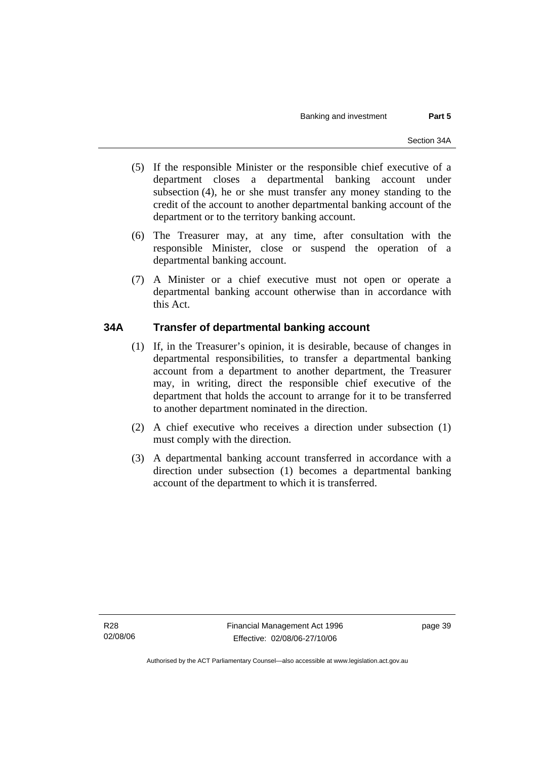(5) If the responsible Minister or the responsible chief executive of a department closes a departmental banking account under subsection (4), he or she must transfer any money standing to the credit of the account to another departmental banking account of the department or to the territory banking account.

(6) The Treasurer may, at any time, after consultation with the responsible Minister, close or suspend the operation of a departmental banking account.

(7) A Minister or a chief executive must not open or operate a departmental banking account otherwise than in accordance with this Act.

## 34A Transfer of departmental banking account

(1) If, in the Treasurer's opinion, it is desirable, because of changes in departmental responsibilities, to transfer a departmental banking account from a department to another department, the Treasurer may, in writing, direct the responsible chief executive of the department that holds the account to arrange for it to be transferred to another department nominated in the direction.

(2) A chief executive who receives a direction under subsection (1) must comply with the direction.

(3) A departmental banking account transferred in accordance with a direction under subsection (1) becomes a departmental banking account of the department to which it is transferred.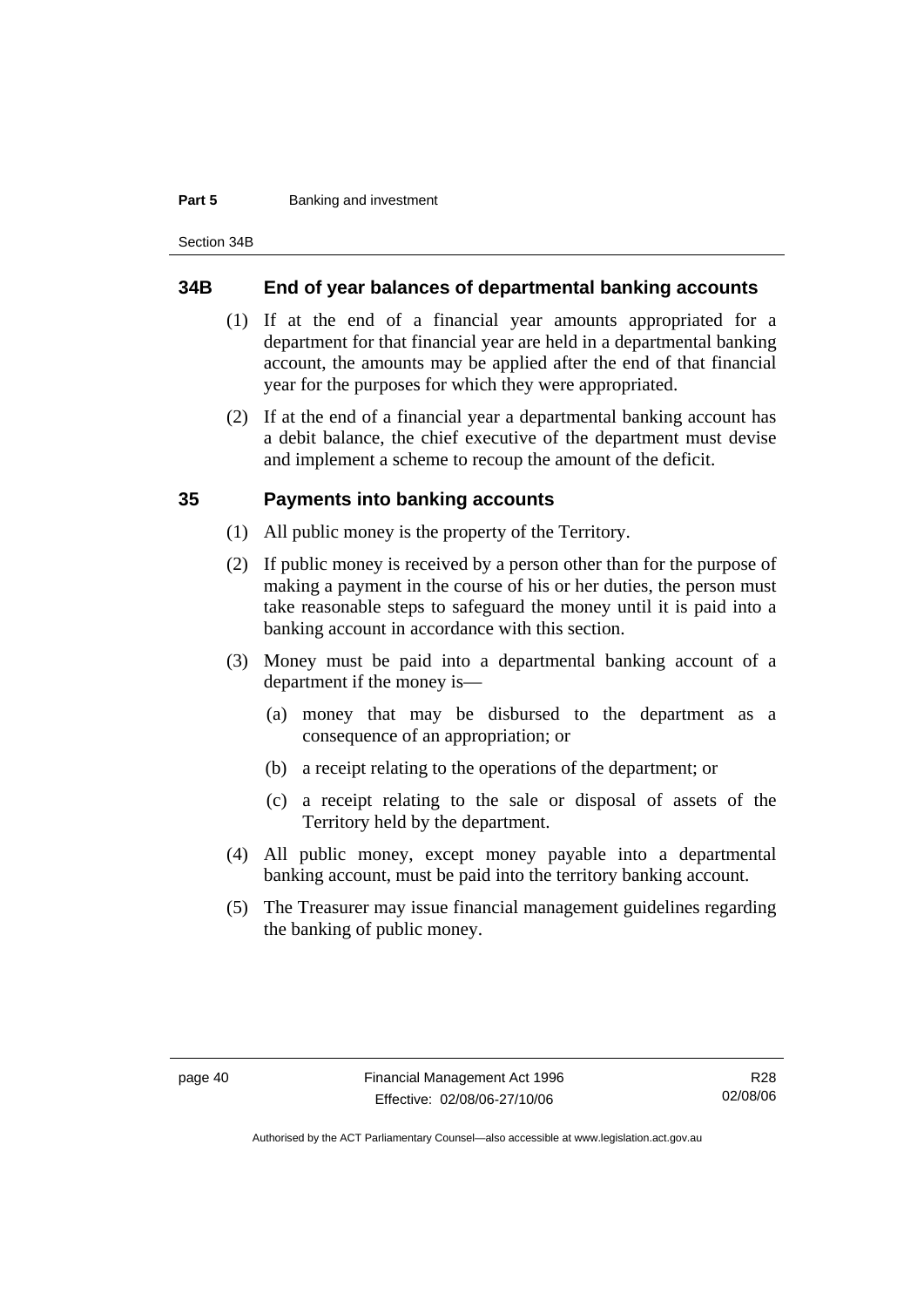## 34B End of year balances of departmental banking accounts

(1) If at the end of a financial year amounts appropriated for a department for that financial year are held in a departmental banking account, the amounts may be applied after the end of that financial year for the purposes for which they were appropriated.

(2) If at the end of a financial year a departmental banking account has a debit balance, the chief executive of the department must devise and implement a scheme to recoup the amount of the deficit.

## 35 Payments into banking accounts

(1) All public money is the property of the Territory.

(2) If public money is received by a person other than for the purpose of making a payment in the course of his or her duties, the person must take reasonable steps to safeguard the money until it is paid into a banking account in accordance with this section.

(3) Money must be paid into a departmental banking account of a department if the money is—

(a) money that may be disbursed to the department as a consequence of an appropriation; or

(b) a receipt relating to the operations of the department; or

(c) a receipt relating to the sale or disposal of assets of the Territory held by the department.

(4) All public money, except money payable into a departmental banking account, must be paid into the territory banking account.

(5) The Treasurer may issue financial management guidelines regarding the banking of public money.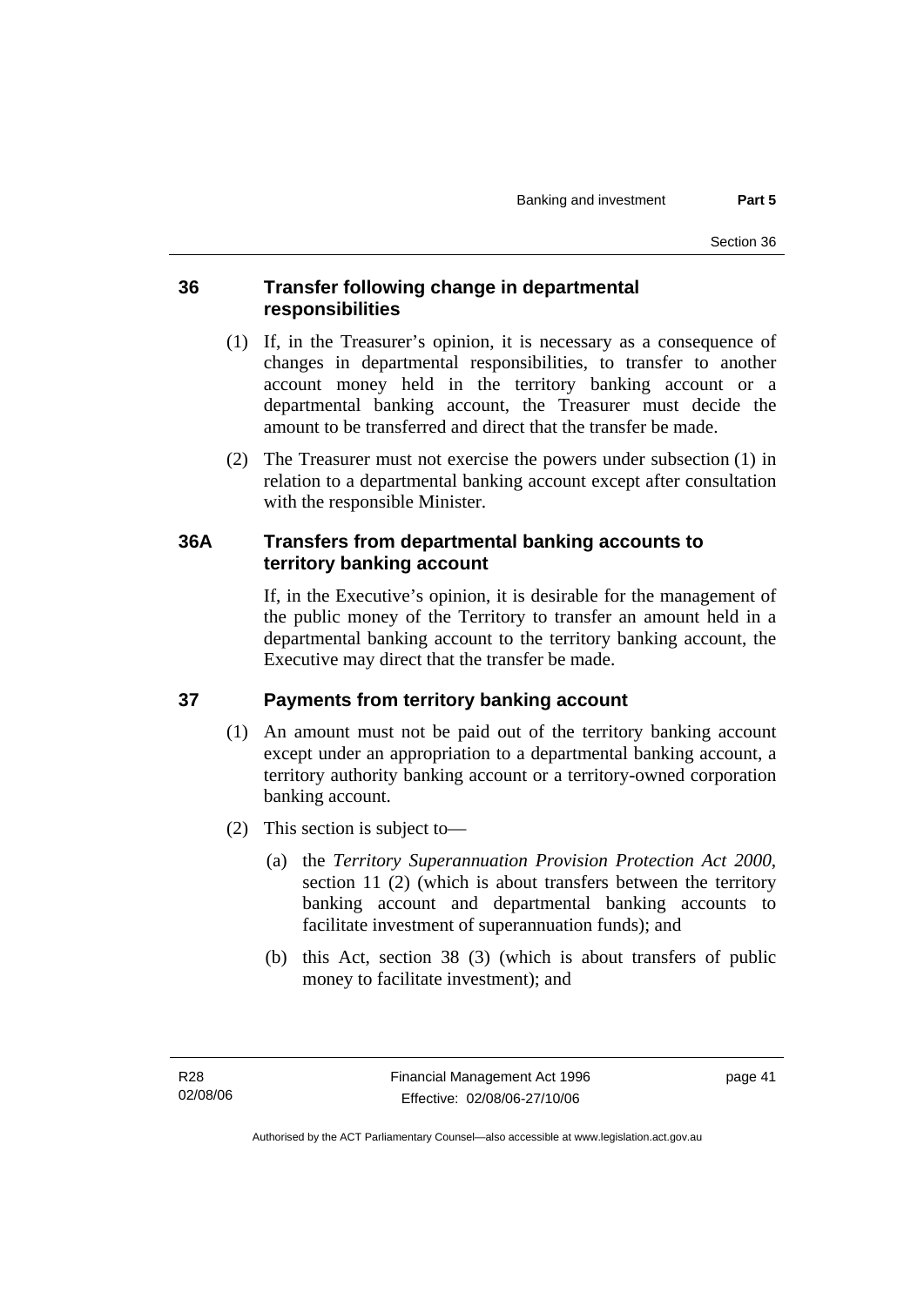## 36 Transfer following change in departmental responsibilities

(1) If, in the Treasurer's opinion, it is necessary as a consequence of changes in departmental responsibilities, to transfer to another account money held in the territory banking account or a departmental banking account, the Treasurer must decide the amount to be transferred and direct that the transfer be made.

(2) The Treasurer must not exercise the powers under subsection (1) in relation to a departmental banking account except after consultation with the responsible Minister.

## 36A Transfers from departmental banking accounts to territory banking account

If, in the Executive's opinion, it is desirable for the management of the public money of the Territory to transfer an amount held in a departmental banking account to the territory banking account, the Executive may direct that the transfer be made.

## 37 Payments from territory banking account

(1) An amount must not be paid out of the territory banking account except under an appropriation to a departmental banking account, a territory authority banking account or a territory-owned corporation banking account.

(2) This section is subject to—

(a) the *Territory Superannuation Provision Protection Act 2000*, section 11 (2) (which is about transfers between the territory banking account and departmental banking accounts to facilitate investment of superannuation funds); and

(b) this Act, section 38 (3) (which is about transfers of public money to facilitate investment); and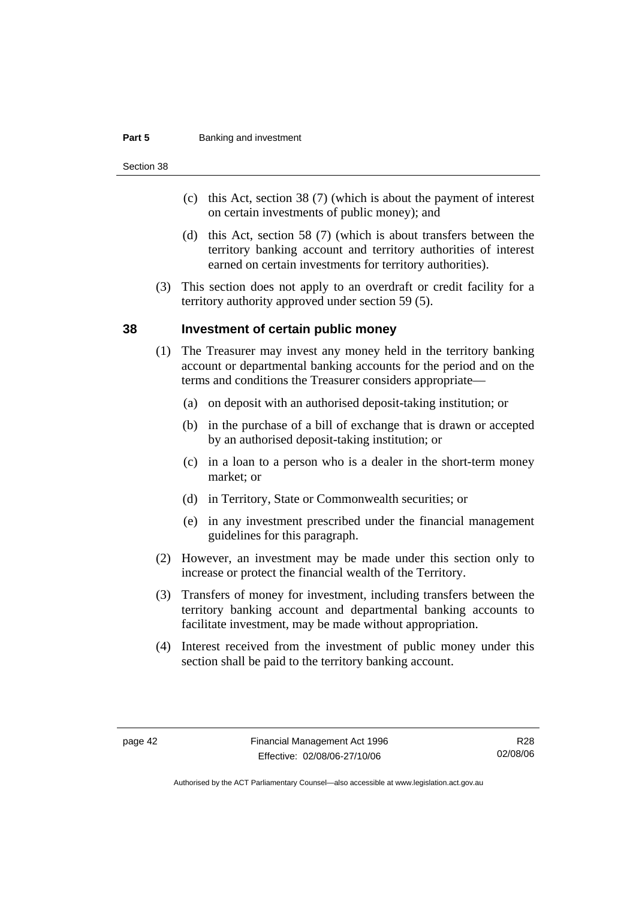(c) this Act, section 38 (7) (which is about the payment of interest on certain investments of public money); and

(d) this Act, section 58 (7) (which is about transfers between the territory banking account and territory authorities of interest earned on certain investments for territory authorities).

(3) This section does not apply to an overdraft or credit facility for a territory authority approved under section 59 (5).

## 38 Investment of certain public money

(1) The Treasurer may invest any money held in the territory banking account or departmental banking accounts for the period and on the terms and conditions the Treasurer considers appropriate—

(a) on deposit with an authorised deposit-taking institution; or

(b) in the purchase of a bill of exchange that is drawn or accepted by an authorised deposit-taking institution; or

(c) in a loan to a person who is a dealer in the short-term money market; or

(d) in Territory, State or Commonwealth securities; or

(e) in any investment prescribed under the financial management guidelines for this paragraph.

(2) However, an investment may be made under this section only to increase or protect the financial wealth of the Territory.

(3) Transfers of money for investment, including transfers between the territory banking account and departmental banking accounts to facilitate investment, may be made without appropriation.

(4) Interest received from the investment of public money under this section shall be paid to the territory banking account.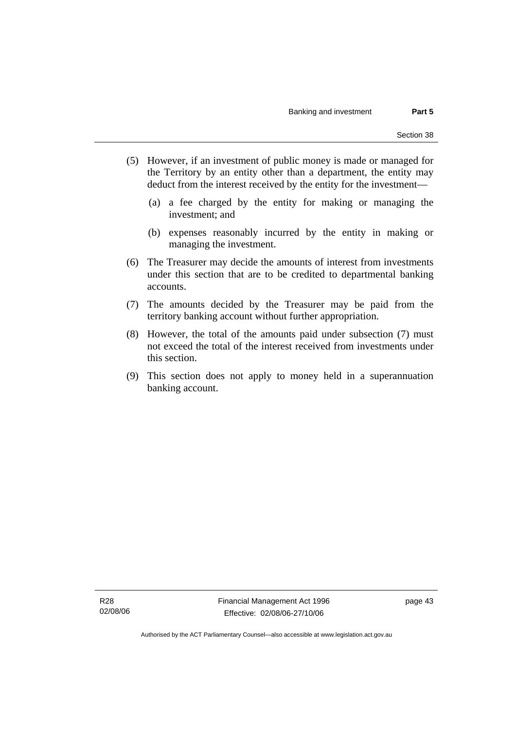(5) However, if an investment of public money is made or managed for the Territory by an entity other than a department, the entity may deduct from the interest received by the entity for the investment—

  (a) a fee charged by the entity for making or managing the investment; and

  (b) expenses reasonably incurred by the entity in making or managing the investment.

(6) The Treasurer may decide the amounts of interest from investments under this section that are to be credited to departmental banking accounts.

(7) The amounts decided by the Treasurer may be paid from the territory banking account without further appropriation.

(8) However, the total of the amounts paid under subsection (7) must not exceed the total of the interest received from investments under this section.

(9) This section does not apply to money held in a superannuation banking account.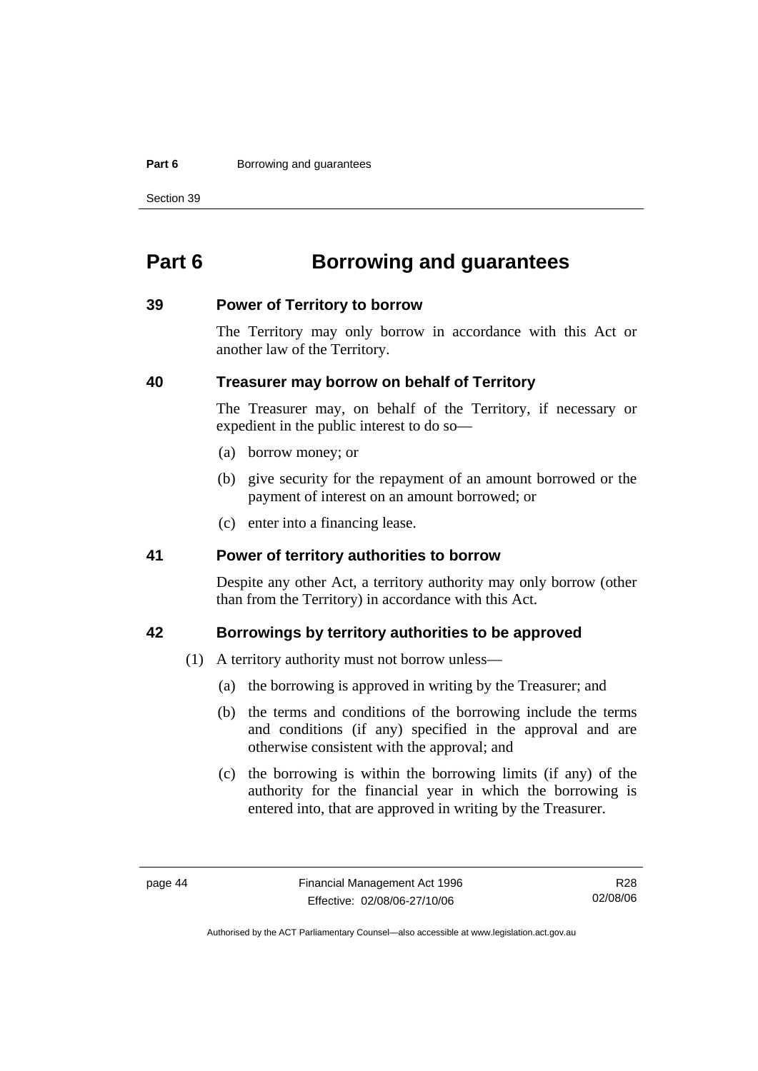# Part 6 Borrowing and guarantees

## 39 Power of Territory to borrow

The Territory may only borrow in accordance with this Act or another law of the Territory.

## 40 Treasurer may borrow on behalf of Territory

The Treasurer may, on behalf of the Territory, if necessary or expedient in the public interest to do so—

(a) borrow money; or

(b) give security for the repayment of an amount borrowed or the payment of interest on an amount borrowed; or

(c) enter into a financing lease.

## 41 Power of territory authorities to borrow

Despite any other Act, a territory authority may only borrow (other than from the Territory) in accordance with this Act.

## 42 Borrowings by territory authorities to be approved

(1) A territory authority must not borrow unless—

(a) the borrowing is approved in writing by the Treasurer; and

(b) the terms and conditions of the borrowing include the terms and conditions (if any) specified in the approval and are otherwise consistent with the approval; and

(c) the borrowing is within the borrowing limits (if any) of the authority for the financial year in which the borrowing is entered into, that are approved in writing by the Treasurer.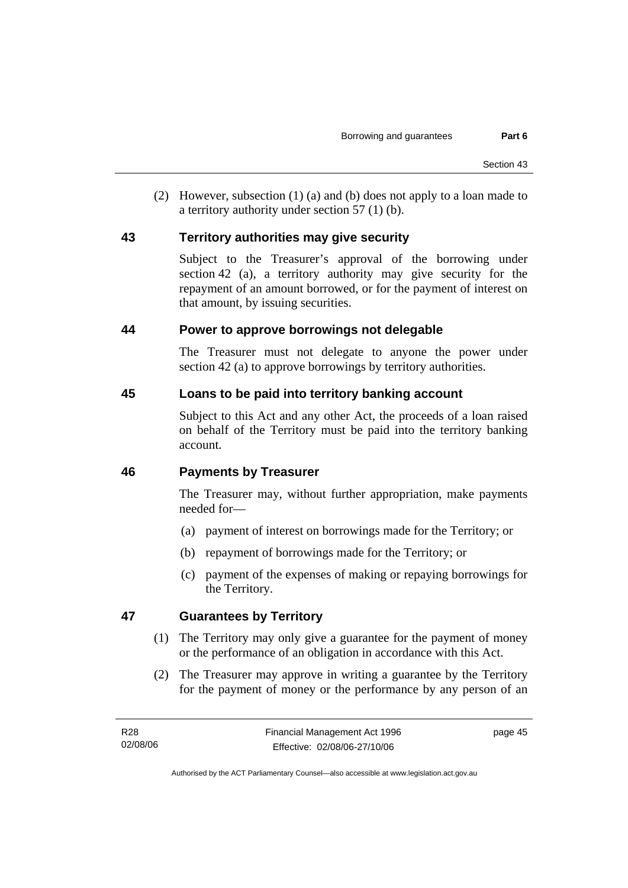(2) However, subsection (1) (a) and (b) does not apply to a loan made to a territory authority under section 57 (1) (b).

### 43 Territory authorities may give security

Subject to the Treasurer's approval of the borrowing under section 42 (a), a territory authority may give security for the repayment of an amount borrowed, or for the payment of interest on that amount, by issuing securities.

### 44 Power to approve borrowings not delegable

The Treasurer must not delegate to anyone the power under section 42 (a) to approve borrowings by territory authorities.

### 45 Loans to be paid into territory banking account

Subject to this Act and any other Act, the proceeds of a loan raised on behalf of the Territory must be paid into the territory banking account.

### 46 Payments by Treasurer

The Treasurer may, without further appropriation, make payments needed for—

(a) payment of interest on borrowings made for the Territory; or

(b) repayment of borrowings made for the Territory; or

(c) payment of the expenses of making or repaying borrowings for the Territory.

### 47 Guarantees by Territory

(1) The Territory may only give a guarantee for the payment of money or the performance of an obligation in accordance with this Act.

(2) The Treasurer may approve in writing a guarantee by the Territory for the payment of money or the performance by any person of an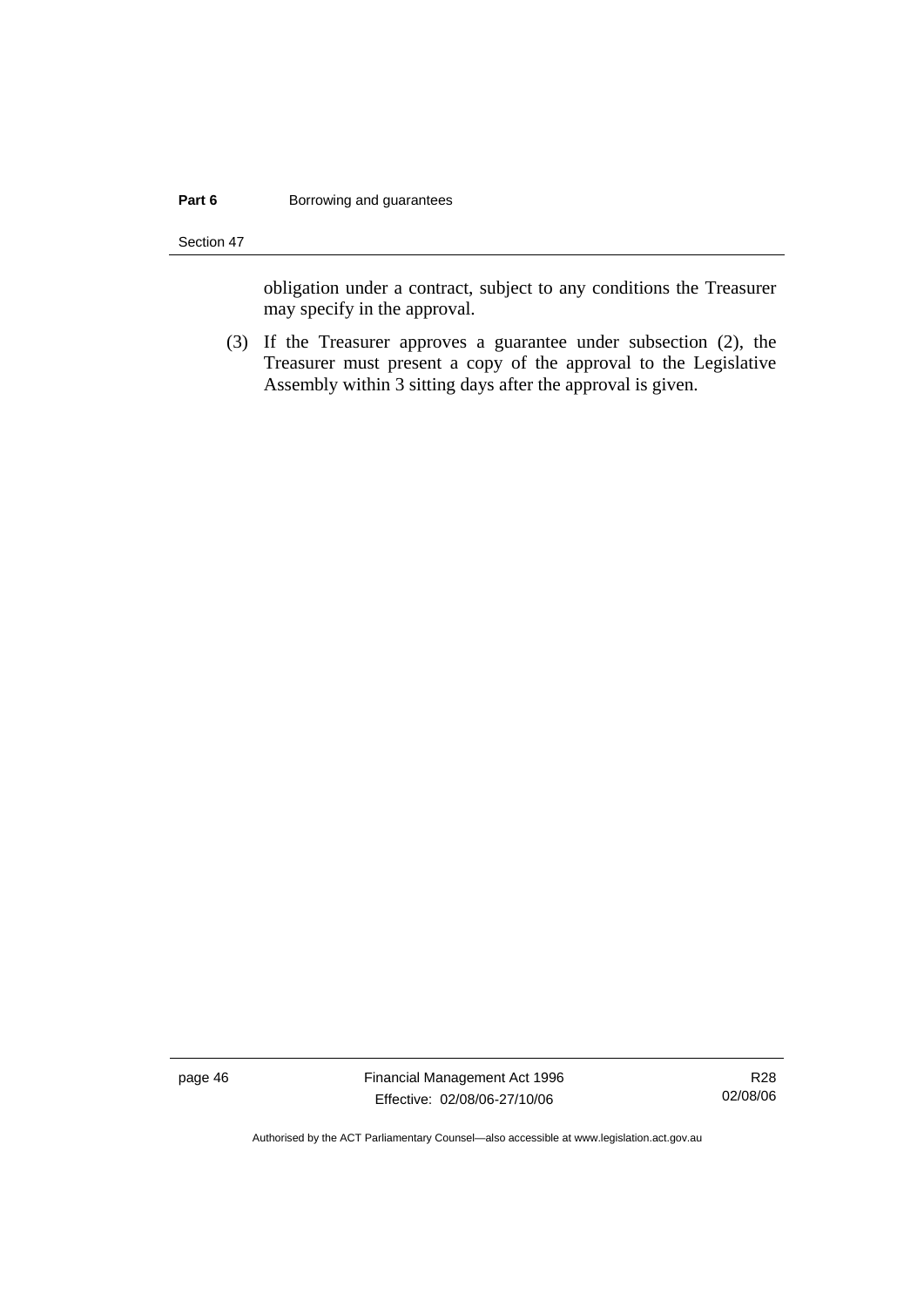obligation under a contract, subject to any conditions the Treasurer may specify in the approval.

(3) If the Treasurer approves a guarantee under subsection (2), the Treasurer must present a copy of the approval to the Legislative Assembly within 3 sitting days after the approval is given.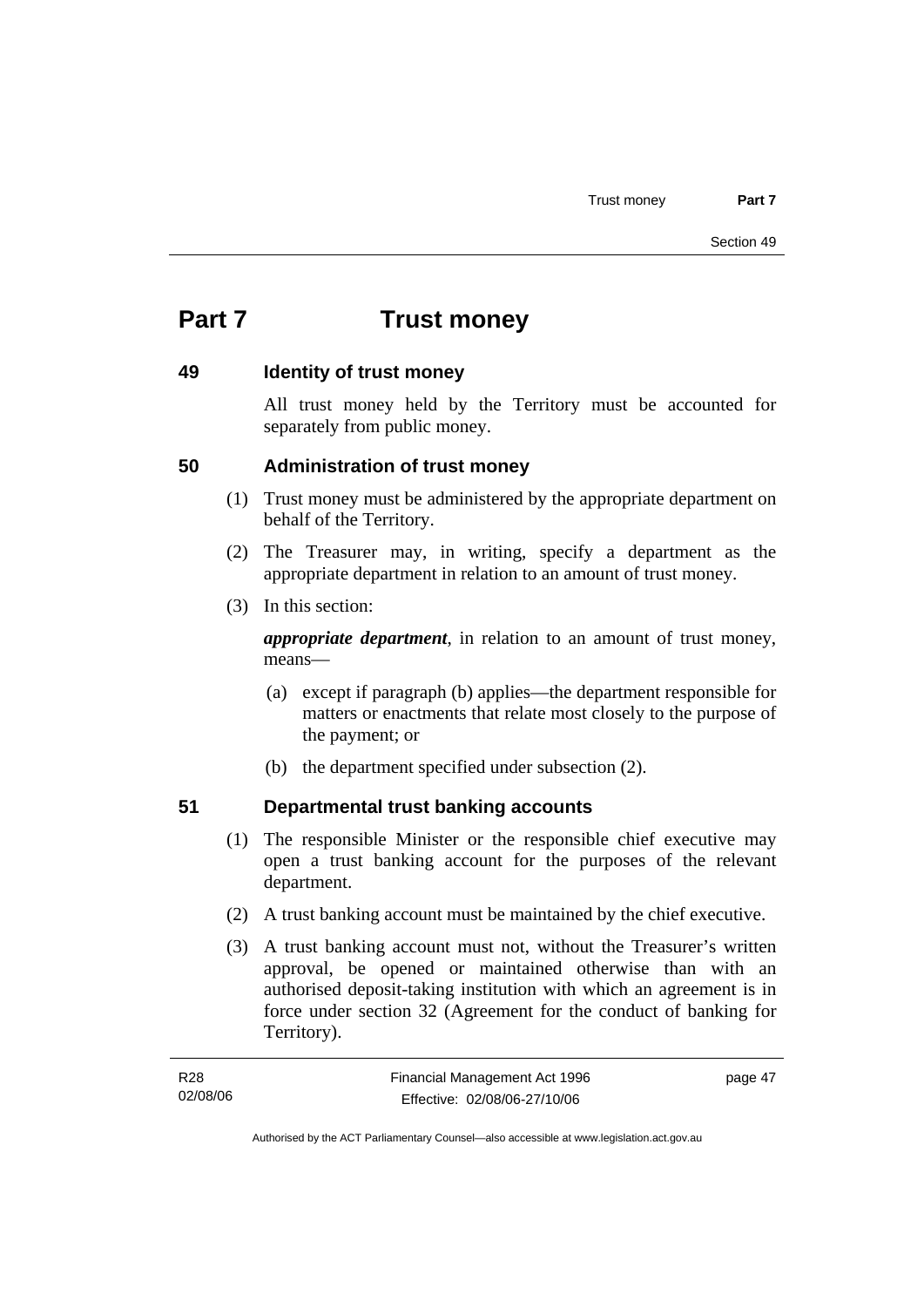# Part 7 Trust money

## 49 Identity of trust money

All trust money held by the Territory must be accounted for separately from public money.

## 50 Administration of trust money

(1) Trust money must be administered by the appropriate department on behalf of the Territory.

(2) The Treasurer may, in writing, specify a department as the appropriate department in relation to an amount of trust money.

(3) In this section:

***appropriate department***, in relation to an amount of trust money, means—

(a) except if paragraph (b) applies—the department responsible for matters or enactments that relate most closely to the purpose of the payment; or

(b) the department specified under subsection (2).

## 51 Departmental trust banking accounts

(1) The responsible Minister or the responsible chief executive may open a trust banking account for the purposes of the relevant department.

(2) A trust banking account must be maintained by the chief executive.

(3) A trust banking account must not, without the Treasurer's written approval, be opened or maintained otherwise than with an authorised deposit-taking institution with which an agreement is in force under section 32 (Agreement for the conduct of banking for Territory).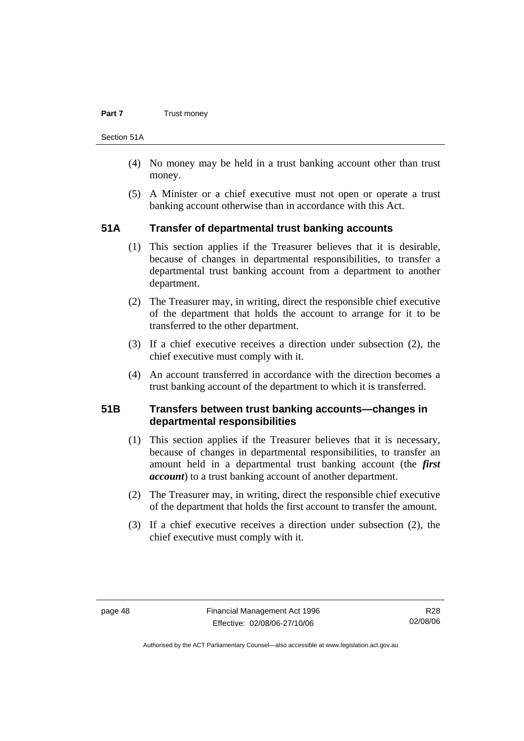(4) No money may be held in a trust banking account other than trust money.

(5) A Minister or a chief executive must not open or operate a trust banking account otherwise than in accordance with this Act.

### 51A Transfer of departmental trust banking accounts

(1) This section applies if the Treasurer believes that it is desirable, because of changes in departmental responsibilities, to transfer a departmental trust banking account from a department to another department.

(2) The Treasurer may, in writing, direct the responsible chief executive of the department that holds the account to arrange for it to be transferred to the other department.

(3) If a chief executive receives a direction under subsection (2), the chief executive must comply with it.

(4) An account transferred in accordance with the direction becomes a trust banking account of the department to which it is transferred.

### 51B Transfers between trust banking accounts—changes in departmental responsibilities

(1) This section applies if the Treasurer believes that it is necessary, because of changes in departmental responsibilities, to transfer an amount held in a departmental trust banking account (the ***first account***) to a trust banking account of another department.

(2) The Treasurer may, in writing, direct the responsible chief executive of the department that holds the first account to transfer the amount.

(3) If a chief executive receives a direction under subsection (2), the chief executive must comply with it.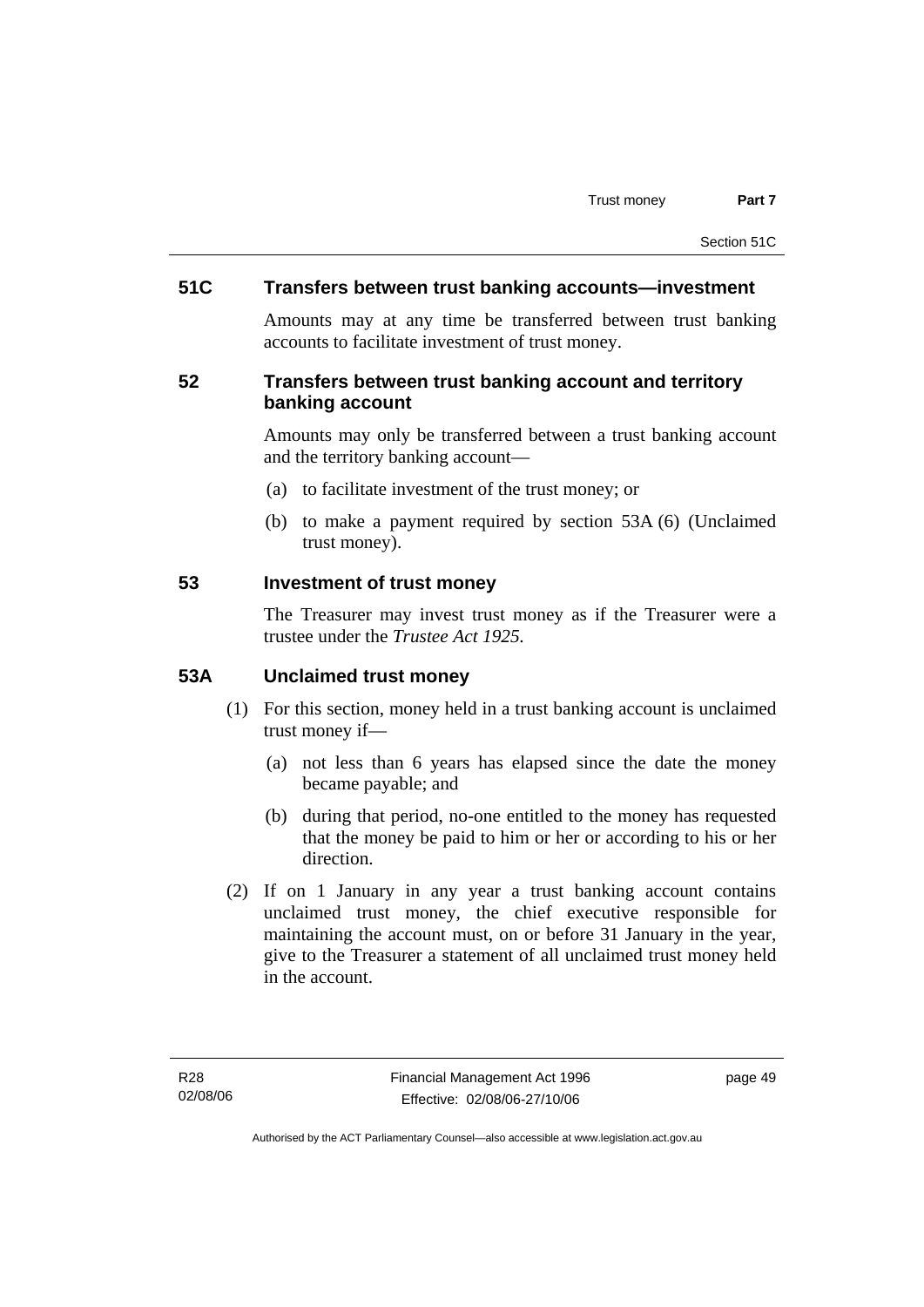## 51C Transfers between trust banking accounts—investment

Amounts may at any time be transferred between trust banking accounts to facilitate investment of trust money.

## 52 Transfers between trust banking account and territory banking account

Amounts may only be transferred between a trust banking account and the territory banking account—

(a) to facilitate investment of the trust money; or

(b) to make a payment required by section 53A (6) (Unclaimed trust money).

## 53 Investment of trust money

The Treasurer may invest trust money as if the Treasurer were a trustee under the *Trustee Act 1925*.

## 53A Unclaimed trust money

(1) For this section, money held in a trust banking account is unclaimed trust money if—

(a) not less than 6 years has elapsed since the date the money became payable; and

(b) during that period, no-one entitled to the money has requested that the money be paid to him or her or according to his or her direction.

(2) If on 1 January in any year a trust banking account contains unclaimed trust money, the chief executive responsible for maintaining the account must, on or before 31 January in the year, give to the Treasurer a statement of all unclaimed trust money held in the account.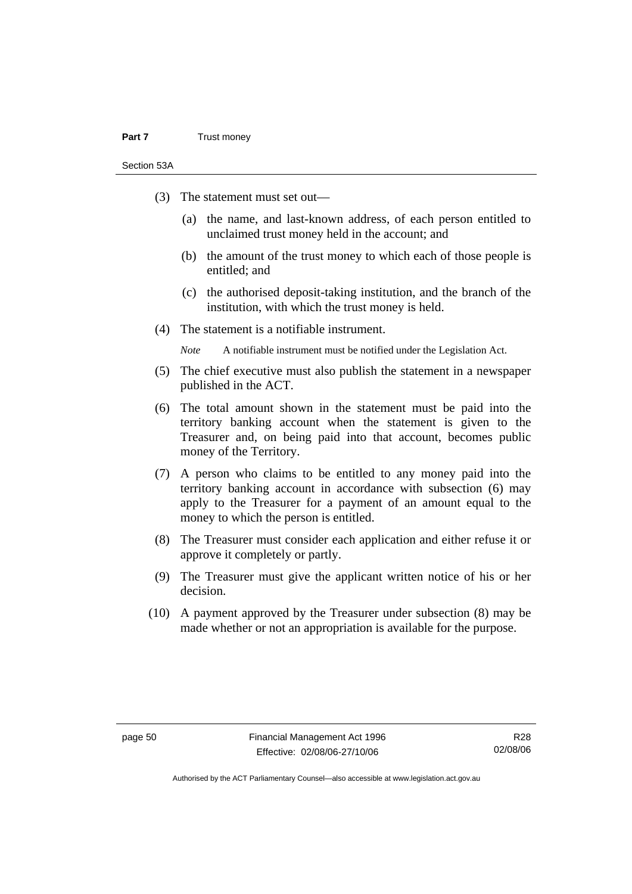(3) The statement must set out—

(a) the name, and last-known address, of each person entitled to unclaimed trust money held in the account; and

(b) the amount of the trust money to which each of those people is entitled; and

(c) the authorised deposit-taking institution, and the branch of the institution, with which the trust money is held.

(4) The statement is a notifiable instrument.

*Note* A notifiable instrument must be notified under the Legislation Act.

(5) The chief executive must also publish the statement in a newspaper published in the ACT.

(6) The total amount shown in the statement must be paid into the territory banking account when the statement is given to the Treasurer and, on being paid into that account, becomes public money of the Territory.

(7) A person who claims to be entitled to any money paid into the territory banking account in accordance with subsection (6) may apply to the Treasurer for a payment of an amount equal to the money to which the person is entitled.

(8) The Treasurer must consider each application and either refuse it or approve it completely or partly.

(9) The Treasurer must give the applicant written notice of his or her decision.

(10) A payment approved by the Treasurer under subsection (8) may be made whether or not an appropriation is available for the purpose.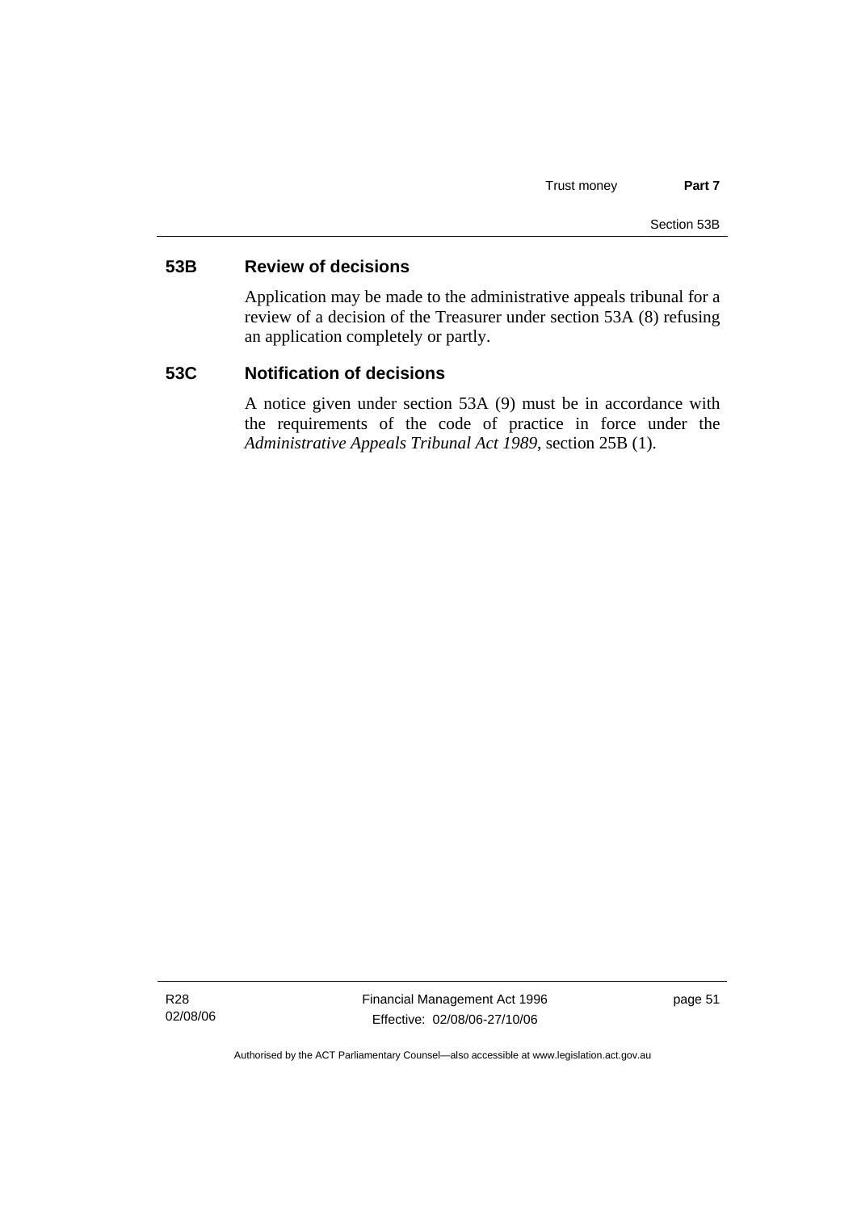## 53B Review of decisions

Application may be made to the administrative appeals tribunal for a review of a decision of the Treasurer under section 53A (8) refusing an application completely or partly.

## 53C Notification of decisions

A notice given under section 53A (9) must be in accordance with the requirements of the code of practice in force under the *Administrative Appeals Tribunal Act 1989*, section 25B (1).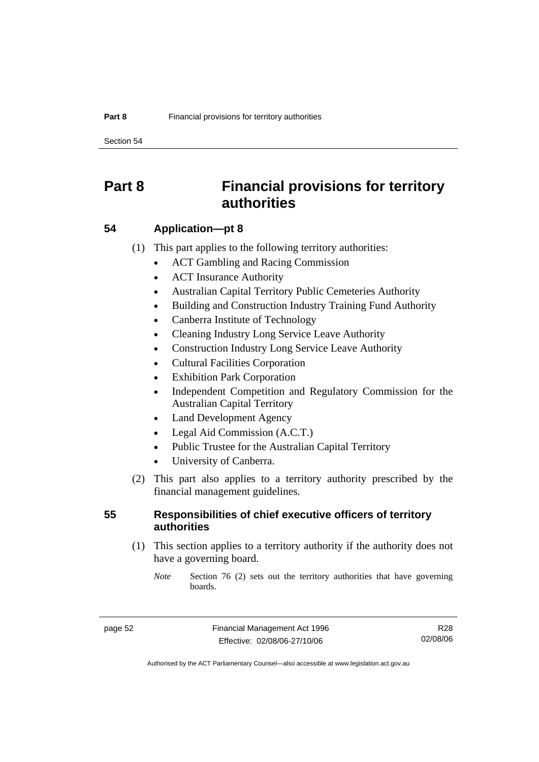# Part 8 Financial provisions for territory authorities

## 54 Application—pt 8

(1) This part applies to the following territory authorities:

- ACT Gambling and Racing Commission
- ACT Insurance Authority
- Australian Capital Territory Public Cemeteries Authority
- Building and Construction Industry Training Fund Authority
- Canberra Institute of Technology
- Cleaning Industry Long Service Leave Authority
- Construction Industry Long Service Leave Authority
- Cultural Facilities Corporation
- Exhibition Park Corporation
- Independent Competition and Regulatory Commission for the Australian Capital Territory
- Land Development Agency
- Legal Aid Commission (A.C.T.)
- Public Trustee for the Australian Capital Territory
- University of Canberra.

(2) This part also applies to a territory authority prescribed by the financial management guidelines.

## 55 Responsibilities of chief executive officers of territory authorities

(1) This section applies to a territory authority if the authority does not have a governing board.

*Note* Section 76 (2) sets out the territory authorities that have governing boards.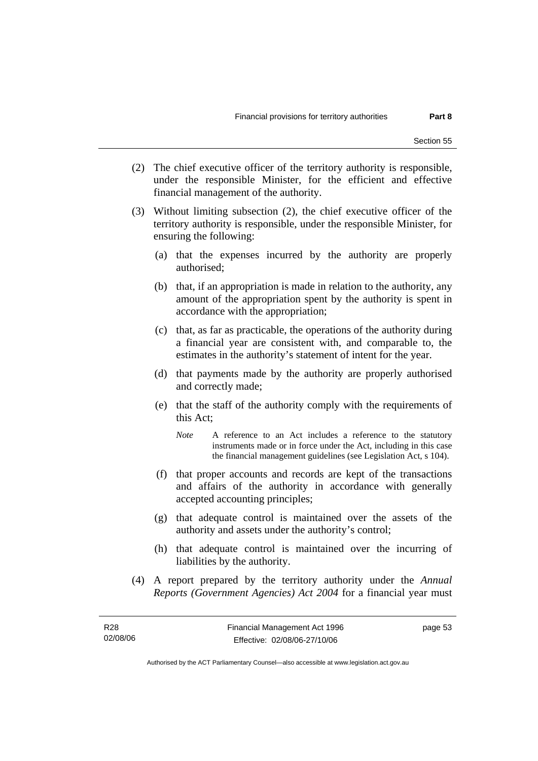(2) The chief executive officer of the territory authority is responsible, under the responsible Minister, for the efficient and effective financial management of the authority.

(3) Without limiting subsection (2), the chief executive officer of the territory authority is responsible, under the responsible Minister, for ensuring the following:

(a) that the expenses incurred by the authority are properly authorised;

(b) that, if an appropriation is made in relation to the authority, any amount of the appropriation spent by the authority is spent in accordance with the appropriation;

(c) that, as far as practicable, the operations of the authority during a financial year are consistent with, and comparable to, the estimates in the authority's statement of intent for the year.

(d) that payments made by the authority are properly authorised and correctly made;

(e) that the staff of the authority comply with the requirements of this Act;

*Note* A reference to an Act includes a reference to the statutory instruments made or in force under the Act, including in this case the financial management guidelines (see Legislation Act, s 104).

(f) that proper accounts and records are kept of the transactions and affairs of the authority in accordance with generally accepted accounting principles;

(g) that adequate control is maintained over the assets of the authority and assets under the authority's control;

(h) that adequate control is maintained over the incurring of liabilities by the authority.

(4) A report prepared by the territory authority under the *Annual Reports (Government Agencies) Act 2004* for a financial year must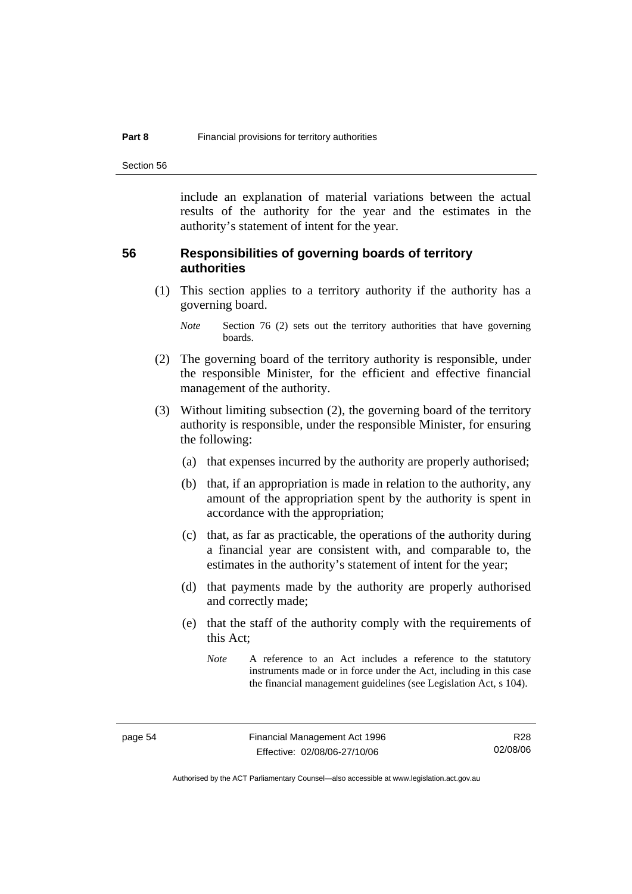include an explanation of material variations between the actual results of the authority for the year and the estimates in the authority's statement of intent for the year.

## 56 Responsibilities of governing boards of territory authorities

(1) This section applies to a territory authority if the authority has a governing board.

*Note* Section 76 (2) sets out the territory authorities that have governing boards.

(2) The governing board of the territory authority is responsible, under the responsible Minister, for the efficient and effective financial management of the authority.

(3) Without limiting subsection (2), the governing board of the territory authority is responsible, under the responsible Minister, for ensuring the following:

(a) that expenses incurred by the authority are properly authorised;

(b) that, if an appropriation is made in relation to the authority, any amount of the appropriation spent by the authority is spent in accordance with the appropriation;

(c) that, as far as practicable, the operations of the authority during a financial year are consistent with, and comparable to, the estimates in the authority's statement of intent for the year;

(d) that payments made by the authority are properly authorised and correctly made;

(e) that the staff of the authority comply with the requirements of this Act;

*Note* A reference to an Act includes a reference to the statutory instruments made or in force under the Act, including in this case the financial management guidelines (see Legislation Act, s 104).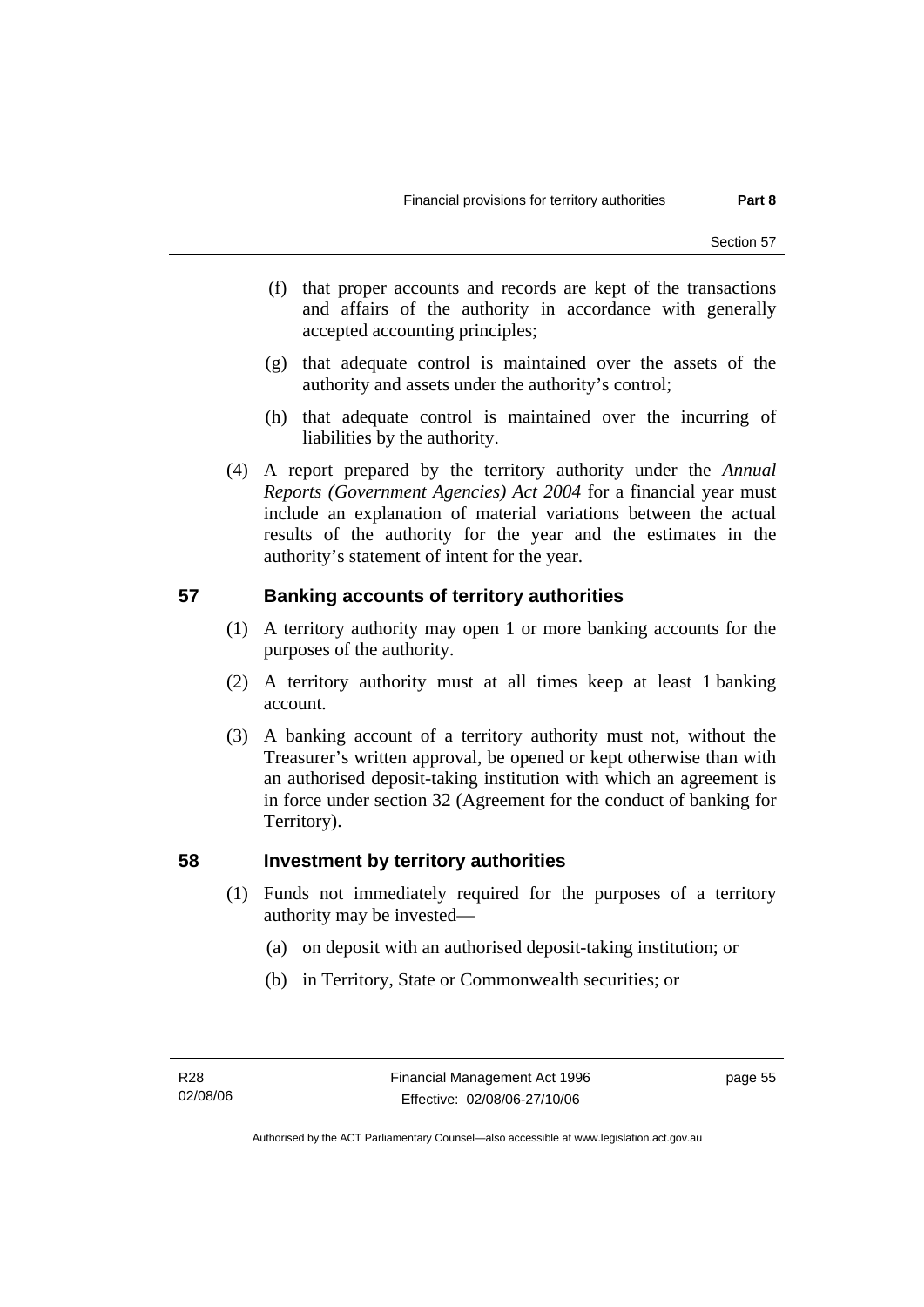(f) that proper accounts and records are kept of the transactions and affairs of the authority in accordance with generally accepted accounting principles;

(g) that adequate control is maintained over the assets of the authority and assets under the authority's control;

(h) that adequate control is maintained over the incurring of liabilities by the authority.

(4) A report prepared by the territory authority under the *Annual Reports (Government Agencies) Act 2004* for a financial year must include an explanation of material variations between the actual results of the authority for the year and the estimates in the authority's statement of intent for the year.

## 57 Banking accounts of territory authorities

(1) A territory authority may open 1 or more banking accounts for the purposes of the authority.

(2) A territory authority must at all times keep at least 1 banking account.

(3) A banking account of a territory authority must not, without the Treasurer's written approval, be opened or kept otherwise than with an authorised deposit-taking institution with which an agreement is in force under section 32 (Agreement for the conduct of banking for Territory).

## 58 Investment by territory authorities

(1) Funds not immediately required for the purposes of a territory authority may be invested—

(a) on deposit with an authorised deposit-taking institution; or

(b) in Territory, State or Commonwealth securities; or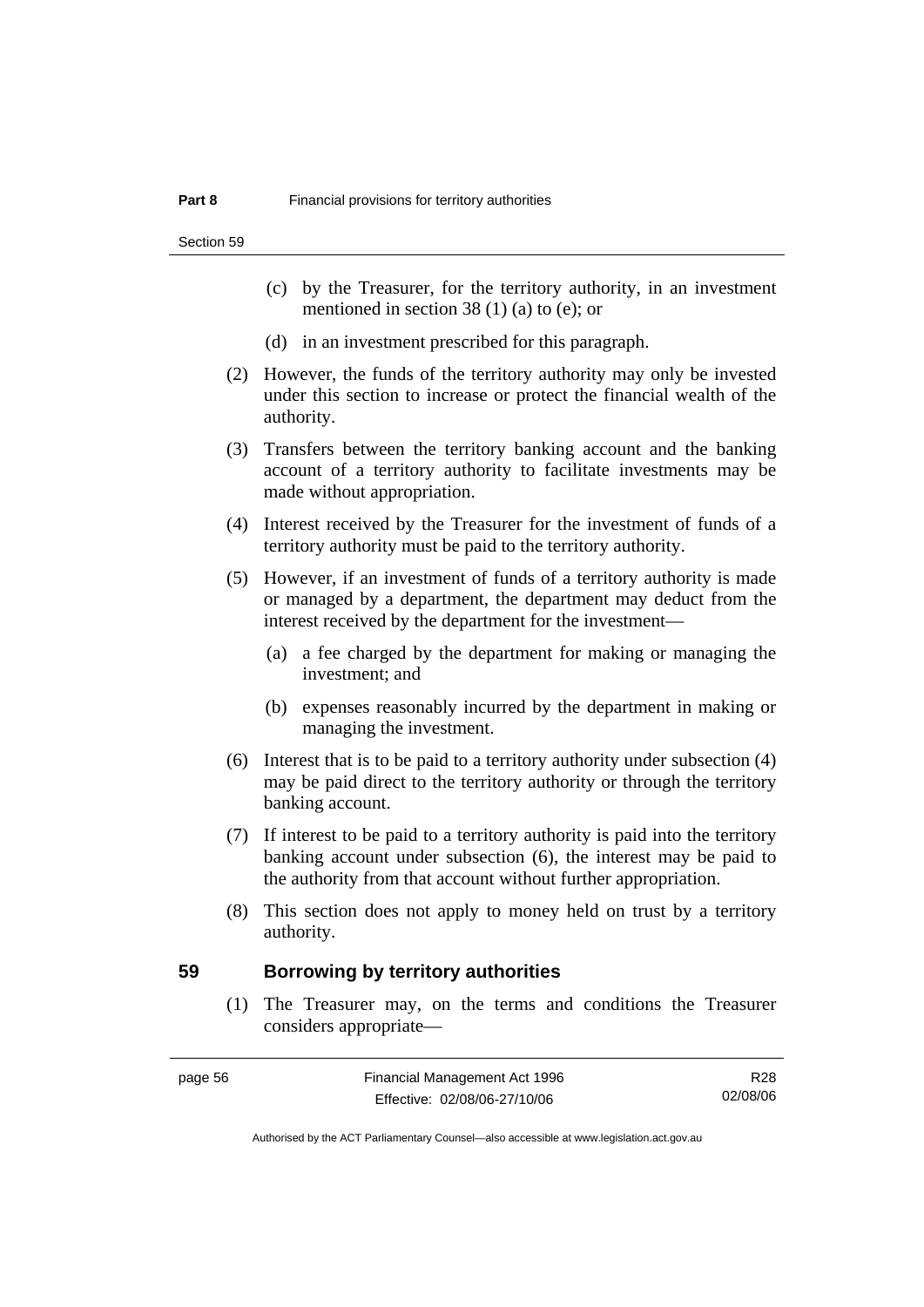(c) by the Treasurer, for the territory authority, in an investment mentioned in section 38 (1) (a) to (e); or

(d) in an investment prescribed for this paragraph.

(2) However, the funds of the territory authority may only be invested under this section to increase or protect the financial wealth of the authority.

(3) Transfers between the territory banking account and the banking account of a territory authority to facilitate investments may be made without appropriation.

(4) Interest received by the Treasurer for the investment of funds of a territory authority must be paid to the territory authority.

(5) However, if an investment of funds of a territory authority is made or managed by a department, the department may deduct from the interest received by the department for the investment—

(a) a fee charged by the department for making or managing the investment; and

(b) expenses reasonably incurred by the department in making or managing the investment.

(6) Interest that is to be paid to a territory authority under subsection (4) may be paid direct to the territory authority or through the territory banking account.

(7) If interest to be paid to a territory authority is paid into the territory banking account under subsection (6), the interest may be paid to the authority from that account without further appropriation.

(8) This section does not apply to money held on trust by a territory authority.

## 59 Borrowing by territory authorities

(1) The Treasurer may, on the terms and conditions the Treasurer considers appropriate—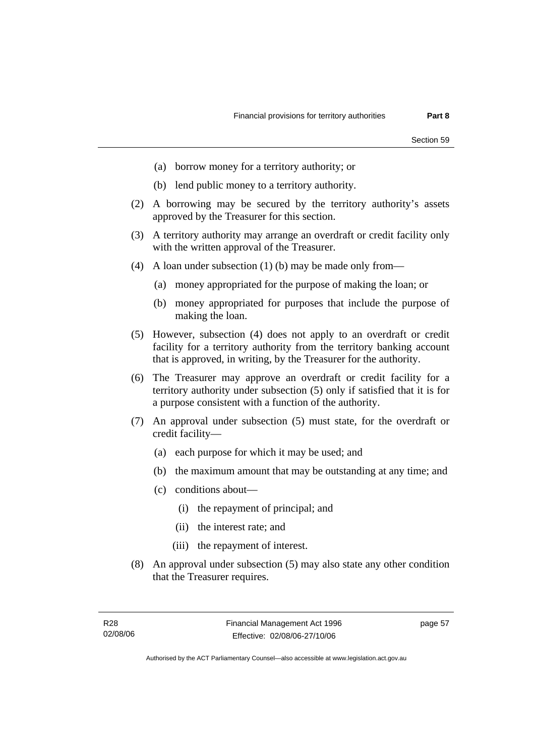(a) borrow money for a territory authority; or

(b) lend public money to a territory authority.

(2) A borrowing may be secured by the territory authority's assets approved by the Treasurer for this section.

(3) A territory authority may arrange an overdraft or credit facility only with the written approval of the Treasurer.

(4) A loan under subsection (1) (b) may be made only from—

(a) money appropriated for the purpose of making the loan; or

(b) money appropriated for purposes that include the purpose of making the loan.

(5) However, subsection (4) does not apply to an overdraft or credit facility for a territory authority from the territory banking account that is approved, in writing, by the Treasurer for the authority.

(6) The Treasurer may approve an overdraft or credit facility for a territory authority under subsection (5) only if satisfied that it is for a purpose consistent with a function of the authority.

(7) An approval under subsection (5) must state, for the overdraft or credit facility—

(a) each purpose for which it may be used; and

(b) the maximum amount that may be outstanding at any time; and

(c) conditions about—

(i) the repayment of principal; and

(ii) the interest rate; and

(iii) the repayment of interest.

(8) An approval under subsection (5) may also state any other condition that the Treasurer requires.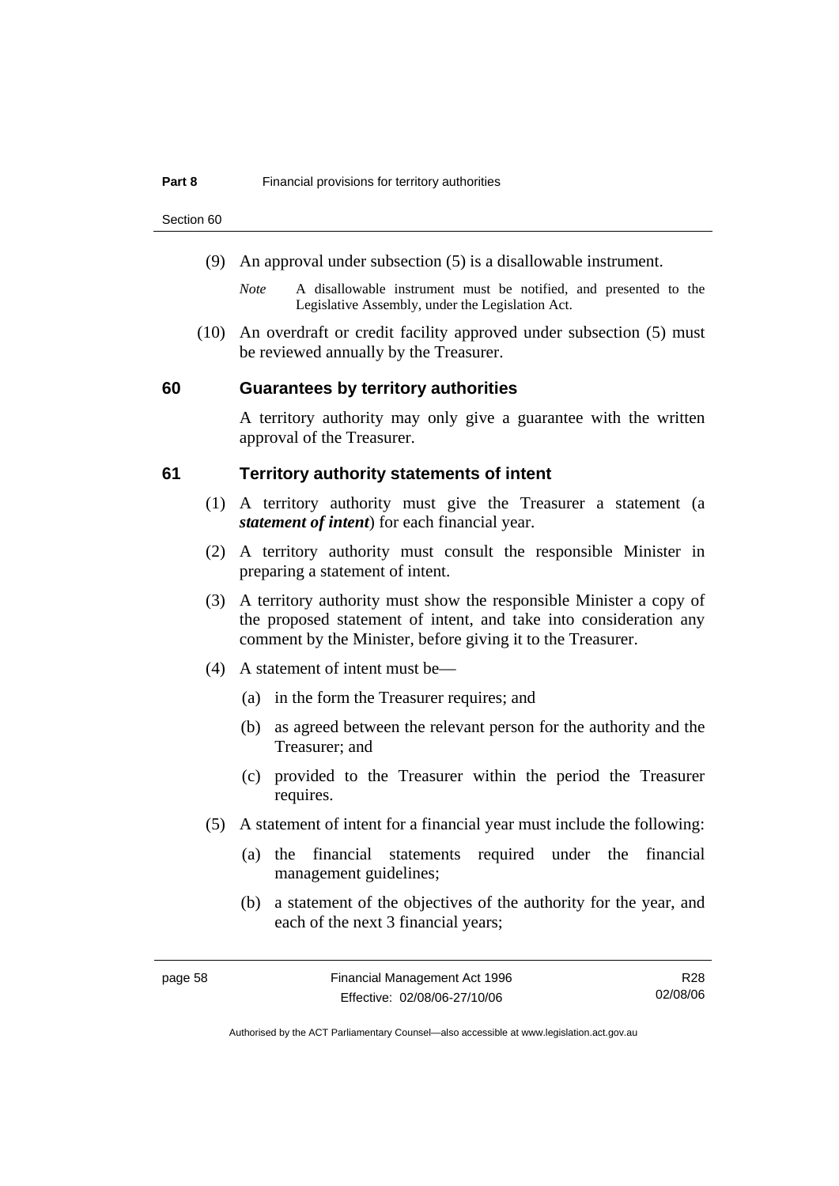(9) An approval under subsection (5) is a disallowable instrument.

*Note* A disallowable instrument must be notified, and presented to the Legislative Assembly, under the Legislation Act.

(10) An overdraft or credit facility approved under subsection (5) must be reviewed annually by the Treasurer.

## 60 Guarantees by territory authorities

A territory authority may only give a guarantee with the written approval of the Treasurer.

## 61 Territory authority statements of intent

(1) A territory authority must give the Treasurer a statement (a ***statement of intent***) for each financial year.

(2) A territory authority must consult the responsible Minister in preparing a statement of intent.

(3) A territory authority must show the responsible Minister a copy of the proposed statement of intent, and take into consideration any comment by the Minister, before giving it to the Treasurer.

(4) A statement of intent must be—

(a) in the form the Treasurer requires; and

(b) as agreed between the relevant person for the authority and the Treasurer; and

(c) provided to the Treasurer within the period the Treasurer requires.

(5) A statement of intent for a financial year must include the following:

(a) the financial statements required under the financial management guidelines;

(b) a statement of the objectives of the authority for the year, and each of the next 3 financial years;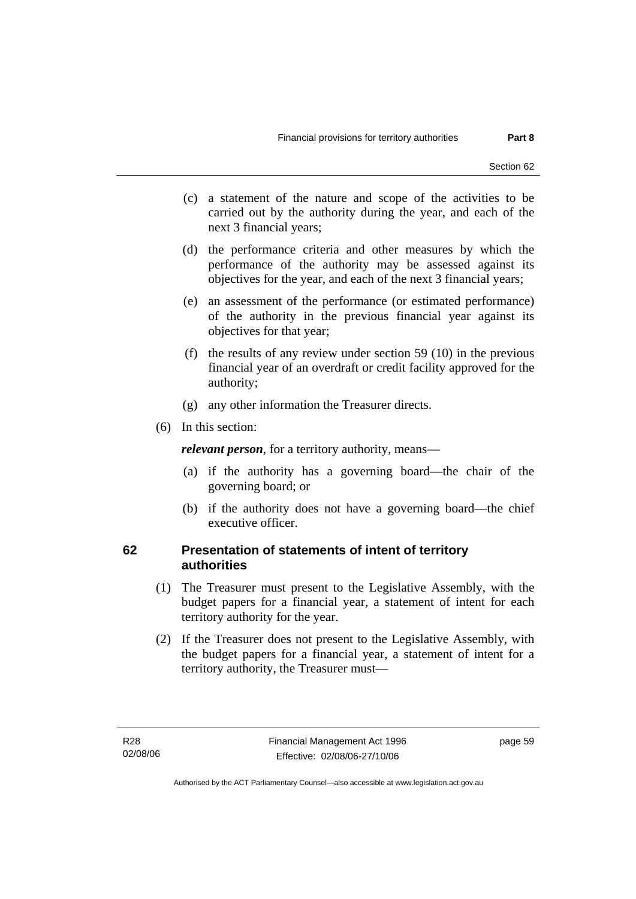(c) a statement of the nature and scope of the activities to be carried out by the authority during the year, and each of the next 3 financial years;

(d) the performance criteria and other measures by which the performance of the authority may be assessed against its objectives for the year, and each of the next 3 financial years;

(e) an assessment of the performance (or estimated performance) of the authority in the previous financial year against its objectives for that year;

(f) the results of any review under section 59 (10) in the previous financial year of an overdraft or credit facility approved for the authority;

(g) any other information the Treasurer directs.

(6) In this section:

***relevant person***, for a territory authority, means—

(a) if the authority has a governing board—the chair of the governing board; or

(b) if the authority does not have a governing board—the chief executive officer.

### 62 Presentation of statements of intent of territory authorities

(1) The Treasurer must present to the Legislative Assembly, with the budget papers for a financial year, a statement of intent for each territory authority for the year.

(2) If the Treasurer does not present to the Legislative Assembly, with the budget papers for a financial year, a statement of intent for a territory authority, the Treasurer must—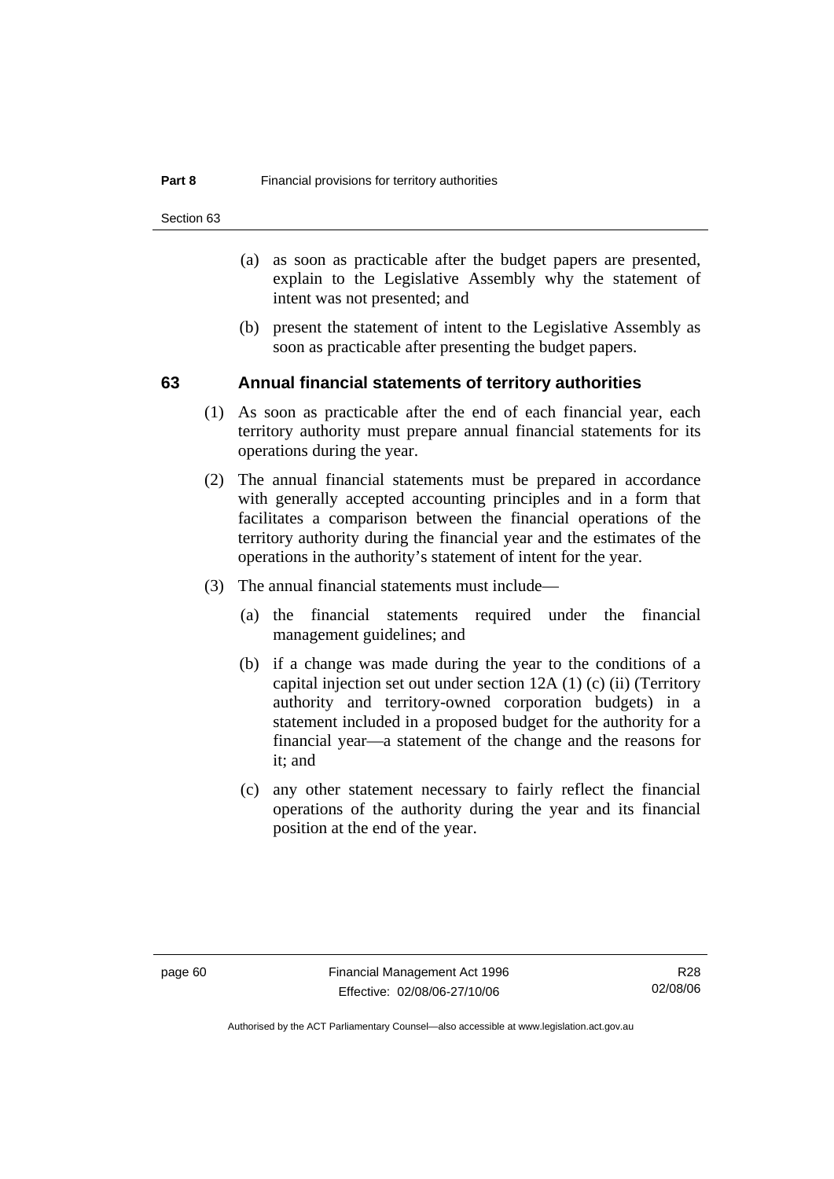(a) as soon as practicable after the budget papers are presented, explain to the Legislative Assembly why the statement of intent was not presented; and

(b) present the statement of intent to the Legislative Assembly as soon as practicable after presenting the budget papers.

## 63 Annual financial statements of territory authorities

(1) As soon as practicable after the end of each financial year, each territory authority must prepare annual financial statements for its operations during the year.

(2) The annual financial statements must be prepared in accordance with generally accepted accounting principles and in a form that facilitates a comparison between the financial operations of the territory authority during the financial year and the estimates of the operations in the authority's statement of intent for the year.

(3) The annual financial statements must include—

(a) the financial statements required under the financial management guidelines; and

(b) if a change was made during the year to the conditions of a capital injection set out under section 12A (1) (c) (ii) (Territory authority and territory-owned corporation budgets) in a statement included in a proposed budget for the authority for a financial year—a statement of the change and the reasons for it; and

(c) any other statement necessary to fairly reflect the financial operations of the authority during the year and its financial position at the end of the year.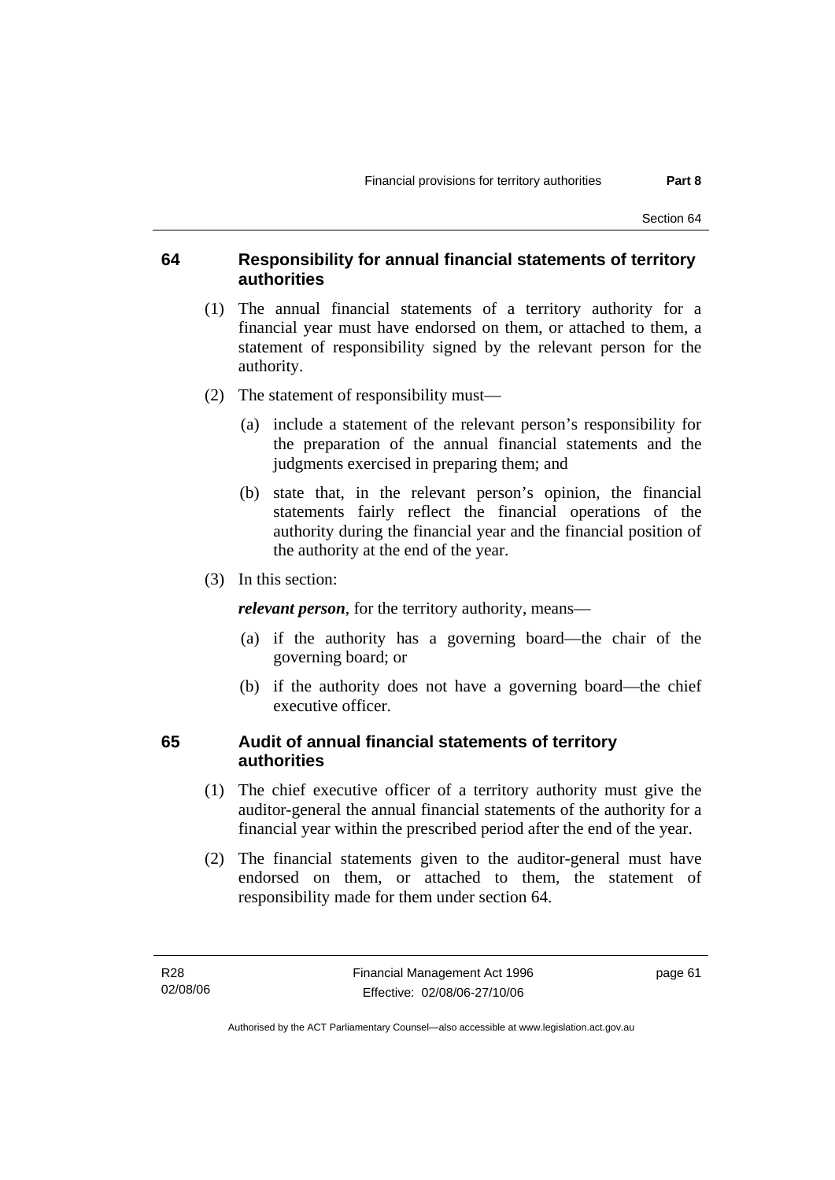## 64 Responsibility for annual financial statements of territory authorities

(1) The annual financial statements of a territory authority for a financial year must have endorsed on them, or attached to them, a statement of responsibility signed by the relevant person for the authority.

(2) The statement of responsibility must—

(a) include a statement of the relevant person's responsibility for the preparation of the annual financial statements and the judgments exercised in preparing them; and

(b) state that, in the relevant person's opinion, the financial statements fairly reflect the financial operations of the authority during the financial year and the financial position of the authority at the end of the year.

(3) In this section:

***relevant person***, for the territory authority, means—

(a) if the authority has a governing board—the chair of the governing board; or

(b) if the authority does not have a governing board—the chief executive officer.

## 65 Audit of annual financial statements of territory authorities

(1) The chief executive officer of a territory authority must give the auditor-general the annual financial statements of the authority for a financial year within the prescribed period after the end of the year.

(2) The financial statements given to the auditor-general must have endorsed on them, or attached to them, the statement of responsibility made for them under section 64.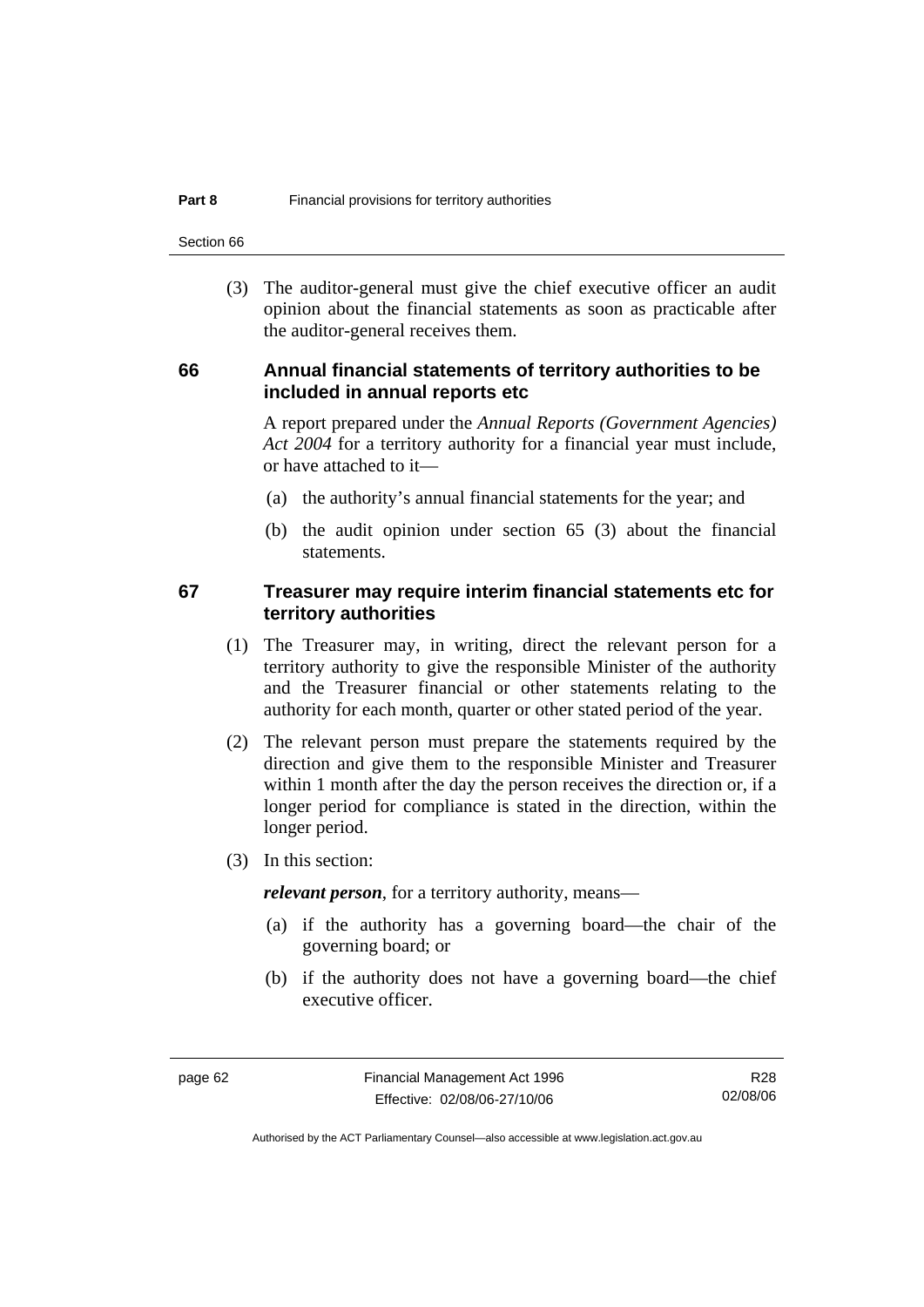(3) The auditor-general must give the chief executive officer an audit opinion about the financial statements as soon as practicable after the auditor-general receives them.

### 66 Annual financial statements of territory authorities to be included in annual reports etc

A report prepared under the *Annual Reports (Government Agencies) Act 2004* for a territory authority for a financial year must include, or have attached to it—

(a) the authority's annual financial statements for the year; and

(b) the audit opinion under section 65 (3) about the financial statements.

### 67 Treasurer may require interim financial statements etc for territory authorities

(1) The Treasurer may, in writing, direct the relevant person for a territory authority to give the responsible Minister of the authority and the Treasurer financial or other statements relating to the authority for each month, quarter or other stated period of the year.

(2) The relevant person must prepare the statements required by the direction and give them to the responsible Minister and Treasurer within 1 month after the day the person receives the direction or, if a longer period for compliance is stated in the direction, within the longer period.

(3) In this section:

***relevant person***, for a territory authority, means—

(a) if the authority has a governing board—the chair of the governing board; or

(b) if the authority does not have a governing board—the chief executive officer.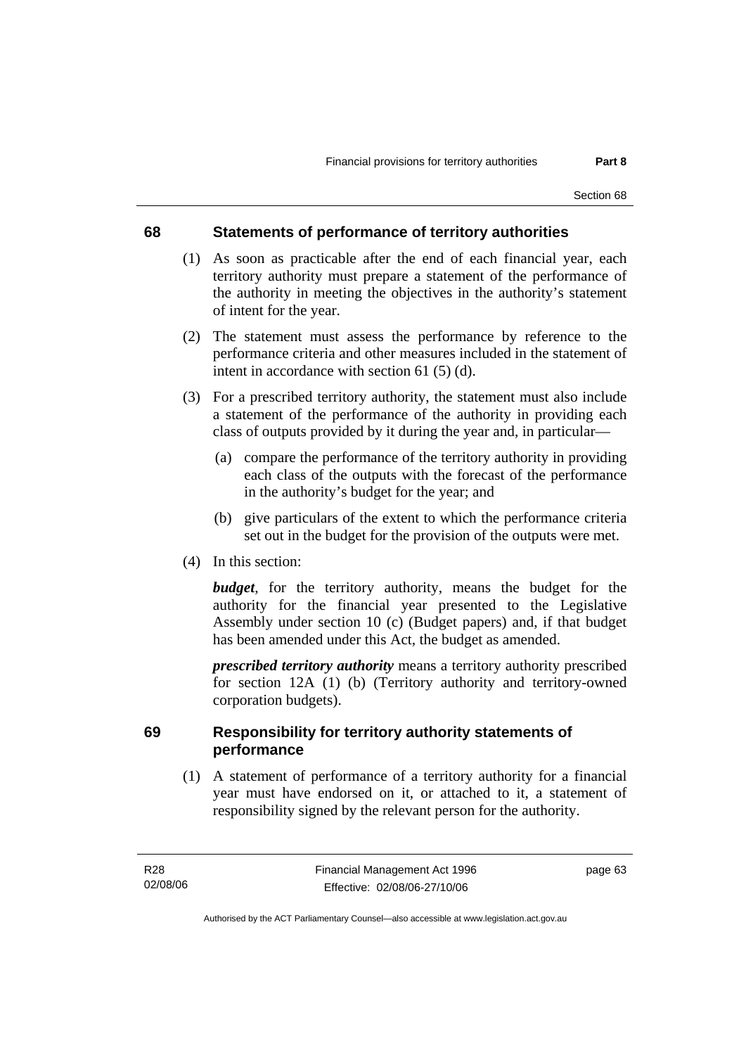## 68 Statements of performance of territory authorities

(1) As soon as practicable after the end of each financial year, each territory authority must prepare a statement of the performance of the authority in meeting the objectives in the authority's statement of intent for the year.

(2) The statement must assess the performance by reference to the performance criteria and other measures included in the statement of intent in accordance with section 61 (5) (d).

(3) For a prescribed territory authority, the statement must also include a statement of the performance of the authority in providing each class of outputs provided by it during the year and, in particular—

(a) compare the performance of the territory authority in providing each class of the outputs with the forecast of the performance in the authority's budget for the year; and

(b) give particulars of the extent to which the performance criteria set out in the budget for the provision of the outputs were met.

(4) In this section:

***budget***, for the territory authority, means the budget for the authority for the financial year presented to the Legislative Assembly under section 10 (c) (Budget papers) and, if that budget has been amended under this Act, the budget as amended.

***prescribed territory authority*** means a territory authority prescribed for section 12A (1) (b) (Territory authority and territory-owned corporation budgets).

## 69 Responsibility for territory authority statements of performance

(1) A statement of performance of a territory authority for a financial year must have endorsed on it, or attached to it, a statement of responsibility signed by the relevant person for the authority.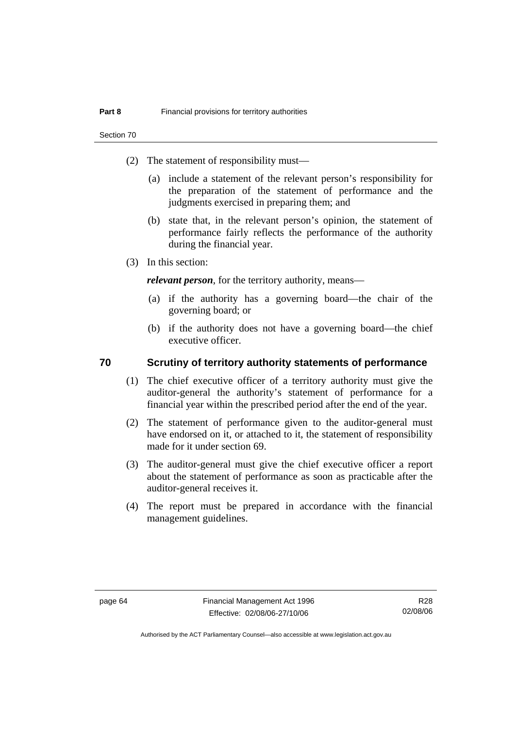(2) The statement of responsibility must—

(a) include a statement of the relevant person's responsibility for the preparation of the statement of performance and the judgments exercised in preparing them; and

(b) state that, in the relevant person's opinion, the statement of performance fairly reflects the performance of the authority during the financial year.

(3) In this section:

***relevant person***, for the territory authority, means—

(a) if the authority has a governing board—the chair of the governing board; or

(b) if the authority does not have a governing board—the chief executive officer.

## 70 Scrutiny of territory authority statements of performance

(1) The chief executive officer of a territory authority must give the auditor-general the authority's statement of performance for a financial year within the prescribed period after the end of the year.

(2) The statement of performance given to the auditor-general must have endorsed on it, or attached to it, the statement of responsibility made for it under section 69.

(3) The auditor-general must give the chief executive officer a report about the statement of performance as soon as practicable after the auditor-general receives it.

(4) The report must be prepared in accordance with the financial management guidelines.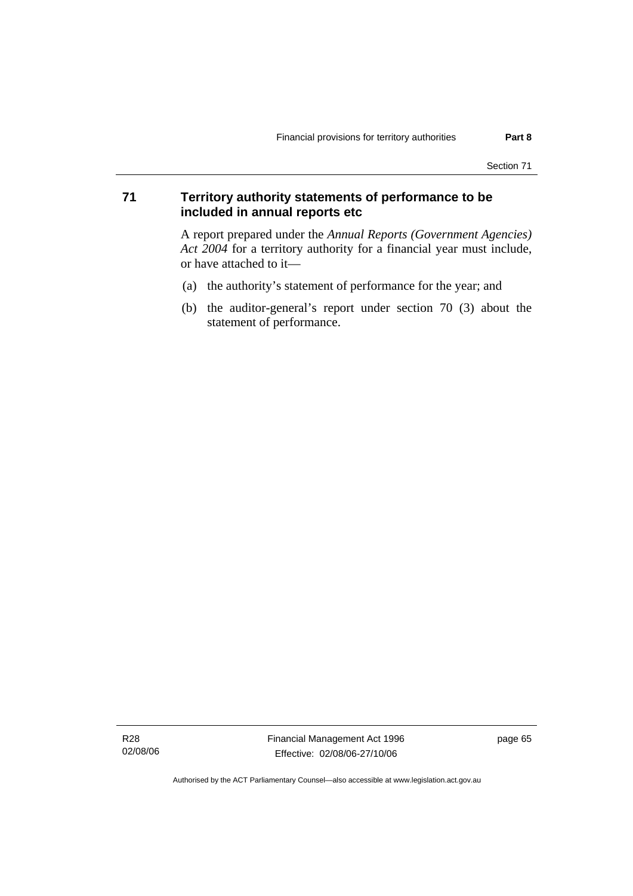## 71 Territory authority statements of performance to be included in annual reports etc

A report prepared under the *Annual Reports (Government Agencies) Act 2004* for a territory authority for a financial year must include, or have attached to it—

(a) the authority's statement of performance for the year; and

(b) the auditor-general's report under section 70 (3) about the statement of performance.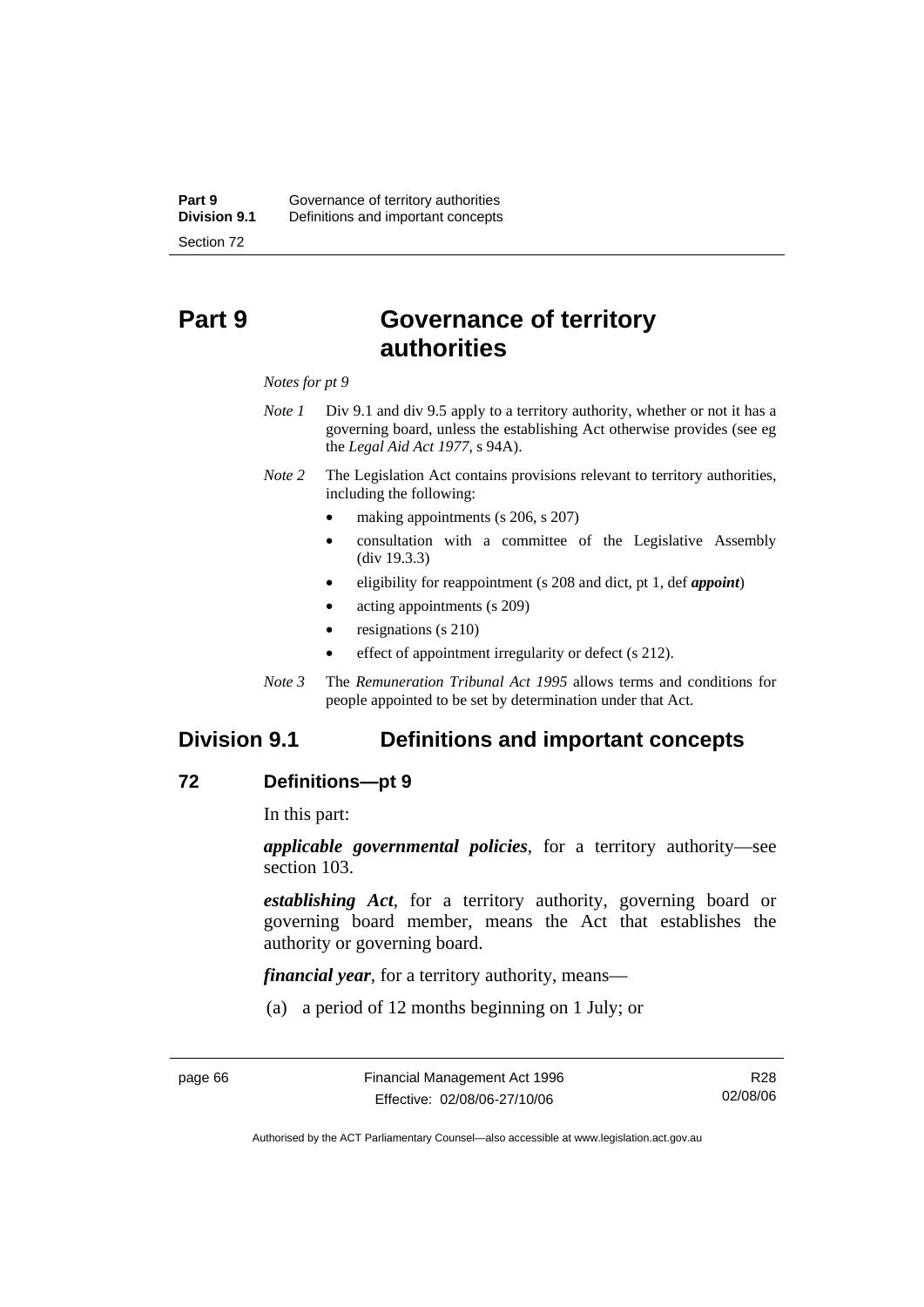# Part 9 Governance of territory authorities

*Notes for pt 9*

*Note 1* Div 9.1 and div 9.5 apply to a territory authority, whether or not it has a governing board, unless the establishing Act otherwise provides (see eg the *Legal Aid Act 1977*, s 94A).

*Note 2* The Legislation Act contains provisions relevant to territory authorities, including the following:

- making appointments (s 206, s 207)
- consultation with a committee of the Legislative Assembly (div 19.3.3)
- eligibility for reappointment (s 208 and dict, pt 1, def ***appoint***)
- acting appointments (s 209)
- resignations (s 210)
- effect of appointment irregularity or defect (s 212).

*Note 3* The *Remuneration Tribunal Act 1995* allows terms and conditions for people appointed to be set by determination under that Act.

## Division 9.1 Definitions and important concepts

### 72 Definitions—pt 9

In this part:

***applicable governmental policies***, for a territory authority—see section 103.

***establishing Act***, for a territory authority, governing board or governing board member, means the Act that establishes the authority or governing board.

***financial year***, for a territory authority, means—

(a) a period of 12 months beginning on 1 July; or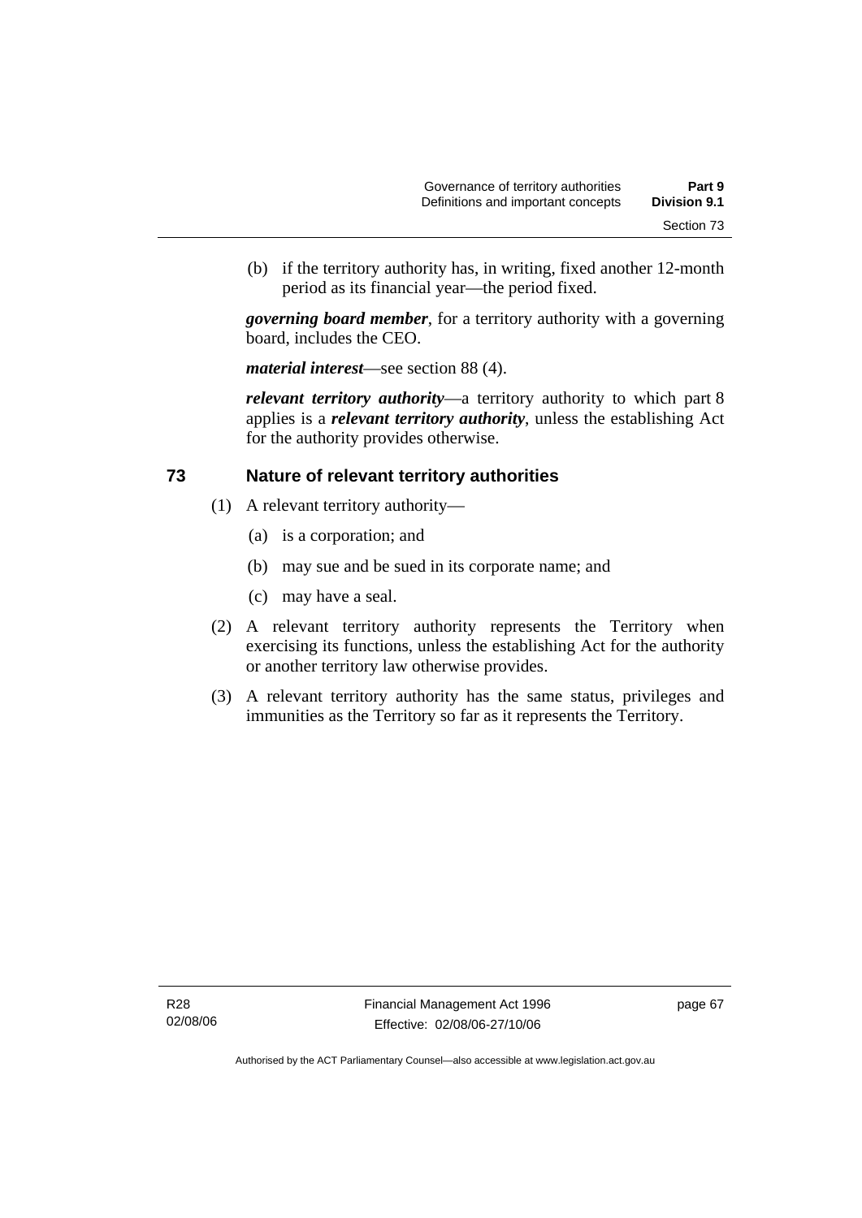(b) if the territory authority has, in writing, fixed another 12-month period as its financial year—the period fixed.

***governing board member***, for a territory authority with a governing board, includes the CEO.

***material interest***—see section 88 (4).

***relevant territory authority***—a territory authority to which part 8 applies is a ***relevant territory authority***, unless the establishing Act for the authority provides otherwise.

## 73 Nature of relevant territory authorities

(1) A relevant territory authority—

(a) is a corporation; and

(b) may sue and be sued in its corporate name; and

(c) may have a seal.

(2) A relevant territory authority represents the Territory when exercising its functions, unless the establishing Act for the authority or another territory law otherwise provides.

(3) A relevant territory authority has the same status, privileges and immunities as the Territory so far as it represents the Territory.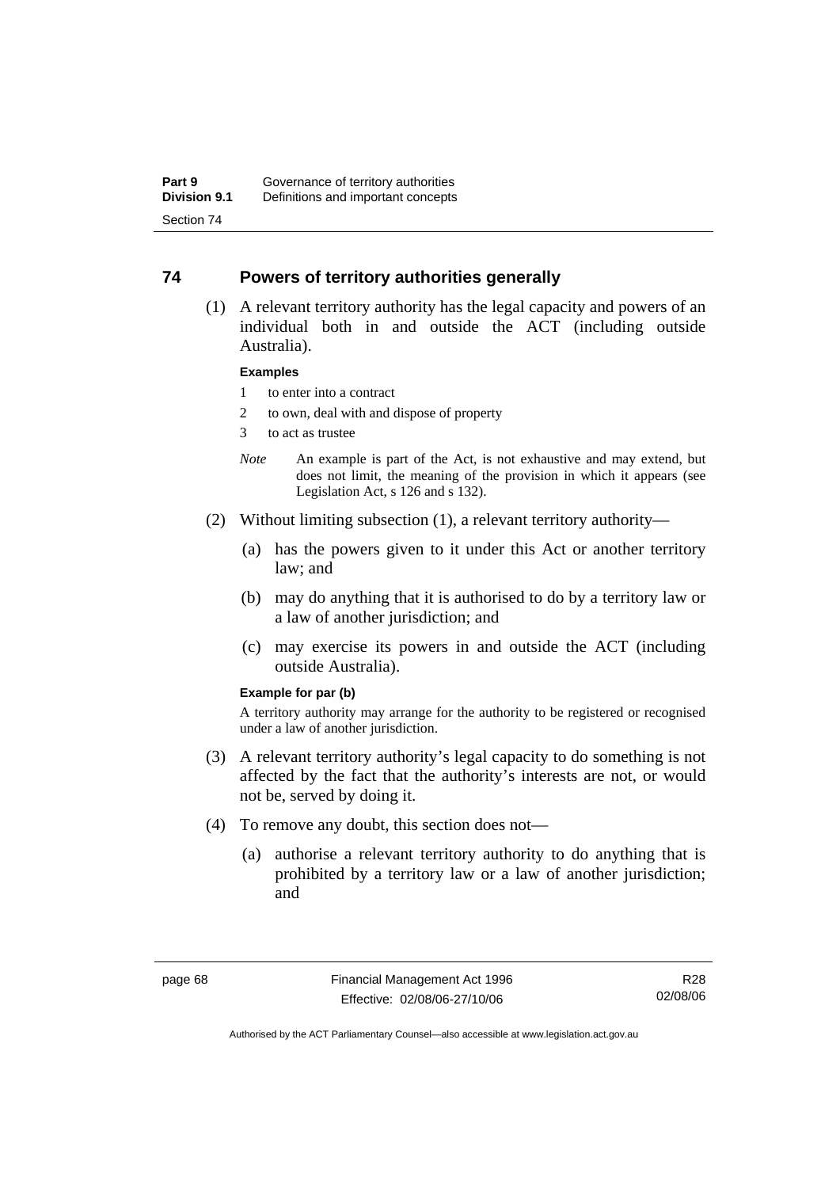## 74 Powers of territory authorities generally

(1) A relevant territory authority has the legal capacity and powers of an individual both in and outside the ACT (including outside Australia).

**Examples**

1 to enter into a contract

2 to own, deal with and dispose of property

3 to act as trustee

*Note* An example is part of the Act, is not exhaustive and may extend, but does not limit, the meaning of the provision in which it appears (see Legislation Act, s 126 and s 132).

(2) Without limiting subsection (1), a relevant territory authority—

(a) has the powers given to it under this Act or another territory law; and

(b) may do anything that it is authorised to do by a territory law or a law of another jurisdiction; and

(c) may exercise its powers in and outside the ACT (including outside Australia).

**Example for par (b)**

A territory authority may arrange for the authority to be registered or recognised under a law of another jurisdiction.

(3) A relevant territory authority's legal capacity to do something is not affected by the fact that the authority's interests are not, or would not be, served by doing it.

(4) To remove any doubt, this section does not—

(a) authorise a relevant territory authority to do anything that is prohibited by a territory law or a law of another jurisdiction; and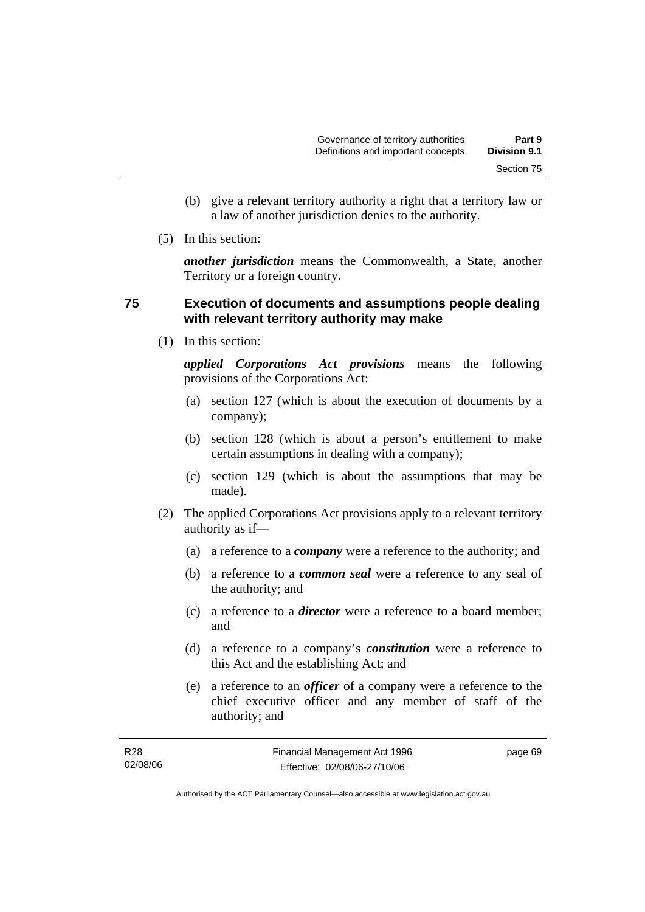(b) give a relevant territory authority a right that a territory law or a law of another jurisdiction denies to the authority.

(5) In this section:

***another jurisdiction*** means the Commonwealth, a State, another Territory or a foreign country.

### 75 Execution of documents and assumptions people dealing with relevant territory authority may make

(1) In this section:

***applied Corporations Act provisions*** means the following provisions of the Corporations Act:

(a) section 127 (which is about the execution of documents by a company);

(b) section 128 (which is about a person's entitlement to make certain assumptions in dealing with a company);

(c) section 129 (which is about the assumptions that may be made).

(2) The applied Corporations Act provisions apply to a relevant territory authority as if—

(a) a reference to a ***company*** were a reference to the authority; and

(b) a reference to a ***common seal*** were a reference to any seal of the authority; and

(c) a reference to a ***director*** were a reference to a board member; and

(d) a reference to a company's ***constitution*** were a reference to this Act and the establishing Act; and

(e) a reference to an ***officer*** of a company were a reference to the chief executive officer and any member of staff of the authority; and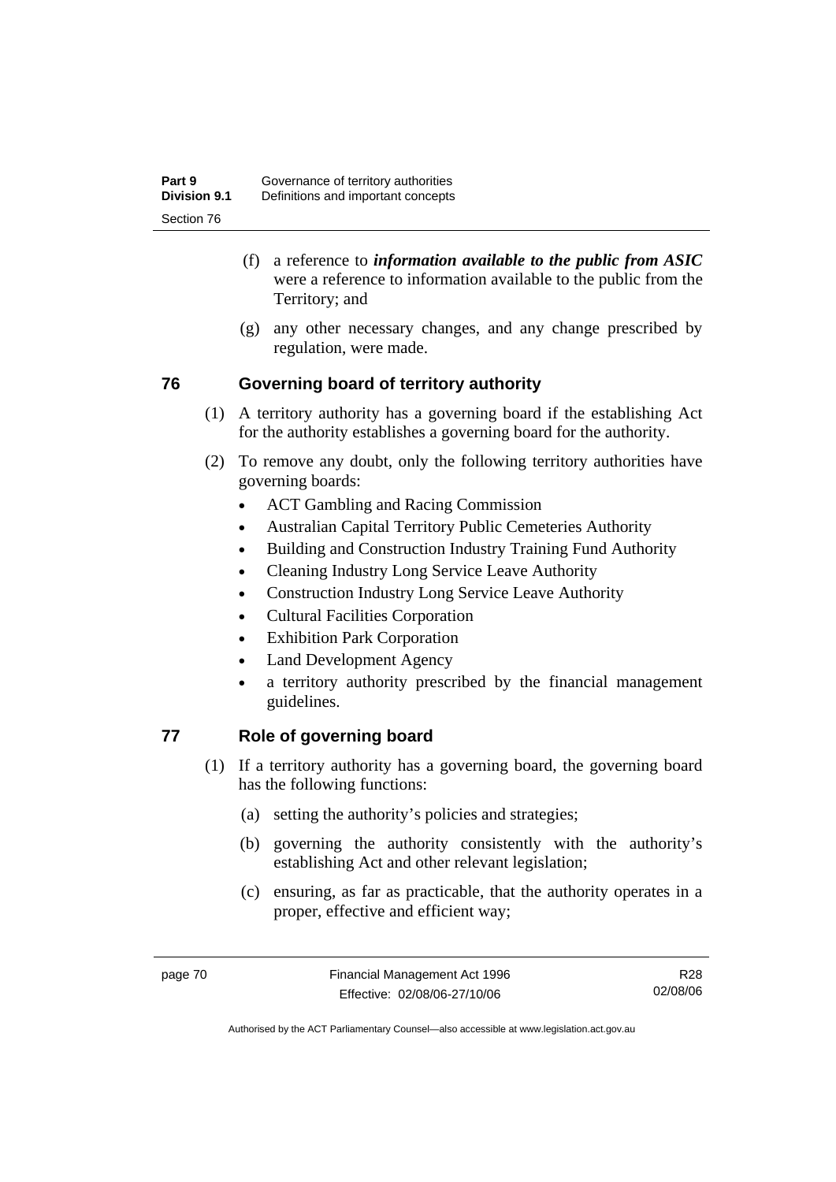(f) a reference to ***information available to the public from ASIC*** were a reference to information available to the public from the Territory; and

(g) any other necessary changes, and any change prescribed by regulation, were made.

## 76 Governing board of territory authority

(1) A territory authority has a governing board if the establishing Act for the authority establishes a governing board for the authority.

(2) To remove any doubt, only the following territory authorities have governing boards:

- ACT Gambling and Racing Commission
- Australian Capital Territory Public Cemeteries Authority
- Building and Construction Industry Training Fund Authority
- Cleaning Industry Long Service Leave Authority
- Construction Industry Long Service Leave Authority
- Cultural Facilities Corporation
- Exhibition Park Corporation
- Land Development Agency
- a territory authority prescribed by the financial management guidelines.

## 77 Role of governing board

(1) If a territory authority has a governing board, the governing board has the following functions:

(a) setting the authority's policies and strategies;

(b) governing the authority consistently with the authority's establishing Act and other relevant legislation;

(c) ensuring, as far as practicable, that the authority operates in a proper, effective and efficient way;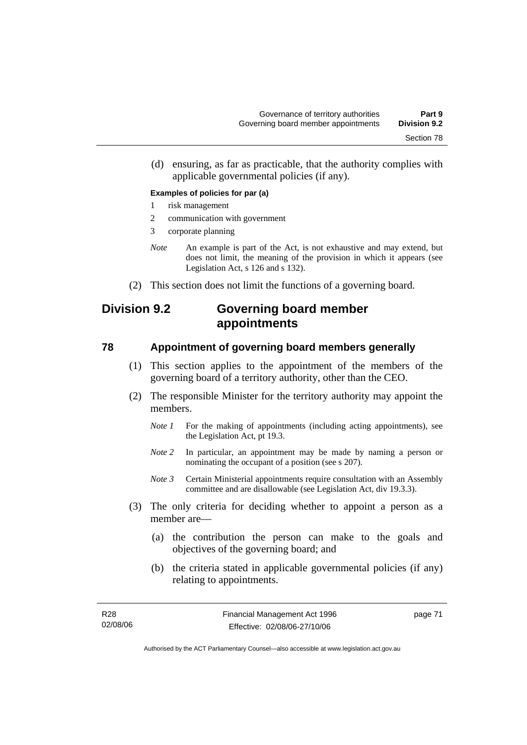(d) ensuring, as far as practicable, that the authority complies with applicable governmental policies (if any).

**Examples of policies for par (a)**

1 risk management

2 communication with government

3 corporate planning

*Note* An example is part of the Act, is not exhaustive and may extend, but does not limit, the meaning of the provision in which it appears (see Legislation Act, s 126 and s 132).

(2) This section does not limit the functions of a governing board.

## Division 9.2 Governing board member appointments

### 78 Appointment of governing board members generally

(1) This section applies to the appointment of the members of the governing board of a territory authority, other than the CEO.

(2) The responsible Minister for the territory authority may appoint the members.

*Note 1* For the making of appointments (including acting appointments), see the Legislation Act, pt 19.3.

*Note 2* In particular, an appointment may be made by naming a person or nominating the occupant of a position (see s 207).

*Note 3* Certain Ministerial appointments require consultation with an Assembly committee and are disallowable (see Legislation Act, div 19.3.3).

(3) The only criteria for deciding whether to appoint a person as a member are—

(a) the contribution the person can make to the goals and objectives of the governing board; and

(b) the criteria stated in applicable governmental policies (if any) relating to appointments.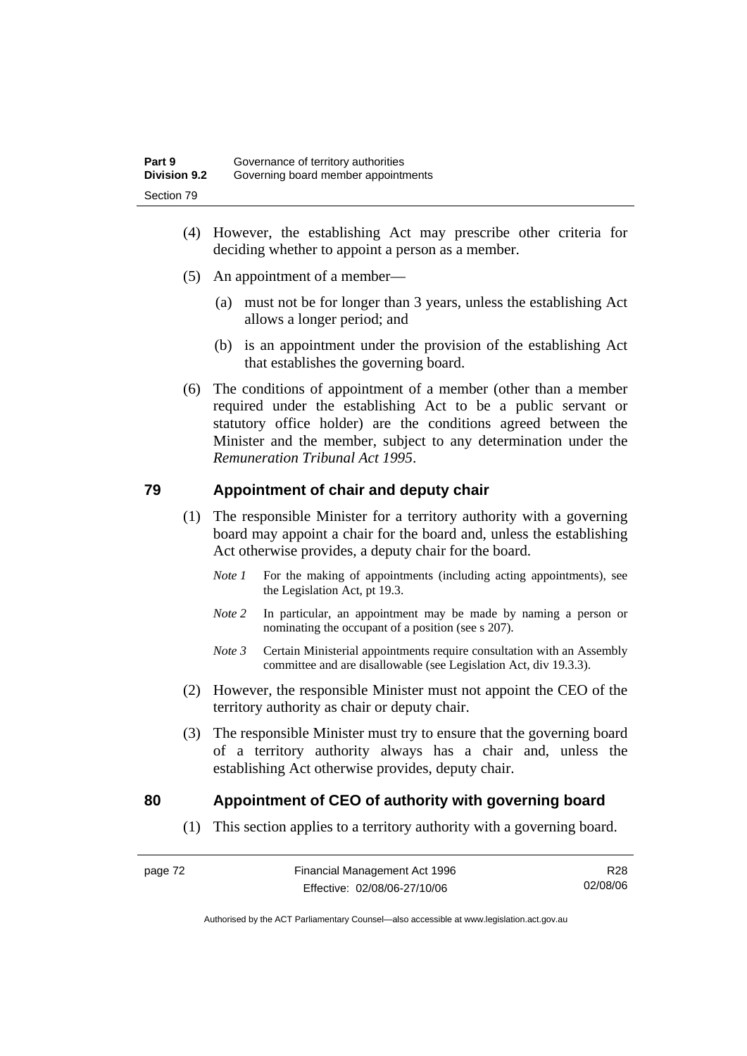(4) However, the establishing Act may prescribe other criteria for deciding whether to appoint a person as a member.

(5) An appointment of a member—

(a) must not be for longer than 3 years, unless the establishing Act allows a longer period; and

(b) is an appointment under the provision of the establishing Act that establishes the governing board.

(6) The conditions of appointment of a member (other than a member required under the establishing Act to be a public servant or statutory office holder) are the conditions agreed between the Minister and the member, subject to any determination under the *Remuneration Tribunal Act 1995*.

## 79 Appointment of chair and deputy chair

(1) The responsible Minister for a territory authority with a governing board may appoint a chair for the board and, unless the establishing Act otherwise provides, a deputy chair for the board.

*Note 1* For the making of appointments (including acting appointments), see the Legislation Act, pt 19.3.

*Note 2* In particular, an appointment may be made by naming a person or nominating the occupant of a position (see s 207).

*Note 3* Certain Ministerial appointments require consultation with an Assembly committee and are disallowable (see Legislation Act, div 19.3.3).

(2) However, the responsible Minister must not appoint the CEO of the territory authority as chair or deputy chair.

(3) The responsible Minister must try to ensure that the governing board of a territory authority always has a chair and, unless the establishing Act otherwise provides, deputy chair.

## 80 Appointment of CEO of authority with governing board

(1) This section applies to a territory authority with a governing board.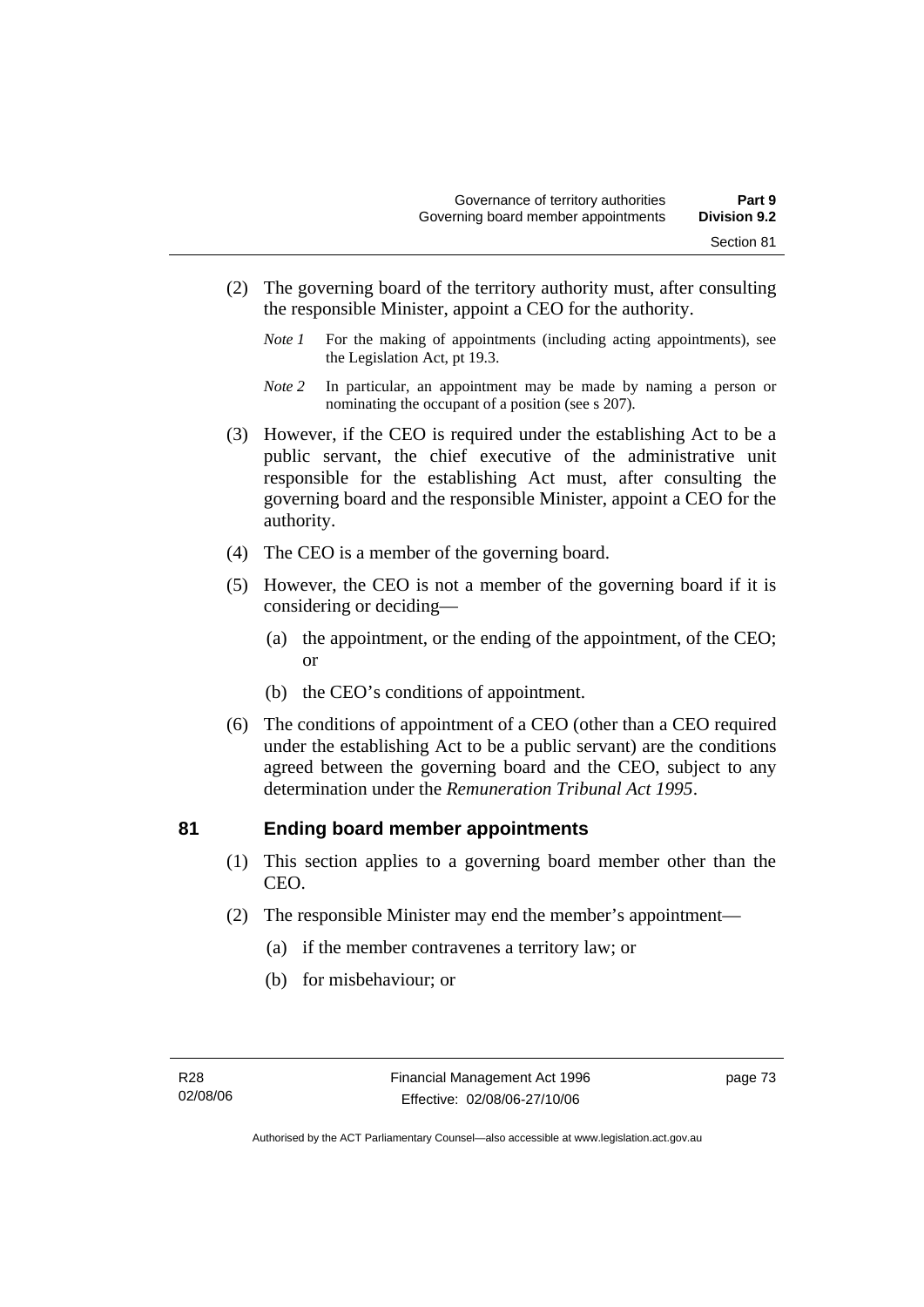(2) The governing board of the territory authority must, after consulting the responsible Minister, appoint a CEO for the authority.

*Note 1* For the making of appointments (including acting appointments), see the Legislation Act, pt 19.3.

*Note 2* In particular, an appointment may be made by naming a person or nominating the occupant of a position (see s 207).

(3) However, if the CEO is required under the establishing Act to be a public servant, the chief executive of the administrative unit responsible for the establishing Act must, after consulting the governing board and the responsible Minister, appoint a CEO for the authority.

(4) The CEO is a member of the governing board.

(5) However, the CEO is not a member of the governing board if it is considering or deciding—

(a) the appointment, or the ending of the appointment, of the CEO; or

(b) the CEO's conditions of appointment.

(6) The conditions of appointment of a CEO (other than a CEO required under the establishing Act to be a public servant) are the conditions agreed between the governing board and the CEO, subject to any determination under the *Remuneration Tribunal Act 1995*.

## 81 Ending board member appointments

(1) This section applies to a governing board member other than the CEO.

(2) The responsible Minister may end the member's appointment—

(a) if the member contravenes a territory law; or

(b) for misbehaviour; or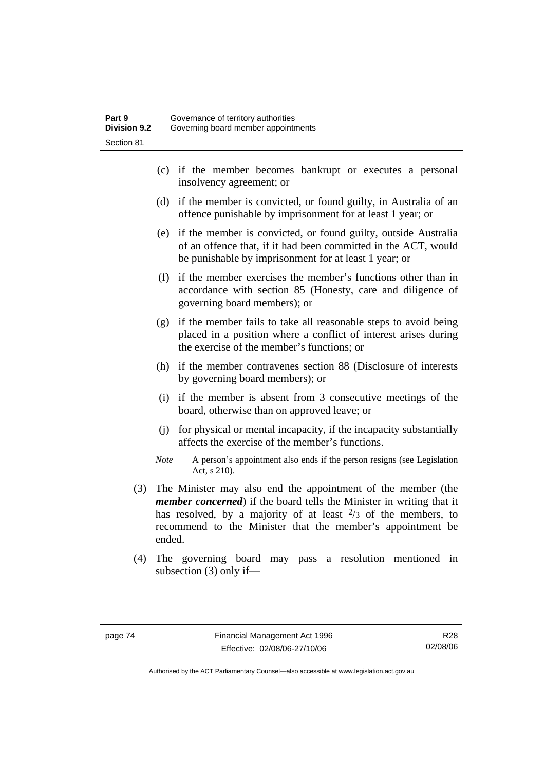(c) if the member becomes bankrupt or executes a personal insolvency agreement; or

(d) if the member is convicted, or found guilty, in Australia of an offence punishable by imprisonment for at least 1 year; or

(e) if the member is convicted, or found guilty, outside Australia of an offence that, if it had been committed in the ACT, would be punishable by imprisonment for at least 1 year; or

(f) if the member exercises the member's functions other than in accordance with section 85 (Honesty, care and diligence of governing board members); or

(g) if the member fails to take all reasonable steps to avoid being placed in a position where a conflict of interest arises during the exercise of the member's functions; or

(h) if the member contravenes section 88 (Disclosure of interests by governing board members); or

(i) if the member is absent from 3 consecutive meetings of the board, otherwise than on approved leave; or

(j) for physical or mental incapacity, if the incapacity substantially affects the exercise of the member's functions.

*Note* A person's appointment also ends if the person resigns (see Legislation Act, s 210).

(3) The Minister may also end the appointment of the member (the ***member concerned***) if the board tells the Minister in writing that it has resolved, by a majority of at least $^{2}/_{3}$ of the members, to recommend to the Minister that the member's appointment be ended.

(4) The governing board may pass a resolution mentioned in subsection (3) only if—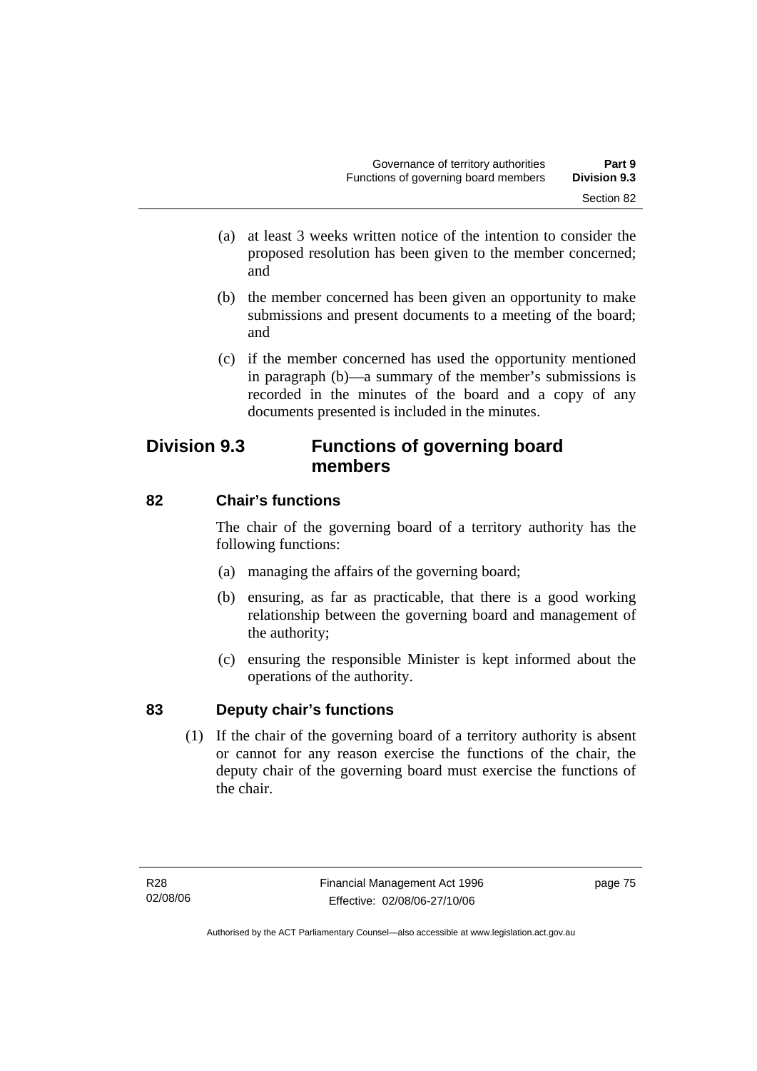(a) at least 3 weeks written notice of the intention to consider the proposed resolution has been given to the member concerned; and

(b) the member concerned has been given an opportunity to make submissions and present documents to a meeting of the board; and

(c) if the member concerned has used the opportunity mentioned in paragraph (b)—a summary of the member's submissions is recorded in the minutes of the board and a copy of any documents presented is included in the minutes.

## Division 9.3 Functions of governing board members

### 82 Chair's functions

The chair of the governing board of a territory authority has the following functions:

(a) managing the affairs of the governing board;

(b) ensuring, as far as practicable, that there is a good working relationship between the governing board and management of the authority;

(c) ensuring the responsible Minister is kept informed about the operations of the authority.

### 83 Deputy chair's functions

(1) If the chair of the governing board of a territory authority is absent or cannot for any reason exercise the functions of the chair, the deputy chair of the governing board must exercise the functions of the chair.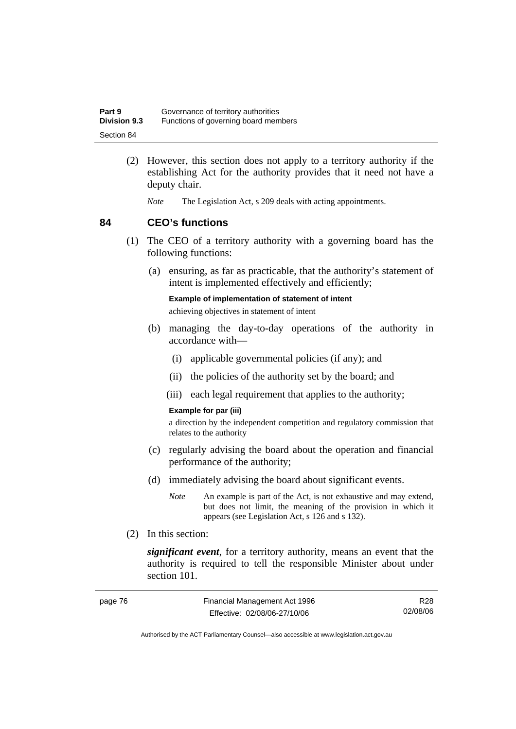(2) However, this section does not apply to a territory authority if the establishing Act for the authority provides that it need not have a deputy chair.

*Note* The Legislation Act, s 209 deals with acting appointments.

## 84 CEO's functions

(1) The CEO of a territory authority with a governing board has the following functions:

(a) ensuring, as far as practicable, that the authority's statement of intent is implemented effectively and efficiently;

**Example of implementation of statement of intent**

achieving objectives in statement of intent

(b) managing the day-to-day operations of the authority in accordance with—

(i) applicable governmental policies (if any); and

(ii) the policies of the authority set by the board; and

(iii) each legal requirement that applies to the authority;

**Example for par (iii)**

a direction by the independent competition and regulatory commission that relates to the authority

(c) regularly advising the board about the operation and financial performance of the authority;

(d) immediately advising the board about significant events.

*Note* An example is part of the Act, is not exhaustive and may extend, but does not limit, the meaning of the provision in which it appears (see Legislation Act, s 126 and s 132).

(2) In this section:

***significant event***, for a territory authority, means an event that the authority is required to tell the responsible Minister about under section 101.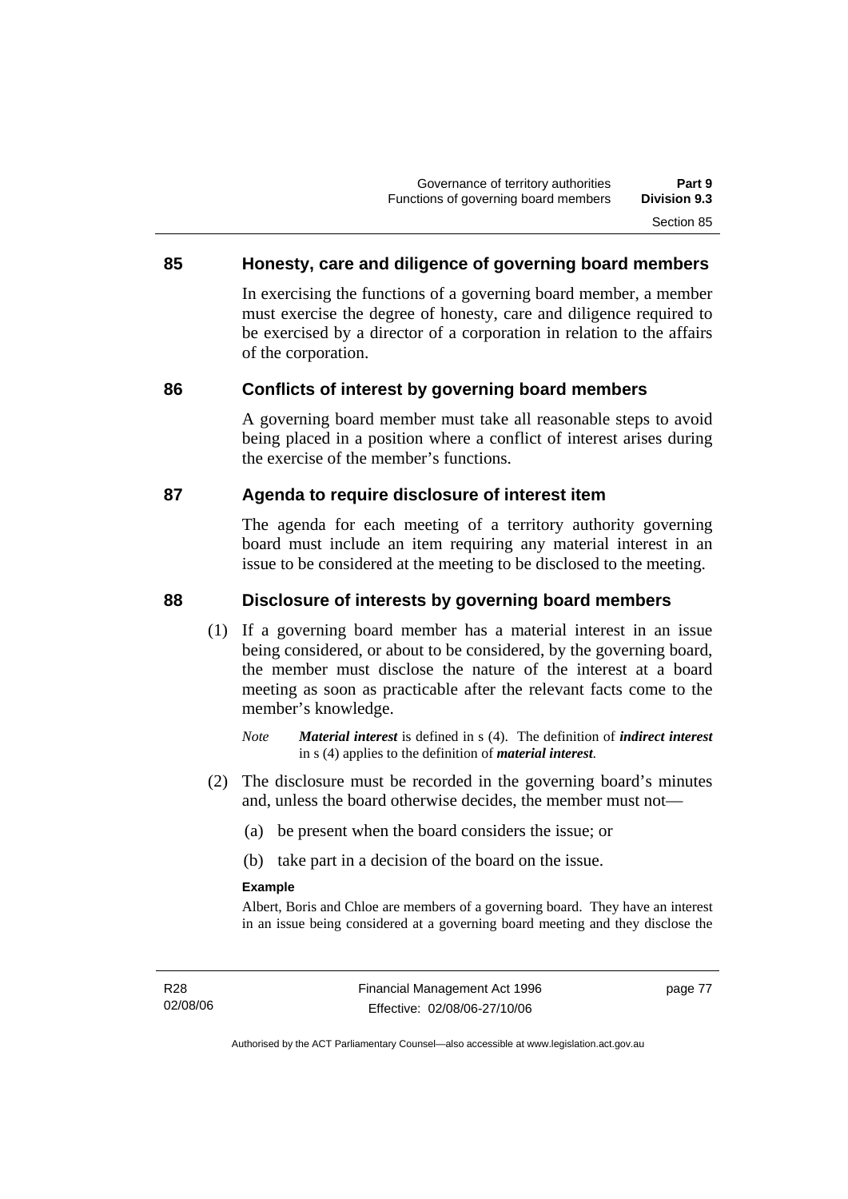## 85 Honesty, care and diligence of governing board members

In exercising the functions of a governing board member, a member must exercise the degree of honesty, care and diligence required to be exercised by a director of a corporation in relation to the affairs of the corporation.

## 86 Conflicts of interest by governing board members

A governing board member must take all reasonable steps to avoid being placed in a position where a conflict of interest arises during the exercise of the member's functions.

## 87 Agenda to require disclosure of interest item

The agenda for each meeting of a territory authority governing board must include an item requiring any material interest in an issue to be considered at the meeting to be disclosed to the meeting.

## 88 Disclosure of interests by governing board members

(1) If a governing board member has a material interest in an issue being considered, or about to be considered, by the governing board, the member must disclose the nature of the interest at a board meeting as soon as practicable after the relevant facts come to the member's knowledge.

*Note* ***Material interest*** is defined in s (4). The definition of ***indirect interest*** in s (4) applies to the definition of ***material interest****.*

(2) The disclosure must be recorded in the governing board's minutes and, unless the board otherwise decides, the member must not—

(a) be present when the board considers the issue; or

(b) take part in a decision of the board on the issue.

**Example**

Albert, Boris and Chloe are members of a governing board. They have an interest in an issue being considered at a governing board meeting and they disclose the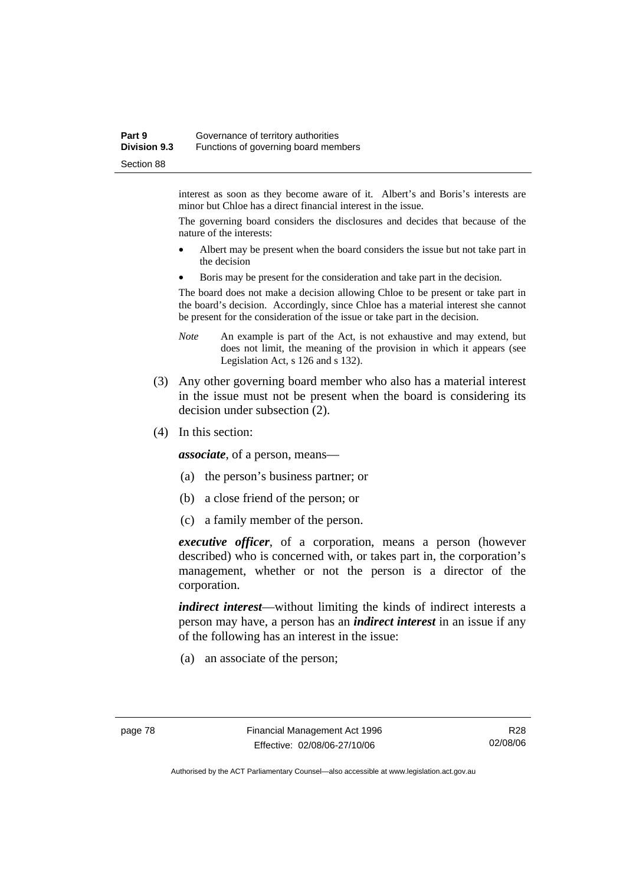interest as soon as they become aware of it. Albert's and Boris's interests are minor but Chloe has a direct financial interest in the issue.

The governing board considers the disclosures and decides that because of the nature of the interests:

- Albert may be present when the board considers the issue but not take part in the decision
- Boris may be present for the consideration and take part in the decision.

The board does not make a decision allowing Chloe to be present or take part in the board's decision. Accordingly, since Chloe has a material interest she cannot be present for the consideration of the issue or take part in the decision.

*Note* An example is part of the Act, is not exhaustive and may extend, but does not limit, the meaning of the provision in which it appears (see Legislation Act, s 126 and s 132).

(3) Any other governing board member who also has a material interest in the issue must not be present when the board is considering its decision under subsection (2).

(4) In this section:

***associate***, of a person, means—

(a) the person's business partner; or

(b) a close friend of the person; or

(c) a family member of the person.

***executive officer***, of a corporation, means a person (however described) who is concerned with, or takes part in, the corporation's management, whether or not the person is a director of the corporation.

***indirect interest***—without limiting the kinds of indirect interests a person may have, a person has an ***indirect interest*** in an issue if any of the following has an interest in the issue:

(a) an associate of the person;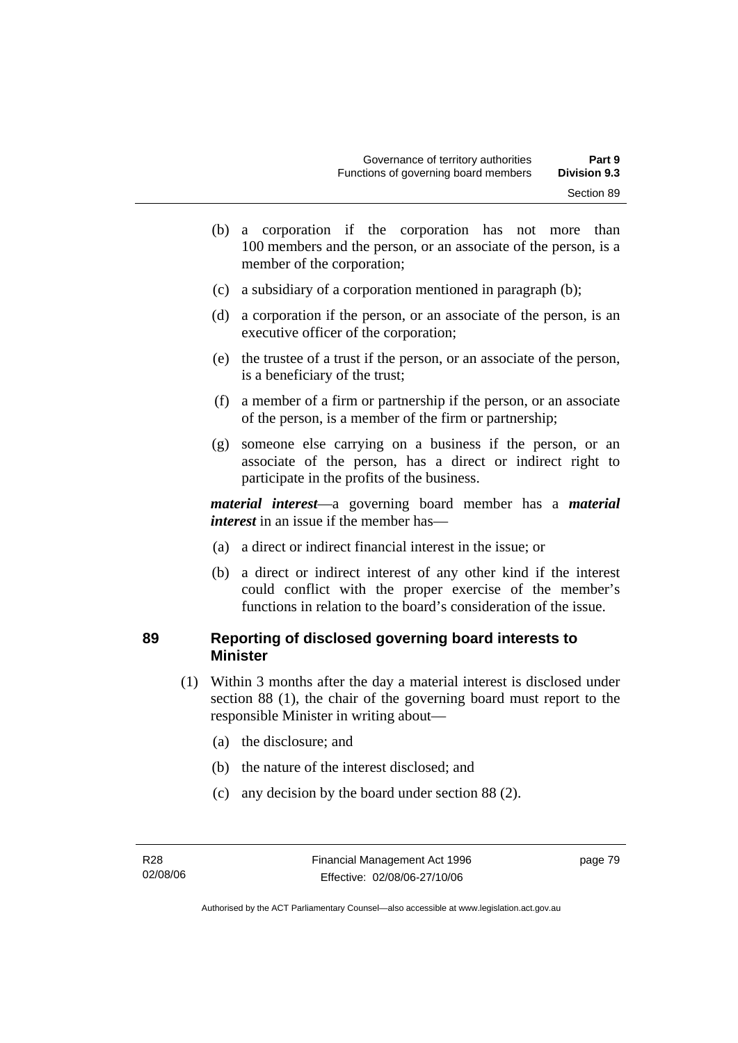(b) a corporation if the corporation has not more than 100 members and the person, or an associate of the person, is a member of the corporation;

(c) a subsidiary of a corporation mentioned in paragraph (b);

(d) a corporation if the person, or an associate of the person, is an executive officer of the corporation;

(e) the trustee of a trust if the person, or an associate of the person, is a beneficiary of the trust;

(f) a member of a firm or partnership if the person, or an associate of the person, is a member of the firm or partnership;

(g) someone else carrying on a business if the person, or an associate of the person, has a direct or indirect right to participate in the profits of the business.

***material interest***—a governing board member has a ***material interest*** in an issue if the member has—

(a) a direct or indirect financial interest in the issue; or

(b) a direct or indirect interest of any other kind if the interest could conflict with the proper exercise of the member's functions in relation to the board's consideration of the issue.

## 89 Reporting of disclosed governing board interests to Minister

(1) Within 3 months after the day a material interest is disclosed under section 88 (1), the chair of the governing board must report to the responsible Minister in writing about—

(a) the disclosure; and

(b) the nature of the interest disclosed; and

(c) any decision by the board under section 88 (2).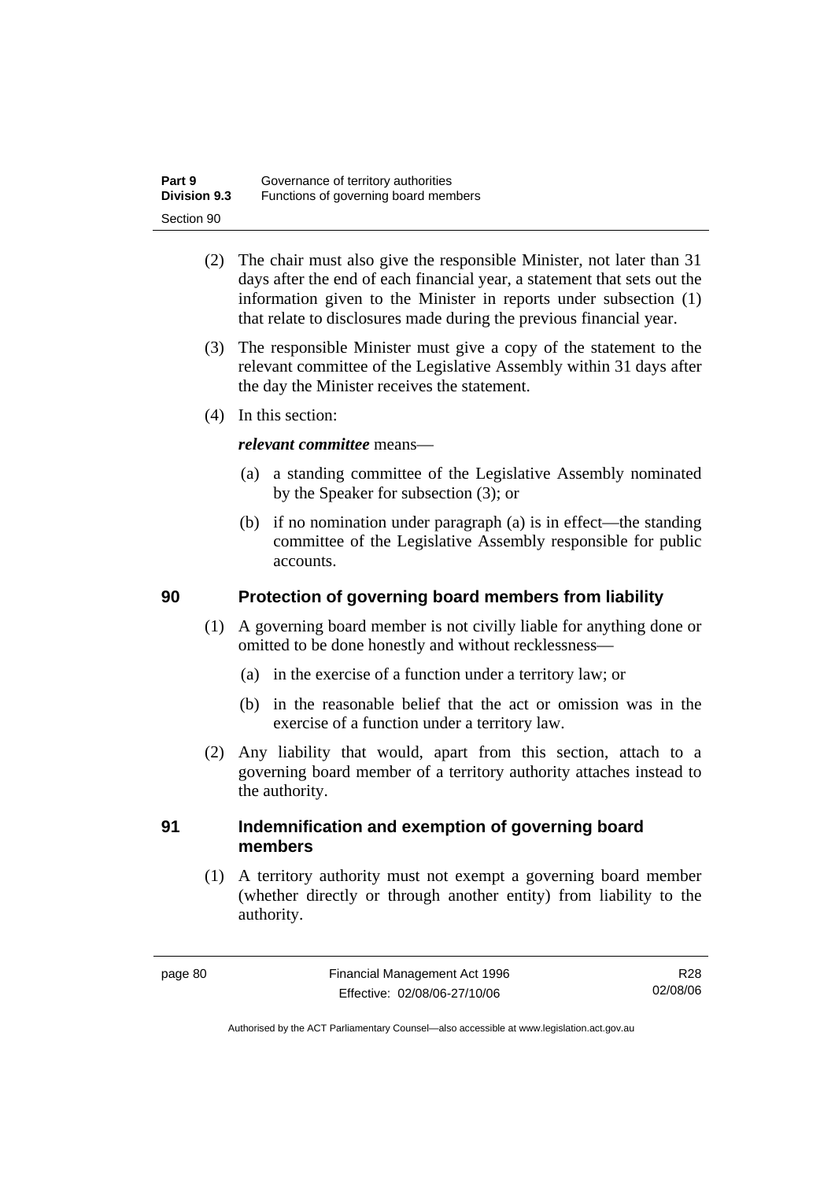(2) The chair must also give the responsible Minister, not later than 31 days after the end of each financial year, a statement that sets out the information given to the Minister in reports under subsection (1) that relate to disclosures made during the previous financial year.

(3) The responsible Minister must give a copy of the statement to the relevant committee of the Legislative Assembly within 31 days after the day the Minister receives the statement.

(4) In this section:

***relevant committee*** means—

(a) a standing committee of the Legislative Assembly nominated by the Speaker for subsection (3); or

(b) if no nomination under paragraph (a) is in effect—the standing committee of the Legislative Assembly responsible for public accounts.

## 90 Protection of governing board members from liability

(1) A governing board member is not civilly liable for anything done or omitted to be done honestly and without recklessness—

(a) in the exercise of a function under a territory law; or

(b) in the reasonable belief that the act or omission was in the exercise of a function under a territory law.

(2) Any liability that would, apart from this section, attach to a governing board member of a territory authority attaches instead to the authority.

## 91 Indemnification and exemption of governing board members

(1) A territory authority must not exempt a governing board member (whether directly or through another entity) from liability to the authority.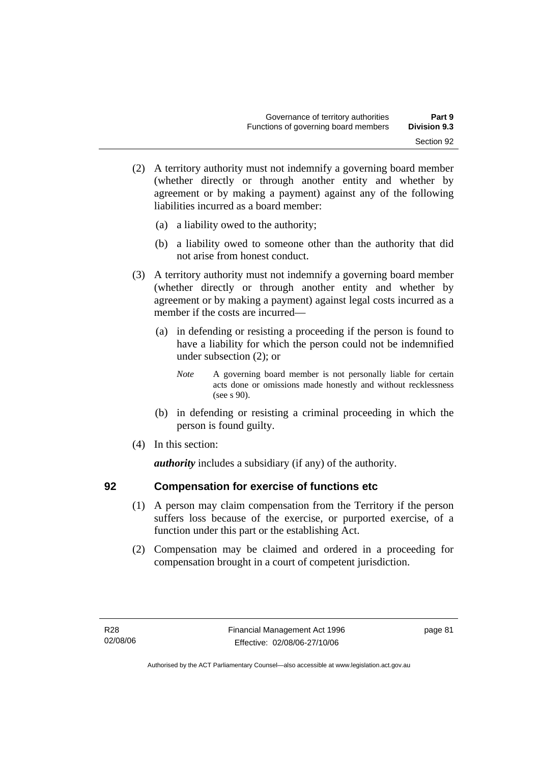(2) A territory authority must not indemnify a governing board member (whether directly or through another entity and whether by agreement or by making a payment) against any of the following liabilities incurred as a board member:

(a) a liability owed to the authority;

(b) a liability owed to someone other than the authority that did not arise from honest conduct.

(3) A territory authority must not indemnify a governing board member (whether directly or through another entity and whether by agreement or by making a payment) against legal costs incurred as a member if the costs are incurred—

(a) in defending or resisting a proceeding if the person is found to have a liability for which the person could not be indemnified under subsection (2); or

*Note* A governing board member is not personally liable for certain acts done or omissions made honestly and without recklessness (see s 90).

(b) in defending or resisting a criminal proceeding in which the person is found guilty.

(4) In this section:

***authority*** includes a subsidiary (if any) of the authority.

## 92 Compensation for exercise of functions etc

(1) A person may claim compensation from the Territory if the person suffers loss because of the exercise, or purported exercise, of a function under this part or the establishing Act.

(2) Compensation may be claimed and ordered in a proceeding for compensation brought in a court of competent jurisdiction.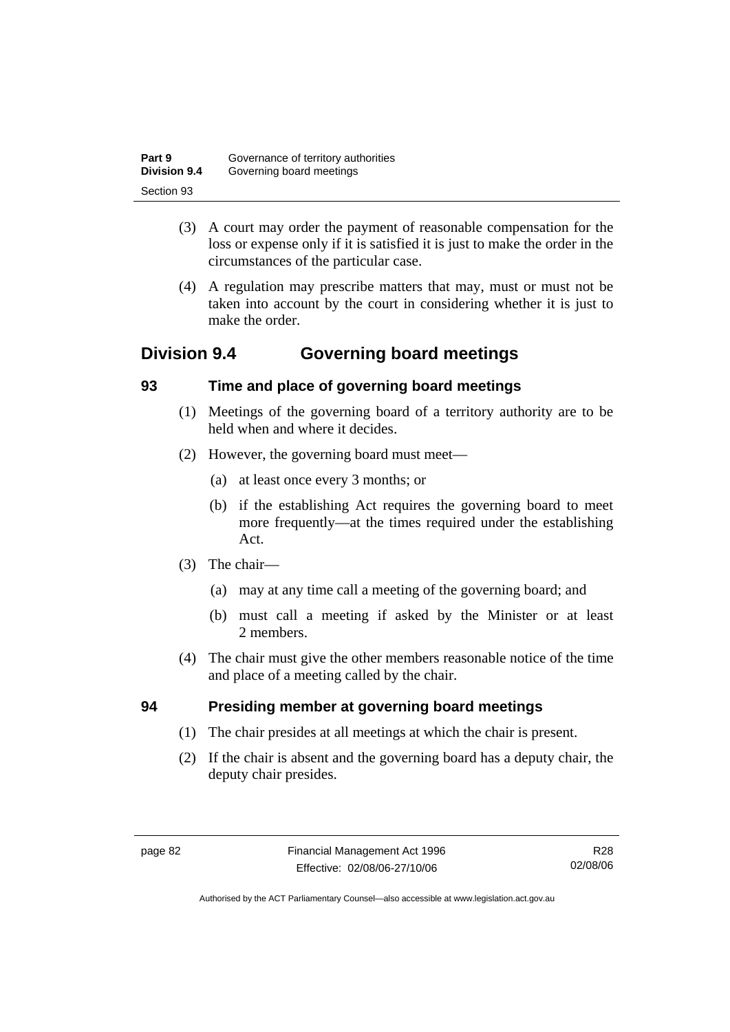(3) A court may order the payment of reasonable compensation for the loss or expense only if it is satisfied it is just to make the order in the circumstances of the particular case.

(4) A regulation may prescribe matters that may, must or must not be taken into account by the court in considering whether it is just to make the order.

## Division 9.4 Governing board meetings

### 93 Time and place of governing board meetings

(1) Meetings of the governing board of a territory authority are to be held when and where it decides.

(2) However, the governing board must meet—

(a) at least once every 3 months; or

(b) if the establishing Act requires the governing board to meet more frequently—at the times required under the establishing Act.

(3) The chair—

(a) may at any time call a meeting of the governing board; and

(b) must call a meeting if asked by the Minister or at least 2 members.

(4) The chair must give the other members reasonable notice of the time and place of a meeting called by the chair.

### 94 Presiding member at governing board meetings

(1) The chair presides at all meetings at which the chair is present.

(2) If the chair is absent and the governing board has a deputy chair, the deputy chair presides.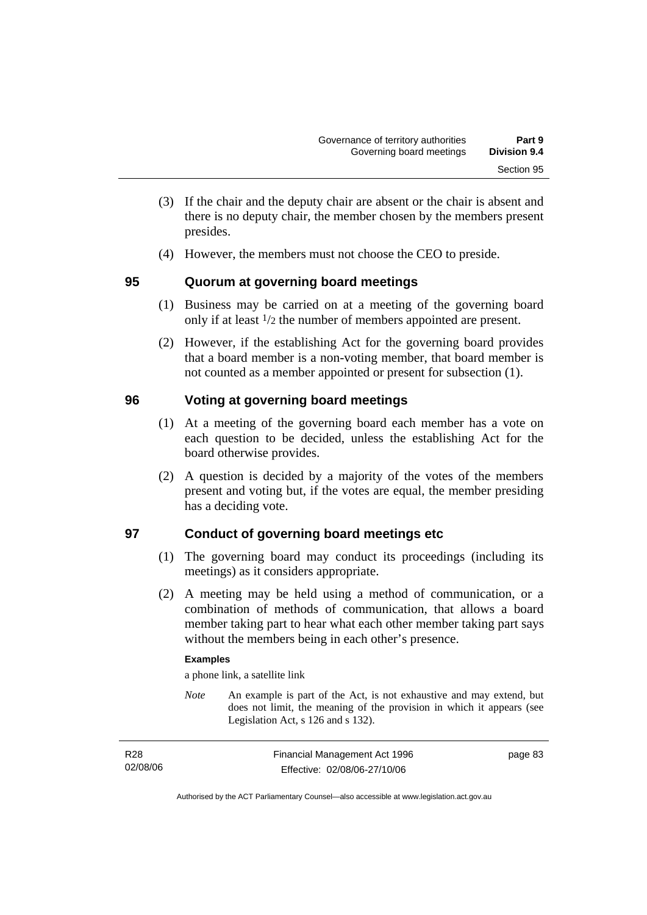(3) If the chair and the deputy chair are absent or the chair is absent and there is no deputy chair, the member chosen by the members present presides.

(4) However, the members must not choose the CEO to preside.

## 95 Quorum at governing board meetings

(1) Business may be carried on at a meeting of the governing board only if at least $1/2$ the number of members appointed are present.

(2) However, if the establishing Act for the governing board provides that a board member is a non-voting member, that board member is not counted as a member appointed or present for subsection (1).

## 96 Voting at governing board meetings

(1) At a meeting of the governing board each member has a vote on each question to be decided, unless the establishing Act for the board otherwise provides.

(2) A question is decided by a majority of the votes of the members present and voting but, if the votes are equal, the member presiding has a deciding vote.

## 97 Conduct of governing board meetings etc

(1) The governing board may conduct its proceedings (including its meetings) as it considers appropriate.

(2) A meeting may be held using a method of communication, or a combination of methods of communication, that allows a board member taking part to hear what each other member taking part says without the members being in each other's presence.

**Examples**

a phone link, a satellite link

*Note* An example is part of the Act, is not exhaustive and may extend, but does not limit, the meaning of the provision in which it appears (see Legislation Act, s 126 and s 132).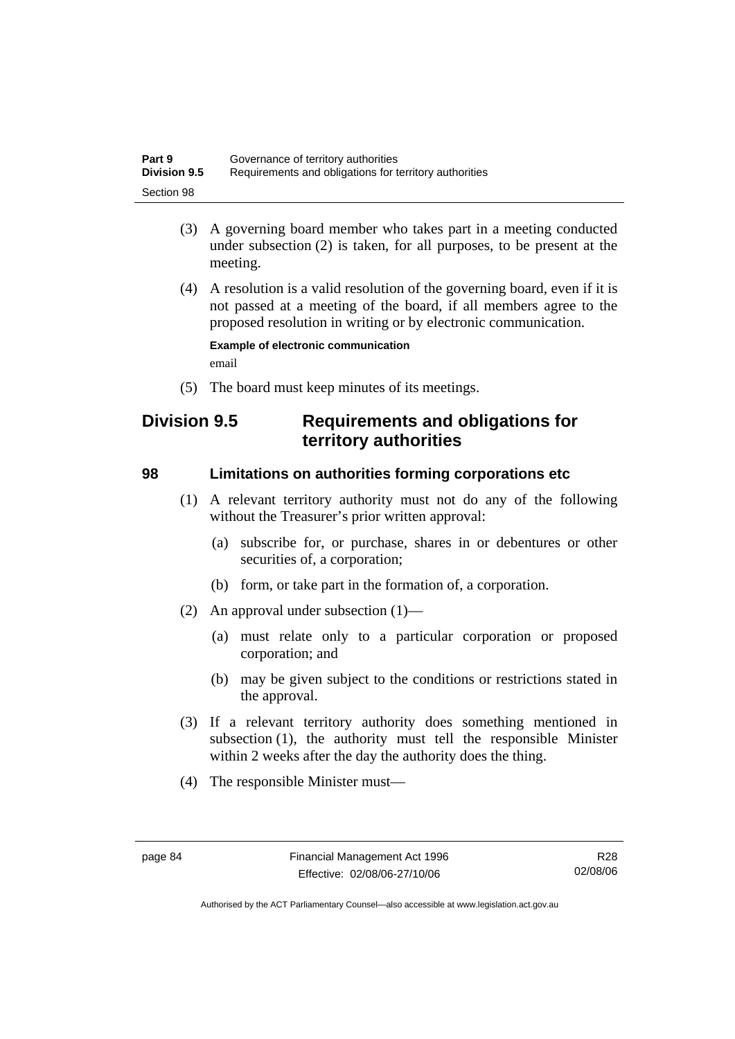(3) A governing board member who takes part in a meeting conducted under subsection (2) is taken, for all purposes, to be present at the meeting.

(4) A resolution is a valid resolution of the governing board, even if it is not passed at a meeting of the board, if all members agree to the proposed resolution in writing or by electronic communication.

**Example of electronic communication**

email

(5) The board must keep minutes of its meetings.

## Division 9.5 Requirements and obligations for territory authorities

### 98 Limitations on authorities forming corporations etc

(1) A relevant territory authority must not do any of the following without the Treasurer's prior written approval:

(a) subscribe for, or purchase, shares in or debentures or other securities of, a corporation;

(b) form, or take part in the formation of, a corporation.

(2) An approval under subsection (1)—

(a) must relate only to a particular corporation or proposed corporation; and

(b) may be given subject to the conditions or restrictions stated in the approval.

(3) If a relevant territory authority does something mentioned in subsection (1), the authority must tell the responsible Minister within 2 weeks after the day the authority does the thing.

(4) The responsible Minister must—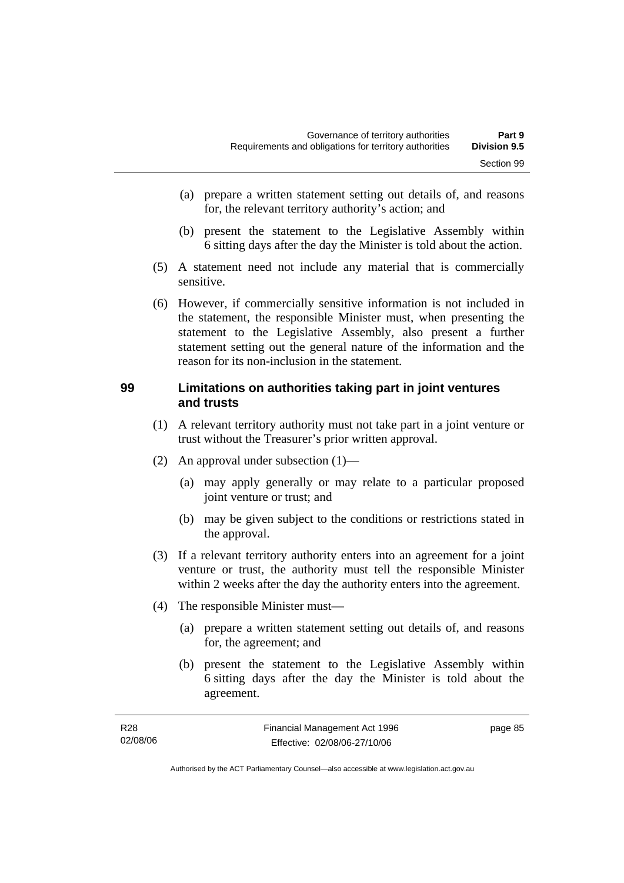(a) prepare a written statement setting out details of, and reasons for, the relevant territory authority's action; and

(b) present the statement to the Legislative Assembly within 6 sitting days after the day the Minister is told about the action.

(5) A statement need not include any material that is commercially sensitive.

(6) However, if commercially sensitive information is not included in the statement, the responsible Minister must, when presenting the statement to the Legislative Assembly, also present a further statement setting out the general nature of the information and the reason for its non-inclusion in the statement.

## 99 Limitations on authorities taking part in joint ventures and trusts

(1) A relevant territory authority must not take part in a joint venture or trust without the Treasurer's prior written approval.

(2) An approval under subsection (1)—

(a) may apply generally or may relate to a particular proposed joint venture or trust; and

(b) may be given subject to the conditions or restrictions stated in the approval.

(3) If a relevant territory authority enters into an agreement for a joint venture or trust, the authority must tell the responsible Minister within 2 weeks after the day the authority enters into the agreement.

(4) The responsible Minister must—

(a) prepare a written statement setting out details of, and reasons for, the agreement; and

(b) present the statement to the Legislative Assembly within 6 sitting days after the day the Minister is told about the agreement.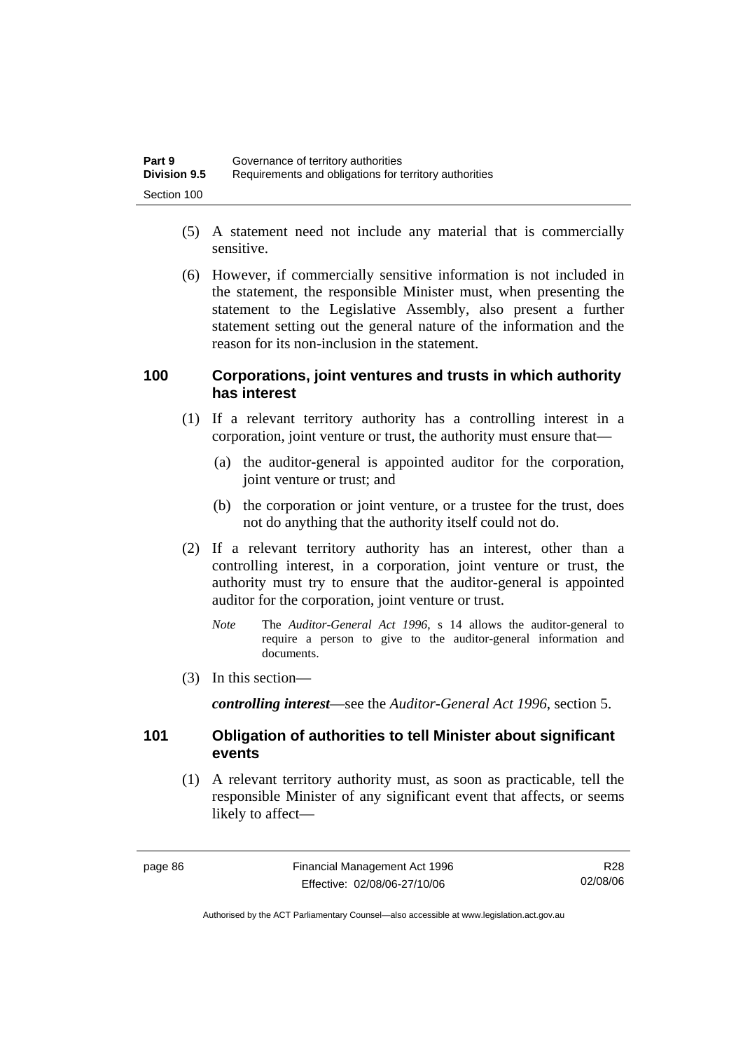(5) A statement need not include any material that is commercially sensitive.

(6) However, if commercially sensitive information is not included in the statement, the responsible Minister must, when presenting the statement to the Legislative Assembly, also present a further statement setting out the general nature of the information and the reason for its non-inclusion in the statement.

## 100 Corporations, joint ventures and trusts in which authority has interest

(1) If a relevant territory authority has a controlling interest in a corporation, joint venture or trust, the authority must ensure that—

(a) the auditor-general is appointed auditor for the corporation, joint venture or trust; and

(b) the corporation or joint venture, or a trustee for the trust, does not do anything that the authority itself could not do.

(2) If a relevant territory authority has an interest, other than a controlling interest, in a corporation, joint venture or trust, the authority must try to ensure that the auditor-general is appointed auditor for the corporation, joint venture or trust.

*Note* The *Auditor-General Act 1996*, s 14 allows the auditor-general to require a person to give to the auditor-general information and documents.

(3) In this section—

***controlling interest***—see the *Auditor-General Act 1996*, section 5.

## 101 Obligation of authorities to tell Minister about significant events

(1) A relevant territory authority must, as soon as practicable, tell the responsible Minister of any significant event that affects, or seems likely to affect—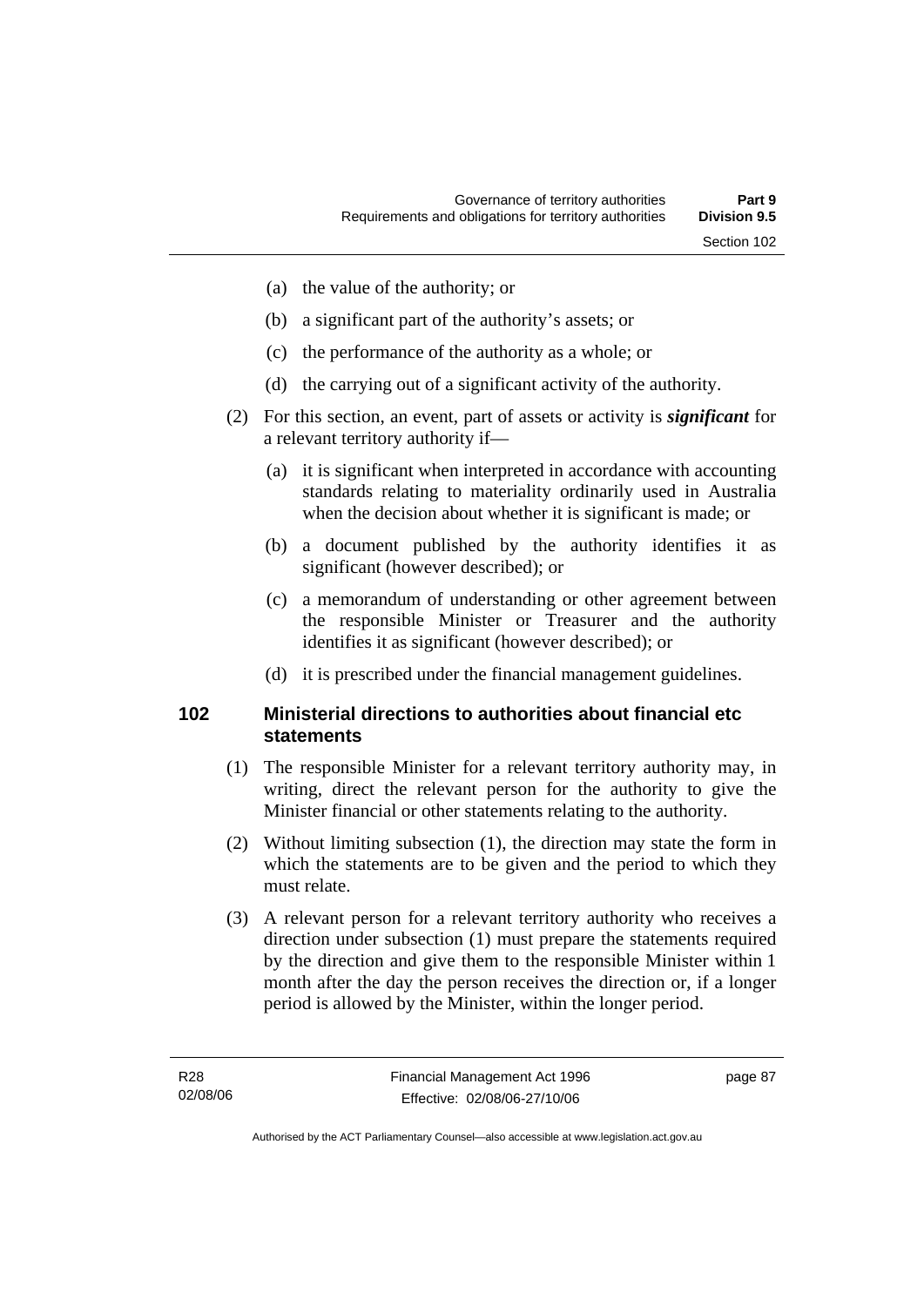(a) the value of the authority; or

(b) a significant part of the authority's assets; or

(c) the performance of the authority as a whole; or

(d) the carrying out of a significant activity of the authority.

(2) For this section, an event, part of assets or activity is ***significant*** for a relevant territory authority if—

(a) it is significant when interpreted in accordance with accounting standards relating to materiality ordinarily used in Australia when the decision about whether it is significant is made; or

(b) a document published by the authority identifies it as significant (however described); or

(c) a memorandum of understanding or other agreement between the responsible Minister or Treasurer and the authority identifies it as significant (however described); or

(d) it is prescribed under the financial management guidelines.

## 102 Ministerial directions to authorities about financial etc statements

(1) The responsible Minister for a relevant territory authority may, in writing, direct the relevant person for the authority to give the Minister financial or other statements relating to the authority.

(2) Without limiting subsection (1), the direction may state the form in which the statements are to be given and the period to which they must relate.

(3) A relevant person for a relevant territory authority who receives a direction under subsection (1) must prepare the statements required by the direction and give them to the responsible Minister within 1 month after the day the person receives the direction or, if a longer period is allowed by the Minister, within the longer period.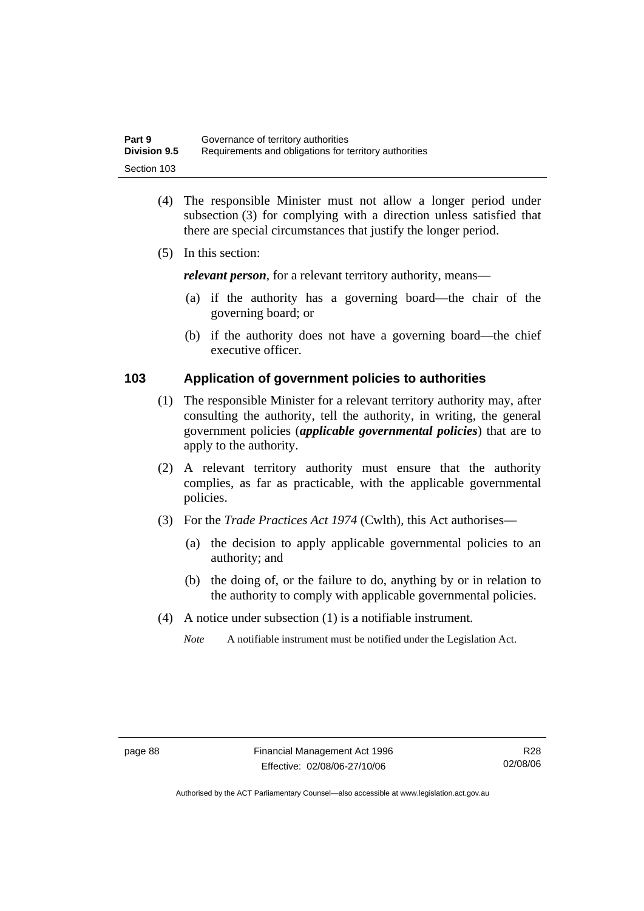(4) The responsible Minister must not allow a longer period under subsection (3) for complying with a direction unless satisfied that there are special circumstances that justify the longer period.

(5) In this section:

***relevant person***, for a relevant territory authority, means—

(a) if the authority has a governing board—the chair of the governing board; or

(b) if the authority does not have a governing board—the chief executive officer.

### 103 Application of government policies to authorities

(1) The responsible Minister for a relevant territory authority may, after consulting the authority, tell the authority, in writing, the general government policies (***applicable governmental policies***) that are to apply to the authority.

(2) A relevant territory authority must ensure that the authority complies, as far as practicable, with the applicable governmental policies.

(3) For the *Trade Practices Act 1974* (Cwlth), this Act authorises—

(a) the decision to apply applicable governmental policies to an authority; and

(b) the doing of, or the failure to do, anything by or in relation to the authority to comply with applicable governmental policies.

(4) A notice under subsection (1) is a notifiable instrument.

*Note* A notifiable instrument must be notified under the Legislation Act.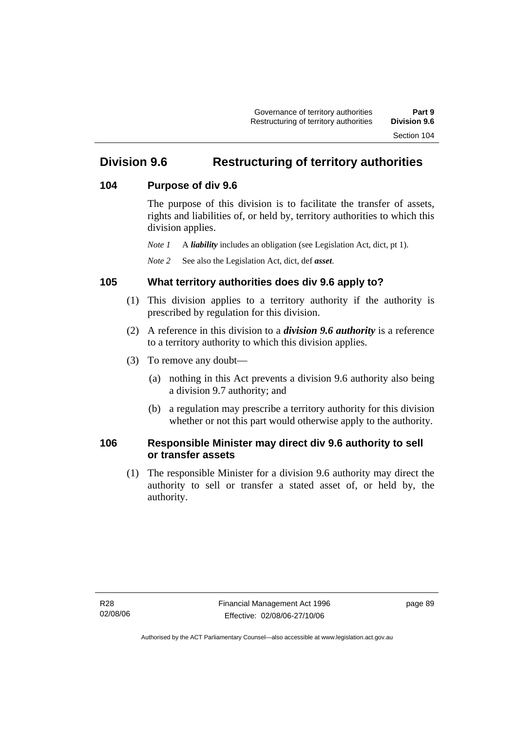## Division 9.6 Restructuring of territory authorities

### 104 Purpose of div 9.6

The purpose of this division is to facilitate the transfer of assets, rights and liabilities of, or held by, territory authorities to which this division applies.

*Note 1* A ***liability*** includes an obligation (see Legislation Act, dict, pt 1).

*Note 2* See also the Legislation Act, dict, def ***asset***.

### 105 What territory authorities does div 9.6 apply to?

(1) This division applies to a territory authority if the authority is prescribed by regulation for this division.

(2) A reference in this division to a ***division 9.6 authority*** is a reference to a territory authority to which this division applies.

(3) To remove any doubt—

(a) nothing in this Act prevents a division 9.6 authority also being a division 9.7 authority; and

(b) a regulation may prescribe a territory authority for this division whether or not this part would otherwise apply to the authority.

### 106 Responsible Minister may direct div 9.6 authority to sell or transfer assets

(1) The responsible Minister for a division 9.6 authority may direct the authority to sell or transfer a stated asset of, or held by, the authority.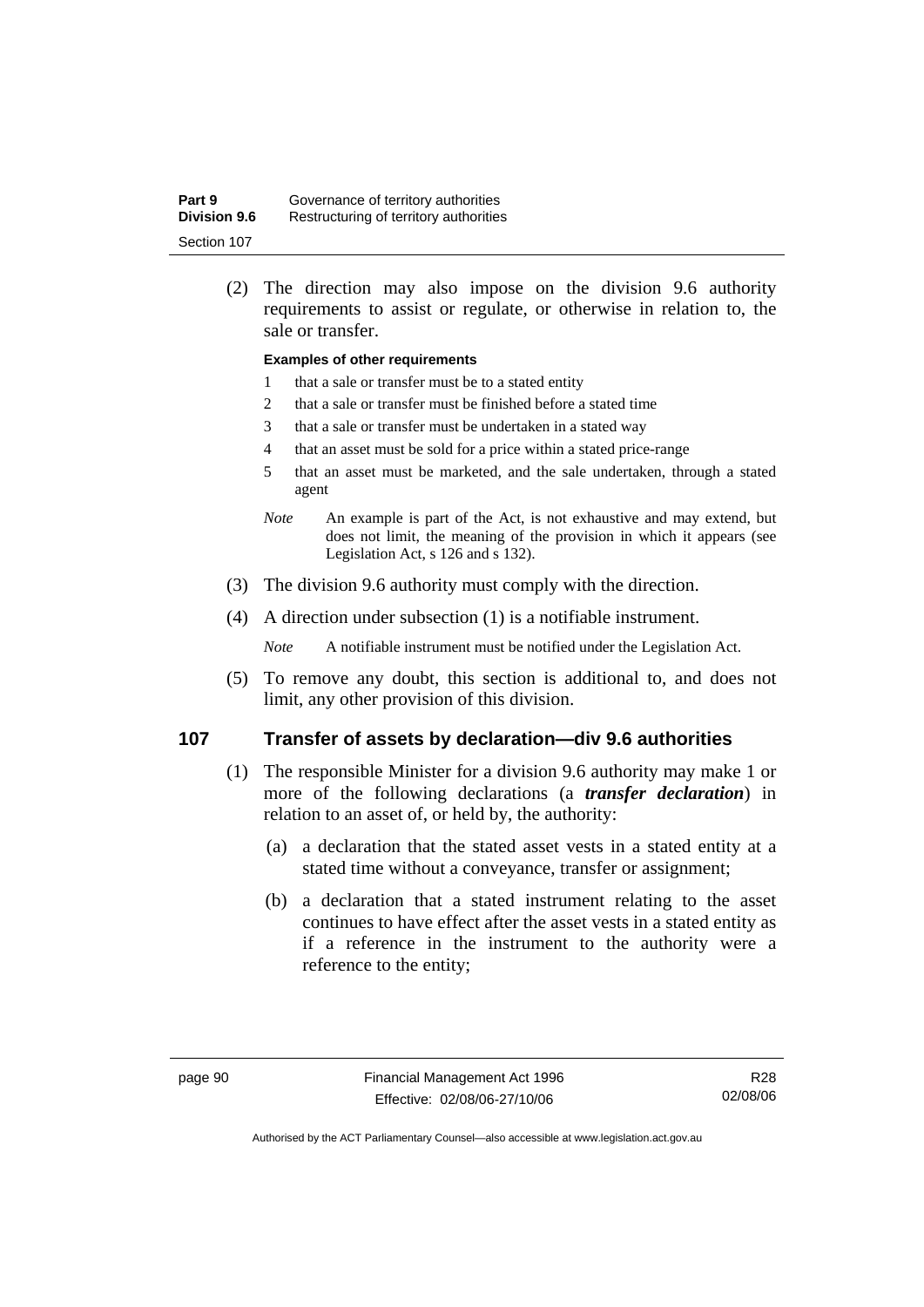(2) The direction may also impose on the division 9.6 authority requirements to assist or regulate, or otherwise in relation to, the sale or transfer.

**Examples of other requirements**

1 that a sale or transfer must be to a stated entity

2 that a sale or transfer must be finished before a stated time

3 that a sale or transfer must be undertaken in a stated way

4 that an asset must be sold for a price within a stated price-range

5 that an asset must be marketed, and the sale undertaken, through a stated agent

*Note* An example is part of the Act, is not exhaustive and may extend, but does not limit, the meaning of the provision in which it appears (see Legislation Act, s 126 and s 132).

(3) The division 9.6 authority must comply with the direction.

(4) A direction under subsection (1) is a notifiable instrument.

*Note* A notifiable instrument must be notified under the Legislation Act.

(5) To remove any doubt, this section is additional to, and does not limit, any other provision of this division.

## 107 Transfer of assets by declaration—div 9.6 authorities

(1) The responsible Minister for a division 9.6 authority may make 1 or more of the following declarations (a ***transfer declaration***) in relation to an asset of, or held by, the authority:

(a) a declaration that the stated asset vests in a stated entity at a stated time without a conveyance, transfer or assignment;

(b) a declaration that a stated instrument relating to the asset continues to have effect after the asset vests in a stated entity as if a reference in the instrument to the authority were a reference to the entity;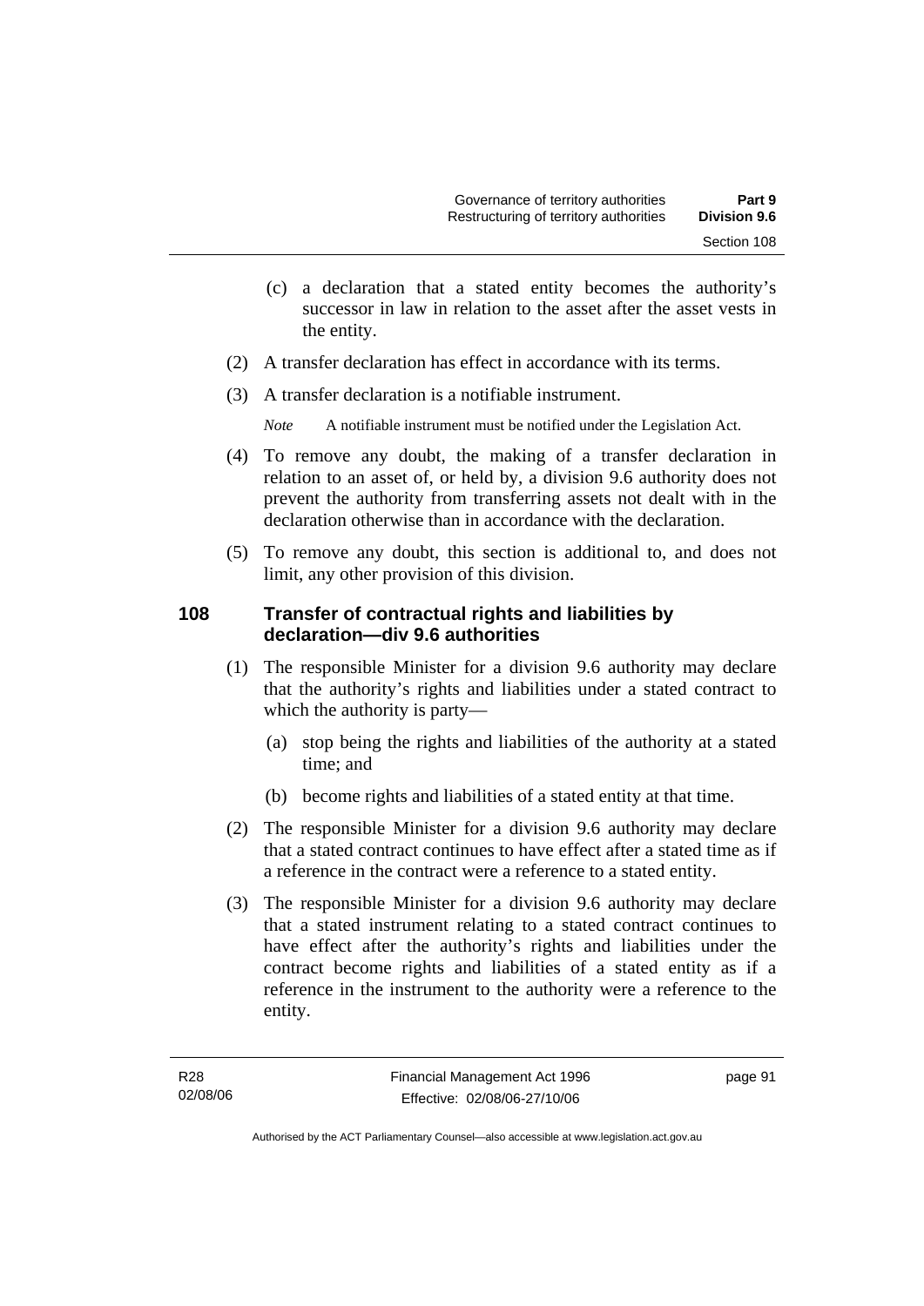(c) a declaration that a stated entity becomes the authority's successor in law in relation to the asset after the asset vests in the entity.

(2) A transfer declaration has effect in accordance with its terms.

(3) A transfer declaration is a notifiable instrument.

*Note* A notifiable instrument must be notified under the Legislation Act.

(4) To remove any doubt, the making of a transfer declaration in relation to an asset of, or held by, a division 9.6 authority does not prevent the authority from transferring assets not dealt with in the declaration otherwise than in accordance with the declaration.

(5) To remove any doubt, this section is additional to, and does not limit, any other provision of this division.

### 108 Transfer of contractual rights and liabilities by declaration—div 9.6 authorities

(1) The responsible Minister for a division 9.6 authority may declare that the authority's rights and liabilities under a stated contract to which the authority is party—

(a) stop being the rights and liabilities of the authority at a stated time; and

(b) become rights and liabilities of a stated entity at that time.

(2) The responsible Minister for a division 9.6 authority may declare that a stated contract continues to have effect after a stated time as if a reference in the contract were a reference to a stated entity.

(3) The responsible Minister for a division 9.6 authority may declare that a stated instrument relating to a stated contract continues to have effect after the authority's rights and liabilities under the contract become rights and liabilities of a stated entity as if a reference in the instrument to the authority were a reference to the entity.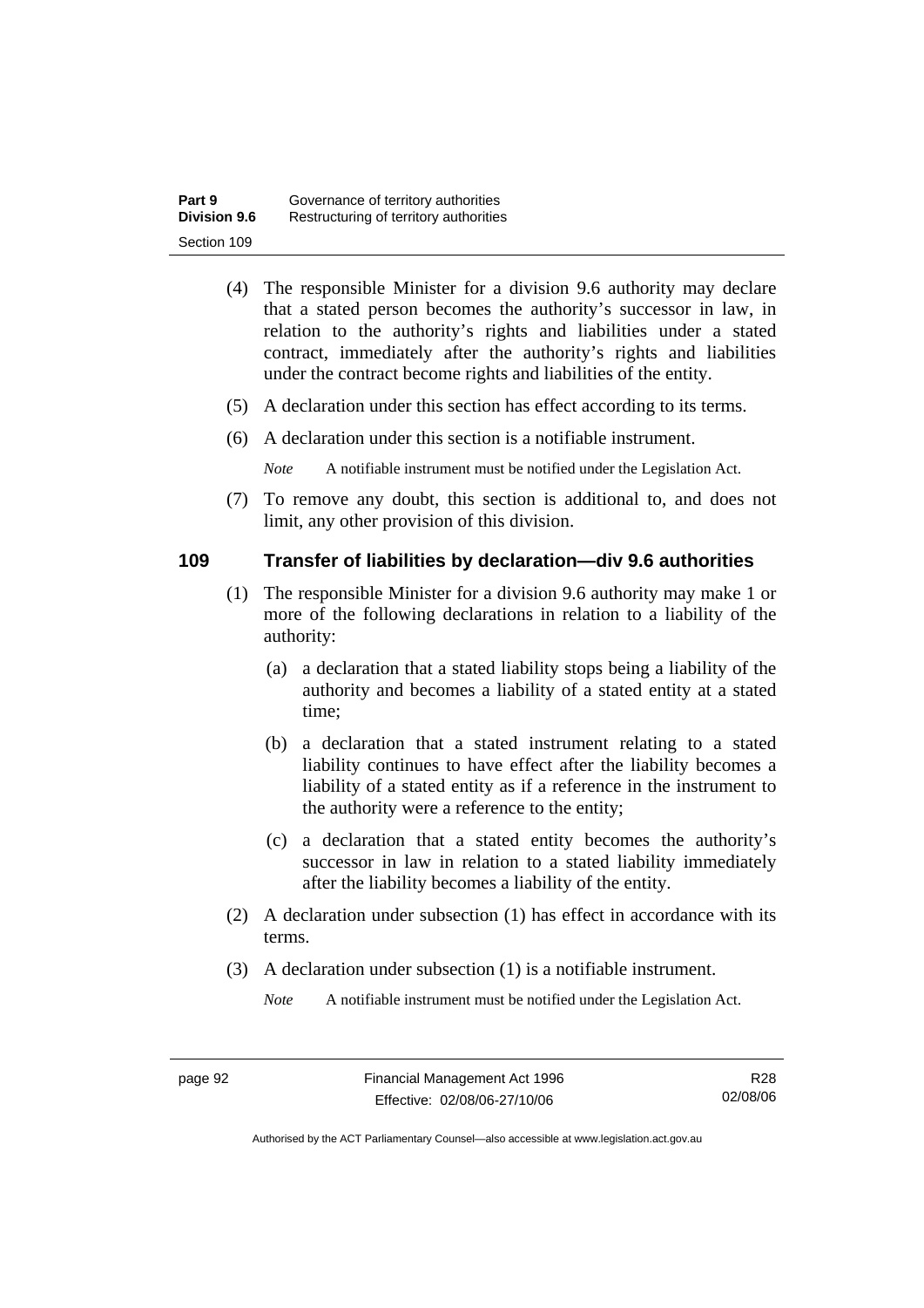(4) The responsible Minister for a division 9.6 authority may declare that a stated person becomes the authority's successor in law, in relation to the authority's rights and liabilities under a stated contract, immediately after the authority's rights and liabilities under the contract become rights and liabilities of the entity.

(5) A declaration under this section has effect according to its terms.

(6) A declaration under this section is a notifiable instrument.

*Note* A notifiable instrument must be notified under the Legislation Act.

(7) To remove any doubt, this section is additional to, and does not limit, any other provision of this division.

## 109 Transfer of liabilities by declaration—div 9.6 authorities

(1) The responsible Minister for a division 9.6 authority may make 1 or more of the following declarations in relation to a liability of the authority:

(a) a declaration that a stated liability stops being a liability of the authority and becomes a liability of a stated entity at a stated time;

(b) a declaration that a stated instrument relating to a stated liability continues to have effect after the liability becomes a liability of a stated entity as if a reference in the instrument to the authority were a reference to the entity;

(c) a declaration that a stated entity becomes the authority's successor in law in relation to a stated liability immediately after the liability becomes a liability of the entity.

(2) A declaration under subsection (1) has effect in accordance with its terms.

(3) A declaration under subsection (1) is a notifiable instrument.

*Note* A notifiable instrument must be notified under the Legislation Act.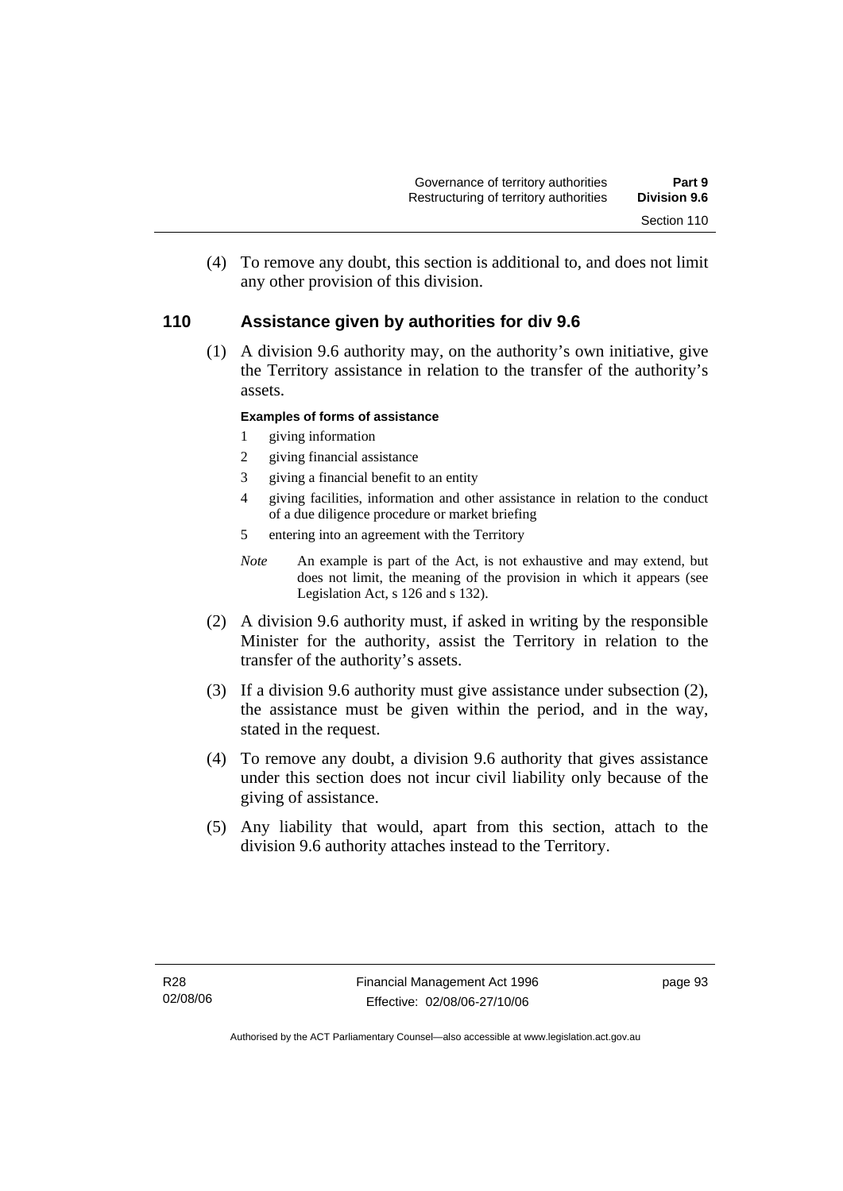(4) To remove any doubt, this section is additional to, and does not limit any other provision of this division.

## 110 Assistance given by authorities for div 9.6

(1) A division 9.6 authority may, on the authority's own initiative, give the Territory assistance in relation to the transfer of the authority's assets.

**Examples of forms of assistance**

1 giving information
2 giving financial assistance
3 giving a financial benefit to an entity
4 giving facilities, information and other assistance in relation to the conduct of a due diligence procedure or market briefing
5 entering into an agreement with the Territory

*Note* An example is part of the Act, is not exhaustive and may extend, but does not limit, the meaning of the provision in which it appears (see Legislation Act, s 126 and s 132).

(2) A division 9.6 authority must, if asked in writing by the responsible Minister for the authority, assist the Territory in relation to the transfer of the authority's assets.

(3) If a division 9.6 authority must give assistance under subsection (2), the assistance must be given within the period, and in the way, stated in the request.

(4) To remove any doubt, a division 9.6 authority that gives assistance under this section does not incur civil liability only because of the giving of assistance.

(5) Any liability that would, apart from this section, attach to the division 9.6 authority attaches instead to the Territory.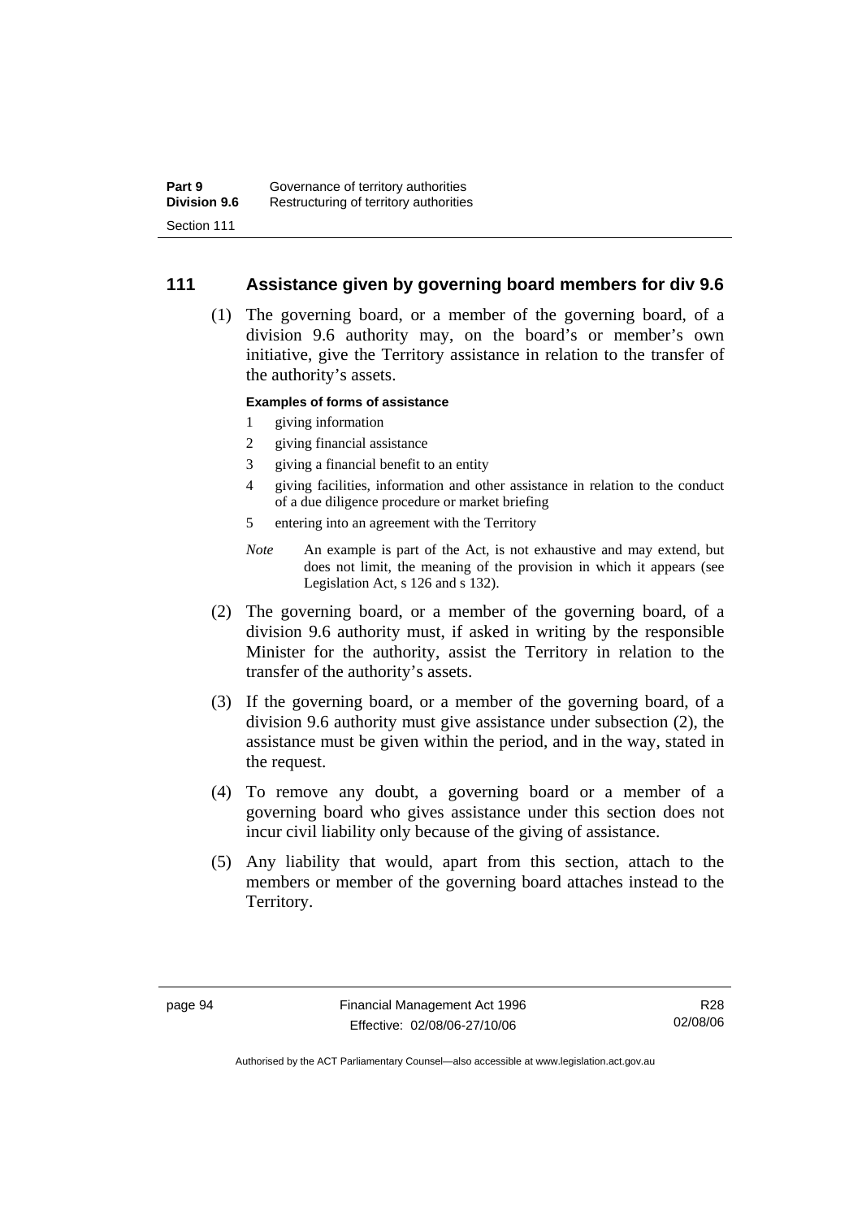## 111 Assistance given by governing board members for div 9.6

(1) The governing board, or a member of the governing board, of a division 9.6 authority may, on the board's or member's own initiative, give the Territory assistance in relation to the transfer of the authority's assets.

**Examples of forms of assistance**

1. giving information
2. giving financial assistance
3. giving a financial benefit to an entity
4. giving facilities, information and other assistance in relation to the conduct of a due diligence procedure or market briefing
5. entering into an agreement with the Territory

*Note* An example is part of the Act, is not exhaustive and may extend, but does not limit, the meaning of the provision in which it appears (see Legislation Act, s 126 and s 132).

(2) The governing board, or a member of the governing board, of a division 9.6 authority must, if asked in writing by the responsible Minister for the authority, assist the Territory in relation to the transfer of the authority's assets.

(3) If the governing board, or a member of the governing board, of a division 9.6 authority must give assistance under subsection (2), the assistance must be given within the period, and in the way, stated in the request.

(4) To remove any doubt, a governing board or a member of a governing board who gives assistance under this section does not incur civil liability only because of the giving of assistance.

(5) Any liability that would, apart from this section, attach to the members or member of the governing board attaches instead to the Territory.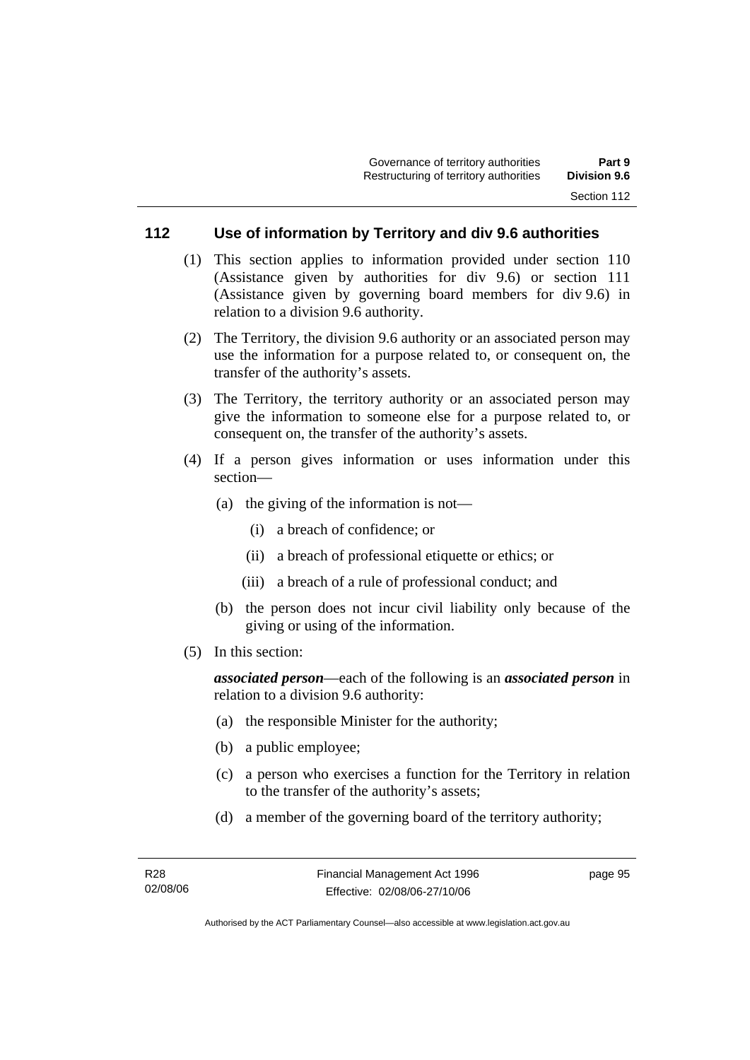## 112 Use of information by Territory and div 9.6 authorities

(1) This section applies to information provided under section 110 (Assistance given by authorities for div 9.6) or section 111 (Assistance given by governing board members for div 9.6) in relation to a division 9.6 authority.

(2) The Territory, the division 9.6 authority or an associated person may use the information for a purpose related to, or consequent on, the transfer of the authority's assets.

(3) The Territory, the territory authority or an associated person may give the information to someone else for a purpose related to, or consequent on, the transfer of the authority's assets.

(4) If a person gives information or uses information under this section—

- (a) the giving of the information is not—
  - (i) a breach of confidence; or
  - (ii) a breach of professional etiquette or ethics; or
  - (iii) a breach of a rule of professional conduct; and
- (b) the person does not incur civil liability only because of the giving or using of the information.

(5) In this section:

***associated person***—each of the following is an ***associated person*** in relation to a division 9.6 authority:

- (a) the responsible Minister for the authority;
- (b) a public employee;
- (c) a person who exercises a function for the Territory in relation to the transfer of the authority's assets;
- (d) a member of the governing board of the territory authority;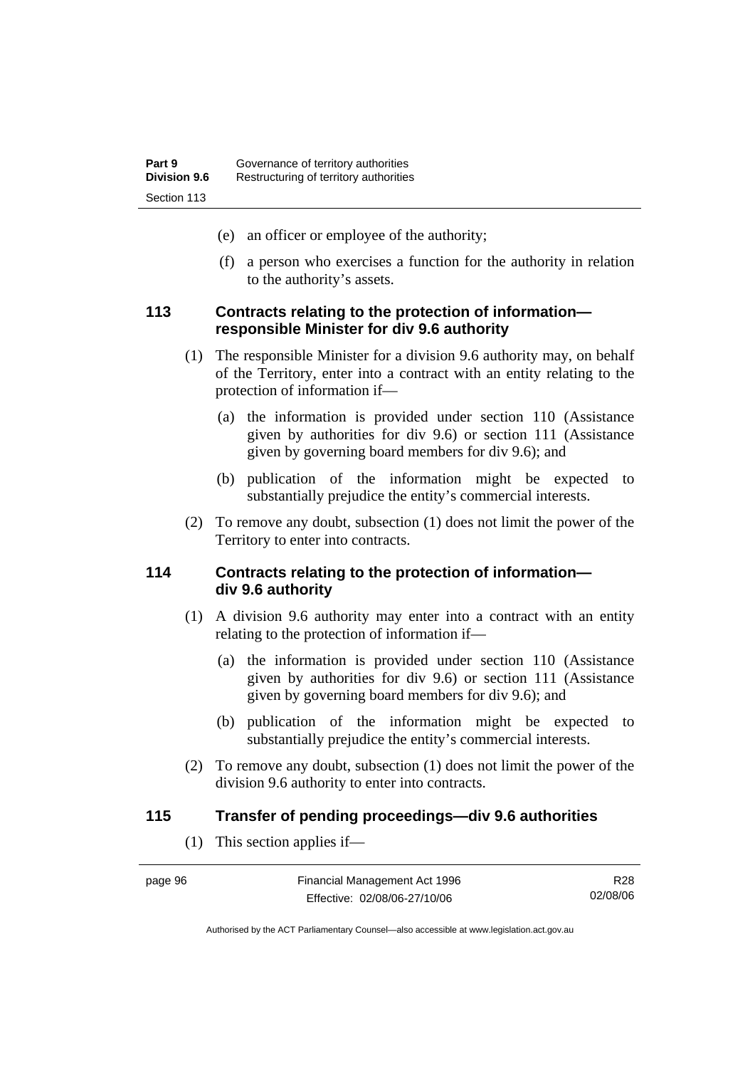(e) an officer or employee of the authority;

(f) a person who exercises a function for the authority in relation to the authority's assets.

### 113 Contracts relating to the protection of information—responsible Minister for div 9.6 authority

(1) The responsible Minister for a division 9.6 authority may, on behalf of the Territory, enter into a contract with an entity relating to the protection of information if—

(a) the information is provided under section 110 (Assistance given by authorities for div 9.6) or section 111 (Assistance given by governing board members for div 9.6); and

(b) publication of the information might be expected to substantially prejudice the entity's commercial interests.

(2) To remove any doubt, subsection (1) does not limit the power of the Territory to enter into contracts.

### 114 Contracts relating to the protection of information—div 9.6 authority

(1) A division 9.6 authority may enter into a contract with an entity relating to the protection of information if—

(a) the information is provided under section 110 (Assistance given by authorities for div 9.6) or section 111 (Assistance given by governing board members for div 9.6); and

(b) publication of the information might be expected to substantially prejudice the entity's commercial interests.

(2) To remove any doubt, subsection (1) does not limit the power of the division 9.6 authority to enter into contracts.

### 115 Transfer of pending proceedings—div 9.6 authorities

(1) This section applies if—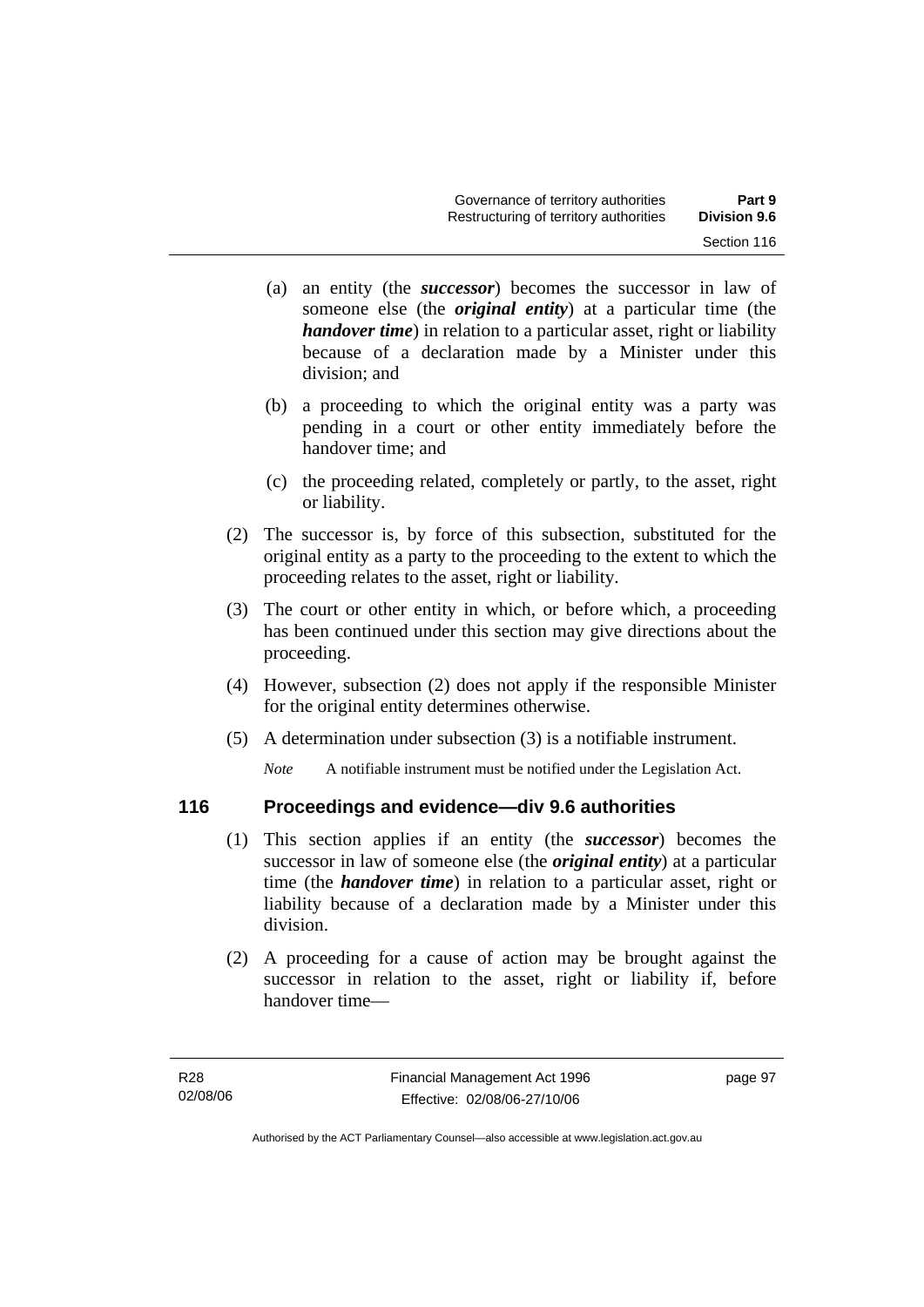(a) an entity (the ***successor***) becomes the successor in law of someone else (the ***original entity***) at a particular time (the ***handover time***) in relation to a particular asset, right or liability because of a declaration made by a Minister under this division; and

(b) a proceeding to which the original entity was a party was pending in a court or other entity immediately before the handover time; and

(c) the proceeding related, completely or partly, to the asset, right or liability.

(2) The successor is, by force of this subsection, substituted for the original entity as a party to the proceeding to the extent to which the proceeding relates to the asset, right or liability.

(3) The court or other entity in which, or before which, a proceeding has been continued under this section may give directions about the proceeding.

(4) However, subsection (2) does not apply if the responsible Minister for the original entity determines otherwise.

(5) A determination under subsection (3) is a notifiable instrument.

*Note* A notifiable instrument must be notified under the Legislation Act.

## 116 Proceedings and evidence—div 9.6 authorities

(1) This section applies if an entity (the ***successor***) becomes the successor in law of someone else (the ***original entity***) at a particular time (the ***handover time***) in relation to a particular asset, right or liability because of a declaration made by a Minister under this division.

(2) A proceeding for a cause of action may be brought against the successor in relation to the asset, right or liability if, before handover time—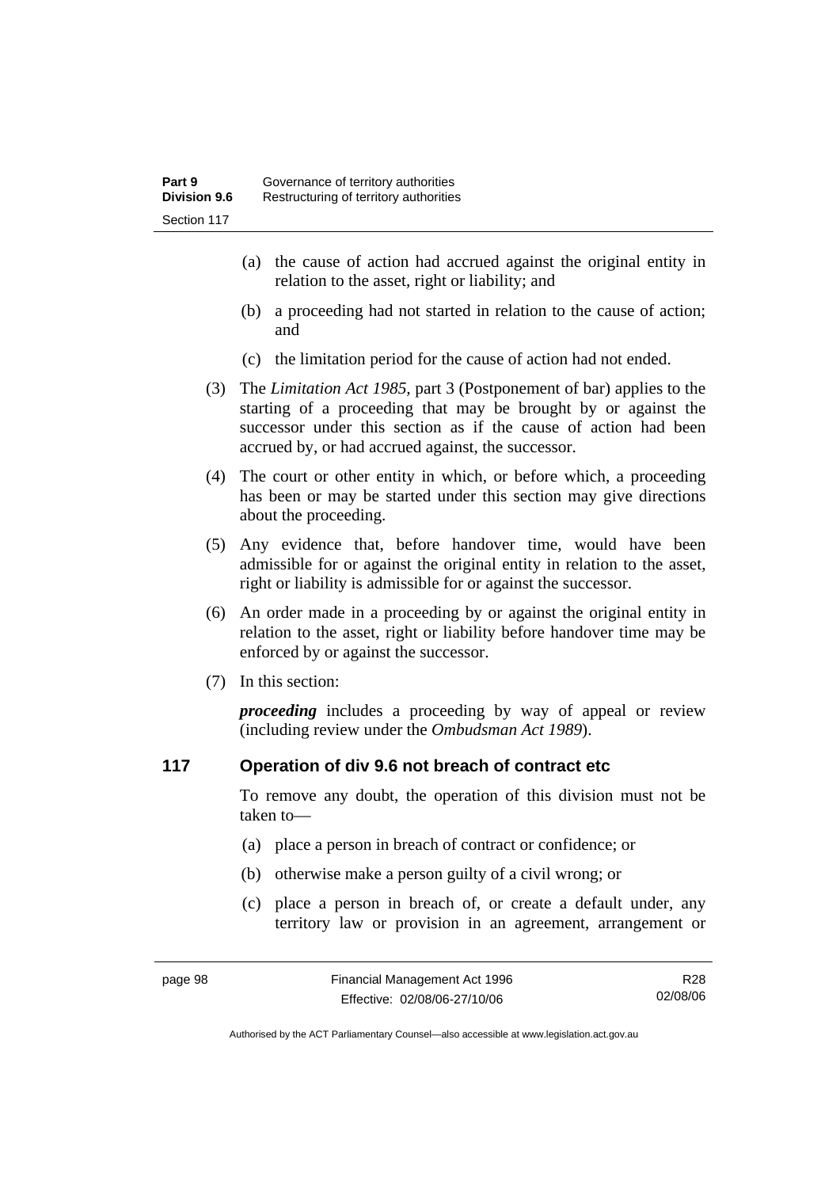(a) the cause of action had accrued against the original entity in relation to the asset, right or liability; and

(b) a proceeding had not started in relation to the cause of action; and

(c) the limitation period for the cause of action had not ended.

(3) The *Limitation Act 1985,* part 3 (Postponement of bar) applies to the starting of a proceeding that may be brought by or against the successor under this section as if the cause of action had been accrued by, or had accrued against, the successor.

(4) The court or other entity in which, or before which, a proceeding has been or may be started under this section may give directions about the proceeding.

(5) Any evidence that, before handover time, would have been admissible for or against the original entity in relation to the asset, right or liability is admissible for or against the successor.

(6) An order made in a proceeding by or against the original entity in relation to the asset, right or liability before handover time may be enforced by or against the successor.

(7) In this section:

***proceeding*** includes a proceeding by way of appeal or review (including review under the *Ombudsman Act 1989*).

## 117 Operation of div 9.6 not breach of contract etc

To remove any doubt, the operation of this division must not be taken to—

(a) place a person in breach of contract or confidence; or

(b) otherwise make a person guilty of a civil wrong; or

(c) place a person in breach of, or create a default under, any territory law or provision in an agreement, arrangement or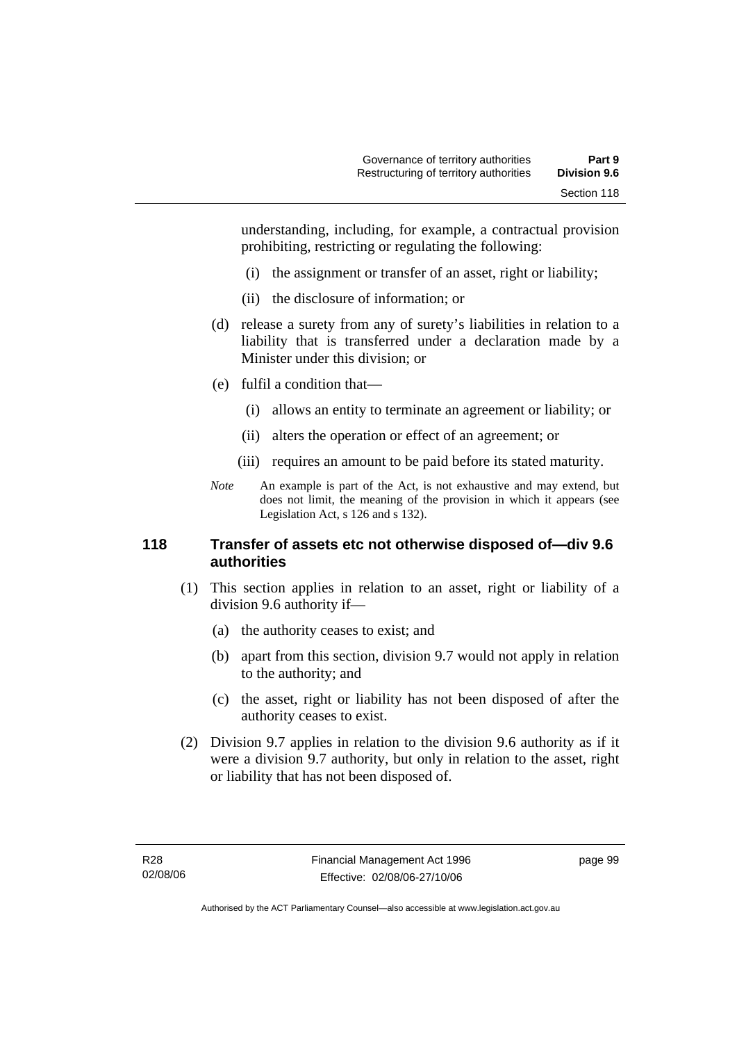understanding, including, for example, a contractual provision prohibiting, restricting or regulating the following:

(i) the assignment or transfer of an asset, right or liability;

(ii) the disclosure of information; or

(d) release a surety from any of surety's liabilities in relation to a liability that is transferred under a declaration made by a Minister under this division; or

(e) fulfil a condition that—

(i) allows an entity to terminate an agreement or liability; or

(ii) alters the operation or effect of an agreement; or

(iii) requires an amount to be paid before its stated maturity.

*Note* An example is part of the Act, is not exhaustive and may extend, but does not limit, the meaning of the provision in which it appears (see Legislation Act, s 126 and s 132).

## 118 Transfer of assets etc not otherwise disposed of—div 9.6 authorities

(1) This section applies in relation to an asset, right or liability of a division 9.6 authority if—

(a) the authority ceases to exist; and

(b) apart from this section, division 9.7 would not apply in relation to the authority; and

(c) the asset, right or liability has not been disposed of after the authority ceases to exist.

(2) Division 9.7 applies in relation to the division 9.6 authority as if it were a division 9.7 authority, but only in relation to the asset, right or liability that has not been disposed of.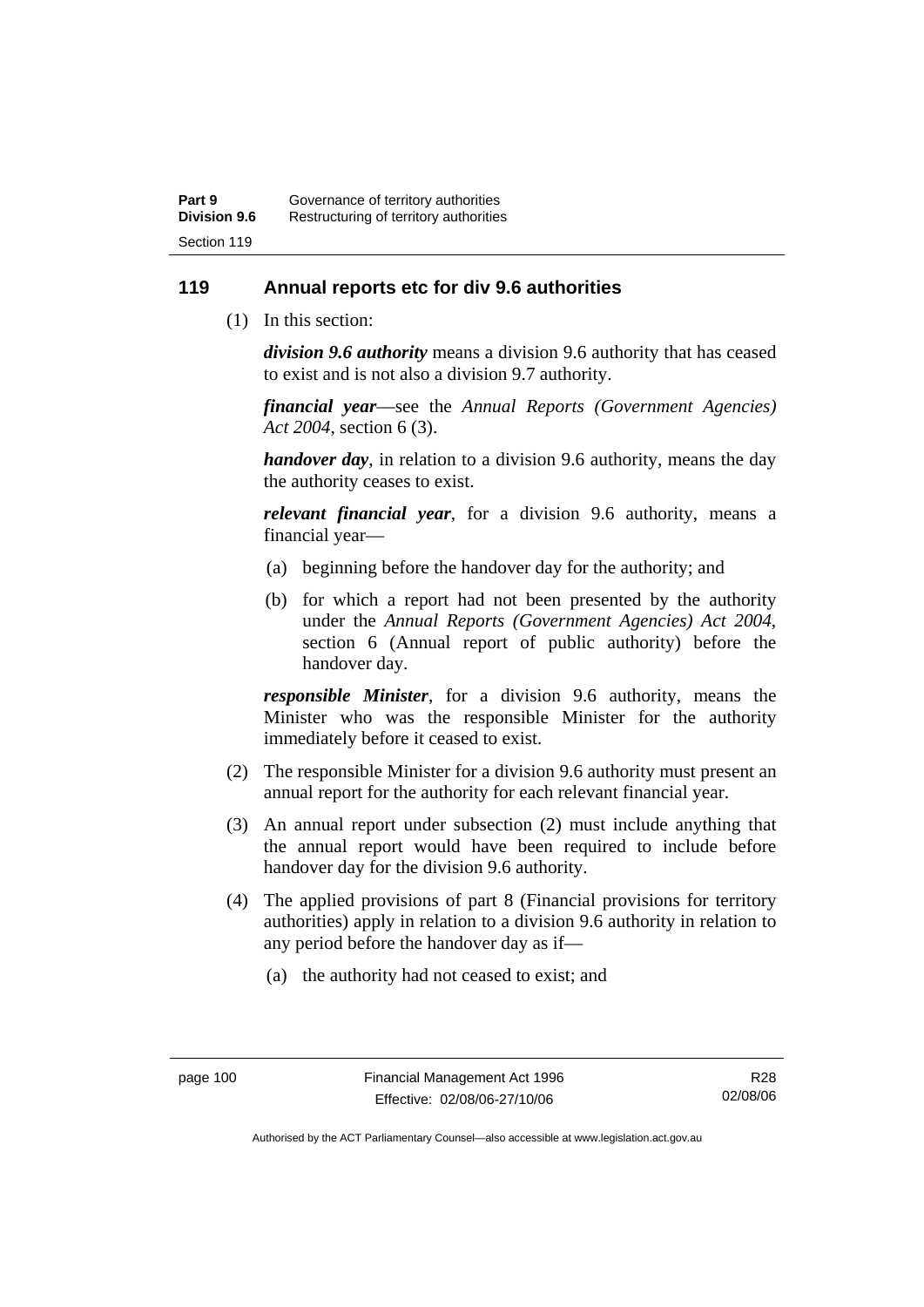## 119 Annual reports etc for div 9.6 authorities

(1) In this section:

***division 9.6 authority*** means a division 9.6 authority that has ceased to exist and is not also a division 9.7 authority.

***financial year***—see the *Annual Reports (Government Agencies) Act 2004*, section 6 (3).

***handover day***, in relation to a division 9.6 authority, means the day the authority ceases to exist.

***relevant financial year***, for a division 9.6 authority, means a financial year—

(a) beginning before the handover day for the authority; and

(b) for which a report had not been presented by the authority under the *Annual Reports (Government Agencies) Act 2004*, section 6 (Annual report of public authority) before the handover day.

***responsible Minister***, for a division 9.6 authority, means the Minister who was the responsible Minister for the authority immediately before it ceased to exist.

(2) The responsible Minister for a division 9.6 authority must present an annual report for the authority for each relevant financial year.

(3) An annual report under subsection (2) must include anything that the annual report would have been required to include before handover day for the division 9.6 authority.

(4) The applied provisions of part 8 (Financial provisions for territory authorities) apply in relation to a division 9.6 authority in relation to any period before the handover day as if—

(a) the authority had not ceased to exist; and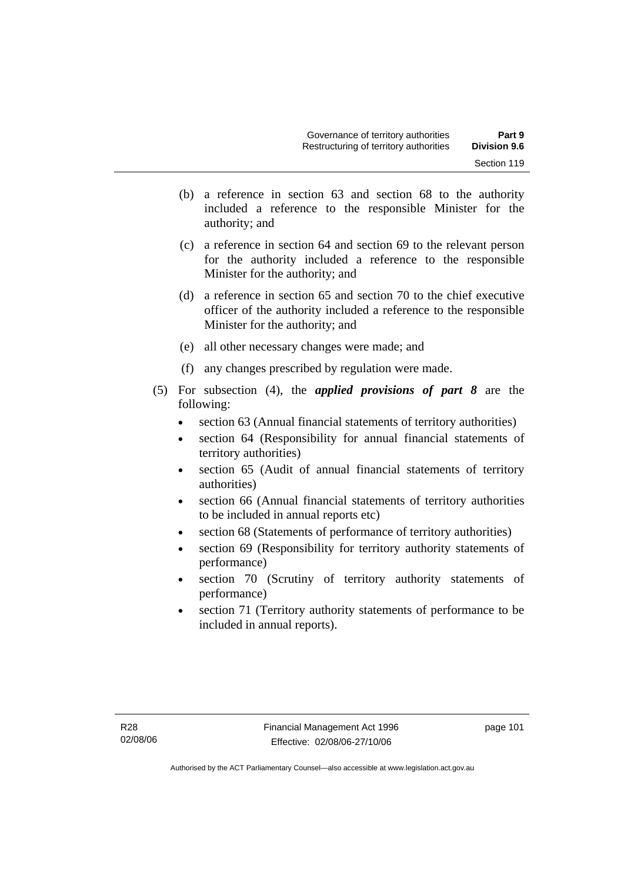(b) a reference in section 63 and section 68 to the authority included a reference to the responsible Minister for the authority; and

(c) a reference in section 64 and section 69 to the relevant person for the authority included a reference to the responsible Minister for the authority; and

(d) a reference in section 65 and section 70 to the chief executive officer of the authority included a reference to the responsible Minister for the authority; and

(e) all other necessary changes were made; and

(f) any changes prescribed by regulation were made.

(5) For subsection (4), the ***applied provisions of part 8*** are the following:

- section 63 (Annual financial statements of territory authorities)
- section 64 (Responsibility for annual financial statements of territory authorities)
- section 65 (Audit of annual financial statements of territory authorities)
- section 66 (Annual financial statements of territory authorities to be included in annual reports etc)
- section 68 (Statements of performance of territory authorities)
- section 69 (Responsibility for territory authority statements of performance)
- section 70 (Scrutiny of territory authority statements of performance)
- section 71 (Territory authority statements of performance to be included in annual reports).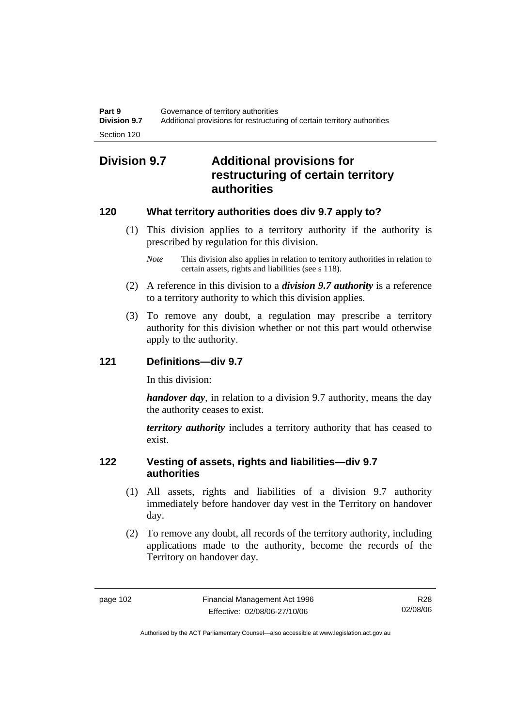## Division 9.7 Additional provisions for restructuring of certain territory authorities

### 120 What territory authorities does div 9.7 apply to?

(1) This division applies to a territory authority if the authority is prescribed by regulation for this division.

*Note* This division also applies in relation to territory authorities in relation to certain assets, rights and liabilities (see s 118).

(2) A reference in this division to a ***division 9.7 authority*** is a reference to a territory authority to which this division applies.

(3) To remove any doubt, a regulation may prescribe a territory authority for this division whether or not this part would otherwise apply to the authority.

### 121 Definitions—div 9.7

In this division:

***handover day***, in relation to a division 9.7 authority, means the day the authority ceases to exist.

***territory authority*** includes a territory authority that has ceased to exist.

### 122 Vesting of assets, rights and liabilities—div 9.7 authorities

(1) All assets, rights and liabilities of a division 9.7 authority immediately before handover day vest in the Territory on handover day.

(2) To remove any doubt, all records of the territory authority, including applications made to the authority, become the records of the Territory on handover day.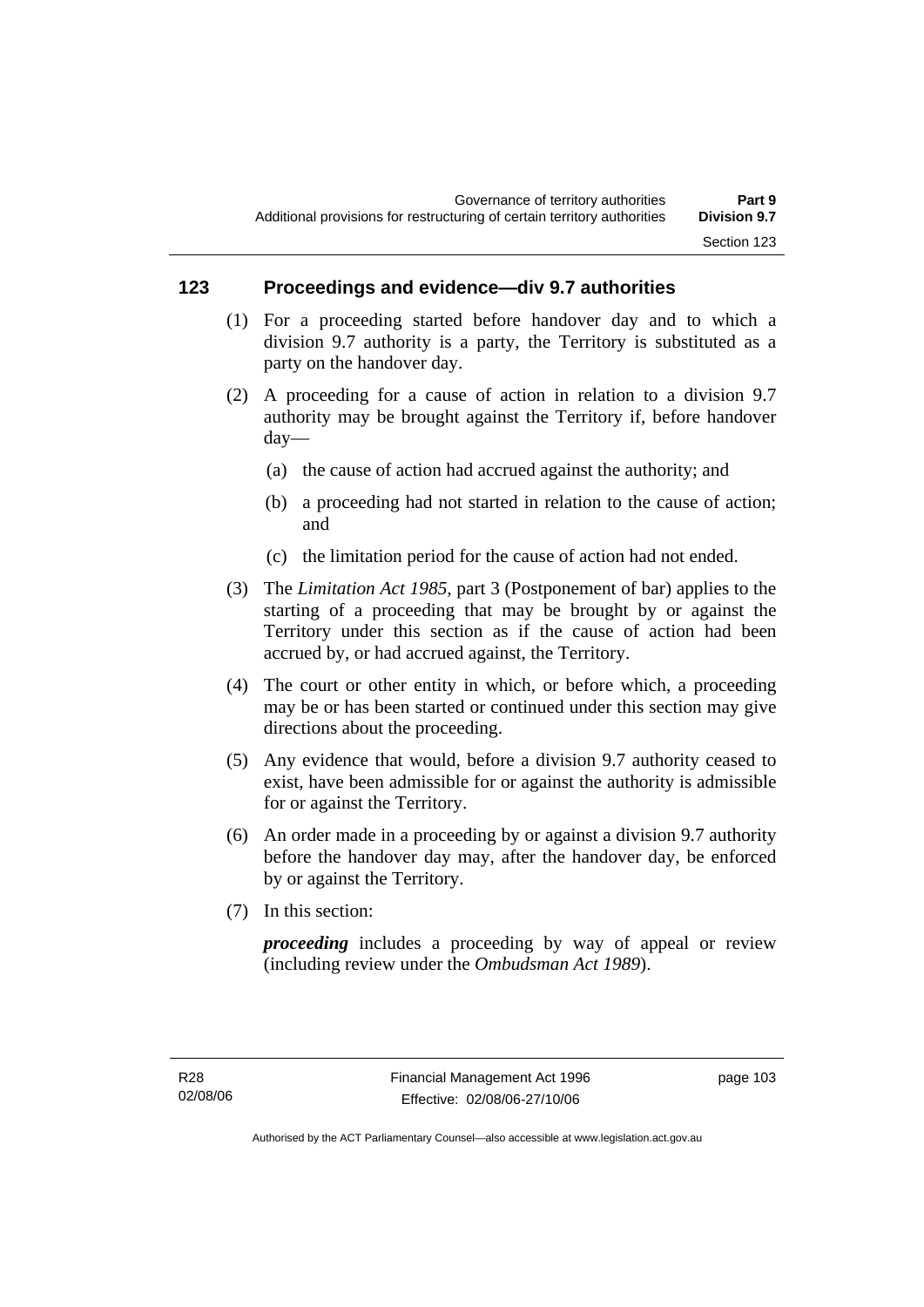## 123 Proceedings and evidence—div 9.7 authorities

(1) For a proceeding started before handover day and to which a division 9.7 authority is a party, the Territory is substituted as a party on the handover day.

(2) A proceeding for a cause of action in relation to a division 9.7 authority may be brought against the Territory if, before handover day—

(a) the cause of action had accrued against the authority; and

(b) a proceeding had not started in relation to the cause of action; and

(c) the limitation period for the cause of action had not ended.

(3) The *Limitation Act 1985*, part 3 (Postponement of bar) applies to the starting of a proceeding that may be brought by or against the Territory under this section as if the cause of action had been accrued by, or had accrued against, the Territory.

(4) The court or other entity in which, or before which, a proceeding may be or has been started or continued under this section may give directions about the proceeding.

(5) Any evidence that would, before a division 9.7 authority ceased to exist, have been admissible for or against the authority is admissible for or against the Territory.

(6) An order made in a proceeding by or against a division 9.7 authority before the handover day may, after the handover day, be enforced by or against the Territory.

(7) In this section:

***proceeding*** includes a proceeding by way of appeal or review (including review under the *Ombudsman Act 1989*).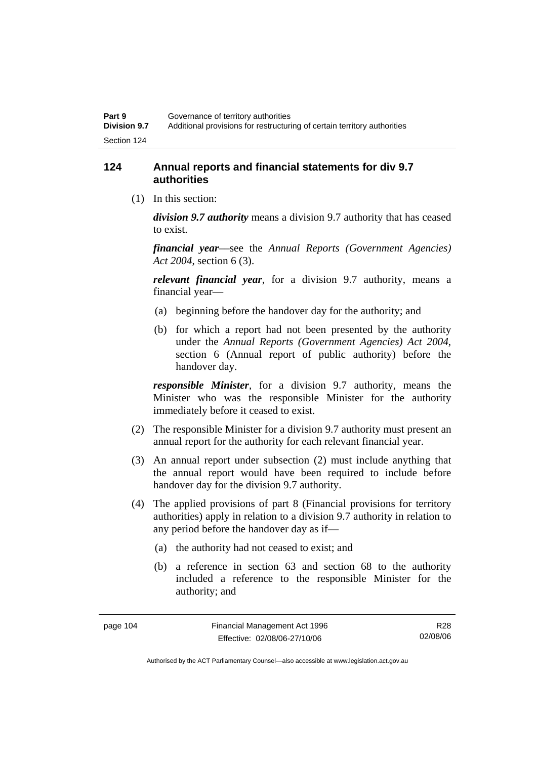## 124 Annual reports and financial statements for div 9.7 authorities

(1) In this section:

***division 9.7 authority*** means a division 9.7 authority that has ceased to exist.

***financial year***—see the *Annual Reports (Government Agencies) Act 2004*, section 6 (3).

***relevant financial year***, for a division 9.7 authority, means a financial year—

(a) beginning before the handover day for the authority; and

(b) for which a report had not been presented by the authority under the *Annual Reports (Government Agencies) Act 2004*, section 6 (Annual report of public authority) before the handover day.

***responsible Minister***, for a division 9.7 authority, means the Minister who was the responsible Minister for the authority immediately before it ceased to exist.

(2) The responsible Minister for a division 9.7 authority must present an annual report for the authority for each relevant financial year.

(3) An annual report under subsection (2) must include anything that the annual report would have been required to include before handover day for the division 9.7 authority.

(4) The applied provisions of part 8 (Financial provisions for territory authorities) apply in relation to a division 9.7 authority in relation to any period before the handover day as if—

(a) the authority had not ceased to exist; and

(b) a reference in section 63 and section 68 to the authority included a reference to the responsible Minister for the authority; and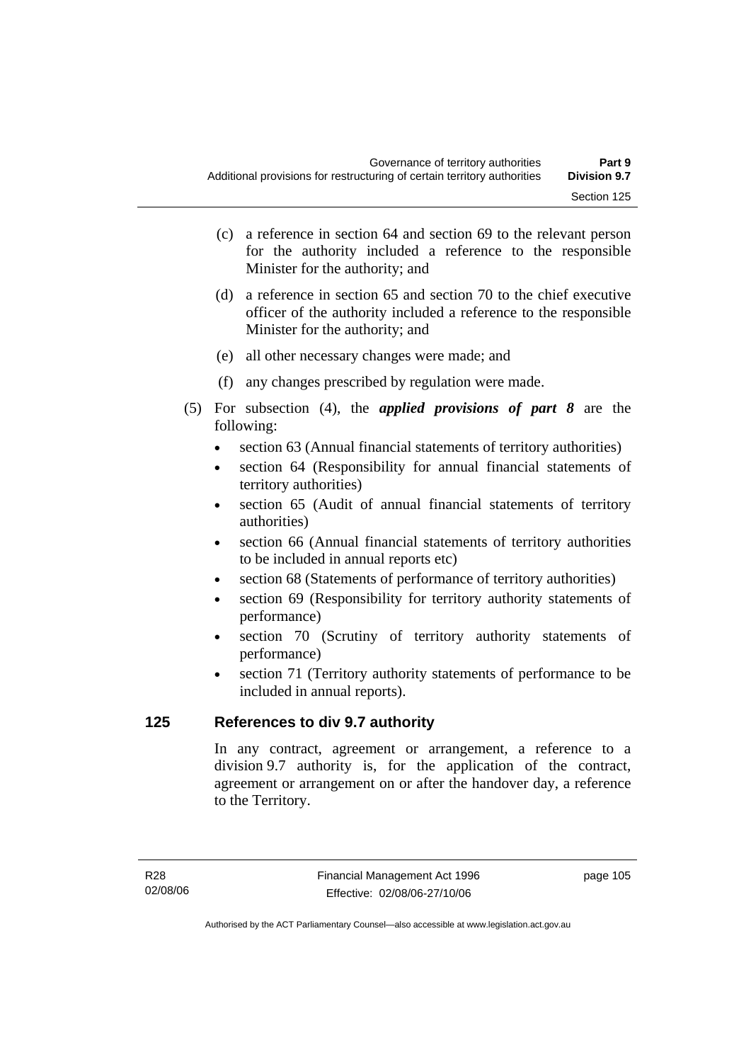(c) a reference in section 64 and section 69 to the relevant person for the authority included a reference to the responsible Minister for the authority; and

(d) a reference in section 65 and section 70 to the chief executive officer of the authority included a reference to the responsible Minister for the authority; and

(e) all other necessary changes were made; and

(f) any changes prescribed by regulation were made.

(5) For subsection (4), the ***applied provisions of part 8*** are the following:

- section 63 (Annual financial statements of territory authorities)
- section 64 (Responsibility for annual financial statements of territory authorities)
- section 65 (Audit of annual financial statements of territory authorities)
- section 66 (Annual financial statements of territory authorities to be included in annual reports etc)
- section 68 (Statements of performance of territory authorities)
- section 69 (Responsibility for territory authority statements of performance)
- section 70 (Scrutiny of territory authority statements of performance)
- section 71 (Territory authority statements of performance to be included in annual reports).

## 125 References to div 9.7 authority

In any contract, agreement or arrangement, a reference to a division 9.7 authority is, for the application of the contract, agreement or arrangement on or after the handover day, a reference to the Territory.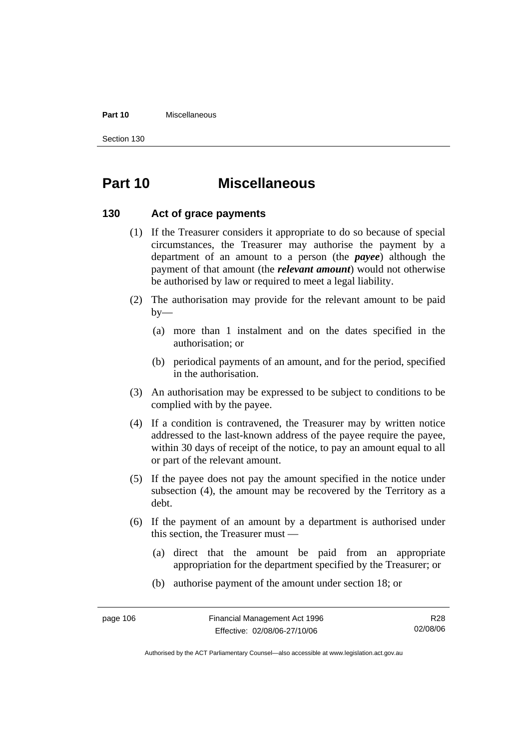# Part 10 Miscellaneous

## 130 Act of grace payments

(1) If the Treasurer considers it appropriate to do so because of special circumstances, the Treasurer may authorise the payment by a department of an amount to a person (the ***payee***) although the payment of that amount (the ***relevant amount***) would not otherwise be authorised by law or required to meet a legal liability.

(2) The authorisation may provide for the relevant amount to be paid by—

(a) more than 1 instalment and on the dates specified in the authorisation; or

(b) periodical payments of an amount, and for the period, specified in the authorisation.

(3) An authorisation may be expressed to be subject to conditions to be complied with by the payee.

(4) If a condition is contravened, the Treasurer may by written notice addressed to the last-known address of the payee require the payee, within 30 days of receipt of the notice, to pay an amount equal to all or part of the relevant amount.

(5) If the payee does not pay the amount specified in the notice under subsection (4), the amount may be recovered by the Territory as a debt.

(6) If the payment of an amount by a department is authorised under this section, the Treasurer must —

(a) direct that the amount be paid from an appropriate appropriation for the department specified by the Treasurer; or

(b) authorise payment of the amount under section 18; or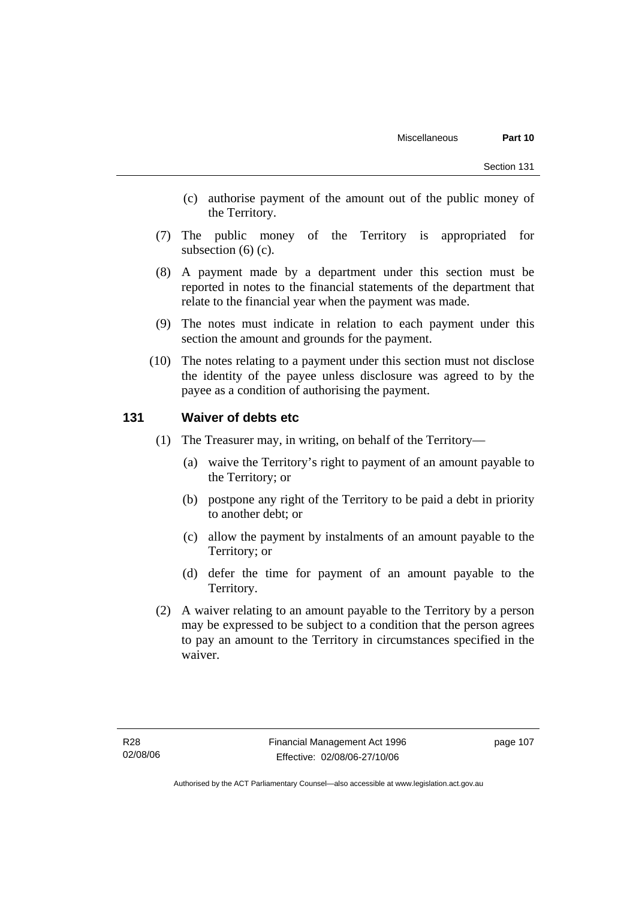(c) authorise payment of the amount out of the public money of the Territory.

(7) The public money of the Territory is appropriated for subsection (6) (c).

(8) A payment made by a department under this section must be reported in notes to the financial statements of the department that relate to the financial year when the payment was made.

(9) The notes must indicate in relation to each payment under this section the amount and grounds for the payment.

(10) The notes relating to a payment under this section must not disclose the identity of the payee unless disclosure was agreed to by the payee as a condition of authorising the payment.

## 131 Waiver of debts etc

(1) The Treasurer may, in writing, on behalf of the Territory—

(a) waive the Territory's right to payment of an amount payable to the Territory; or

(b) postpone any right of the Territory to be paid a debt in priority to another debt; or

(c) allow the payment by instalments of an amount payable to the Territory; or

(d) defer the time for payment of an amount payable to the Territory.

(2) A waiver relating to an amount payable to the Territory by a person may be expressed to be subject to a condition that the person agrees to pay an amount to the Territory in circumstances specified in the waiver.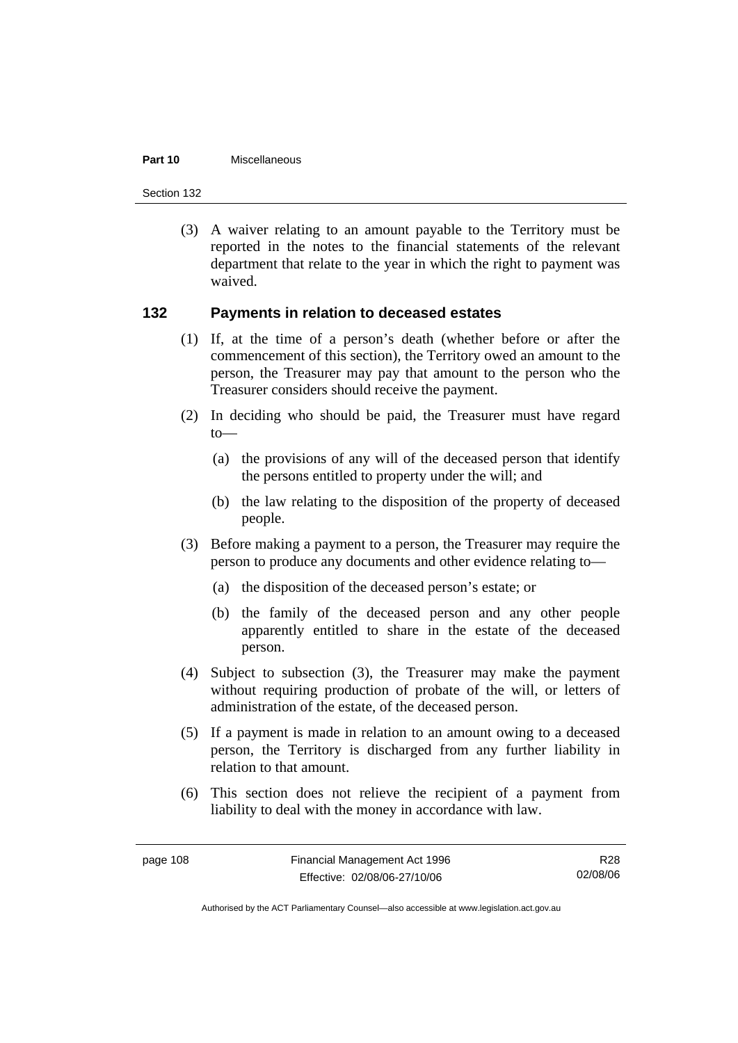(3) A waiver relating to an amount payable to the Territory must be reported in the notes to the financial statements of the relevant department that relate to the year in which the right to payment was waived.

## 132 Payments in relation to deceased estates

(1) If, at the time of a person's death (whether before or after the commencement of this section), the Territory owed an amount to the person, the Treasurer may pay that amount to the person who the Treasurer considers should receive the payment.

(2) In deciding who should be paid, the Treasurer must have regard to—

(a) the provisions of any will of the deceased person that identify the persons entitled to property under the will; and

(b) the law relating to the disposition of the property of deceased people.

(3) Before making a payment to a person, the Treasurer may require the person to produce any documents and other evidence relating to—

(a) the disposition of the deceased person's estate; or

(b) the family of the deceased person and any other people apparently entitled to share in the estate of the deceased person.

(4) Subject to subsection (3), the Treasurer may make the payment without requiring production of probate of the will, or letters of administration of the estate, of the deceased person.

(5) If a payment is made in relation to an amount owing to a deceased person, the Territory is discharged from any further liability in relation to that amount.

(6) This section does not relieve the recipient of a payment from liability to deal with the money in accordance with law.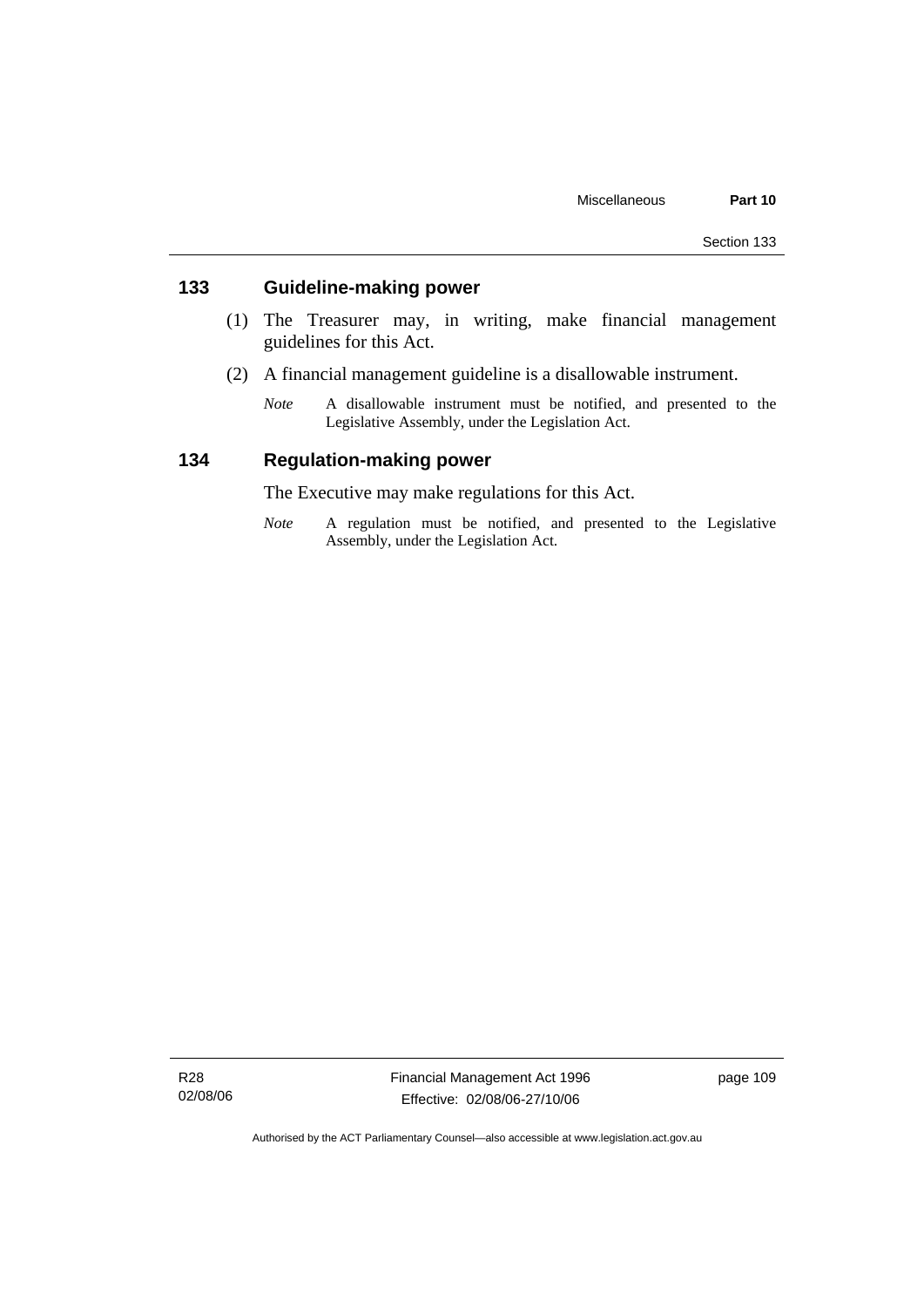## 133 Guideline-making power

(1) The Treasurer may, in writing, make financial management guidelines for this Act.

(2) A financial management guideline is a disallowable instrument.

*Note* A disallowable instrument must be notified, and presented to the Legislative Assembly, under the Legislation Act.

## 134 Regulation-making power

The Executive may make regulations for this Act.

*Note* A regulation must be notified, and presented to the Legislative Assembly, under the Legislation Act.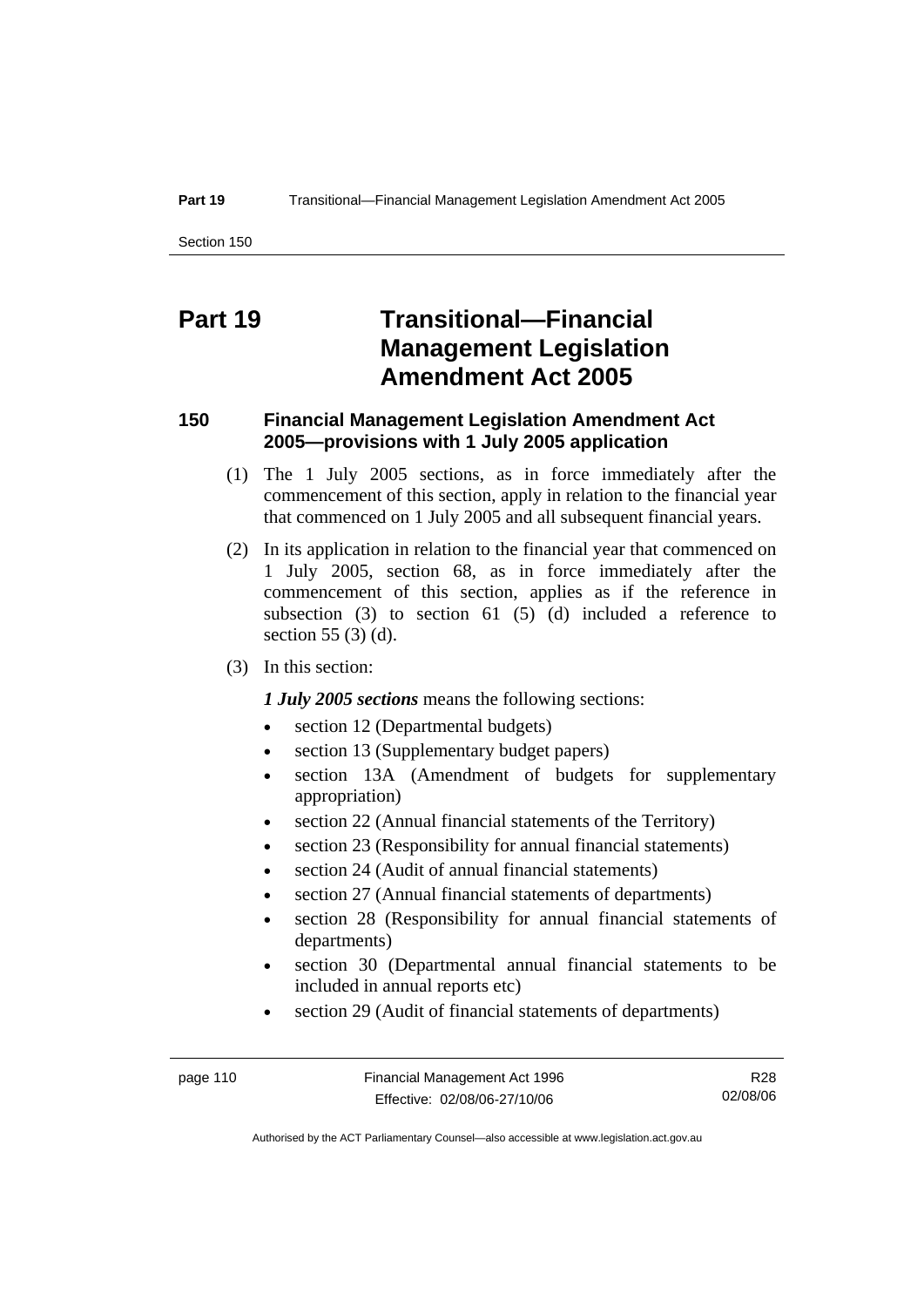# Part 19 Transitional—Financial Management Legislation Amendment Act 2005

### 150 Financial Management Legislation Amendment Act 2005—provisions with 1 July 2005 application

(1) The 1 July 2005 sections, as in force immediately after the commencement of this section, apply in relation to the financial year that commenced on 1 July 2005 and all subsequent financial years.

(2) In its application in relation to the financial year that commenced on 1 July 2005, section 68, as in force immediately after the commencement of this section, applies as if the reference in subsection (3) to section 61 (5) (d) included a reference to section 55 (3) (d).

(3) In this section:

***1 July 2005 sections*** means the following sections:

- section 12 (Departmental budgets)
- section 13 (Supplementary budget papers)
- section 13A (Amendment of budgets for supplementary appropriation)
- section 22 (Annual financial statements of the Territory)
- section 23 (Responsibility for annual financial statements)
- section 24 (Audit of annual financial statements)
- section 27 (Annual financial statements of departments)
- section 28 (Responsibility for annual financial statements of departments)
- section 30 (Departmental annual financial statements to be included in annual reports etc)
- section 29 (Audit of financial statements of departments)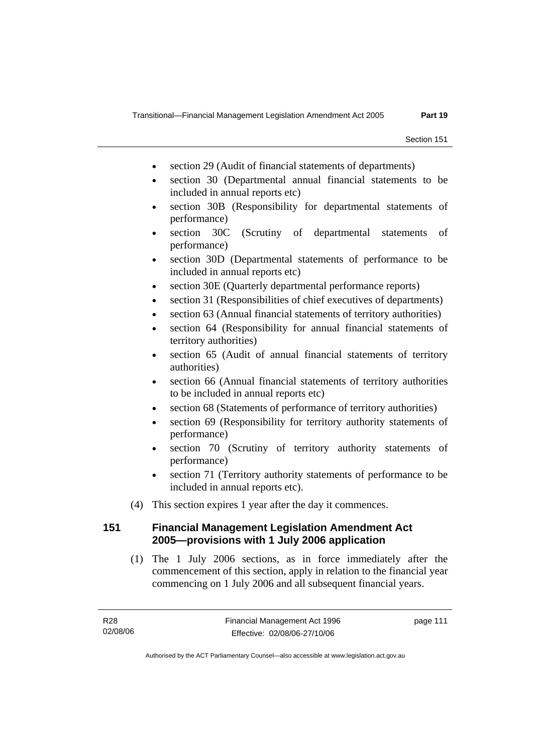- section 29 (Audit of financial statements of departments)
- section 30 (Departmental annual financial statements to be included in annual reports etc)
- section 30B (Responsibility for departmental statements of performance)
- section 30C (Scrutiny of departmental statements of performance)
- section 30D (Departmental statements of performance to be included in annual reports etc)
- section 30E (Quarterly departmental performance reports)
- section 31 (Responsibilities of chief executives of departments)
- section 63 (Annual financial statements of territory authorities)
- section 64 (Responsibility for annual financial statements of territory authorities)
- section 65 (Audit of annual financial statements of territory authorities)
- section 66 (Annual financial statements of territory authorities to be included in annual reports etc)
- section 68 (Statements of performance of territory authorities)
- section 69 (Responsibility for territory authority statements of performance)
- section 70 (Scrutiny of territory authority statements of performance)
- section 71 (Territory authority statements of performance to be included in annual reports etc).

(4) This section expires 1 year after the day it commences.

### 151 Financial Management Legislation Amendment Act 2005—provisions with 1 July 2006 application

(1) The 1 July 2006 sections, as in force immediately after the commencement of this section, apply in relation to the financial year commencing on 1 July 2006 and all subsequent financial years.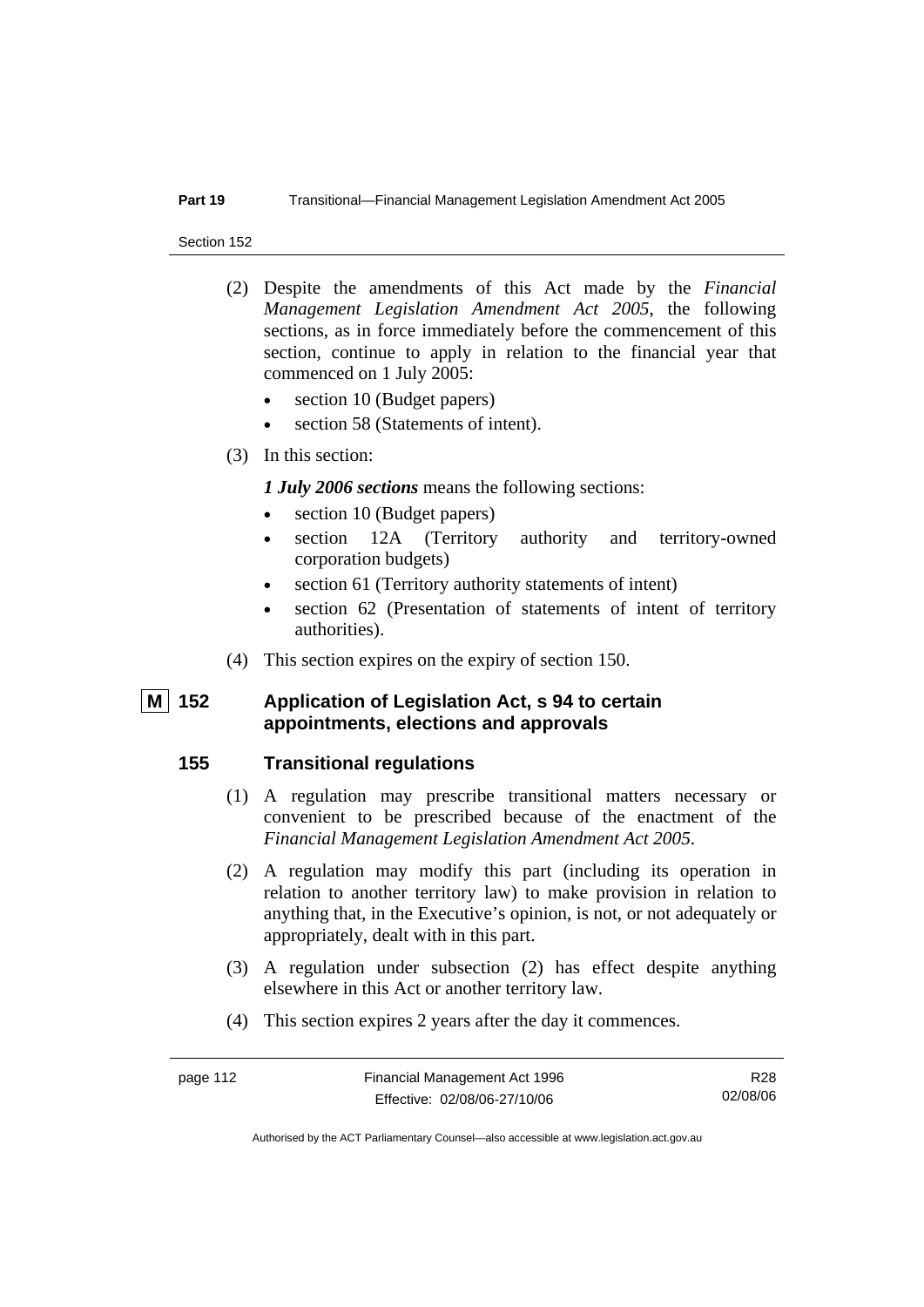(2) Despite the amendments of this Act made by the *Financial Management Legislation Amendment Act 2005*, the following sections, as in force immediately before the commencement of this section, continue to apply in relation to the financial year that commenced on 1 July 2005:

- section 10 (Budget papers)
- section 58 (Statements of intent).

(3) In this section:

***1 July 2006 sections*** means the following sections:

- section 10 (Budget papers)
- section 12A (Territory authority and territory-owned corporation budgets)
- section 61 (Territory authority statements of intent)
- section 62 (Presentation of statements of intent of territory authorities).

(4) This section expires on the expiry of section 150.

### M 152 Application of Legislation Act, s 94 to certain appointments, elections and approvals

### 155 Transitional regulations

(1) A regulation may prescribe transitional matters necessary or convenient to be prescribed because of the enactment of the *Financial Management Legislation Amendment Act 2005*.

(2) A regulation may modify this part (including its operation in relation to another territory law) to make provision in relation to anything that, in the Executive's opinion, is not, or not adequately or appropriately, dealt with in this part.

(3) A regulation under subsection (2) has effect despite anything elsewhere in this Act or another territory law.

(4) This section expires 2 years after the day it commences.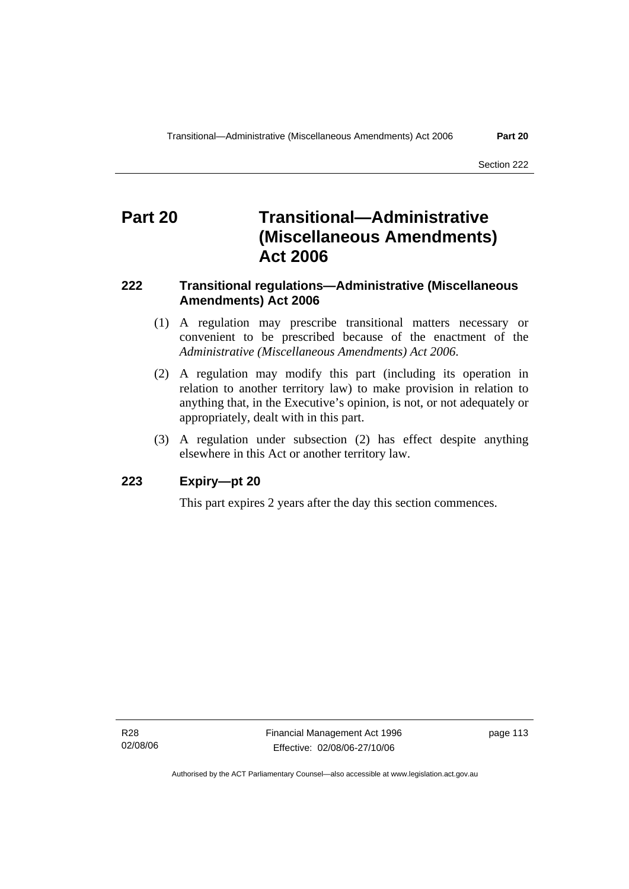# Part 20 Transitional—Administrative (Miscellaneous Amendments) Act 2006

## 222 Transitional regulations—Administrative (Miscellaneous Amendments) Act 2006

(1) A regulation may prescribe transitional matters necessary or convenient to be prescribed because of the enactment of the *Administrative (Miscellaneous Amendments) Act 2006*.

(2) A regulation may modify this part (including its operation in relation to another territory law) to make provision in relation to anything that, in the Executive's opinion, is not, or not adequately or appropriately, dealt with in this part.

(3) A regulation under subsection (2) has effect despite anything elsewhere in this Act or another territory law.

## 223 Expiry—pt 20

This part expires 2 years after the day this section commences.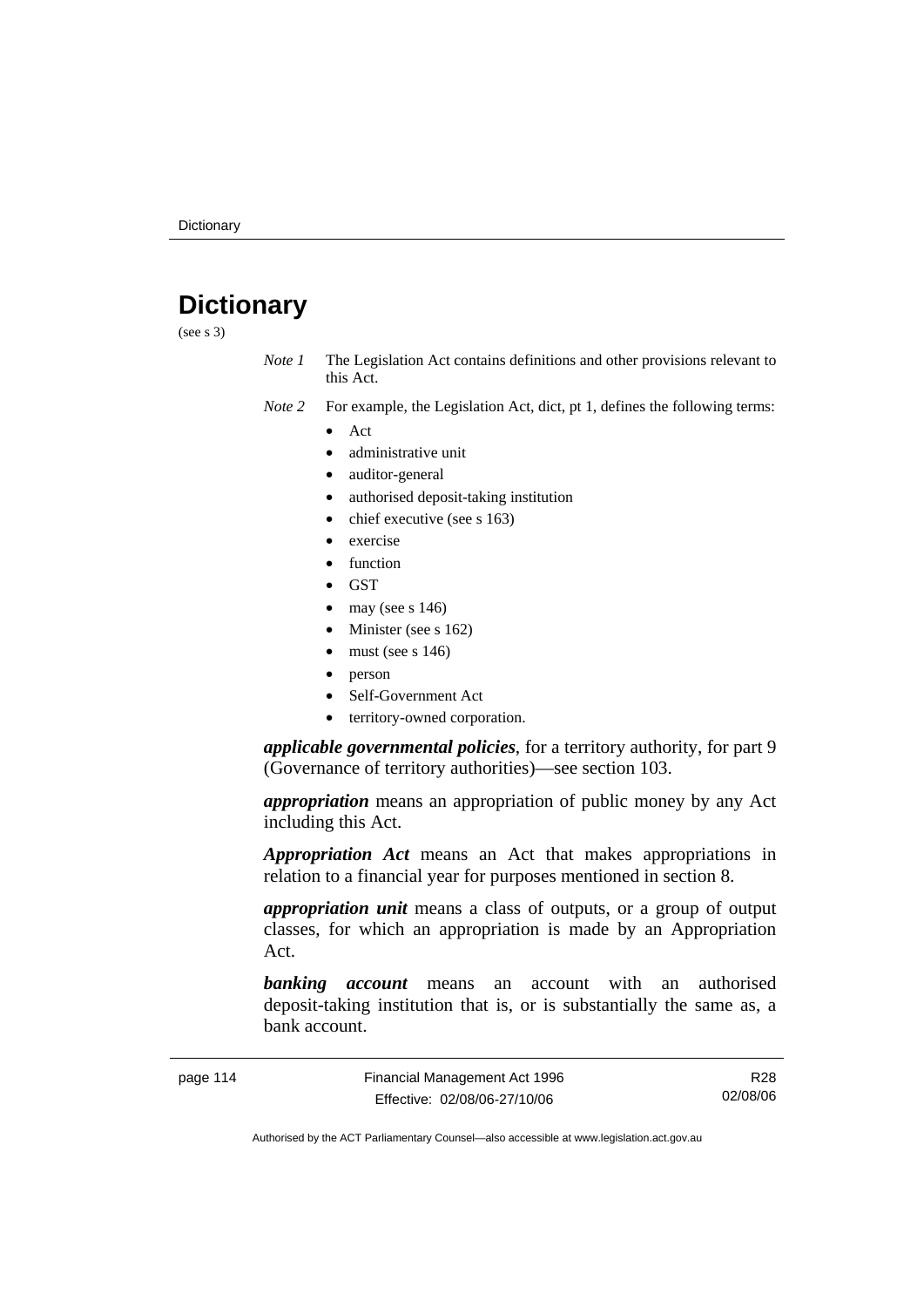# Dictionary

(see s 3)

*Note 1* The Legislation Act contains definitions and other provisions relevant to this Act.

*Note 2* For example, the Legislation Act, dict, pt 1, defines the following terms:

- Act
- administrative unit
- auditor-general
- authorised deposit-taking institution
- chief executive (see s 163)
- exercise
- function
- GST
- may (see s 146)
- Minister (see s 162)
- must (see s 146)
- person
- Self-Government Act
- territory-owned corporation.

***applicable governmental policies***, for a territory authority, for part 9 (Governance of territory authorities)—see section 103.

***appropriation*** means an appropriation of public money by any Act including this Act.

***Appropriation Act*** means an Act that makes appropriations in relation to a financial year for purposes mentioned in section 8.

***appropriation unit*** means a class of outputs, or a group of output classes, for which an appropriation is made by an Appropriation Act.

***banking account*** means an account with an authorised deposit-taking institution that is, or is substantially the same as, a bank account.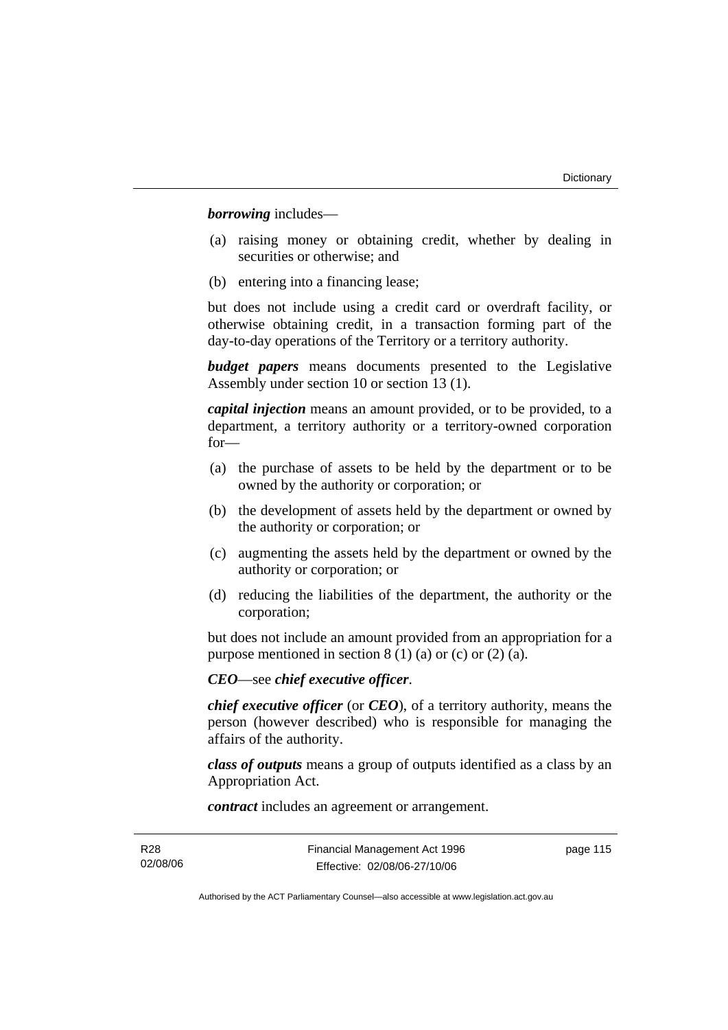***borrowing*** includes—

(a) raising money or obtaining credit, whether by dealing in securities or otherwise; and

(b) entering into a financing lease;

but does not include using a credit card or overdraft facility, or otherwise obtaining credit, in a transaction forming part of the day-to-day operations of the Territory or a territory authority.

***budget papers*** means documents presented to the Legislative Assembly under section 10 or section 13 (1).

***capital injection*** means an amount provided, or to be provided, to a department, a territory authority or a territory-owned corporation for—

(a) the purchase of assets to be held by the department or to be owned by the authority or corporation; or

(b) the development of assets held by the department or owned by the authority or corporation; or

(c) augmenting the assets held by the department or owned by the authority or corporation; or

(d) reducing the liabilities of the department, the authority or the corporation;

but does not include an amount provided from an appropriation for a purpose mentioned in section 8 (1) (a) or (c) or (2) (a).

***CEO***—see ***chief executive officer***.

***chief executive officer*** (or ***CEO***), of a territory authority, means the person (however described) who is responsible for managing the affairs of the authority.

***class of outputs*** means a group of outputs identified as a class by an Appropriation Act.

***contract*** includes an agreement or arrangement.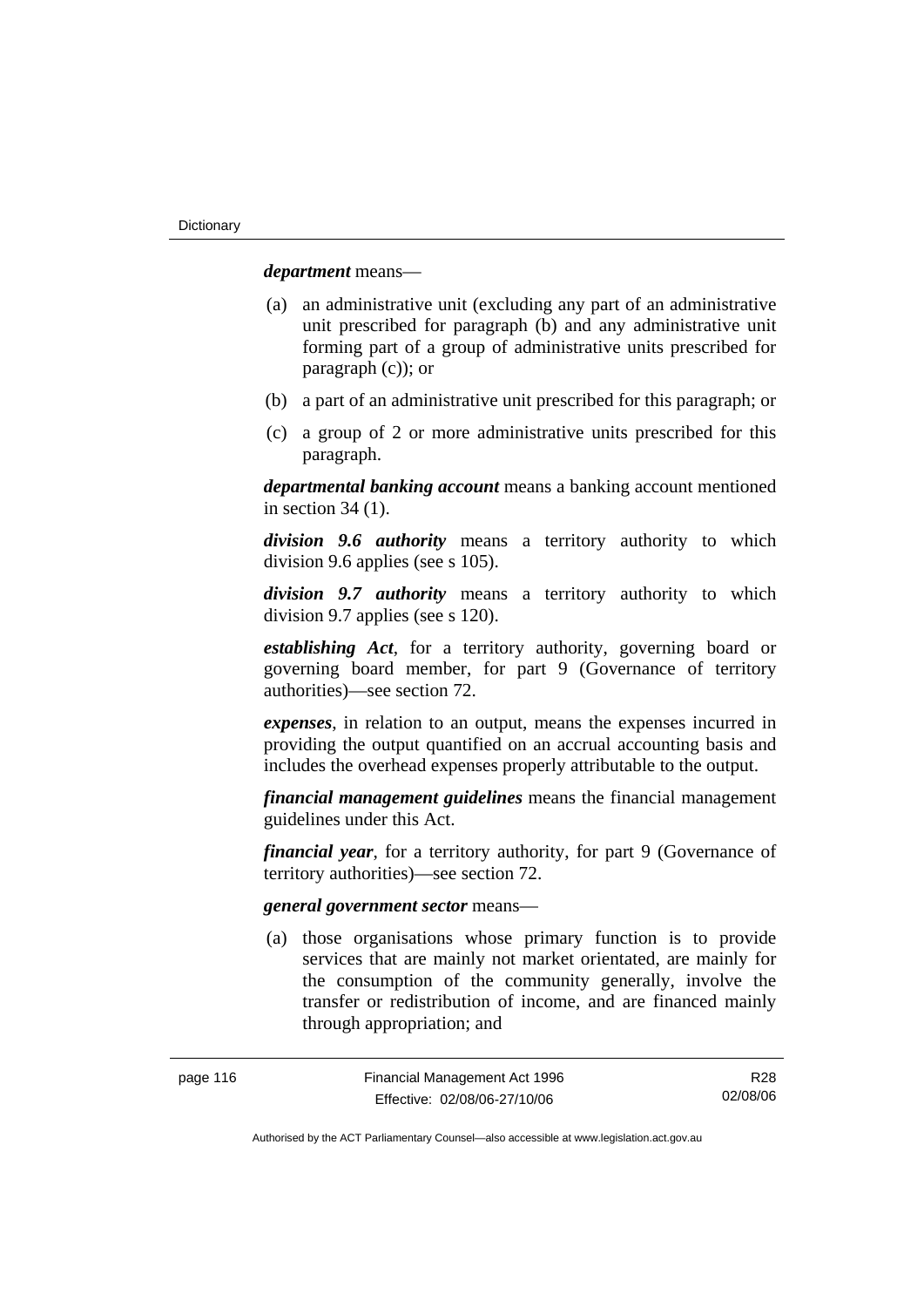***department*** means—

(a) an administrative unit (excluding any part of an administrative unit prescribed for paragraph (b) and any administrative unit forming part of a group of administrative units prescribed for paragraph (c)); or

(b) a part of an administrative unit prescribed for this paragraph; or

(c) a group of 2 or more administrative units prescribed for this paragraph.

***departmental banking account*** means a banking account mentioned in section 34 (1).

***division 9.6 authority*** means a territory authority to which division 9.6 applies (see s 105).

***division 9.7 authority*** means a territory authority to which division 9.7 applies (see s 120).

***establishing Act***, for a territory authority, governing board or governing board member, for part 9 (Governance of territory authorities)—see section 72.

***expenses***, in relation to an output, means the expenses incurred in providing the output quantified on an accrual accounting basis and includes the overhead expenses properly attributable to the output.

***financial management guidelines*** means the financial management guidelines under this Act.

***financial year***, for a territory authority, for part 9 (Governance of territory authorities)—see section 72.

***general government sector*** means—

(a) those organisations whose primary function is to provide services that are mainly not market orientated, are mainly for the consumption of the community generally, involve the transfer or redistribution of income, and are financed mainly through appropriation; and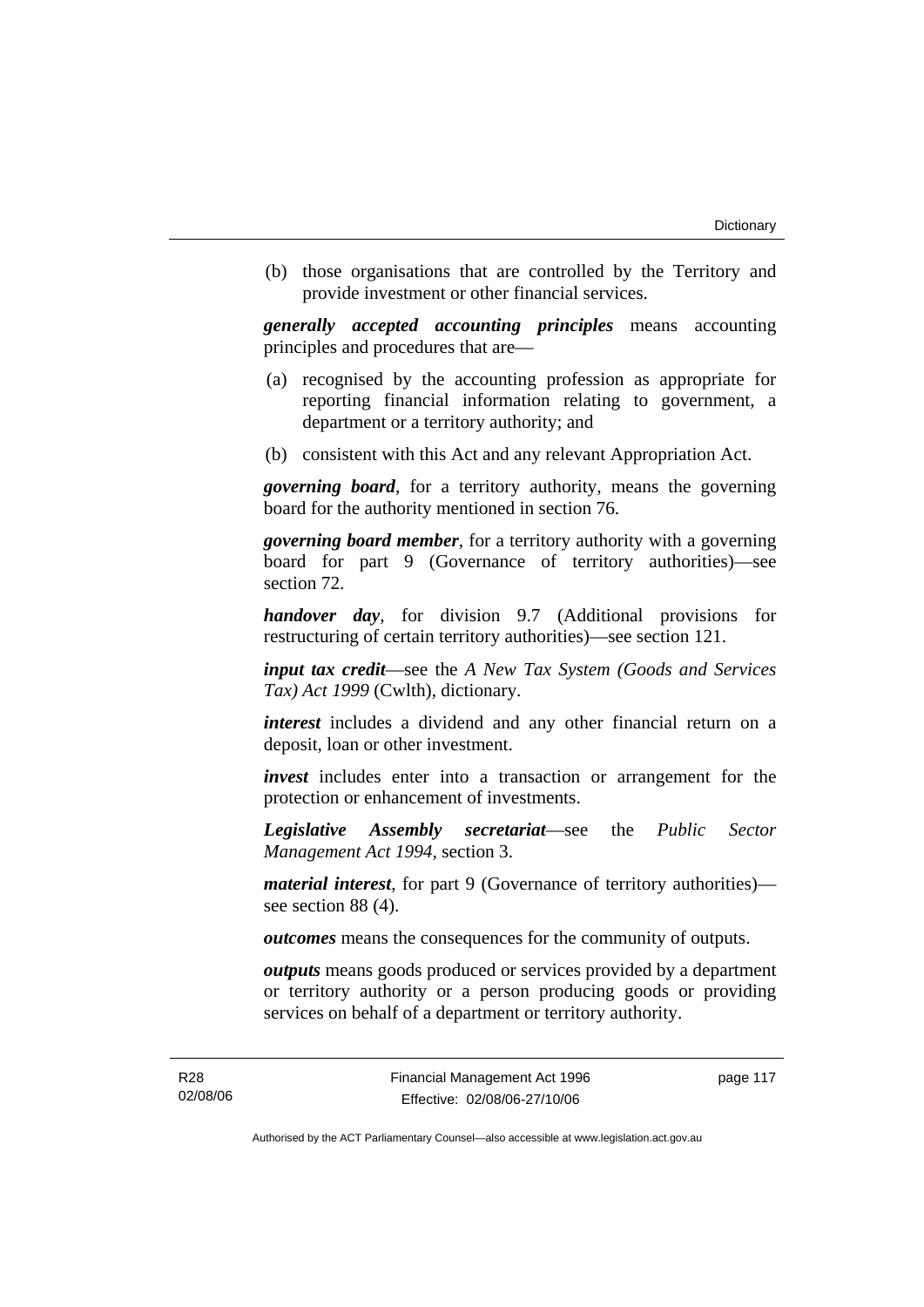(b) those organisations that are controlled by the Territory and provide investment or other financial services.

***generally accepted accounting principles*** means accounting principles and procedures that are—

(a) recognised by the accounting profession as appropriate for reporting financial information relating to government, a department or a territory authority; and

(b) consistent with this Act and any relevant Appropriation Act.

***governing board***, for a territory authority, means the governing board for the authority mentioned in section 76.

***governing board member***, for a territory authority with a governing board for part 9 (Governance of territory authorities)—see section 72.

***handover day***, for division 9.7 (Additional provisions for restructuring of certain territory authorities)—see section 121.

***input tax credit***—see the *A New Tax System (Goods and Services Tax) Act 1999* (Cwlth), dictionary.

***interest*** includes a dividend and any other financial return on a deposit, loan or other investment.

***invest*** includes enter into a transaction or arrangement for the protection or enhancement of investments.

***Legislative Assembly secretariat***—see the *Public Sector Management Act 1994*, section 3.

***material interest***, for part 9 (Governance of territory authorities)—see section 88 (4).

***outcomes*** means the consequences for the community of outputs.

***outputs*** means goods produced or services provided by a department or territory authority or a person producing goods or providing services on behalf of a department or territory authority.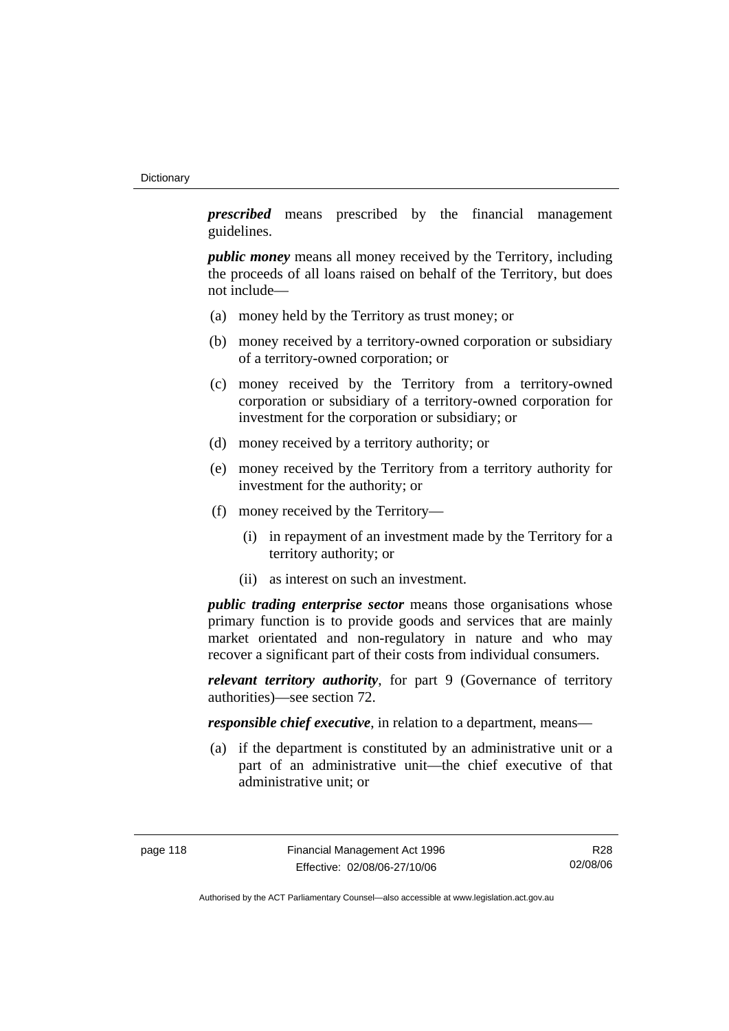***prescribed*** means prescribed by the financial management guidelines.

***public money*** means all money received by the Territory, including the proceeds of all loans raised on behalf of the Territory, but does not include—

(a) money held by the Territory as trust money; or

(b) money received by a territory-owned corporation or subsidiary of a territory-owned corporation; or

(c) money received by the Territory from a territory-owned corporation or subsidiary of a territory-owned corporation for investment for the corporation or subsidiary; or

(d) money received by a territory authority; or

(e) money received by the Territory from a territory authority for investment for the authority; or

(f) money received by the Territory—

  (i) in repayment of an investment made by the Territory for a territory authority; or

  (ii) as interest on such an investment.

***public trading enterprise sector*** means those organisations whose primary function is to provide goods and services that are mainly market orientated and non-regulatory in nature and who may recover a significant part of their costs from individual consumers.

***relevant territory authority***, for part 9 (Governance of territory authorities)—see section 72.

***responsible chief executive***, in relation to a department, means—

(a) if the department is constituted by an administrative unit or a part of an administrative unit—the chief executive of that administrative unit; or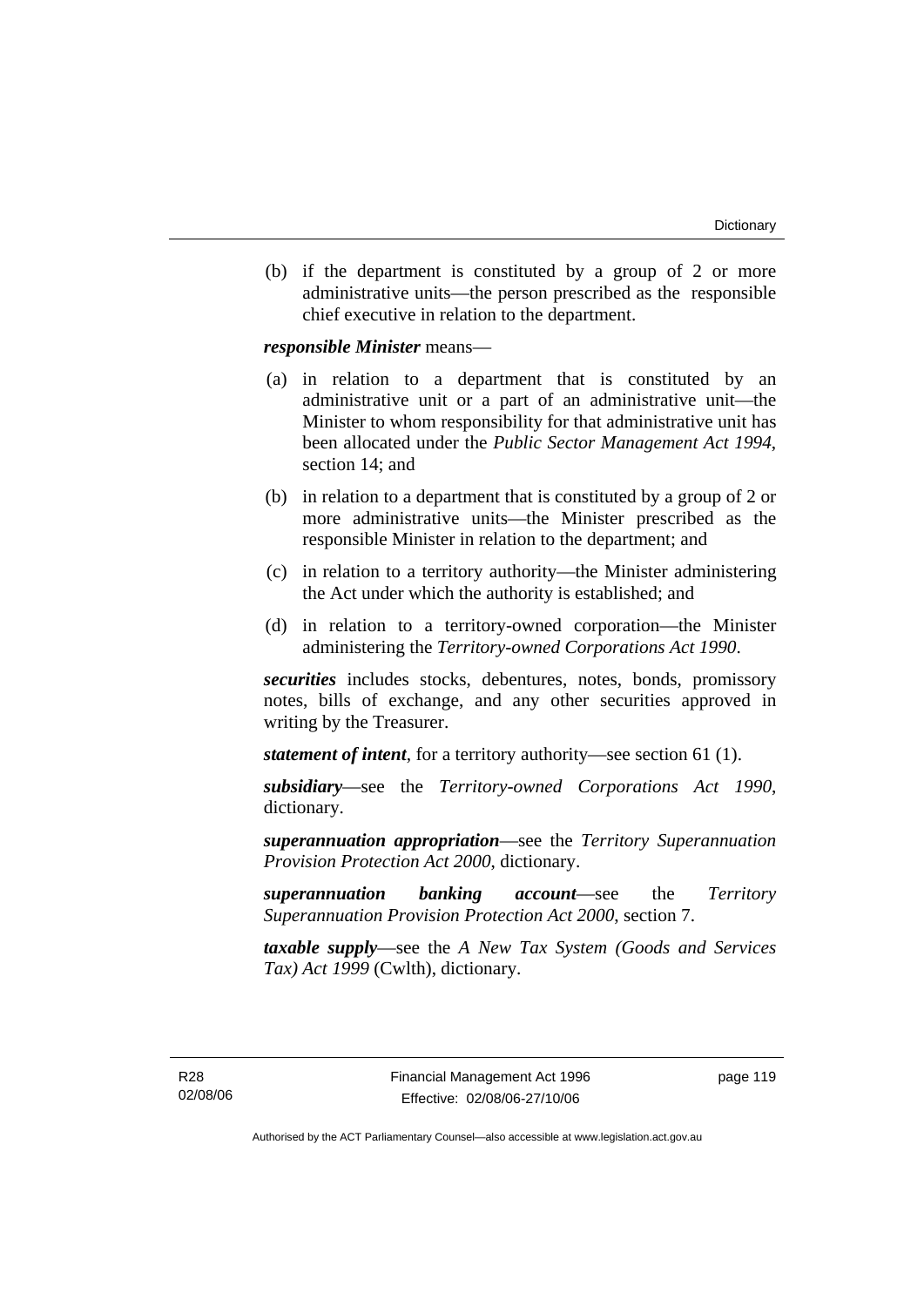(b) if the department is constituted by a group of 2 or more administrative units—the person prescribed as the responsible chief executive in relation to the department.

***responsible Minister*** means—

(a) in relation to a department that is constituted by an administrative unit or a part of an administrative unit—the Minister to whom responsibility for that administrative unit has been allocated under the *Public Sector Management Act 1994*, section 14; and

(b) in relation to a department that is constituted by a group of 2 or more administrative units—the Minister prescribed as the responsible Minister in relation to the department; and

(c) in relation to a territory authority—the Minister administering the Act under which the authority is established; and

(d) in relation to a territory-owned corporation—the Minister administering the *Territory-owned Corporations Act 1990*.

***securities*** includes stocks, debentures, notes, bonds, promissory notes, bills of exchange, and any other securities approved in writing by the Treasurer.

***statement of intent***, for a territory authority—see section 61 (1).

***subsidiary***—see the *Territory-owned Corporations Act 1990*, dictionary.

***superannuation appropriation***—see the *Territory Superannuation Provision Protection Act 2000*, dictionary.

***superannuation banking account***—see the *Territory Superannuation Provision Protection Act 2000*, section 7.

***taxable supply***—see the *A New Tax System (Goods and Services Tax) Act 1999* (Cwlth), dictionary.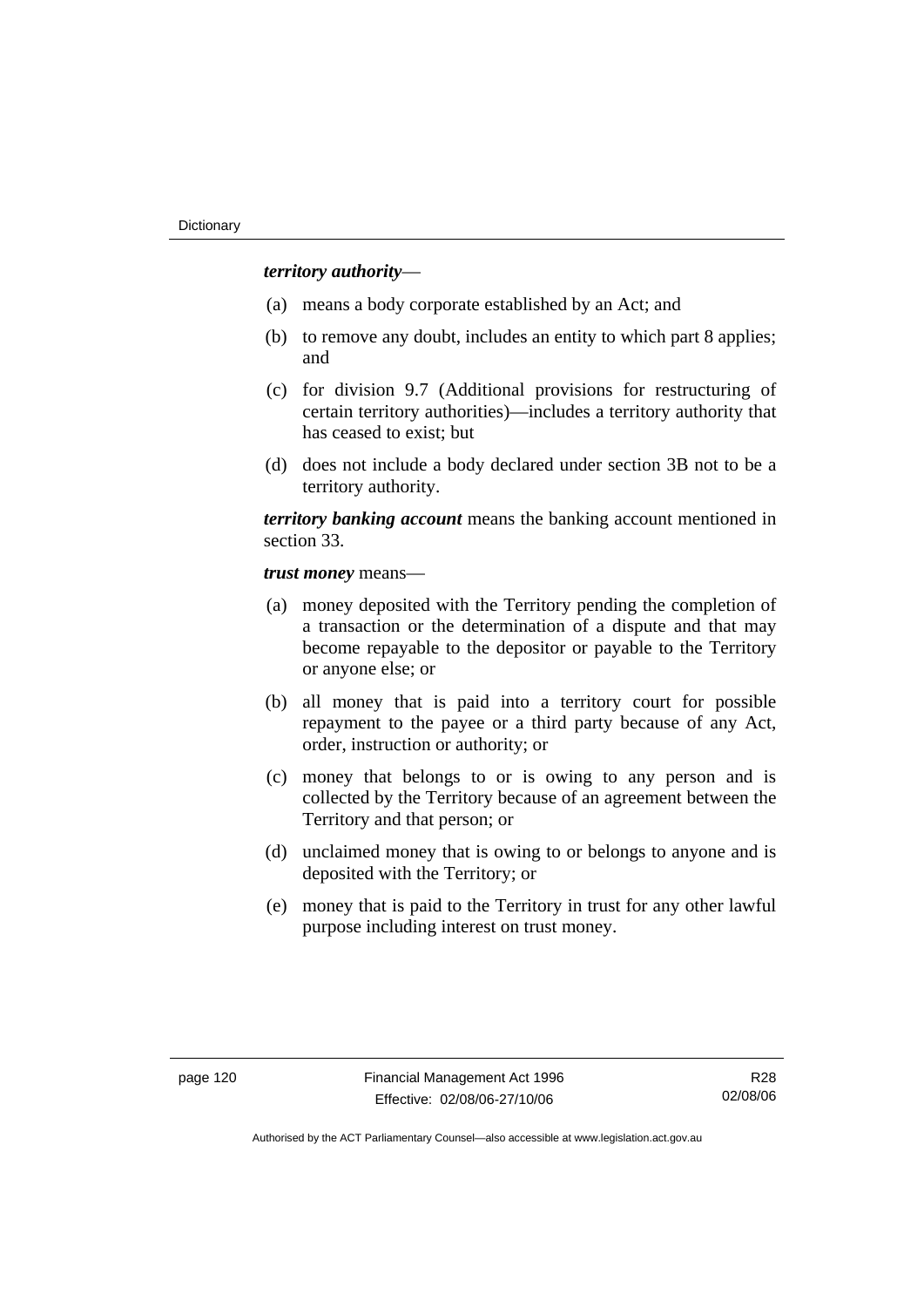***territory authority***—

(a) means a body corporate established by an Act; and

(b) to remove any doubt, includes an entity to which part 8 applies; and

(c) for division 9.7 (Additional provisions for restructuring of certain territory authorities)—includes a territory authority that has ceased to exist; but

(d) does not include a body declared under section 3B not to be a territory authority.

***territory banking account*** means the banking account mentioned in section 33.

***trust money*** means—

(a) money deposited with the Territory pending the completion of a transaction or the determination of a dispute and that may become repayable to the depositor or payable to the Territory or anyone else; or

(b) all money that is paid into a territory court for possible repayment to the payee or a third party because of any Act, order, instruction or authority; or

(c) money that belongs to or is owing to any person and is collected by the Territory because of an agreement between the Territory and that person; or

(d) unclaimed money that is owing to or belongs to anyone and is deposited with the Territory; or

(e) money that is paid to the Territory in trust for any other lawful purpose including interest on trust money.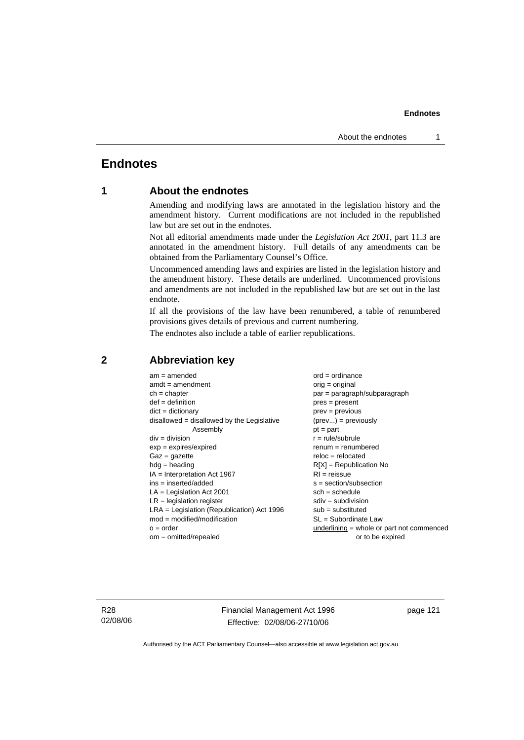# Endnotes

## 1 About the endnotes

Amending and modifying laws are annotated in the legislation history and the amendment history. Current modifications are not included in the republished law but are set out in the endnotes.

Not all editorial amendments made under the *Legislation Act 2001*, part 11.3 are annotated in the amendment history. Full details of any amendments can be obtained from the Parliamentary Counsel's Office.

Uncommenced amending laws and expiries are listed in the legislation history and the amendment history. These details are underlined. Uncommenced provisions and amendments are not included in the republished law but are set out in the last endnote.

If all the provisions of the law have been renumbered, a table of renumbered provisions gives details of previous and current numbering.

The endnotes also include a table of earlier republications.

## 2 Abbreviation key

am = amended
amdt = amendment
ch = chapter
def = definition
dict = dictionary
disallowed = disallowed by the Legislative Assembly
div = division
exp = expires/expired
Gaz = gazette
hdg = heading
IA = Interpretation Act 1967
ins = inserted/added
LA = Legislation Act 2001
LR = legislation register
LRA = Legislation (Republication) Act 1996
mod = modified/modification
o = order
om = omitted/repealed
ord = ordinance
orig = original
par = paragraph/subparagraph
pres = present
prev = previous
(prev...) = previously
pt = part
r = rule/subrule
renum = renumbered
reloc = relocated
R[X] = Republication No
RI = reissue
s = section/subsection
sch = schedule
sdiv = subdivision
sub = substituted
SL = Subordinate Law
underlining = whole or part not commenced or to be expired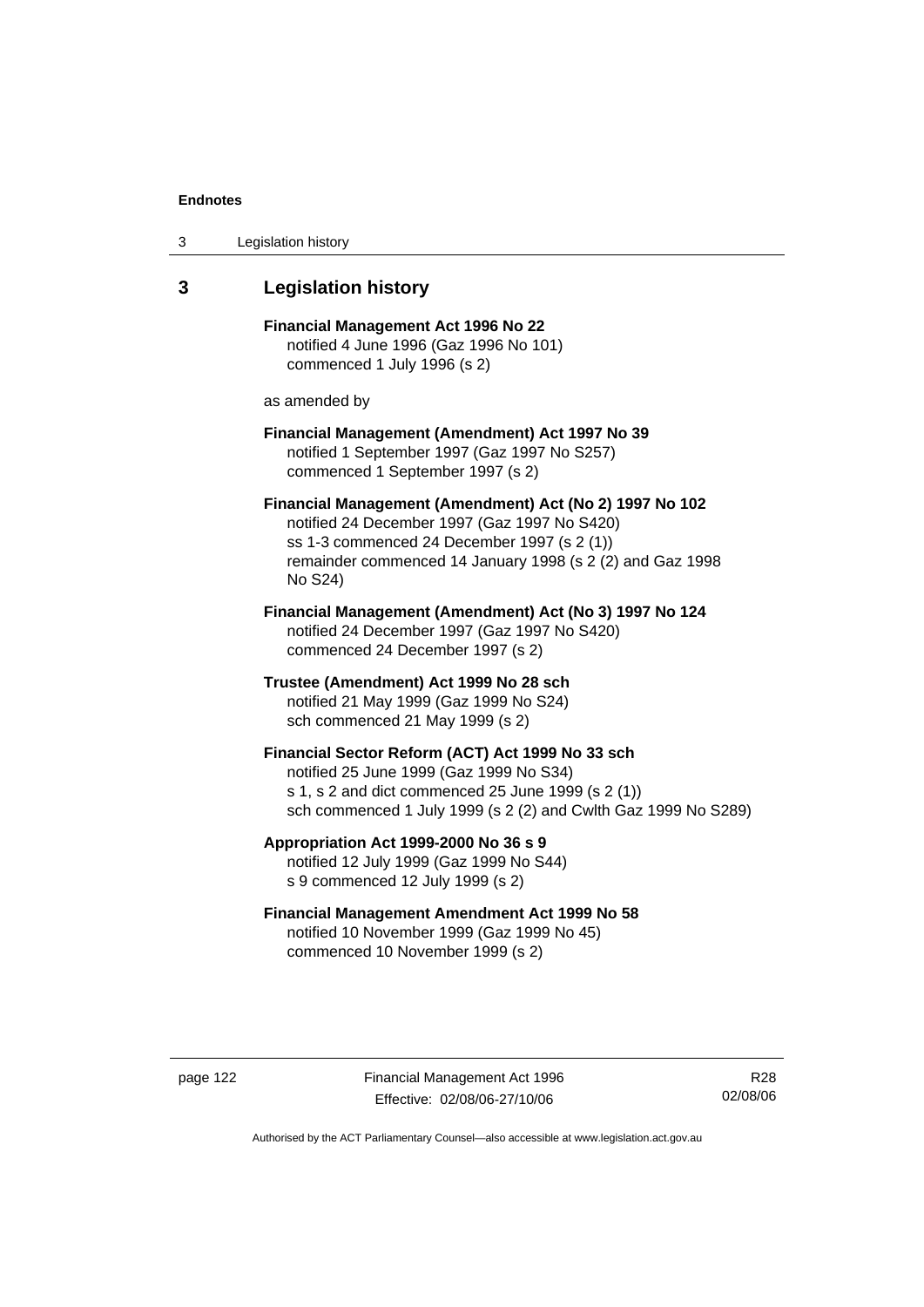## 3 Legislation history

**Financial Management Act 1996 No 22**
notified 4 June 1996 (Gaz 1996 No 101)
commenced 1 July 1996 (s 2)

as amended by

**Financial Management (Amendment) Act 1997 No 39**
notified 1 September 1997 (Gaz 1997 No S257)
commenced 1 September 1997 (s 2)

**Financial Management (Amendment) Act (No 2) 1997 No 102**
notified 24 December 1997 (Gaz 1997 No S420)
ss 1-3 commenced 24 December 1997 (s 2 (1))
remainder commenced 14 January 1998 (s 2 (2) and Gaz 1998 No S24)

**Financial Management (Amendment) Act (No 3) 1997 No 124**
notified 24 December 1997 (Gaz 1997 No S420)
commenced 24 December 1997 (s 2)

**Trustee (Amendment) Act 1999 No 28 sch**
notified 21 May 1999 (Gaz 1999 No S24)
sch commenced 21 May 1999 (s 2)

**Financial Sector Reform (ACT) Act 1999 No 33 sch**
notified 25 June 1999 (Gaz 1999 No S34)
s 1, s 2 and dict commenced 25 June 1999 (s 2 (1))
sch commenced 1 July 1999 (s 2 (2) and Cwlth Gaz 1999 No S289)

**Appropriation Act 1999-2000 No 36 s 9**
notified 12 July 1999 (Gaz 1999 No S44)
s 9 commenced 12 July 1999 (s 2)

**Financial Management Amendment Act 1999 No 58**
notified 10 November 1999 (Gaz 1999 No 45)
commenced 10 November 1999 (s 2)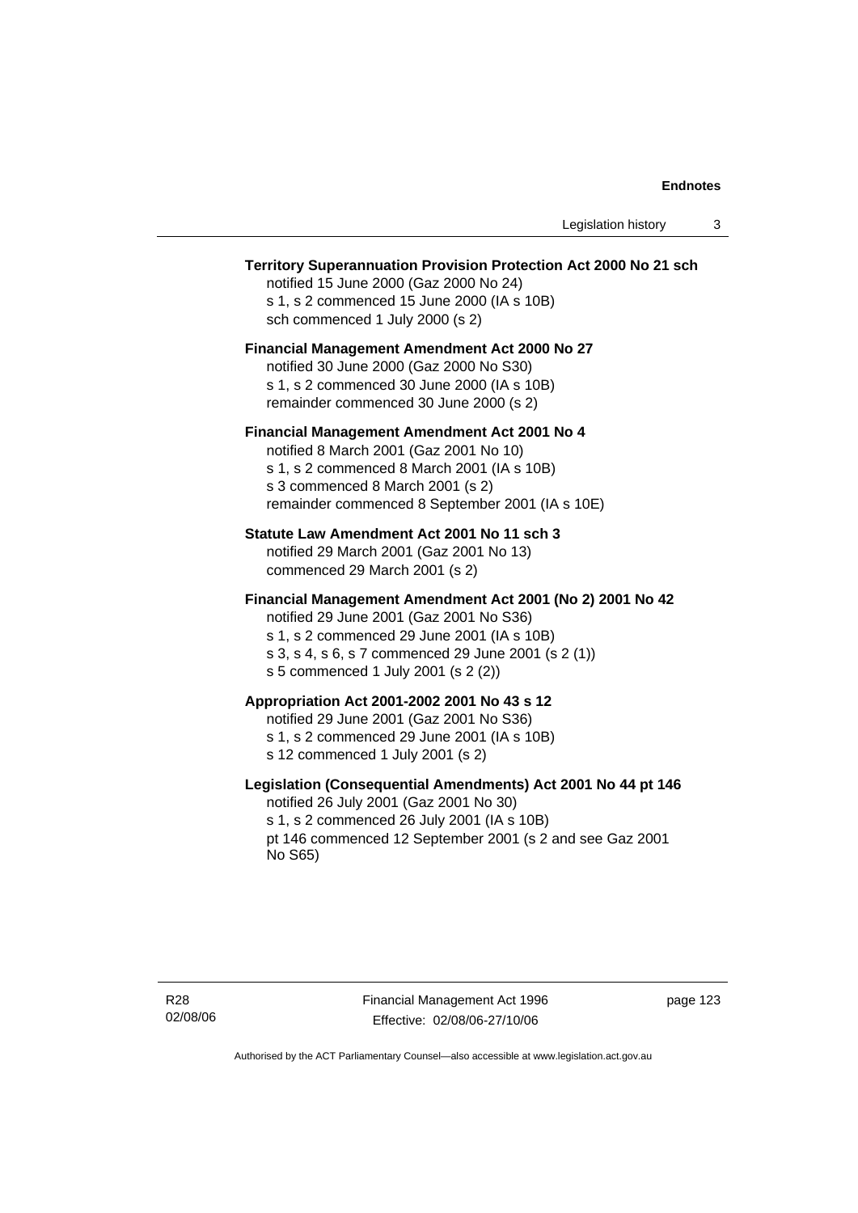**Territory Superannuation Provision Protection Act 2000 No 21 sch**
notified 15 June 2000 (Gaz 2000 No 24)
s 1, s 2 commenced 15 June 2000 (IA s 10B)
sch commenced 1 July 2000 (s 2)

**Financial Management Amendment Act 2000 No 27**
notified 30 June 2000 (Gaz 2000 No S30)
s 1, s 2 commenced 30 June 2000 (IA s 10B)
remainder commenced 30 June 2000 (s 2)

**Financial Management Amendment Act 2001 No 4**
notified 8 March 2001 (Gaz 2001 No 10)
s 1, s 2 commenced 8 March 2001 (IA s 10B)
s 3 commenced 8 March 2001 (s 2)
remainder commenced 8 September 2001 (IA s 10E)

**Statute Law Amendment Act 2001 No 11 sch 3**
notified 29 March 2001 (Gaz 2001 No 13)
commenced 29 March 2001 (s 2)

**Financial Management Amendment Act 2001 (No 2) 2001 No 42**
notified 29 June 2001 (Gaz 2001 No S36)
s 1, s 2 commenced 29 June 2001 (IA s 10B)
s 3, s 4, s 6, s 7 commenced 29 June 2001 (s 2 (1))
s 5 commenced 1 July 2001 (s 2 (2))

**Appropriation Act 2001-2002 2001 No 43 s 12**
notified 29 June 2001 (Gaz 2001 No S36)
s 1, s 2 commenced 29 June 2001 (IA s 10B)
s 12 commenced 1 July 2001 (s 2)

**Legislation (Consequential Amendments) Act 2001 No 44 pt 146**
notified 26 July 2001 (Gaz 2001 No 30)
s 1, s 2 commenced 26 July 2001 (IA s 10B)
pt 146 commenced 12 September 2001 (s 2 and see Gaz 2001 No S65)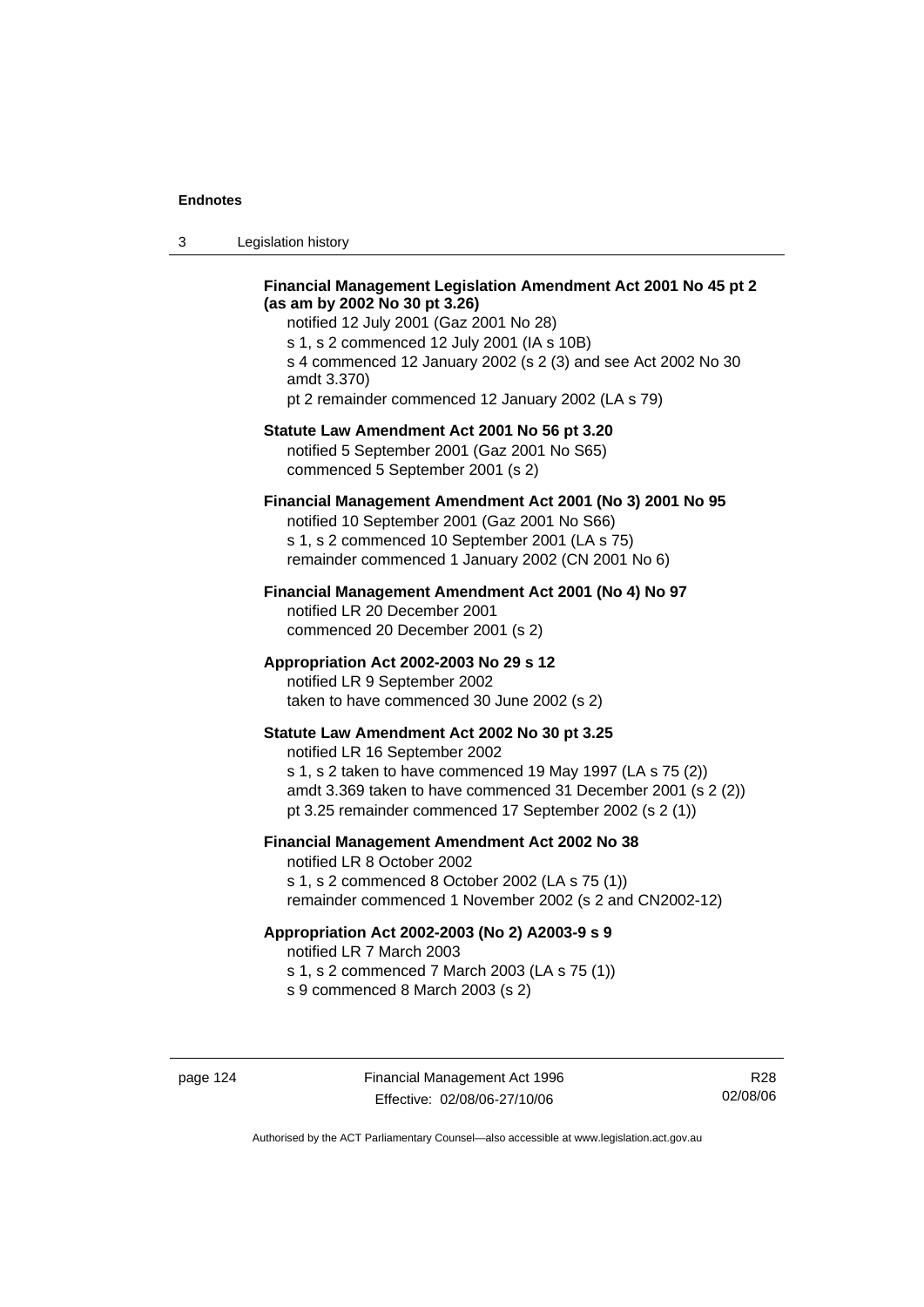**Financial Management Legislation Amendment Act 2001 No 45 pt 2 (as am by 2002 No 30 pt 3.26)**

notified 12 July 2001 (Gaz 2001 No 28)
s 1, s 2 commenced 12 July 2001 (IA s 10B)
s 4 commenced 12 January 2002 (s 2 (3) and see Act 2002 No 30 amdt 3.370)
pt 2 remainder commenced 12 January 2002 (LA s 79)

**Statute Law Amendment Act 2001 No 56 pt 3.20**

notified 5 September 2001 (Gaz 2001 No S65)
commenced 5 September 2001 (s 2)

**Financial Management Amendment Act 2001 (No 3) 2001 No 95**

notified 10 September 2001 (Gaz 2001 No S66)
s 1, s 2 commenced 10 September 2001 (LA s 75)
remainder commenced 1 January 2002 (CN 2001 No 6)

**Financial Management Amendment Act 2001 (No 4) No 97**

notified LR 20 December 2001
commenced 20 December 2001 (s 2)

**Appropriation Act 2002-2003 No 29 s 12**

notified LR 9 September 2002
taken to have commenced 30 June 2002 (s 2)

**Statute Law Amendment Act 2002 No 30 pt 3.25**

notified LR 16 September 2002
s 1, s 2 taken to have commenced 19 May 1997 (LA s 75 (2))
amdt 3.369 taken to have commenced 31 December 2001 (s 2 (2))
pt 3.25 remainder commenced 17 September 2002 (s 2 (1))

**Financial Management Amendment Act 2002 No 38**

notified LR 8 October 2002
s 1, s 2 commenced 8 October 2002 (LA s 75 (1))
remainder commenced 1 November 2002 (s 2 and CN2002-12)

**Appropriation Act 2002-2003 (No 2) A2003-9 s 9**

notified LR 7 March 2003
s 1, s 2 commenced 7 March 2003 (LA s 75 (1))
s 9 commenced 8 March 2003 (s 2)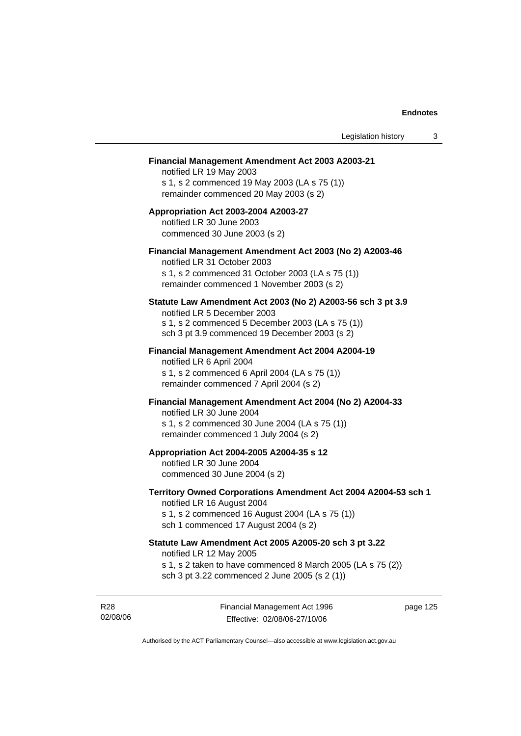**Financial Management Amendment Act 2003 A2003-21**

notified LR 19 May 2003
s 1, s 2 commenced 19 May 2003 (LA s 75 (1))
remainder commenced 20 May 2003 (s 2)

**Appropriation Act 2003-2004 A2003-27**

notified LR 30 June 2003
commenced 30 June 2003 (s 2)

**Financial Management Amendment Act 2003 (No 2) A2003-46**

notified LR 31 October 2003
s 1, s 2 commenced 31 October 2003 (LA s 75 (1))
remainder commenced 1 November 2003 (s 2)

**Statute Law Amendment Act 2003 (No 2) A2003-56 sch 3 pt 3.9**

notified LR 5 December 2003
s 1, s 2 commenced 5 December 2003 (LA s 75 (1))
sch 3 pt 3.9 commenced 19 December 2003 (s 2)

**Financial Management Amendment Act 2004 A2004-19**

notified LR 6 April 2004
s 1, s 2 commenced 6 April 2004 (LA s 75 (1))
remainder commenced 7 April 2004 (s 2)

**Financial Management Amendment Act 2004 (No 2) A2004-33**

notified LR 30 June 2004
s 1, s 2 commenced 30 June 2004 (LA s 75 (1))
remainder commenced 1 July 2004 (s 2)

**Appropriation Act 2004-2005 A2004-35 s 12**

notified LR 30 June 2004
commenced 30 June 2004 (s 2)

**Territory Owned Corporations Amendment Act 2004 A2004-53 sch 1**

notified LR 16 August 2004
s 1, s 2 commenced 16 August 2004 (LA s 75 (1))
sch 1 commenced 17 August 2004 (s 2)

**Statute Law Amendment Act 2005 A2005-20 sch 3 pt 3.22**

notified LR 12 May 2005
s 1, s 2 taken to have commenced 8 March 2005 (LA s 75 (2))
sch 3 pt 3.22 commenced 2 June 2005 (s 2 (1))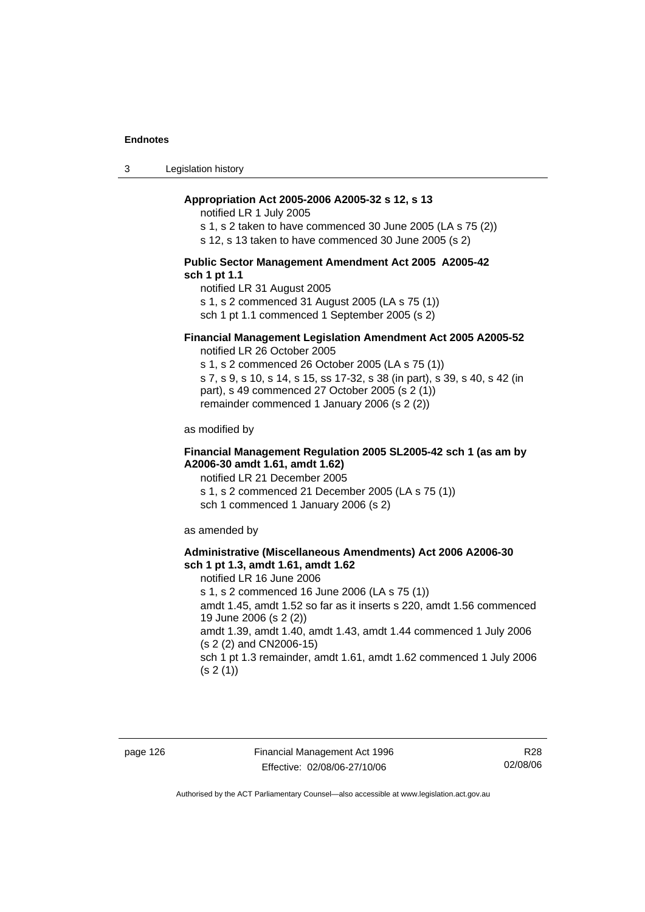**Appropriation Act 2005-2006 A2005-32 s 12, s 13**

notified LR 1 July 2005

s 1, s 2 taken to have commenced 30 June 2005 (LA s 75 (2))

s 12, s 13 taken to have commenced 30 June 2005 (s 2)

**Public Sector Management Amendment Act 2005 A2005-42 sch 1 pt 1.1**

notified LR 31 August 2005

s 1, s 2 commenced 31 August 2005 (LA s 75 (1))

sch 1 pt 1.1 commenced 1 September 2005 (s 2)

**Financial Management Legislation Amendment Act 2005 A2005-52**

notified LR 26 October 2005

s 1, s 2 commenced 26 October 2005 (LA s 75 (1))

s 7, s 9, s 10, s 14, s 15, ss 17-32, s 38 (in part), s 39, s 40, s 42 (in part), s 49 commenced 27 October 2005 (s 2 (1))

remainder commenced 1 January 2006 (s 2 (2))

as modified by

**Financial Management Regulation 2005 SL2005-42 sch 1 (as am by A2006-30 amdt 1.61, amdt 1.62)**

notified LR 21 December 2005

s 1, s 2 commenced 21 December 2005 (LA s 75 (1))

sch 1 commenced 1 January 2006 (s 2)

as amended by

**Administrative (Miscellaneous Amendments) Act 2006 A2006-30 sch 1 pt 1.3, amdt 1.61, amdt 1.62**

notified LR 16 June 2006

s 1, s 2 commenced 16 June 2006 (LA s 75 (1))

amdt 1.45, amdt 1.52 so far as it inserts s 220, amdt 1.56 commenced 19 June 2006 (s 2 (2))

amdt 1.39, amdt 1.40, amdt 1.43, amdt 1.44 commenced 1 July 2006 (s 2 (2) and CN2006-15)

sch 1 pt 1.3 remainder, amdt 1.61, amdt 1.62 commenced 1 July 2006 (s 2 (1))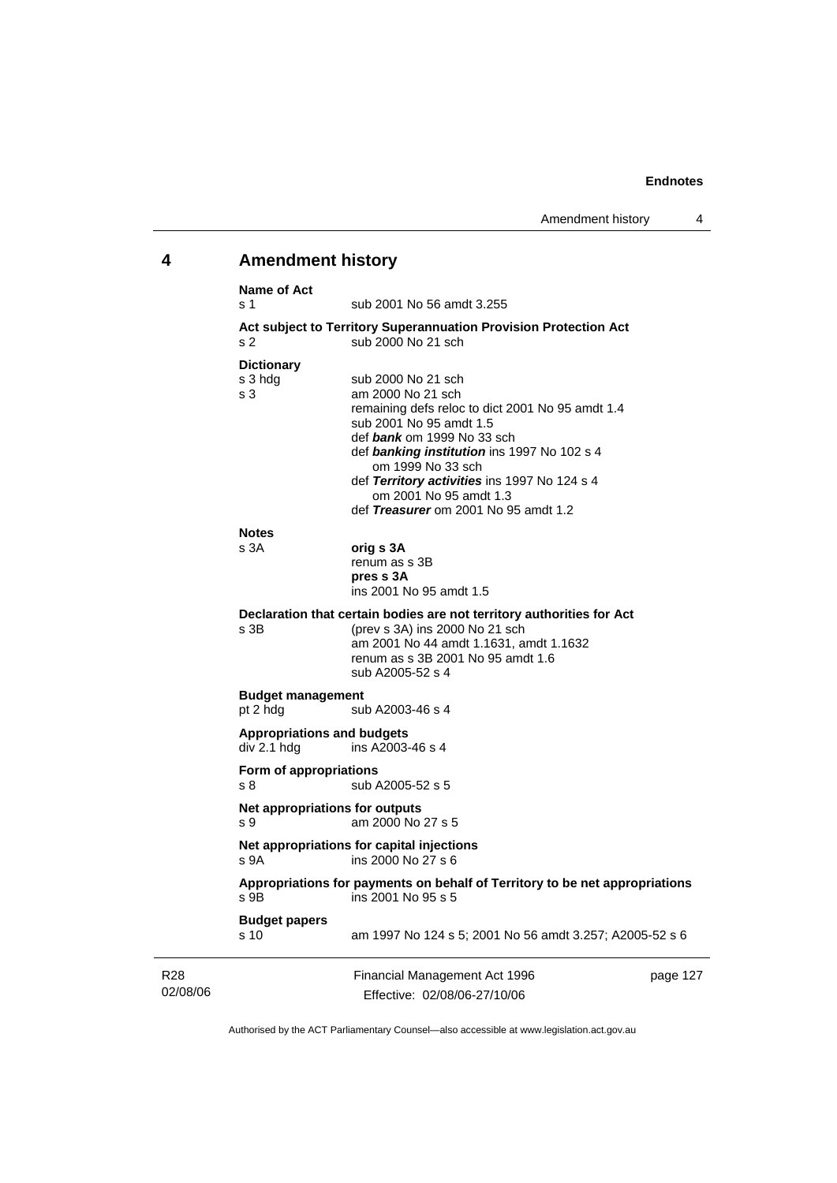## 4 Amendment history

**Name of Act**

s 1 sub 2001 No 56 amdt 3.255

**Act subject to Territory Superannuation Provision Protection Act**

s 2 sub 2000 No 21 sch

**Dictionary**

s 3 hdg sub 2000 No 21 sch

s 3 am 2000 No 21 sch
remaining defs reloc to dict 2001 No 95 amdt 1.4
sub 2001 No 95 amdt 1.5
def ***bank*** om 1999 No 33 sch
def ***banking institution*** ins 1997 No 102 s 4
om 1999 No 33 sch
def ***Territory activities*** ins 1997 No 124 s 4
om 2001 No 95 amdt 1.3
def ***Treasurer*** om 2001 No 95 amdt 1.2

**Notes**

s 3A **orig s 3A**
renum as s 3B
**pres s 3A**
ins 2001 No 95 amdt 1.5

**Declaration that certain bodies are not territory authorities for Act**

s 3B (prev s 3A) ins 2000 No 21 sch
am 2001 No 44 amdt 1.1631, amdt 1.1632
renum as s 3B 2001 No 95 amdt 1.6
sub A2005-52 s 4

**Budget management**

pt 2 hdg sub A2003-46 s 4

**Appropriations and budgets**

div 2.1 hdg ins A2003-46 s 4

**Form of appropriations**

s 8 sub A2005-52 s 5

**Net appropriations for outputs**

s 9 am 2000 No 27 s 5

**Net appropriations for capital injections**

s 9A ins 2000 No 27 s 6

**Appropriations for payments on behalf of Territory to be net appropriations**

s 9B ins 2001 No 95 s 5

**Budget papers**

s 10 am 1997 No 124 s 5; 2001 No 56 amdt 3.257; A2005-52 s 6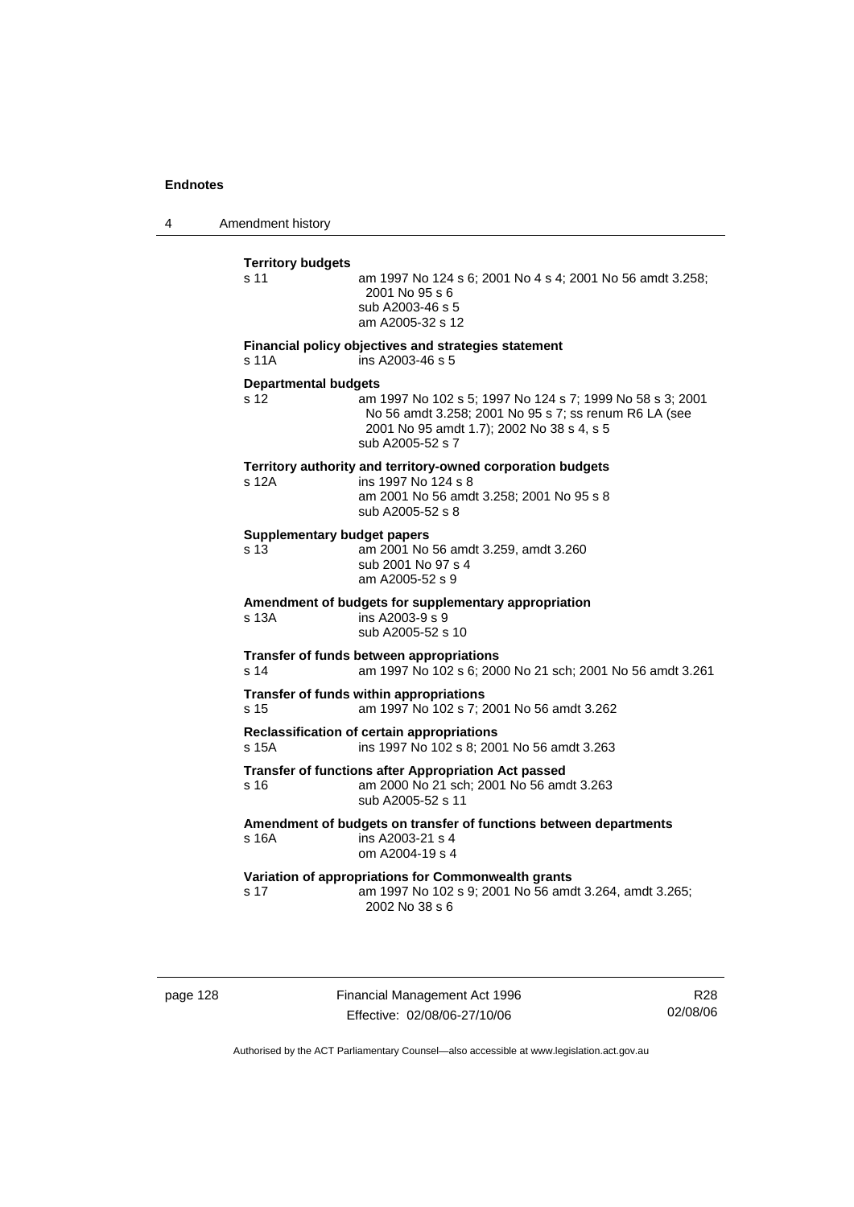**Territory budgets**

s 11 am 1997 No 124 s 6; 2001 No 4 s 4; 2001 No 56 amdt 3.258; 2001 No 95 s 6
sub A2003-46 s 5
am A2005-32 s 12

**Financial policy objectives and strategies statement**

s 11A ins A2003-46 s 5

**Departmental budgets**

s 12 am 1997 No 102 s 5; 1997 No 124 s 7; 1999 No 58 s 3; 2001 No 56 amdt 3.258; 2001 No 95 s 7; ss renum R6 LA (see 2001 No 95 amdt 1.7); 2002 No 38 s 4, s 5
sub A2005-52 s 7

**Territory authority and territory-owned corporation budgets**

s 12A ins 1997 No 124 s 8
am 2001 No 56 amdt 3.258; 2001 No 95 s 8
sub A2005-52 s 8

**Supplementary budget papers**

s 13 am 2001 No 56 amdt 3.259, amdt 3.260
sub 2001 No 97 s 4
am A2005-52 s 9

**Amendment of budgets for supplementary appropriation**

s 13A ins A2003-9 s 9
sub A2005-52 s 10

**Transfer of funds between appropriations**

s 14 am 1997 No 102 s 6; 2000 No 21 sch; 2001 No 56 amdt 3.261

**Transfer of funds within appropriations**

s 15 am 1997 No 102 s 7; 2001 No 56 amdt 3.262

**Reclassification of certain appropriations**

s 15A ins 1997 No 102 s 8; 2001 No 56 amdt 3.263

**Transfer of functions after Appropriation Act passed**

s 16 am 2000 No 21 sch; 2001 No 56 amdt 3.263
sub A2005-52 s 11

**Amendment of budgets on transfer of functions between departments**

s 16A ins A2003-21 s 4
om A2004-19 s 4

**Variation of appropriations for Commonwealth grants**

s 17 am 1997 No 102 s 9; 2001 No 56 amdt 3.264, amdt 3.265; 2002 No 38 s 6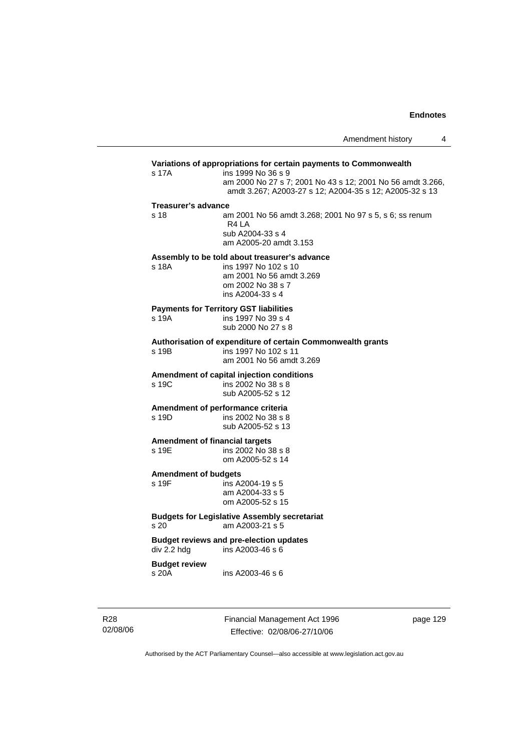**Variations of appropriations for certain payments to Commonwealth**

s 17A ins 1999 No 36 s 9
am 2000 No 27 s 7; 2001 No 43 s 12; 2001 No 56 amdt 3.266, amdt 3.267; A2003-27 s 12; A2004-35 s 12; A2005-32 s 13

**Treasurer's advance**

s 18 am 2001 No 56 amdt 3.268; 2001 No 97 s 5, s 6; ss renum R4 LA
sub A2004-33 s 4
am A2005-20 amdt 3.153

**Assembly to be told about treasurer's advance**

s 18A ins 1997 No 102 s 10
am 2001 No 56 amdt 3.269
om 2002 No 38 s 7
ins A2004-33 s 4

**Payments for Territory GST liabilities**

s 19A ins 1997 No 39 s 4
sub 2000 No 27 s 8

**Authorisation of expenditure of certain Commonwealth grants**

s 19B ins 1997 No 102 s 11
am 2001 No 56 amdt 3.269

**Amendment of capital injection conditions**

s 19C ins 2002 No 38 s 8
sub A2005-52 s 12

**Amendment of performance criteria**

s 19D ins 2002 No 38 s 8
sub A2005-52 s 13

**Amendment of financial targets**

s 19E ins 2002 No 38 s 8
om A2005-52 s 14

**Amendment of budgets**

s 19F ins A2004-19 s 5
am A2004-33 s 5
om A2005-52 s 15

**Budgets for Legislative Assembly secretariat**

s 20 am A2003-21 s 5

**Budget reviews and pre-election updates**

div 2.2 hdg ins A2003-46 s 6

**Budget review**

s 20A ins A2003-46 s 6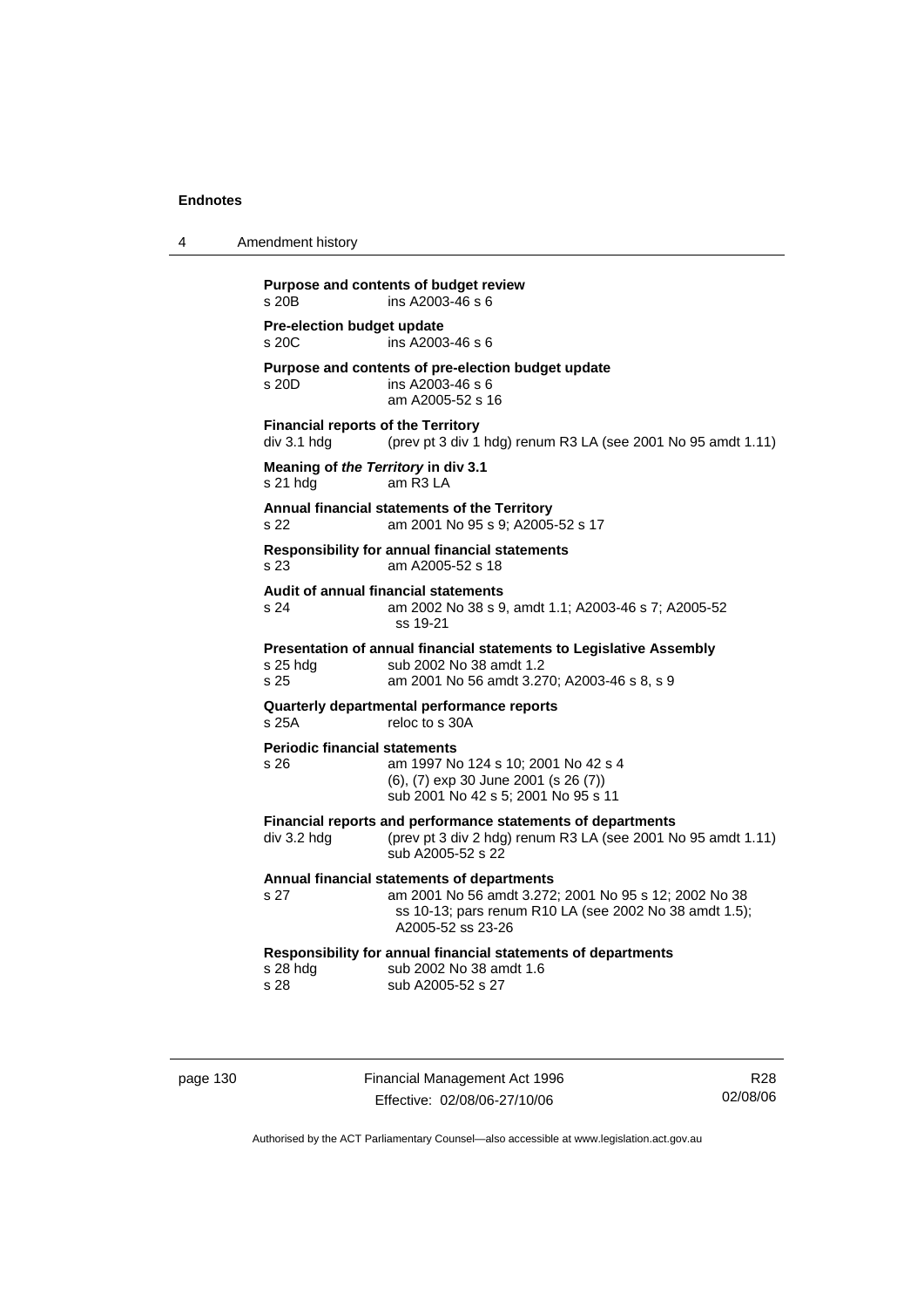**Purpose and contents of budget review**
s 20B ins A2003-46 s 6

**Pre-election budget update**
s 20C ins A2003-46 s 6

**Purpose and contents of pre-election budget update**
s 20D ins A2003-46 s 6
am A2005-52 s 16

**Financial reports of the Territory**
div 3.1 hdg (prev pt 3 div 1 hdg) renum R3 LA (see 2001 No 95 amdt 1.11)

**Meaning of *the Territory* in div 3.1**
s 21 hdg am R3 LA

**Annual financial statements of the Territory**
s 22 am 2001 No 95 s 9; A2005-52 s 17

**Responsibility for annual financial statements**
s 23 am A2005-52 s 18

**Audit of annual financial statements**
s 24 am 2002 No 38 s 9, amdt 1.1; A2003-46 s 7; A2005-52 ss 19-21

**Presentation of annual financial statements to Legislative Assembly**
s 25 hdg sub 2002 No 38 amdt 1.2
s 25 am 2001 No 56 amdt 3.270; A2003-46 s 8, s 9

**Quarterly departmental performance reports**
s 25A reloc to s 30A

**Periodic financial statements**
s 26 am 1997 No 124 s 10; 2001 No 42 s 4
(6), (7) exp 30 June 2001 (s 26 (7))
sub 2001 No 42 s 5; 2001 No 95 s 11

**Financial reports and performance statements of departments**
div 3.2 hdg (prev pt 3 div 2 hdg) renum R3 LA (see 2001 No 95 amdt 1.11)
sub A2005-52 s 22

**Annual financial statements of departments**
s 27 am 2001 No 56 amdt 3.272; 2001 No 95 s 12; 2002 No 38 ss 10-13; pars renum R10 LA (see 2002 No 38 amdt 1.5); A2005-52 ss 23-26

**Responsibility for annual financial statements of departments**
s 28 hdg sub 2002 No 38 amdt 1.6
s 28 sub A2005-52 s 27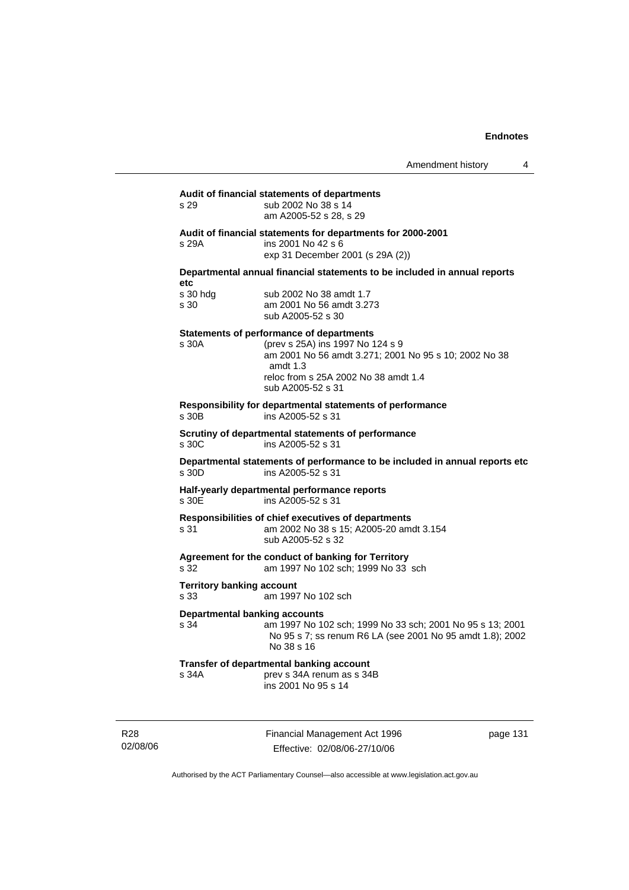**Audit of financial statements of departments**

s 29 sub 2002 No 38 s 14
am A2005-52 s 28, s 29

**Audit of financial statements for departments for 2000-2001**

s 29A ins 2001 No 42 s 6
exp 31 December 2001 (s 29A (2))

**Departmental annual financial statements to be included in annual reports etc**

s 30 hdg sub 2002 No 38 amdt 1.7
s 30 am 2001 No 56 amdt 3.273
sub A2005-52 s 30

**Statements of performance of departments**

s 30A (prev s 25A) ins 1997 No 124 s 9
am 2001 No 56 amdt 3.271; 2001 No 95 s 10; 2002 No 38 amdt 1.3
reloc from s 25A 2002 No 38 amdt 1.4
sub A2005-52 s 31

**Responsibility for departmental statements of performance**

s 30B ins A2005-52 s 31

**Scrutiny of departmental statements of performance**

s 30C ins A2005-52 s 31

**Departmental statements of performance to be included in annual reports etc**

s 30D ins A2005-52 s 31

**Half-yearly departmental performance reports**

s 30E ins A2005-52 s 31

**Responsibilities of chief executives of departments**

s 31 am 2002 No 38 s 15; A2005-20 amdt 3.154
sub A2005-52 s 32

**Agreement for the conduct of banking for Territory**

s 32 am 1997 No 102 sch; 1999 No 33 sch

**Territory banking account**

s 33 am 1997 No 102 sch

**Departmental banking accounts**

s 34 am 1997 No 102 sch; 1999 No 33 sch; 2001 No 95 s 13; 2001 No 95 s 7; ss renum R6 LA (see 2001 No 95 amdt 1.8); 2002 No 38 s 16

**Transfer of departmental banking account**

s 34A prev s 34A renum as s 34B
ins 2001 No 95 s 14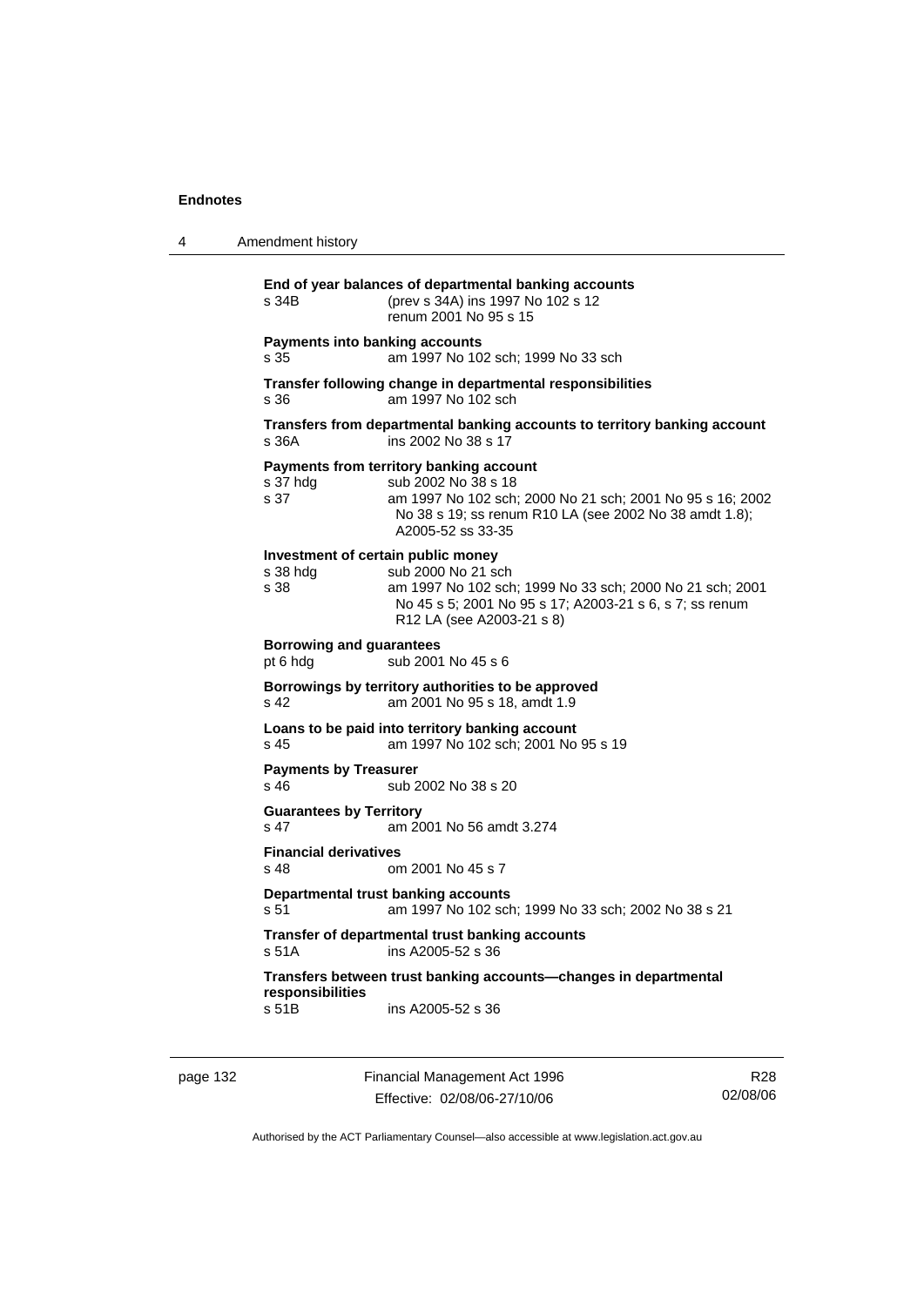**End of year balances of departmental banking accounts**
s 34B (prev s 34A) ins 1997 No 102 s 12
renum 2001 No 95 s 15

**Payments into banking accounts**
s 35 am 1997 No 102 sch; 1999 No 33 sch

**Transfer following change in departmental responsibilities**
s 36 am 1997 No 102 sch

**Transfers from departmental banking accounts to territory banking account**
s 36A ins 2002 No 38 s 17

**Payments from territory banking account**
s 37 hdg sub 2002 No 38 s 18
s 37 am 1997 No 102 sch; 2000 No 21 sch; 2001 No 95 s 16; 2002 No 38 s 19; ss renum R10 LA (see 2002 No 38 amdt 1.8); A2005-52 ss 33-35

**Investment of certain public money**
s 38 hdg sub 2000 No 21 sch
s 38 am 1997 No 102 sch; 1999 No 33 sch; 2000 No 21 sch; 2001 No 45 s 5; 2001 No 95 s 17; A2003-21 s 6, s 7; ss renum R12 LA (see A2003-21 s 8)

**Borrowing and guarantees**
pt 6 hdg sub 2001 No 45 s 6

**Borrowings by territory authorities to be approved**
s 42 am 2001 No 95 s 18, amdt 1.9

**Loans to be paid into territory banking account**
s 45 am 1997 No 102 sch; 2001 No 95 s 19

**Payments by Treasurer**
s 46 sub 2002 No 38 s 20

**Guarantees by Territory**
s 47 am 2001 No 56 amdt 3.274

**Financial derivatives**
s 48 om 2001 No 45 s 7

**Departmental trust banking accounts**
s 51 am 1997 No 102 sch; 1999 No 33 sch; 2002 No 38 s 21

**Transfer of departmental trust banking accounts**
s 51A ins A2005-52 s 36

**Transfers between trust banking accounts—changes in departmental responsibilities**
s 51B ins A2005-52 s 36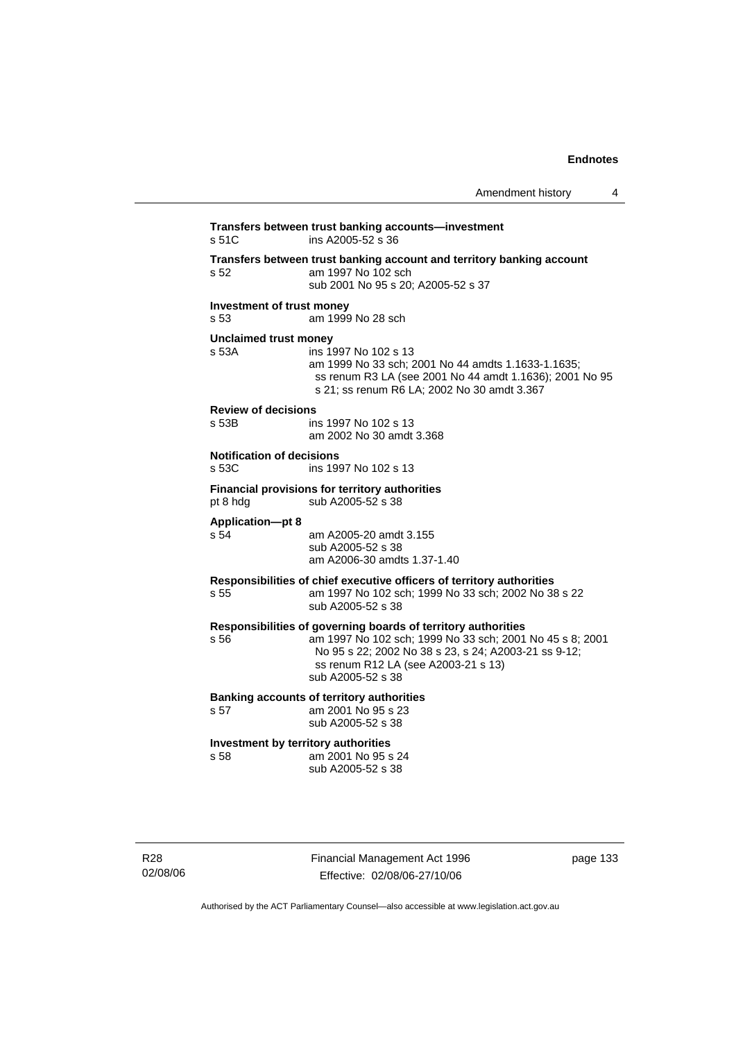**Transfers between trust banking accounts—investment**
s 51C ins A2005-52 s 36

**Transfers between trust banking account and territory banking account**
s 52 am 1997 No 102 sch
sub 2001 No 95 s 20; A2005-52 s 37

**Investment of trust money**
s 53 am 1999 No 28 sch

**Unclaimed trust money**
s 53A ins 1997 No 102 s 13
am 1999 No 33 sch; 2001 No 44 amdts 1.1633-1.1635; ss renum R3 LA (see 2001 No 44 amdt 1.1636); 2001 No 95 s 21; ss renum R6 LA; 2002 No 30 amdt 3.367

**Review of decisions**
s 53B ins 1997 No 102 s 13
am 2002 No 30 amdt 3.368

**Notification of decisions**
s 53C ins 1997 No 102 s 13

**Financial provisions for territory authorities**
pt 8 hdg sub A2005-52 s 38

**Application—pt 8**
s 54 am A2005-20 amdt 3.155
sub A2005-52 s 38
am A2006-30 amdts 1.37-1.40

**Responsibilities of chief executive officers of territory authorities**
s 55 am 1997 No 102 sch; 1999 No 33 sch; 2002 No 38 s 22
sub A2005-52 s 38

**Responsibilities of governing boards of territory authorities**
s 56 am 1997 No 102 sch; 1999 No 33 sch; 2001 No 45 s 8; 2001 No 95 s 22; 2002 No 38 s 23, s 24; A2003-21 ss 9-12; ss renum R12 LA (see A2003-21 s 13)
sub A2005-52 s 38

**Banking accounts of territory authorities**
s 57 am 2001 No 95 s 23
sub A2005-52 s 38

**Investment by territory authorities**
s 58 am 2001 No 95 s 24
sub A2005-52 s 38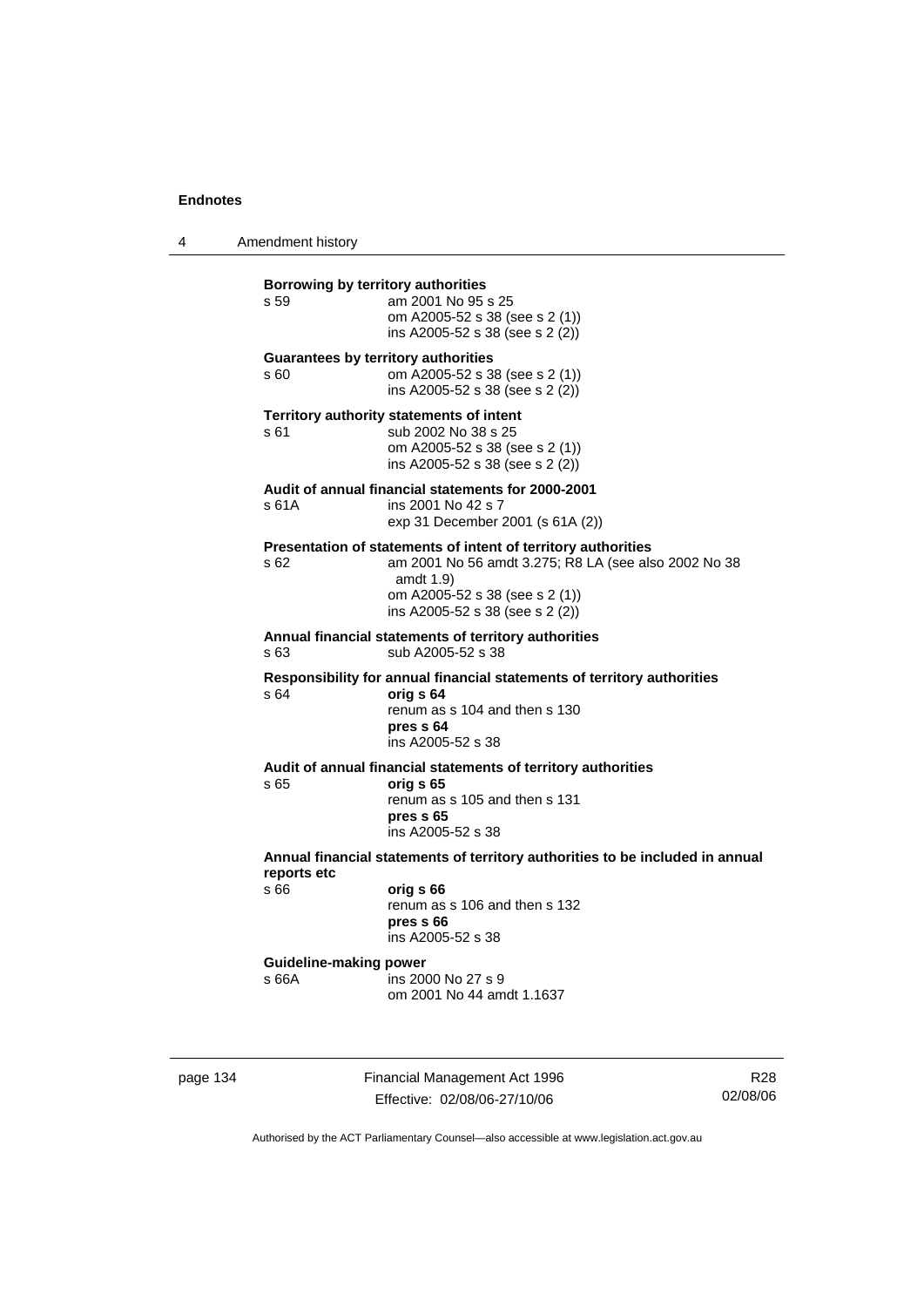**Borrowing by territory authorities**

s 59 am 2001 No 95 s 25
om A2005-52 s 38 (see s 2 (1))
ins A2005-52 s 38 (see s 2 (2))

**Guarantees by territory authorities**

s 60 om A2005-52 s 38 (see s 2 (1))
ins A2005-52 s 38 (see s 2 (2))

**Territory authority statements of intent**

s 61 sub 2002 No 38 s 25
om A2005-52 s 38 (see s 2 (1))
ins A2005-52 s 38 (see s 2 (2))

**Audit of annual financial statements for 2000-2001**

s 61A ins 2001 No 42 s 7
exp 31 December 2001 (s 61A (2))

**Presentation of statements of intent of territory authorities**

s 62 am 2001 No 56 amdt 3.275; R8 LA (see also 2002 No 38 amdt 1.9)
om A2005-52 s 38 (see s 2 (1))
ins A2005-52 s 38 (see s 2 (2))

**Annual financial statements of territory authorities**

s 63 sub A2005-52 s 38

**Responsibility for annual financial statements of territory authorities**

s 64 **orig s 64**
renum as s 104 and then s 130
**pres s 64**
ins A2005-52 s 38

**Audit of annual financial statements of territory authorities**

s 65 **orig s 65**
renum as s 105 and then s 131
**pres s 65**
ins A2005-52 s 38

**Annual financial statements of territory authorities to be included in annual reports etc**

s 66 **orig s 66**
renum as s 106 and then s 132
**pres s 66**
ins A2005-52 s 38

**Guideline-making power**

s 66A ins 2000 No 27 s 9
om 2001 No 44 amdt 1.1637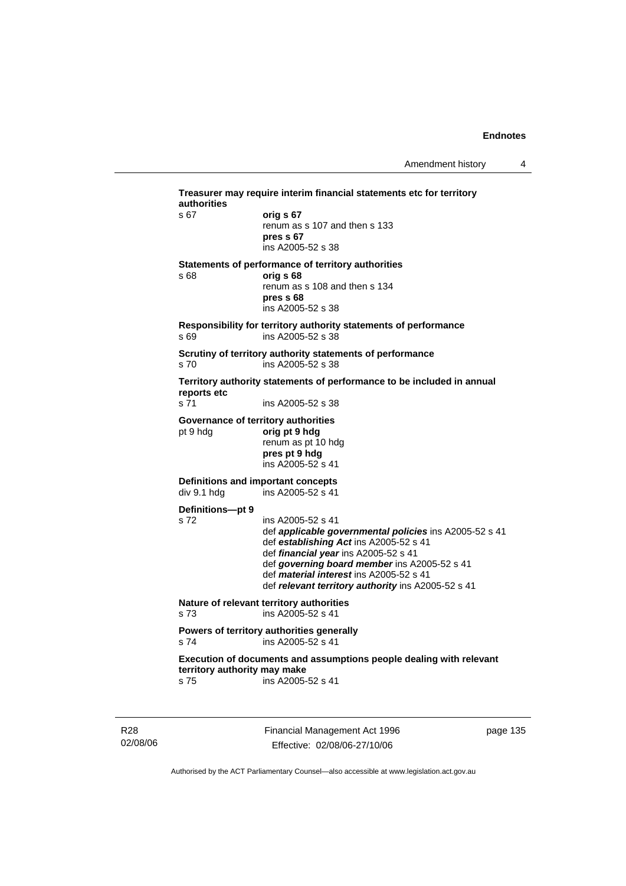**Treasurer may require interim financial statements etc for territory authorities**

s 67 **orig s 67**
renum as s 107 and then s 133
**pres s 67**
ins A2005-52 s 38

**Statements of performance of territory authorities**

s 68 **orig s 68**
renum as s 108 and then s 134
**pres s 68**
ins A2005-52 s 38

**Responsibility for territory authority statements of performance**

s 69 ins A2005-52 s 38

**Scrutiny of territory authority statements of performance**

s 70 ins A2005-52 s 38

**Territory authority statements of performance to be included in annual reports etc**

s 71 ins A2005-52 s 38

**Governance of territory authorities**

pt 9 hdg **orig pt 9 hdg**
renum as pt 10 hdg
**pres pt 9 hdg**
ins A2005-52 s 41

**Definitions and important concepts**

div 9.1 hdg ins A2005-52 s 41

**Definitions—pt 9**

s 72 ins A2005-52 s 41
def ***applicable governmental policies*** ins A2005-52 s 41
def ***establishing Act*** ins A2005-52 s 41
def ***financial year*** ins A2005-52 s 41
def ***governing board member*** ins A2005-52 s 41
def ***material interest*** ins A2005-52 s 41
def ***relevant territory authority*** ins A2005-52 s 41

**Nature of relevant territory authorities**

s 73 ins A2005-52 s 41

**Powers of territory authorities generally**

s 74 ins A2005-52 s 41

**Execution of documents and assumptions people dealing with relevant territory authority may make**

s 75 ins A2005-52 s 41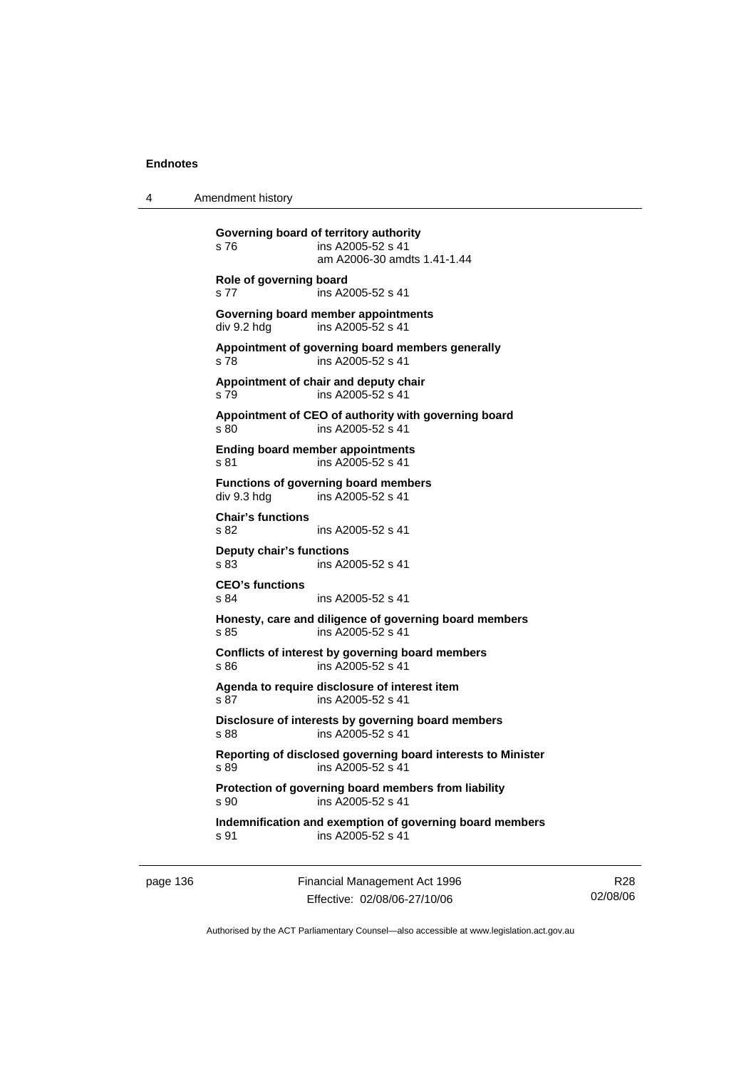**Governing board of territory authority**
s 76 ins A2005-52 s 41
am A2006-30 amdts 1.41-1.44

**Role of governing board**
s 77 ins A2005-52 s 41

**Governing board member appointments**
div 9.2 hdg ins A2005-52 s 41

**Appointment of governing board members generally**
s 78 ins A2005-52 s 41

**Appointment of chair and deputy chair**
s 79 ins A2005-52 s 41

**Appointment of CEO of authority with governing board**
s 80 ins A2005-52 s 41

**Ending board member appointments**
s 81 ins A2005-52 s 41

**Functions of governing board members**
div 9.3 hdg ins A2005-52 s 41

**Chair's functions**
s 82 ins A2005-52 s 41

**Deputy chair's functions**
s 83 ins A2005-52 s 41

**CEO's functions**
s 84 ins A2005-52 s 41

**Honesty, care and diligence of governing board members**
s 85 ins A2005-52 s 41

**Conflicts of interest by governing board members**
s 86 ins A2005-52 s 41

**Agenda to require disclosure of interest item**
s 87 ins A2005-52 s 41

**Disclosure of interests by governing board members**
s 88 ins A2005-52 s 41

**Reporting of disclosed governing board interests to Minister**
s 89 ins A2005-52 s 41

**Protection of governing board members from liability**
s 90 ins A2005-52 s 41

**Indemnification and exemption of governing board members**
s 91 ins A2005-52 s 41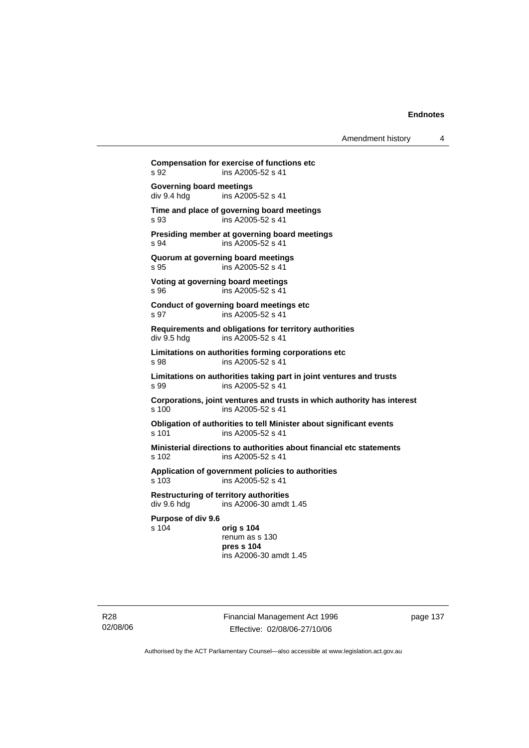**Compensation for exercise of functions etc**
s 92 ins A2005-52 s 41

**Governing board meetings**
div 9.4 hdg ins A2005-52 s 41

**Time and place of governing board meetings**
s 93 ins A2005-52 s 41

**Presiding member at governing board meetings**
s 94 ins A2005-52 s 41

**Quorum at governing board meetings**
s 95 ins A2005-52 s 41

**Voting at governing board meetings**
s 96 ins A2005-52 s 41

**Conduct of governing board meetings etc**
s 97 ins A2005-52 s 41

**Requirements and obligations for territory authorities**
div 9.5 hdg ins A2005-52 s 41

**Limitations on authorities forming corporations etc**
s 98 ins A2005-52 s 41

**Limitations on authorities taking part in joint ventures and trusts**
s 99 ins A2005-52 s 41

**Corporations, joint ventures and trusts in which authority has interest**
s 100 ins A2005-52 s 41

**Obligation of authorities to tell Minister about significant events**
s 101 ins A2005-52 s 41

**Ministerial directions to authorities about financial etc statements**
s 102 ins A2005-52 s 41

**Application of government policies to authorities**
s 103 ins A2005-52 s 41

**Restructuring of territory authorities**
div 9.6 hdg ins A2006-30 amdt 1.45

**Purpose of div 9.6**
s 104 **orig s 104**
renum as s 130
**pres s 104**
ins A2006-30 amdt 1.45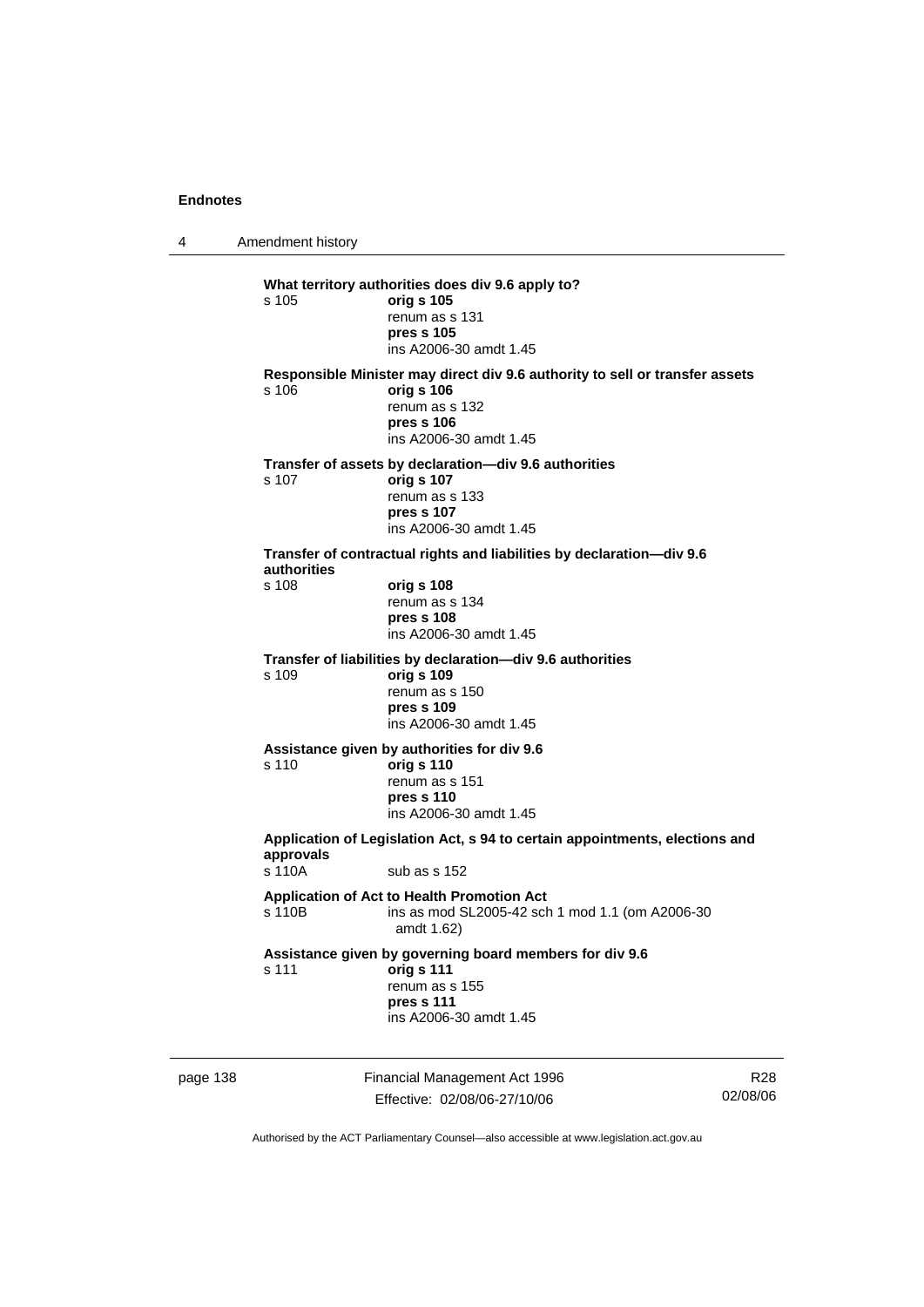**What territory authorities does div 9.6 apply to?**

s 105 **orig s 105**
renum as s 131
**pres s 105**
ins A2006-30 amdt 1.45

**Responsible Minister may direct div 9.6 authority to sell or transfer assets**

s 106 **orig s 106**
renum as s 132
**pres s 106**
ins A2006-30 amdt 1.45

**Transfer of assets by declaration—div 9.6 authorities**

s 107 **orig s 107**
renum as s 133
**pres s 107**
ins A2006-30 amdt 1.45

**Transfer of contractual rights and liabilities by declaration—div 9.6 authorities**

s 108 **orig s 108**
renum as s 134
**pres s 108**
ins A2006-30 amdt 1.45

**Transfer of liabilities by declaration—div 9.6 authorities**

s 109 **orig s 109**
renum as s 150
**pres s 109**
ins A2006-30 amdt 1.45

**Assistance given by authorities for div 9.6**

s 110 **orig s 110**
renum as s 151
**pres s 110**
ins A2006-30 amdt 1.45

**Application of Legislation Act, s 94 to certain appointments, elections and approvals**

s 110A sub as s 152

**Application of Act to Health Promotion Act**

s 110B ins as mod SL2005-42 sch 1 mod 1.1 (om A2006-30 amdt 1.62)

**Assistance given by governing board members for div 9.6**

s 111 **orig s 111**
renum as s 155
**pres s 111**
ins A2006-30 amdt 1.45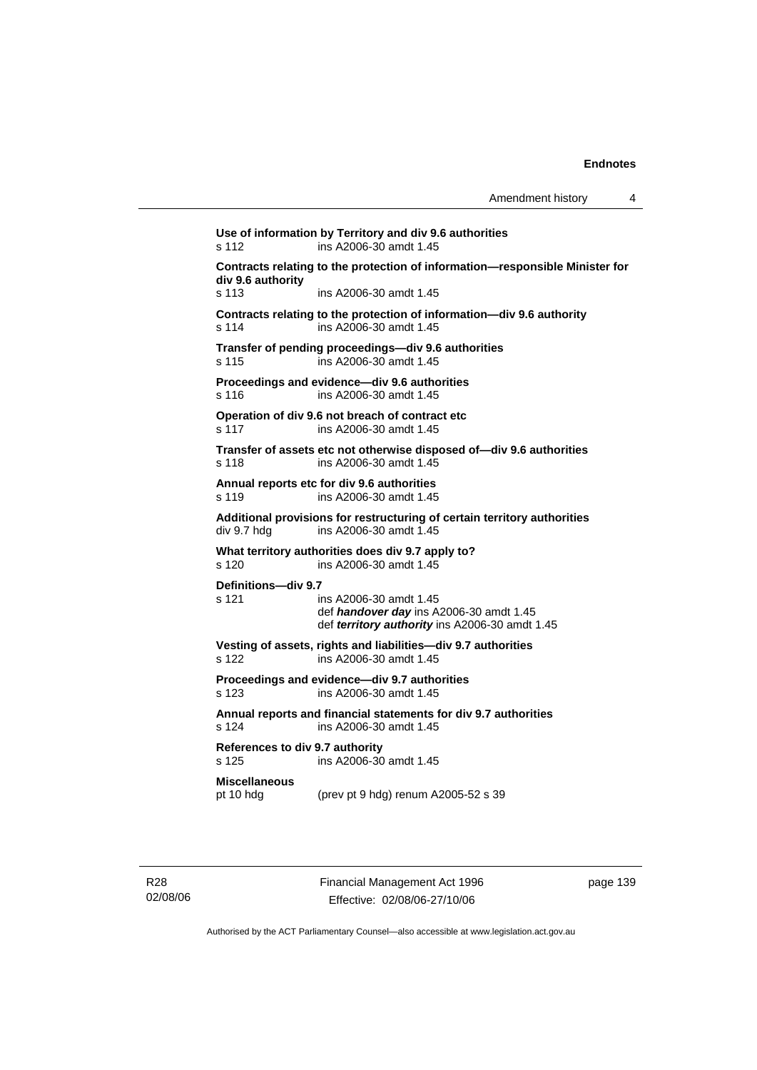**Use of information by Territory and div 9.6 authorities**
s 112 ins A2006-30 amdt 1.45

**Contracts relating to the protection of information—responsible Minister for div 9.6 authority**
s 113 ins A2006-30 amdt 1.45

**Contracts relating to the protection of information—div 9.6 authority**
s 114 ins A2006-30 amdt 1.45

**Transfer of pending proceedings—div 9.6 authorities**
s 115 ins A2006-30 amdt 1.45

**Proceedings and evidence—div 9.6 authorities**
s 116 ins A2006-30 amdt 1.45

**Operation of div 9.6 not breach of contract etc**
s 117 ins A2006-30 amdt 1.45

**Transfer of assets etc not otherwise disposed of—div 9.6 authorities**
s 118 ins A2006-30 amdt 1.45

**Annual reports etc for div 9.6 authorities**
s 119 ins A2006-30 amdt 1.45

**Additional provisions for restructuring of certain territory authorities**
div 9.7 hdg ins A2006-30 amdt 1.45

**What territory authorities does div 9.7 apply to?**
s 120 ins A2006-30 amdt 1.45

**Definitions—div 9.7**
s 121 ins A2006-30 amdt 1.45
def ***handover day*** ins A2006-30 amdt 1.45
def ***territory authority*** ins A2006-30 amdt 1.45

**Vesting of assets, rights and liabilities—div 9.7 authorities**
s 122 ins A2006-30 amdt 1.45

**Proceedings and evidence—div 9.7 authorities**
s 123 ins A2006-30 amdt 1.45

**Annual reports and financial statements for div 9.7 authorities**
s 124 ins A2006-30 amdt 1.45

**References to div 9.7 authority**
s 125 ins A2006-30 amdt 1.45

**Miscellaneous**
pt 10 hdg (prev pt 9 hdg) renum A2005-52 s 39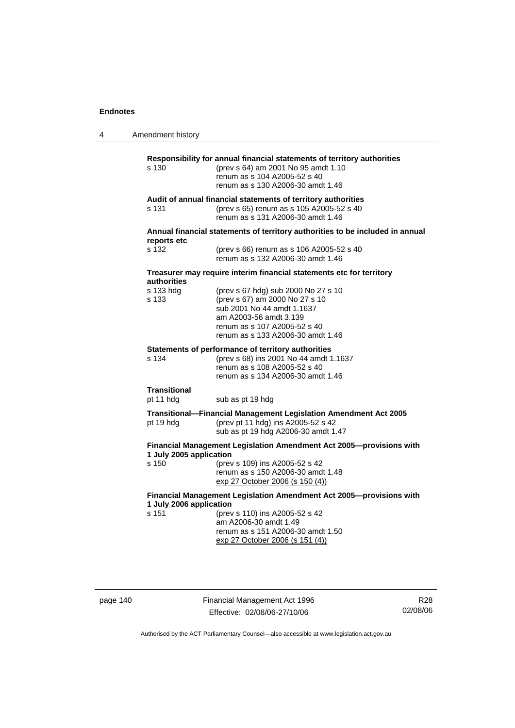**Responsibility for annual financial statements of territory authorities**

s 130 (prev s 64) am 2001 No 95 amdt 1.10
renum as s 104 A2005-52 s 40
renum as s 130 A2006-30 amdt 1.46

**Audit of annual financial statements of territory authorities**

s 131 (prev s 65) renum as s 105 A2005-52 s 40
renum as s 131 A2006-30 amdt 1.46

**Annual financial statements of territory authorities to be included in annual reports etc**

s 132 (prev s 66) renum as s 106 A2005-52 s 40
renum as s 132 A2006-30 amdt 1.46

**Treasurer may require interim financial statements etc for territory authorities**

s 133 hdg (prev s 67 hdg) sub 2000 No 27 s 10

s 133 (prev s 67) am 2000 No 27 s 10
sub 2001 No 44 amdt 1.1637
am A2003-56 amdt 3.139
renum as s 107 A2005-52 s 40
renum as s 133 A2006-30 amdt 1.46

**Statements of performance of territory authorities**

s 134 (prev s 68) ins 2001 No 44 amdt 1.1637
renum as s 108 A2005-52 s 40
renum as s 134 A2006-30 amdt 1.46

**Transitional**

pt 11 hdg sub as pt 19 hdg

**Transitional—Financial Management Legislation Amendment Act 2005**

pt 19 hdg (prev pt 11 hdg) ins A2005-52 s 42
sub as pt 19 hdg A2006-30 amdt 1.47

**Financial Management Legislation Amendment Act 2005—provisions with 1 July 2005 application**

s 150 (prev s 109) ins A2005-52 s 42
renum as s 150 A2006-30 amdt 1.48
exp 27 October 2006 (s 150 (4))

**Financial Management Legislation Amendment Act 2005—provisions with 1 July 2006 application**

s 151 (prev s 110) ins A2005-52 s 42
am A2006-30 amdt 1.49
renum as s 151 A2006-30 amdt 1.50
exp 27 October 2006 (s 151 (4))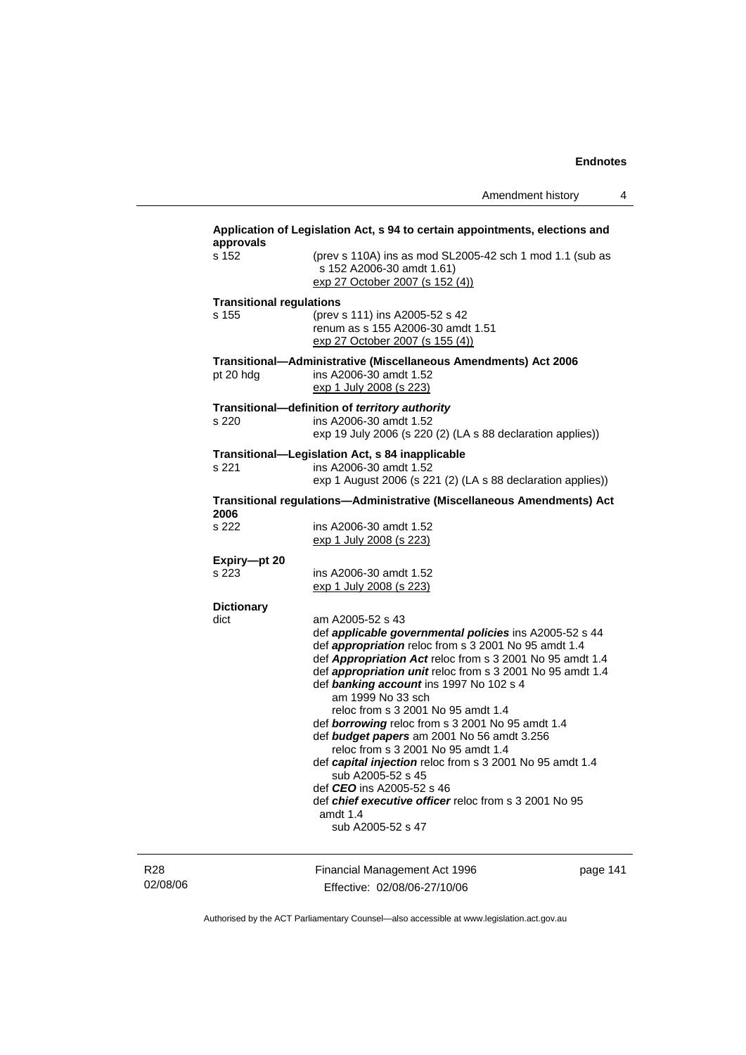**Application of Legislation Act, s 94 to certain appointments, elections and approvals**

s 152 (prev s 110A) ins as mod SL2005-42 sch 1 mod 1.1 (sub as s 152 A2006-30 amdt 1.61)
exp 27 October 2007 (s 152 (4))

**Transitional regulations**

s 155 (prev s 111) ins A2005-52 s 42
renum as s 155 A2006-30 amdt 1.51
exp 27 October 2007 (s 155 (4))

**Transitional—Administrative (Miscellaneous Amendments) Act 2006**

pt 20 hdg ins A2006-30 amdt 1.52
exp 1 July 2008 (s 223)

**Transitional—definition of *territory authority***

s 220 ins A2006-30 amdt 1.52
exp 19 July 2006 (s 220 (2) (LA s 88 declaration applies))

**Transitional—Legislation Act, s 84 inapplicable**

s 221 ins A2006-30 amdt 1.52
exp 1 August 2006 (s 221 (2) (LA s 88 declaration applies))

**Transitional regulations—Administrative (Miscellaneous Amendments) Act 2006**

s 222 ins A2006-30 amdt 1.52
exp 1 July 2008 (s 223)

**Expiry—pt 20**

s 223 ins A2006-30 amdt 1.52
exp 1 July 2008 (s 223)

**Dictionary**

dict am A2005-52 s 43
def ***applicable governmental policies*** ins A2005-52 s 44
def ***appropriation*** reloc from s 3 2001 No 95 amdt 1.4
def ***Appropriation Act*** reloc from s 3 2001 No 95 amdt 1.4
def ***appropriation unit*** reloc from s 3 2001 No 95 amdt 1.4
def ***banking account*** ins 1997 No 102 s 4
am 1999 No 33 sch
reloc from s 3 2001 No 95 amdt 1.4
def ***borrowing*** reloc from s 3 2001 No 95 amdt 1.4
def ***budget papers*** am 2001 No 56 amdt 3.256
reloc from s 3 2001 No 95 amdt 1.4
def ***capital injection*** reloc from s 3 2001 No 95 amdt 1.4
sub A2005-52 s 45
def ***CEO*** ins A2005-52 s 46
def ***chief executive officer*** reloc from s 3 2001 No 95 amdt 1.4
sub A2005-52 s 47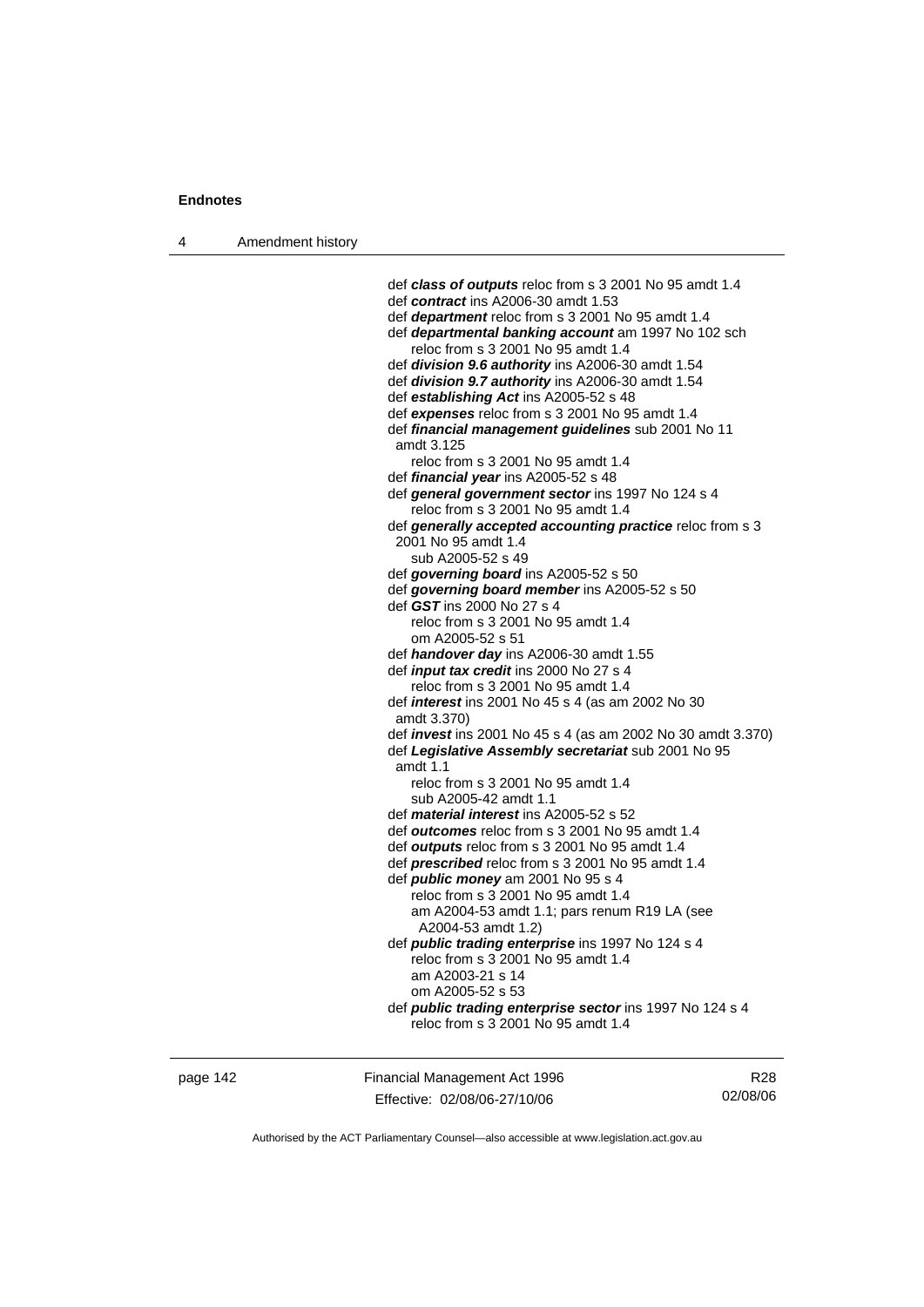def ***class of outputs*** reloc from s 3 2001 No 95 amdt 1.4
def ***contract*** ins A2006-30 amdt 1.53
def ***department*** reloc from s 3 2001 No 95 amdt 1.4
def ***departmental banking account*** am 1997 No 102 sch
    reloc from s 3 2001 No 95 amdt 1.4
def ***division 9.6 authority*** ins A2006-30 amdt 1.54
def ***division 9.7 authority*** ins A2006-30 amdt 1.54
def ***establishing Act*** ins A2005-52 s 48
def ***expenses*** reloc from s 3 2001 No 95 amdt 1.4
def ***financial management guidelines*** sub 2001 No 11 amdt 3.125
    reloc from s 3 2001 No 95 amdt 1.4
def ***financial year*** ins A2005-52 s 48
def ***general government sector*** ins 1997 No 124 s 4
    reloc from s 3 2001 No 95 amdt 1.4
def ***generally accepted accounting practice*** reloc from s 3 2001 No 95 amdt 1.4
    sub A2005-52 s 49
def ***governing board*** ins A2005-52 s 50
def ***governing board member*** ins A2005-52 s 50
def ***GST*** ins 2000 No 27 s 4
    reloc from s 3 2001 No 95 amdt 1.4
    om A2005-52 s 51
def ***handover day*** ins A2006-30 amdt 1.55
def ***input tax credit*** ins 2000 No 27 s 4
    reloc from s 3 2001 No 95 amdt 1.4
def ***interest*** ins 2001 No 45 s 4 (as am 2002 No 30 amdt 3.370)
def ***invest*** ins 2001 No 45 s 4 (as am 2002 No 30 amdt 3.370)
def ***Legislative Assembly secretariat*** sub 2001 No 95 amdt 1.1
    reloc from s 3 2001 No 95 amdt 1.4
    sub A2005-42 amdt 1.1
def ***material interest*** ins A2005-52 s 52
def ***outcomes*** reloc from s 3 2001 No 95 amdt 1.4
def ***outputs*** reloc from s 3 2001 No 95 amdt 1.4
def ***prescribed*** reloc from s 3 2001 No 95 amdt 1.4
def ***public money*** am 2001 No 95 s 4
    reloc from s 3 2001 No 95 amdt 1.4
    am A2004-53 amdt 1.1; pars renum R19 LA (see A2004-53 amdt 1.2)
def ***public trading enterprise*** ins 1997 No 124 s 4
    reloc from s 3 2001 No 95 amdt 1.4
    am A2003-21 s 14
    om A2005-52 s 53
def ***public trading enterprise sector*** ins 1997 No 124 s 4
    reloc from s 3 2001 No 95 amdt 1.4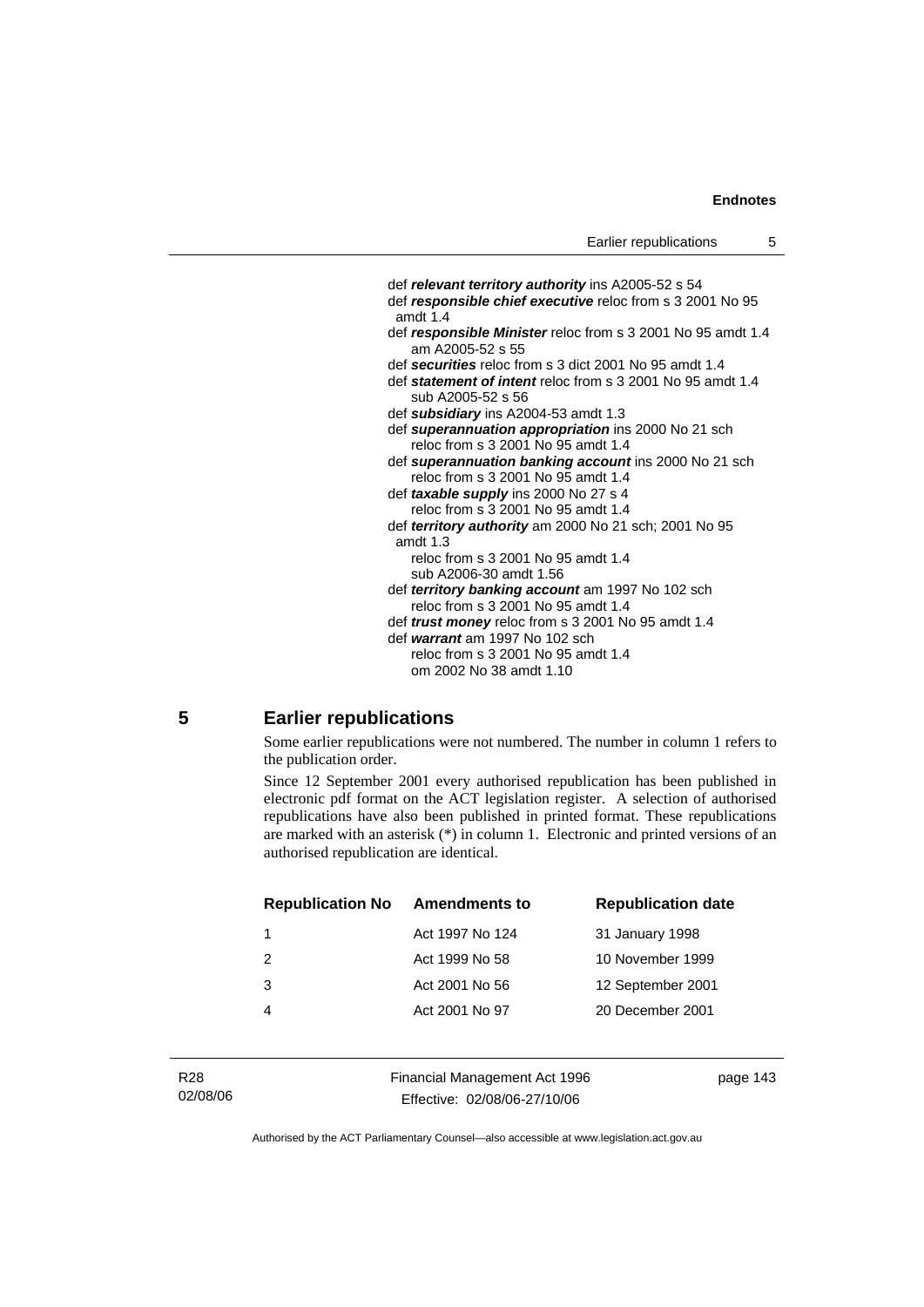def ***relevant territory authority*** ins A2005-52 s 54
def ***responsible chief executive*** reloc from s 3 2001 No 95 amdt 1.4
def ***responsible Minister*** reloc from s 3 2001 No 95 amdt 1.4
am A2005-52 s 55
def ***securities*** reloc from s 3 dict 2001 No 95 amdt 1.4
def ***statement of intent*** reloc from s 3 2001 No 95 amdt 1.4
sub A2005-52 s 56
def ***subsidiary*** ins A2004-53 amdt 1.3
def ***superannuation appropriation*** ins 2000 No 21 sch
reloc from s 3 2001 No 95 amdt 1.4
def ***superannuation banking account*** ins 2000 No 21 sch
reloc from s 3 2001 No 95 amdt 1.4
def ***taxable supply*** ins 2000 No 27 s 4
reloc from s 3 2001 No 95 amdt 1.4
def ***territory authority*** am 2000 No 21 sch; 2001 No 95 amdt 1.3
reloc from s 3 2001 No 95 amdt 1.4
sub A2006-30 amdt 1.56
def ***territory banking account*** am 1997 No 102 sch
reloc from s 3 2001 No 95 amdt 1.4
def ***trust money*** reloc from s 3 2001 No 95 amdt 1.4
def ***warrant*** am 1997 No 102 sch
reloc from s 3 2001 No 95 amdt 1.4
om 2002 No 38 amdt 1.10

## 5 Earlier republications

Some earlier republications were not numbered. The number in column 1 refers to the publication order.

Since 12 September 2001 every authorised republication has been published in electronic pdf format on the ACT legislation register. A selection of authorised republications have also been published in printed format. These republications are marked with an asterisk (*) in column 1. Electronic and printed versions of an authorised republication are identical.

| Republication No | Amendments to | Republication date |
|---|---|---|
| 1 | Act 1997 No 124 | 31 January 1998 |
| 2 | Act 1999 No 58 | 10 November 1999 |
| 3 | Act 2001 No 56 | 12 September 2001 |
| 4 | Act 2001 No 97 | 20 December 2001 |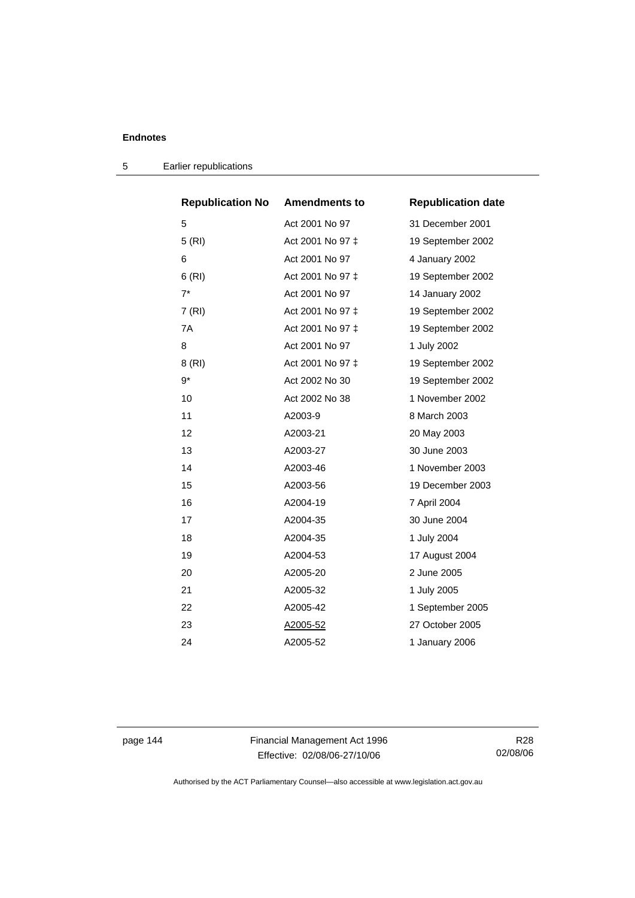| Republication No | Amendments to | Republication date |
| --- | --- | --- |
| 5 | Act 2001 No 97 | 31 December 2001 |
| 5 (RI) | Act 2001 No 97 ‡ | 19 September 2002 |
| 6 | Act 2001 No 97 | 4 January 2002 |
| 6 (RI) | Act 2001 No 97 ‡ | 19 September 2002 |
| 7* | Act 2001 No 97 | 14 January 2002 |
| 7 (RI) | Act 2001 No 97 ‡ | 19 September 2002 |
| 7A | Act 2001 No 97 ‡ | 19 September 2002 |
| 8 | Act 2001 No 97 | 1 July 2002 |
| 8 (RI) | Act 2001 No 97 ‡ | 19 September 2002 |
| 9* | Act 2002 No 30 | 19 September 2002 |
| 10 | Act 2002 No 38 | 1 November 2002 |
| 11 | A2003-9 | 8 March 2003 |
| 12 | A2003-21 | 20 May 2003 |
| 13 | A2003-27 | 30 June 2003 |
| 14 | A2003-46 | 1 November 2003 |
| 15 | A2003-56 | 19 December 2003 |
| 16 | A2004-19 | 7 April 2004 |
| 17 | A2004-35 | 30 June 2004 |
| 18 | A2004-35 | 1 July 2004 |
| 19 | A2004-53 | 17 August 2004 |
| 20 | A2005-20 | 2 June 2005 |
| 21 | A2005-32 | 1 July 2005 |
| 22 | A2005-42 | 1 September 2005 |
| 23 | A2005-52 | 27 October 2005 |
| 24 | A2005-52 | 1 January 2006 |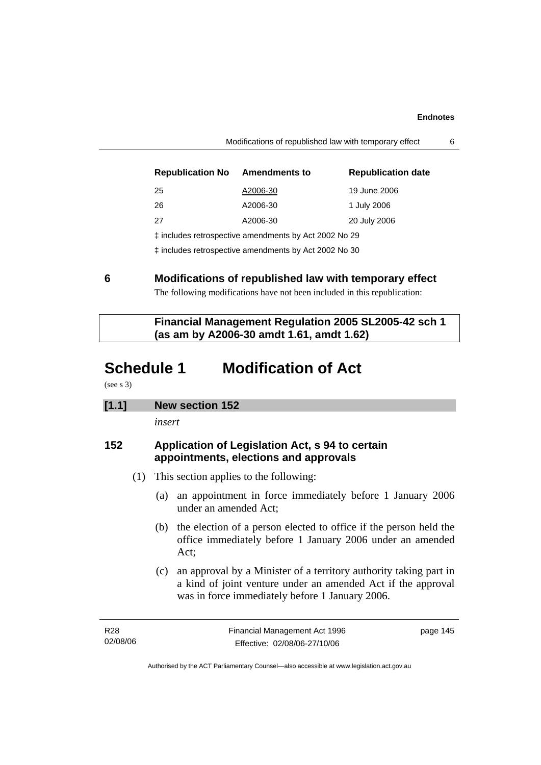| Republication No | Amendments to | Republication date |
|---|---|---|
| 25 | A2006-30 | 19 June 2006 |
| 26 | A2006-30 | 1 July 2006 |
| 27 | A2006-30 | 20 July 2006 |

‡ includes retrospective amendments by Act 2002 No 29

‡ includes retrospective amendments by Act 2002 No 30

## 6 Modifications of republished law with temporary effect

The following modifications have not been included in this republication:

**Financial Management Regulation 2005 SL2005-42 sch 1 (as am by A2006-30 amdt 1.61, amdt 1.62)**

# Schedule 1 Modification of Act

(see s 3)

### [1.1] New section 152

*insert*

### 152 Application of Legislation Act, s 94 to certain appointments, elections and approvals

(1) This section applies to the following:

(a) an appointment in force immediately before 1 January 2006 under an amended Act;

(b) the election of a person elected to office if the person held the office immediately before 1 January 2006 under an amended Act;

(c) an approval by a Minister of a territory authority taking part in a kind of joint venture under an amended Act if the approval was in force immediately before 1 January 2006.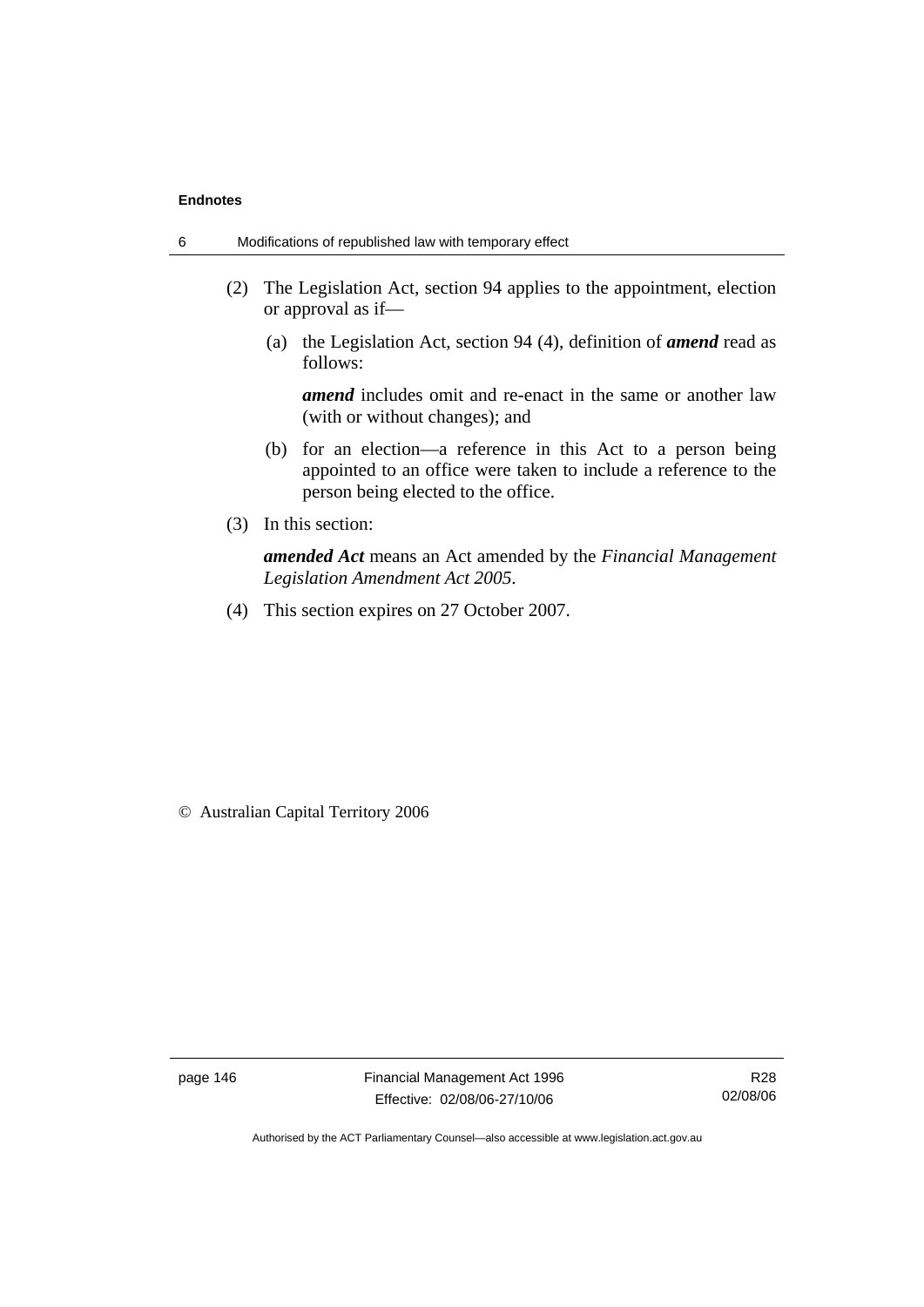(2) The Legislation Act, section 94 applies to the appointment, election or approval as if—

(a) the Legislation Act, section 94 (4), definition of ***amend*** read as follows:

***amend*** includes omit and re-enact in the same or another law (with or without changes); and

(b) for an election—a reference in this Act to a person being appointed to an office were taken to include a reference to the person being elected to the office.

(3) In this section:

***amended Act*** means an Act amended by the *Financial Management Legislation Amendment Act 2005*.

(4) This section expires on 27 October 2007.

© Australian Capital Territory 2006